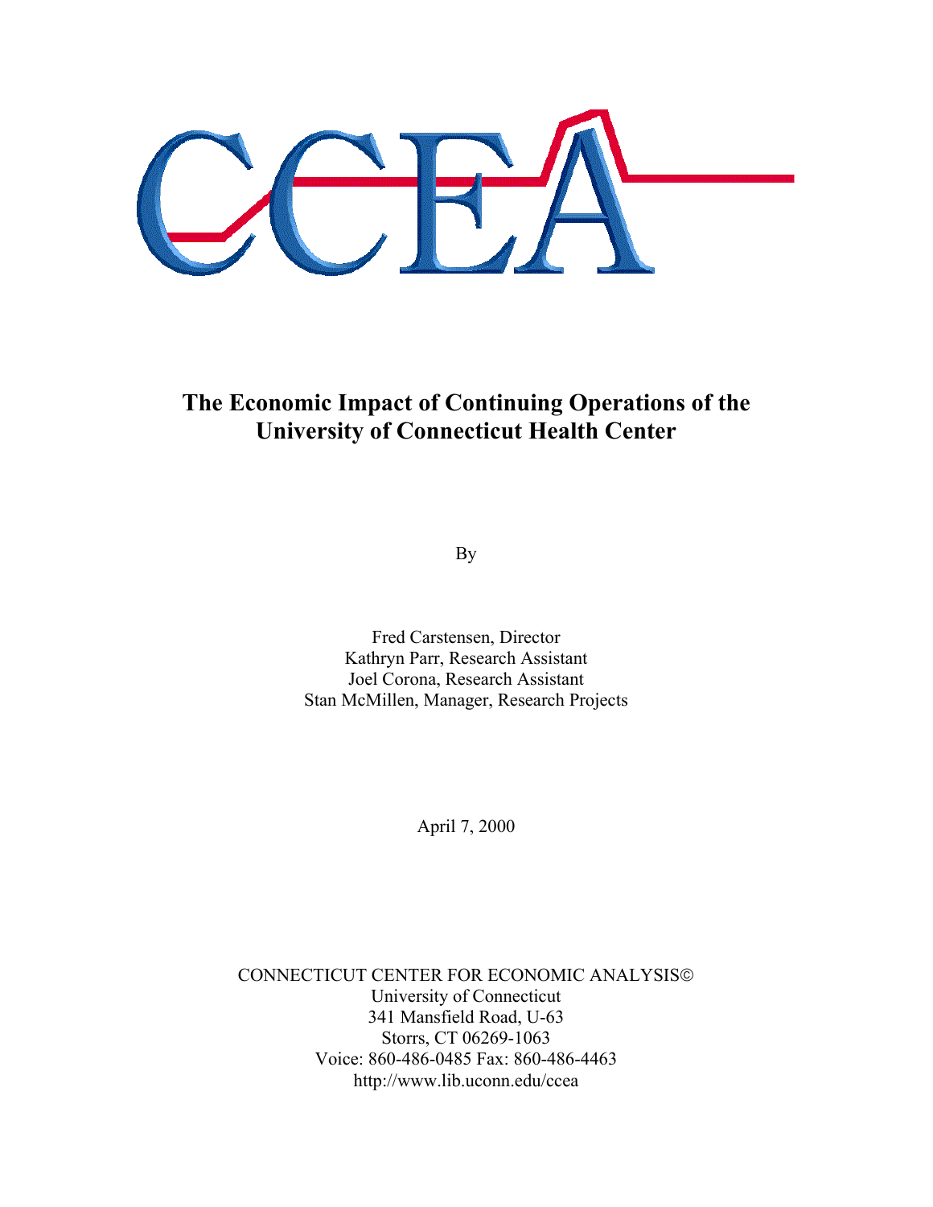# The Economic Impact of Continuing Operations of the University of Connecticut Health Center

By

Fred Carstensen, Director
Kathryn Parr, Research Assistant
Joel Corona, Research Assistant
Stan McMillen, Manager, Research Projects

April 7, 2000

CONNECTICUT CENTER FOR ECONOMIC ANALYSIS©
University of Connecticut
341 Mansfield Road, U-63
Storrs, CT 06269-1063
Voice: 860-486-0485 Fax: 860-486-4463
http://www.lib.uconn.edu/ccea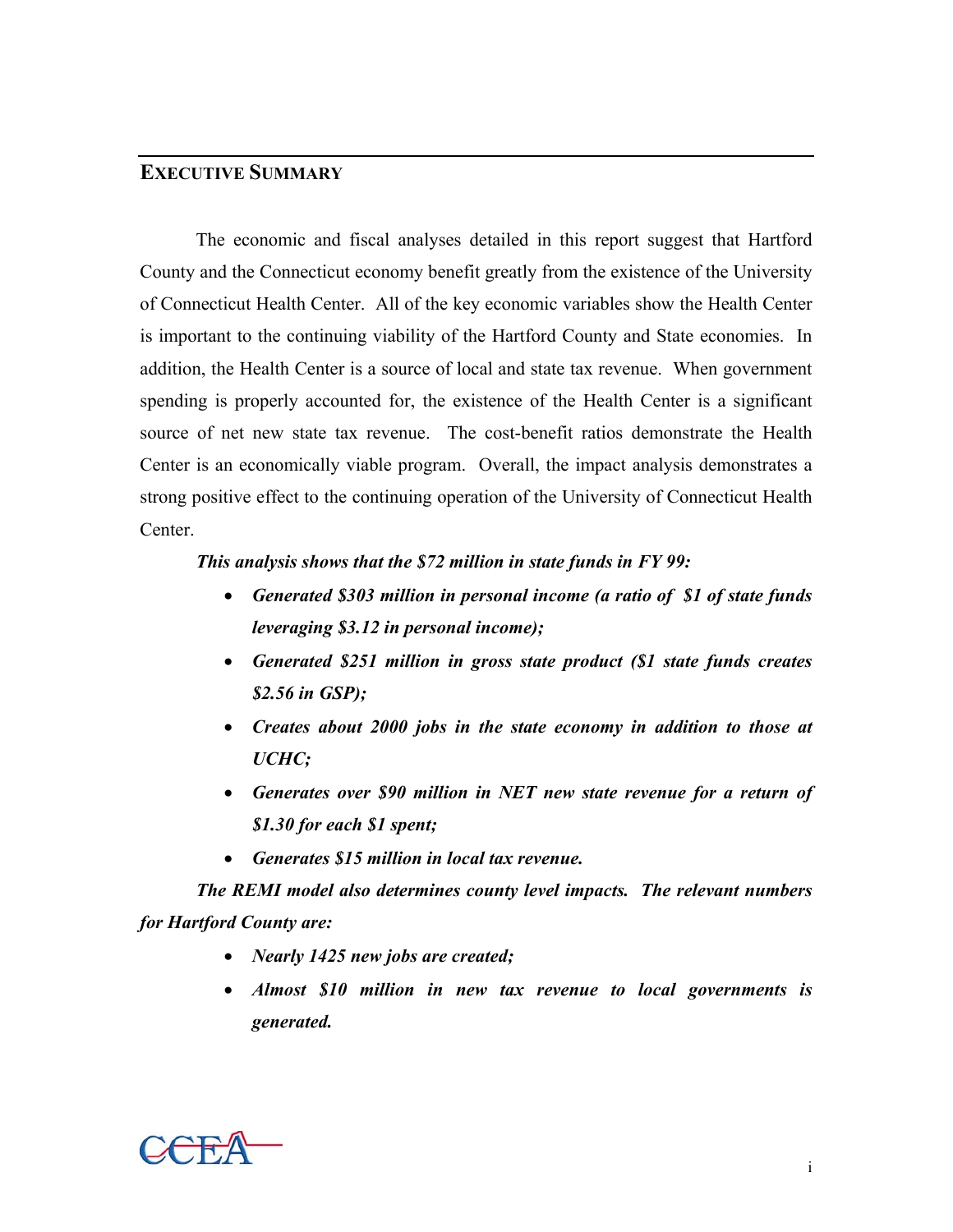## EXECUTIVE SUMMARY

The economic and fiscal analyses detailed in this report suggest that Hartford County and the Connecticut economy benefit greatly from the existence of the University of Connecticut Health Center. All of the key economic variables show the Health Center is important to the continuing viability of the Hartford County and State economies. In addition, the Health Center is a source of local and state tax revenue. When government spending is properly accounted for, the existence of the Health Center is a significant source of net new state tax revenue. The cost-benefit ratios demonstrate the Health Center is an economically viable program. Overall, the impact analysis demonstrates a strong positive effect to the continuing operation of the University of Connecticut Health Center.

***This analysis shows that the $72 million in state funds in FY 99:***

- ***Generated $303 million in personal income (a ratio of $1 of state funds leveraging $3.12 in personal income);***
- ***Generated $251 million in gross state product ($1 state funds creates $2.56 in GSP);***
- ***Creates about 2000 jobs in the state economy in addition to those at UCHC;***
- ***Generates over $90 million in NET new state revenue for a return of $1.30 for each $1 spent;***
- ***Generates $15 million in local tax revenue.***

***The REMI model also determines county level impacts. The relevant numbers for Hartford County are:***

- ***Nearly 1425 new jobs are created;***
- ***Almost $10 million in new tax revenue to local governments is generated.***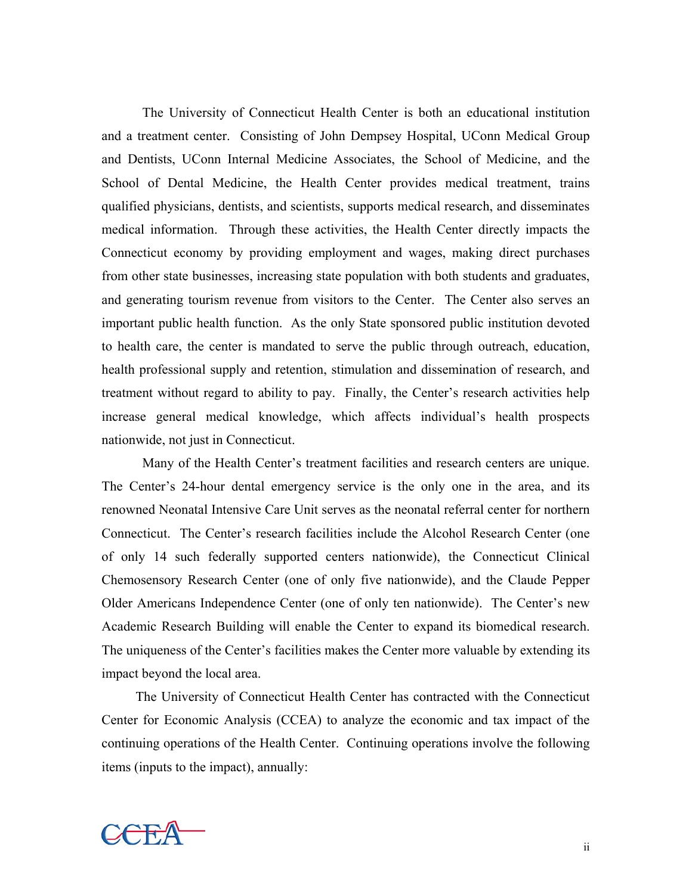The University of Connecticut Health Center is both an educational institution and a treatment center. Consisting of John Dempsey Hospital, UConn Medical Group and Dentists, UConn Internal Medicine Associates, the School of Medicine, and the School of Dental Medicine, the Health Center provides medical treatment, trains qualified physicians, dentists, and scientists, supports medical research, and disseminates medical information. Through these activities, the Health Center directly impacts the Connecticut economy by providing employment and wages, making direct purchases from other state businesses, increasing state population with both students and graduates, and generating tourism revenue from visitors to the Center. The Center also serves an important public health function. As the only State sponsored public institution devoted to health care, the center is mandated to serve the public through outreach, education, health professional supply and retention, stimulation and dissemination of research, and treatment without regard to ability to pay. Finally, the Center's research activities help increase general medical knowledge, which affects individual's health prospects nationwide, not just in Connecticut.

Many of the Health Center's treatment facilities and research centers are unique. The Center's 24-hour dental emergency service is the only one in the area, and its renowned Neonatal Intensive Care Unit serves as the neonatal referral center for northern Connecticut. The Center's research facilities include the Alcohol Research Center (one of only 14 such federally supported centers nationwide), the Connecticut Clinical Chemosensory Research Center (one of only five nationwide), and the Claude Pepper Older Americans Independence Center (one of only ten nationwide). The Center's new Academic Research Building will enable the Center to expand its biomedical research. The uniqueness of the Center's facilities makes the Center more valuable by extending its impact beyond the local area.

The University of Connecticut Health Center has contracted with the Connecticut Center for Economic Analysis (CCEA) to analyze the economic and tax impact of the continuing operations of the Health Center. Continuing operations involve the following items (inputs to the impact), annually: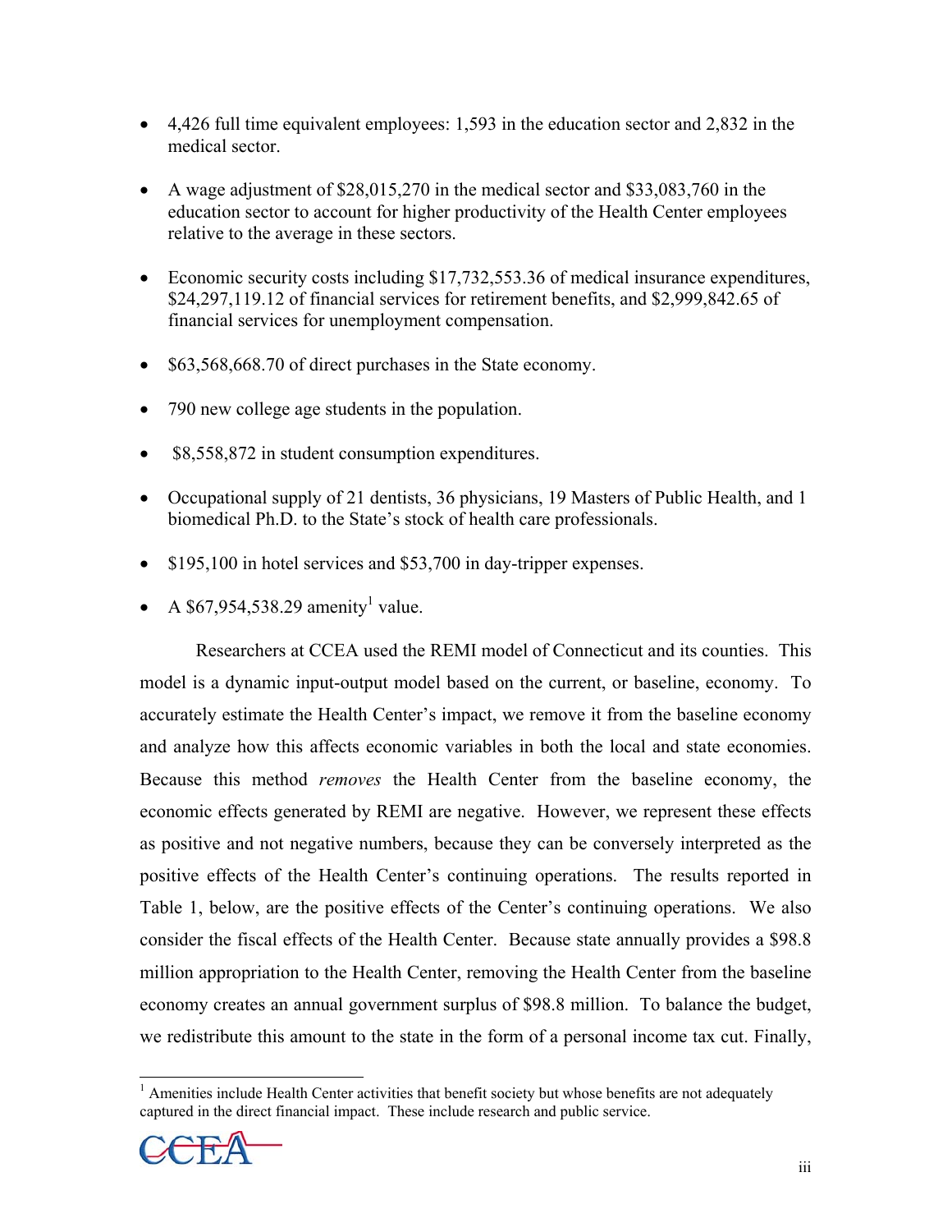- 4,426 full time equivalent employees: 1,593 in the education sector and 2,832 in the medical sector.

- A wage adjustment of $28,015,270 in the medical sector and $33,083,760 in the education sector to account for higher productivity of the Health Center employees relative to the average in these sectors.

- Economic security costs including $17,732,553.36 of medical insurance expenditures, $24,297,119.12 of financial services for retirement benefits, and $2,999,842.65 of financial services for unemployment compensation.

- $63,568,668.70 of direct purchases in the State economy.

- 790 new college age students in the population.

- $8,558,872 in student consumption expenditures.

- Occupational supply of 21 dentists, 36 physicians, 19 Masters of Public Health, and 1 biomedical Ph.D. to the State's stock of health care professionals.

- $195,100 in hotel services and $53,700 in day-tripper expenses.

- A $67,954,538.29 amenity[1] value.

Researchers at CCEA used the REMI model of Connecticut and its counties. This model is a dynamic input-output model based on the current, or baseline, economy. To accurately estimate the Health Center's impact, we remove it from the baseline economy and analyze how this affects economic variables in both the local and state economies. Because this method *removes* the Health Center from the baseline economy, the economic effects generated by REMI are negative. However, we represent these effects as positive and not negative numbers, because they can be conversely interpreted as the positive effects of the Health Center's continuing operations. The results reported in Table 1, below, are the positive effects of the Center's continuing operations. We also consider the fiscal effects of the Health Center. Because state annually provides a $98.8 million appropriation to the Health Center, removing the Health Center from the baseline economy creates an annual government surplus of $98.8 million. To balance the budget, we redistribute this amount to the state in the form of a personal income tax cut. Finally,

[1] Amenities include Health Center activities that benefit society but whose benefits are not adequately captured in the direct financial impact. These include research and public service.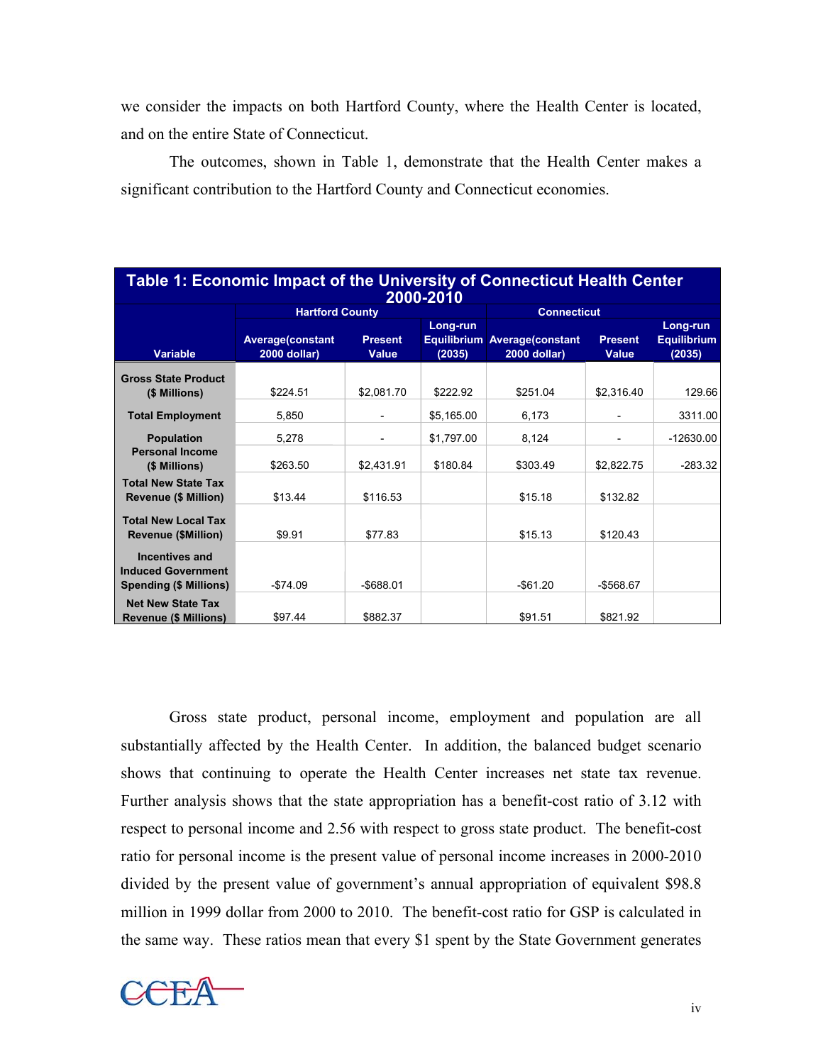we consider the impacts on both Hartford County, where the Health Center is located, and on the entire State of Connecticut.

The outcomes, shown in Table 1, demonstrate that the Health Center makes a significant contribution to the Hartford County and Connecticut economies.

**Table 1: Economic Impact of the University of Connecticut Health Center 2000-2010**

| Variable | Hartford County | | | Connecticut | | |
|---|---|---|---|---|---|---|
| | Average(constant 2000 dollar) | Present Value | Long-run Equilibrium (2035) | Average(constant 2000 dollar) | Present Value | Long-run Equilibrium (2035) |
| Gross State Product ($ Millions) | $224.51 | $2,081.70 | $222.92 | $251.04 | $2,316.40 | 129.66 |
| Total Employment | 5,850 | - | $5,165.00 | 6,173 | - | 3311.00 |
| Population | 5,278 | - | $1,797.00 | 8,124 | - | -12630.00 |
| Personal Income ($ Millions) | $263.50 | $2,431.91 | $180.84 | $303.49 | $2,822.75 | -283.32 |
| Total New State Tax Revenue ($ Million) | $13.44 | $116.53 | | $15.18 | $132.82 | |
| Total New Local Tax Revenue ($Million) | $9.91 | $77.83 | | $15.13 | $120.43 | |
| Incentives and Induced Government Spending ($ Millions) | -$74.09 | -$688.01 | | -$61.20 | -$568.67 | |
| Net New State Tax Revenue ($ Millions) | $97.44 | $882.37 | | $91.51 | $821.92 | |

Gross state product, personal income, employment and population are all substantially affected by the Health Center. In addition, the balanced budget scenario shows that continuing to operate the Health Center increases net state tax revenue. Further analysis shows that the state appropriation has a benefit-cost ratio of 3.12 with respect to personal income and 2.56 with respect to gross state product. The benefit-cost ratio for personal income is the present value of personal income increases in 2000-2010 divided by the present value of government's annual appropriation of equivalent $98.8 million in 1999 dollar from 2000 to 2010. The benefit-cost ratio for GSP is calculated in the same way. These ratios mean that every $1 spent by the State Government generates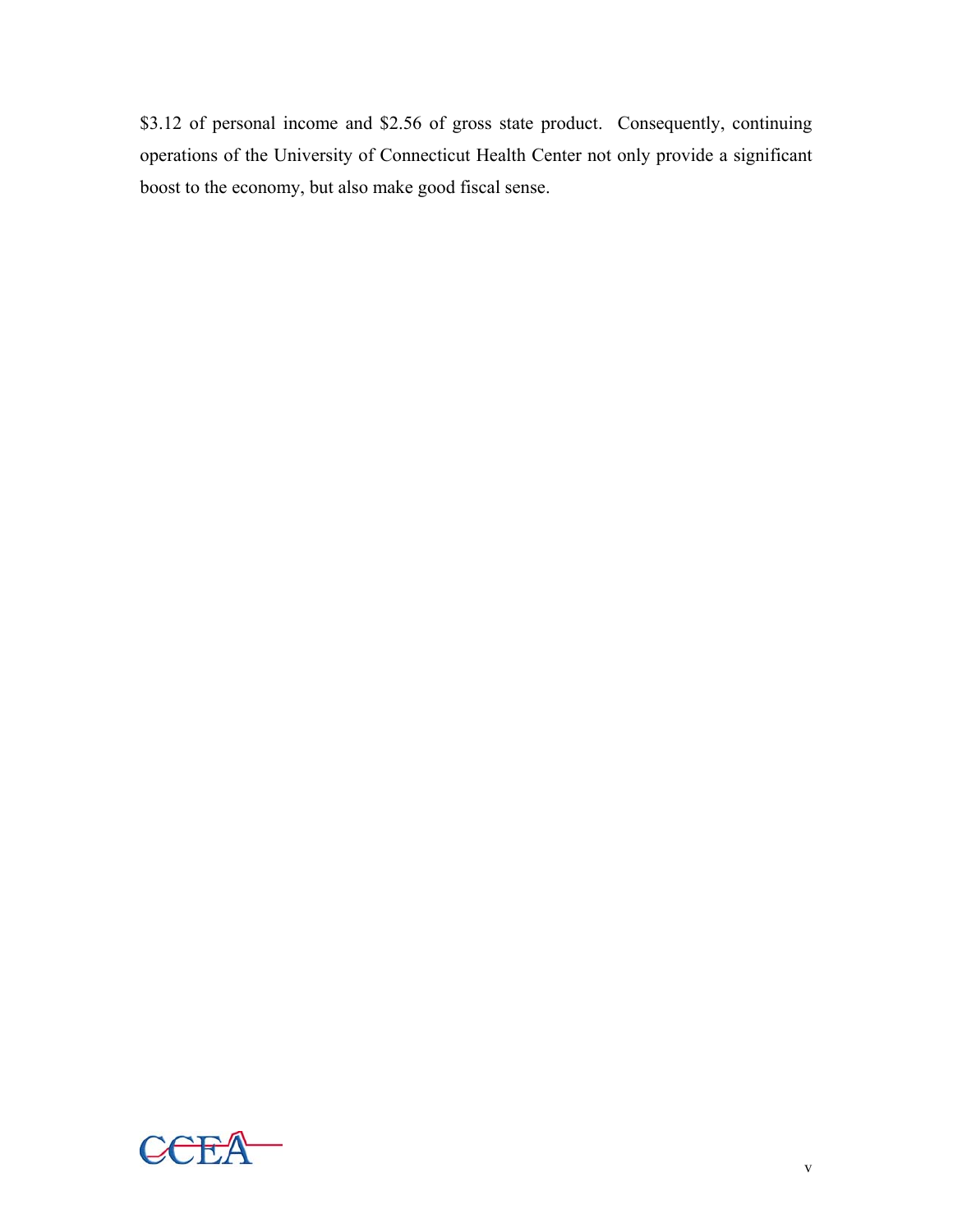$3.12 of personal income and $2.56 of gross state product. Consequently, continuing operations of the University of Connecticut Health Center not only provide a significant boost to the economy, but also make good fiscal sense.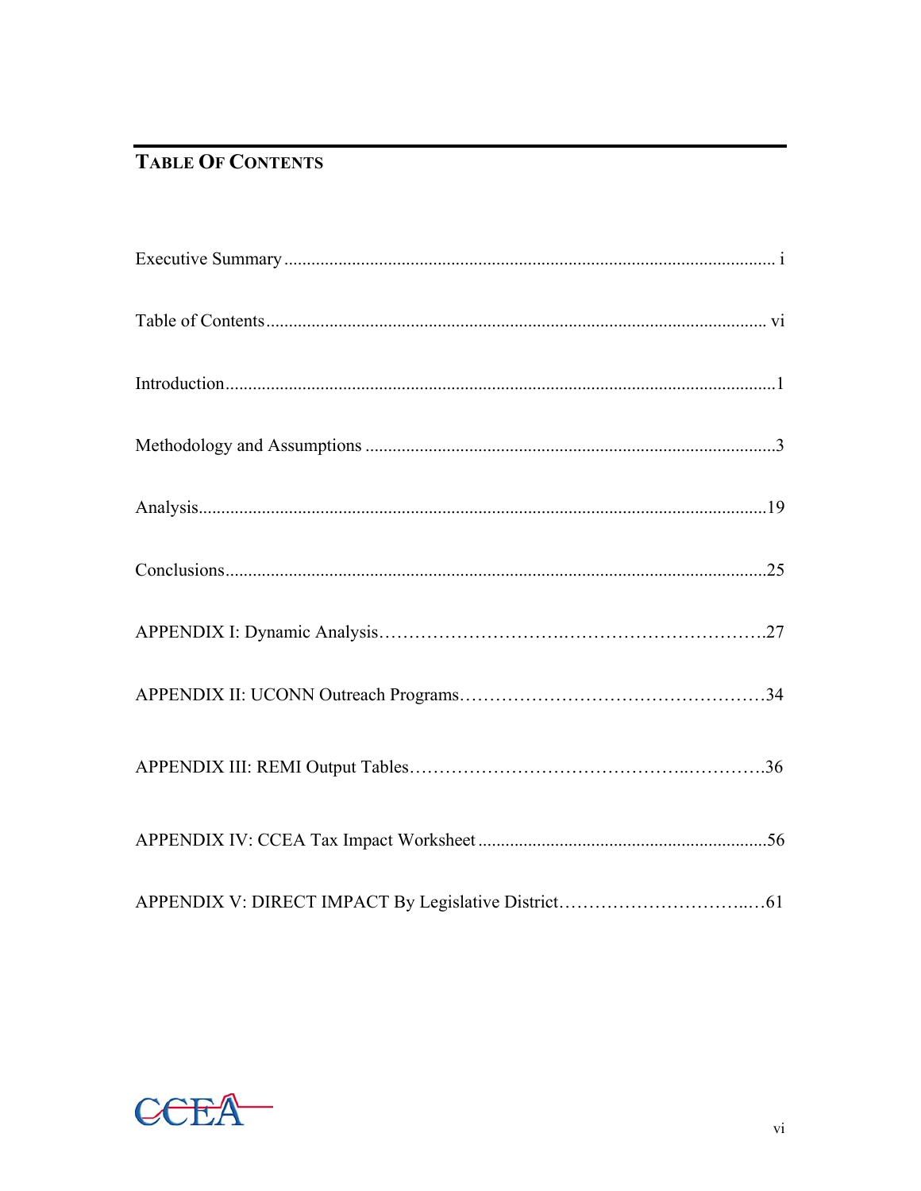## Table Of Contents

Executive Summary ............................................................................................................ i

Table of Contents .............................................................................................................. vi

Introduction .........................................................................................................................1

Methodology and Assumptions ..........................................................................................3

Analysis..............................................................................................................................19

Conclusions........................................................................................................................25

APPENDIX I: Dynamic Analysis…………………….………………………….27

APPENDIX II: UCONN Outreach Programs……………………………………………34

APPENDIX III: REMI Output Tables……………………………………..………….36

APPENDIX IV: CCEA Tax Impact Worksheet ...............................................................56

APPENDIX V: DIRECT IMPACT By Legislative District…………………………..…61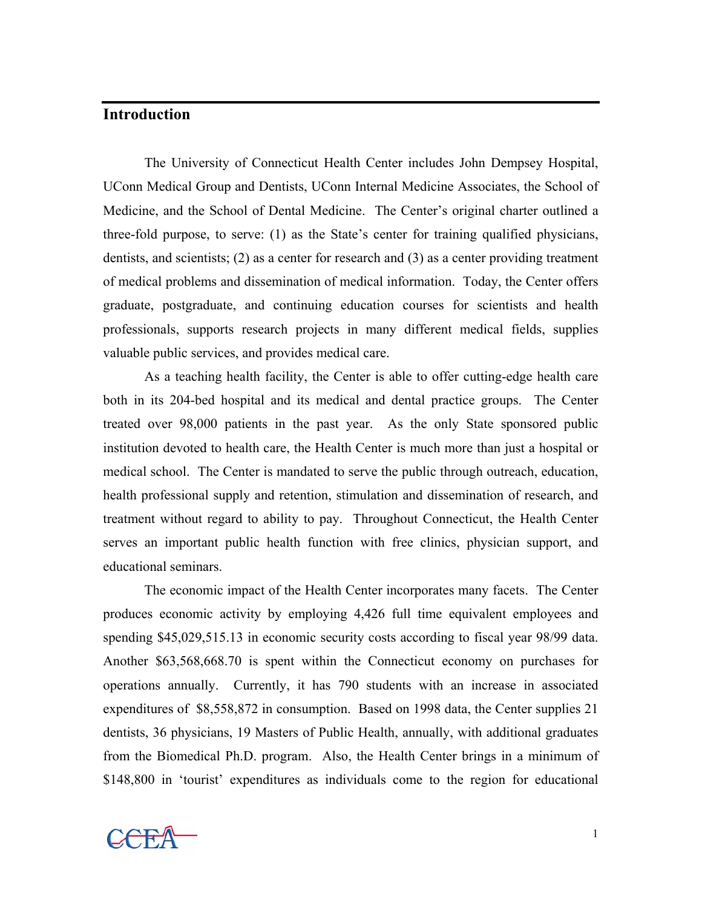## Introduction

The University of Connecticut Health Center includes John Dempsey Hospital, UConn Medical Group and Dentists, UConn Internal Medicine Associates, the School of Medicine, and the School of Dental Medicine. The Center's original charter outlined a three-fold purpose, to serve: (1) as the State's center for training qualified physicians, dentists, and scientists; (2) as a center for research and (3) as a center providing treatment of medical problems and dissemination of medical information. Today, the Center offers graduate, postgraduate, and continuing education courses for scientists and health professionals, supports research projects in many different medical fields, supplies valuable public services, and provides medical care.

As a teaching health facility, the Center is able to offer cutting-edge health care both in its 204-bed hospital and its medical and dental practice groups. The Center treated over 98,000 patients in the past year. As the only State sponsored public institution devoted to health care, the Health Center is much more than just a hospital or medical school. The Center is mandated to serve the public through outreach, education, health professional supply and retention, stimulation and dissemination of research, and treatment without regard to ability to pay. Throughout Connecticut, the Health Center serves an important public health function with free clinics, physician support, and educational seminars.

The economic impact of the Health Center incorporates many facets. The Center produces economic activity by employing 4,426 full time equivalent employees and spending $45,029,515.13 in economic security costs according to fiscal year 98/99 data. Another $63,568,668.70 is spent within the Connecticut economy on purchases for operations annually. Currently, it has 790 students with an increase in associated expenditures of $8,558,872 in consumption. Based on 1998 data, the Center supplies 21 dentists, 36 physicians, 19 Masters of Public Health, annually, with additional graduates from the Biomedical Ph.D. program. Also, the Health Center brings in a minimum of $148,800 in 'tourist' expenditures as individuals come to the region for educational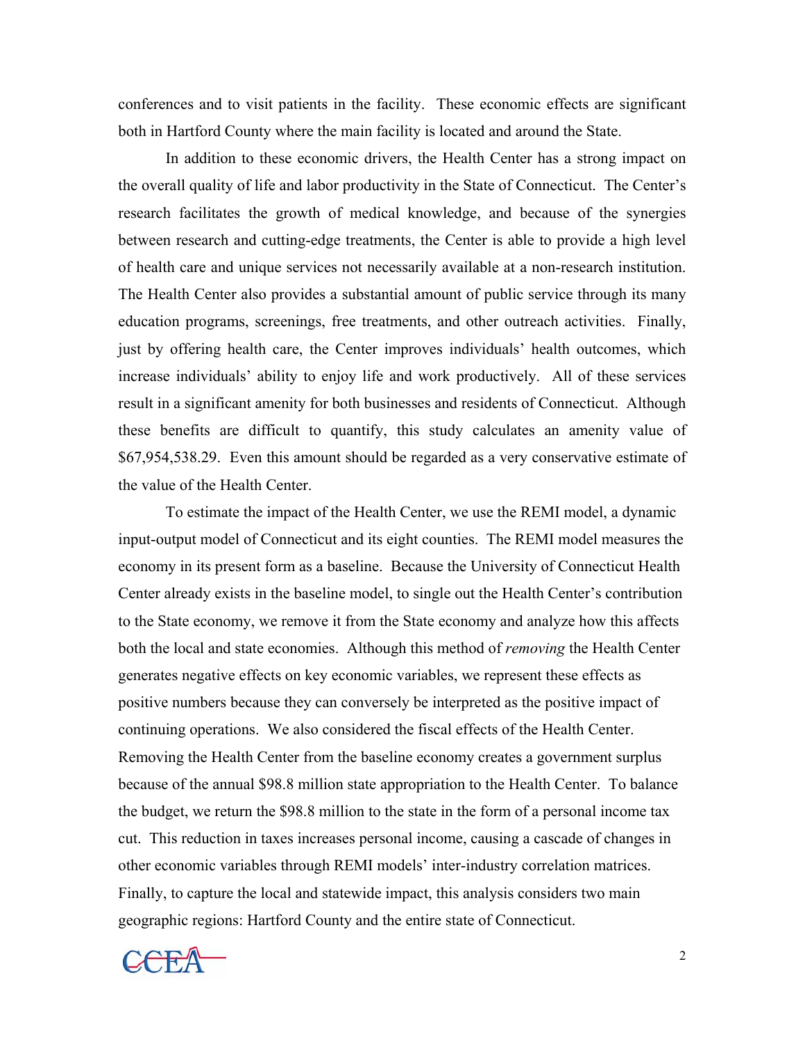conferences and to visit patients in the facility. These economic effects are significant both in Hartford County where the main facility is located and around the State.

In addition to these economic drivers, the Health Center has a strong impact on the overall quality of life and labor productivity in the State of Connecticut. The Center's research facilitates the growth of medical knowledge, and because of the synergies between research and cutting-edge treatments, the Center is able to provide a high level of health care and unique services not necessarily available at a non-research institution. The Health Center also provides a substantial amount of public service through its many education programs, screenings, free treatments, and other outreach activities. Finally, just by offering health care, the Center improves individuals' health outcomes, which increase individuals' ability to enjoy life and work productively. All of these services result in a significant amenity for both businesses and residents of Connecticut. Although these benefits are difficult to quantify, this study calculates an amenity value of $67,954,538.29. Even this amount should be regarded as a very conservative estimate of the value of the Health Center.

To estimate the impact of the Health Center, we use the REMI model, a dynamic input-output model of Connecticut and its eight counties. The REMI model measures the economy in its present form as a baseline. Because the University of Connecticut Health Center already exists in the baseline model, to single out the Health Center's contribution to the State economy, we remove it from the State economy and analyze how this affects both the local and state economies. Although this method of *removing* the Health Center generates negative effects on key economic variables, we represent these effects as positive numbers because they can conversely be interpreted as the positive impact of continuing operations. We also considered the fiscal effects of the Health Center. Removing the Health Center from the baseline economy creates a government surplus because of the annual $98.8 million state appropriation to the Health Center. To balance the budget, we return the $98.8 million to the state in the form of a personal income tax cut. This reduction in taxes increases personal income, causing a cascade of changes in other economic variables through REMI models' inter-industry correlation matrices. Finally, to capture the local and statewide impact, this analysis considers two main geographic regions: Hartford County and the entire state of Connecticut.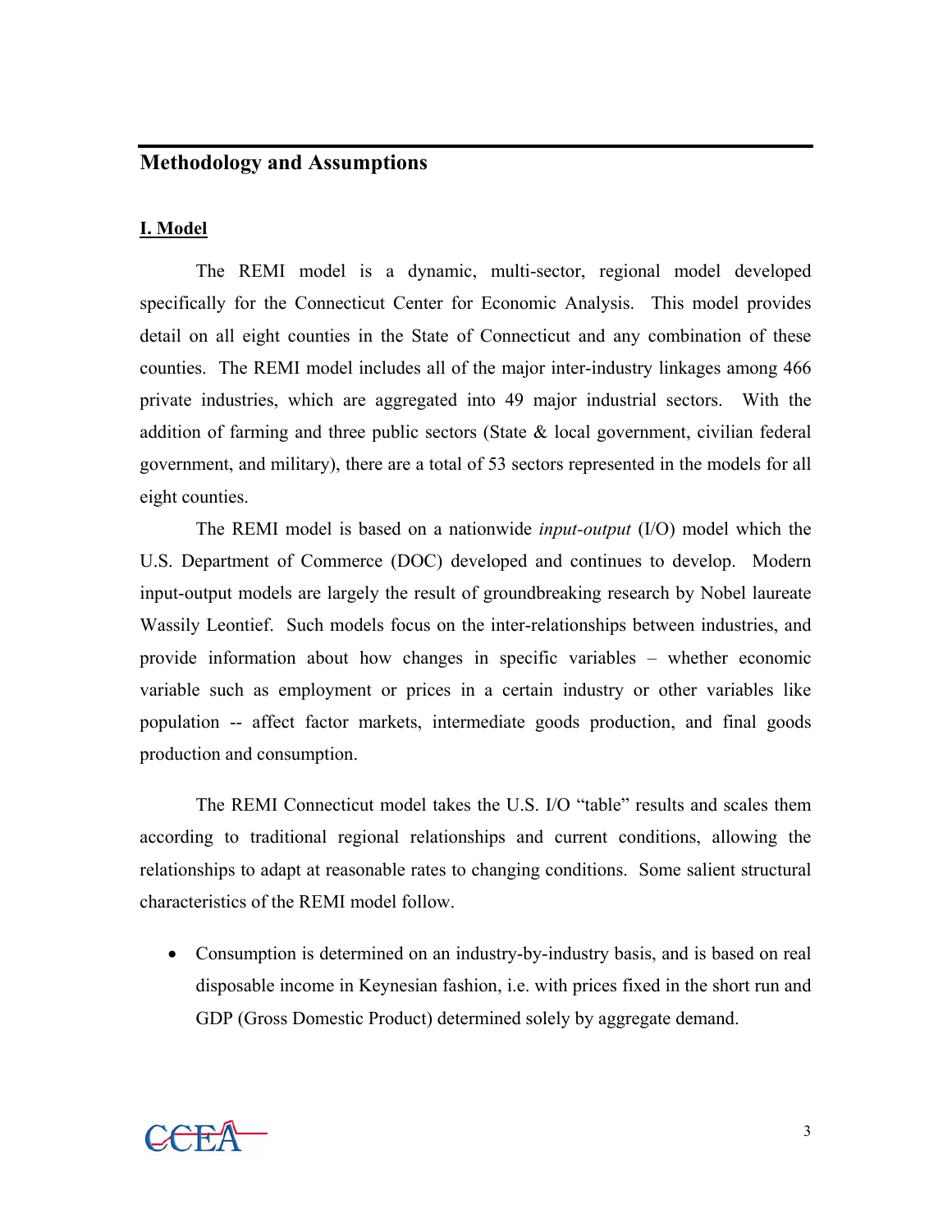## Methodology and Assumptions

### I. Model

The REMI model is a dynamic, multi-sector, regional model developed specifically for the Connecticut Center for Economic Analysis. This model provides detail on all eight counties in the State of Connecticut and any combination of these counties. The REMI model includes all of the major inter-industry linkages among 466 private industries, which are aggregated into 49 major industrial sectors. With the addition of farming and three public sectors (State & local government, civilian federal government, and military), there are a total of 53 sectors represented in the models for all eight counties.

The REMI model is based on a nationwide *input-output* (I/O) model which the U.S. Department of Commerce (DOC) developed and continues to develop. Modern input-output models are largely the result of groundbreaking research by Nobel laureate Wassily Leontief. Such models focus on the inter-relationships between industries, and provide information about how changes in specific variables – whether economic variable such as employment or prices in a certain industry or other variables like population -- affect factor markets, intermediate goods production, and final goods production and consumption.

The REMI Connecticut model takes the U.S. I/O "table" results and scales them according to traditional regional relationships and current conditions, allowing the relationships to adapt at reasonable rates to changing conditions. Some salient structural characteristics of the REMI model follow.

- Consumption is determined on an industry-by-industry basis, and is based on real disposable income in Keynesian fashion, i.e. with prices fixed in the short run and GDP (Gross Domestic Product) determined solely by aggregate demand.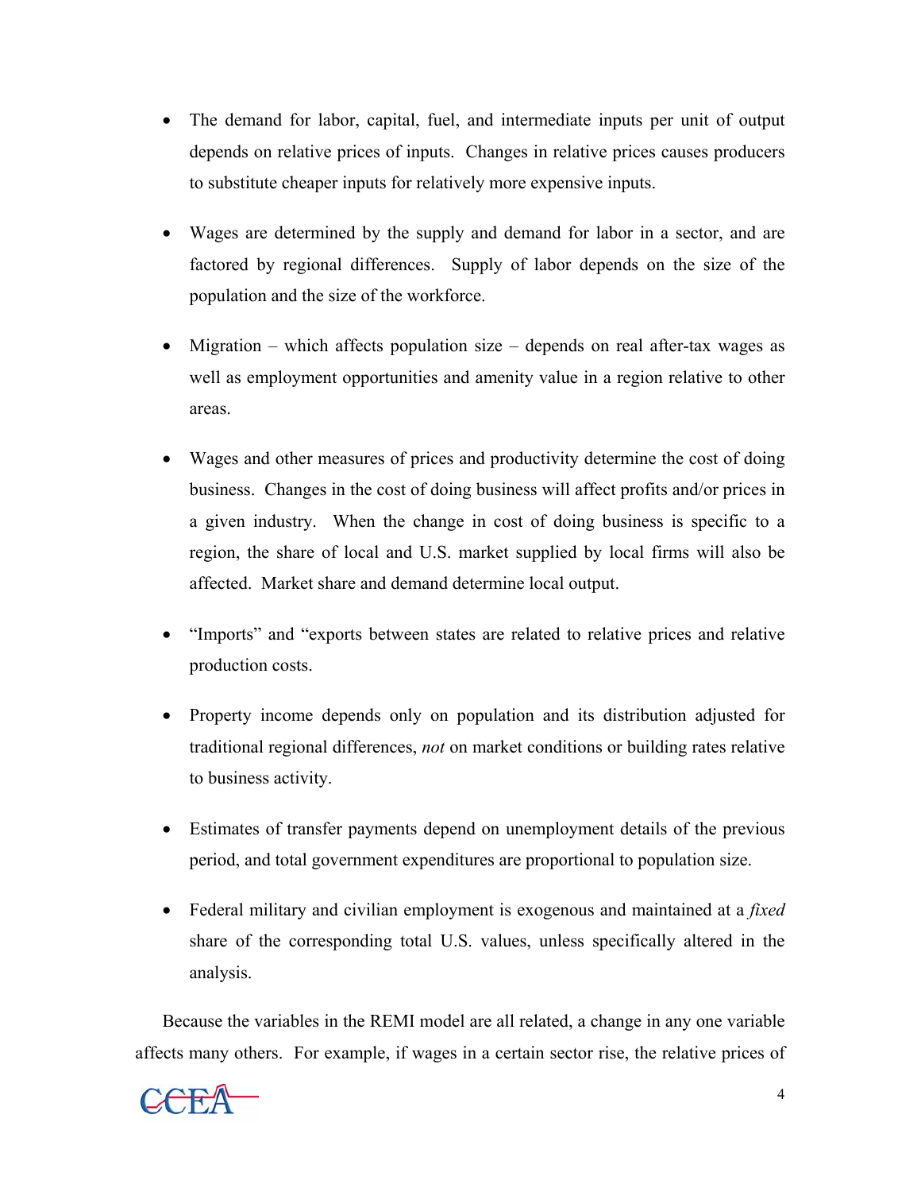- The demand for labor, capital, fuel, and intermediate inputs per unit of output depends on relative prices of inputs. Changes in relative prices causes producers to substitute cheaper inputs for relatively more expensive inputs.

- Wages are determined by the supply and demand for labor in a sector, and are factored by regional differences. Supply of labor depends on the size of the population and the size of the workforce.

- Migration – which affects population size – depends on real after-tax wages as well as employment opportunities and amenity value in a region relative to other areas.

- Wages and other measures of prices and productivity determine the cost of doing business. Changes in the cost of doing business will affect profits and/or prices in a given industry. When the change in cost of doing business is specific to a region, the share of local and U.S. market supplied by local firms will also be affected. Market share and demand determine local output.

- "Imports" and "exports between states are related to relative prices and relative production costs.

- Property income depends only on population and its distribution adjusted for traditional regional differences, *not* on market conditions or building rates relative to business activity.

- Estimates of transfer payments depend on unemployment details of the previous period, and total government expenditures are proportional to population size.

- Federal military and civilian employment is exogenous and maintained at a *fixed* share of the corresponding total U.S. values, unless specifically altered in the analysis.

Because the variables in the REMI model are all related, a change in any one variable affects many others. For example, if wages in a certain sector rise, the relative prices of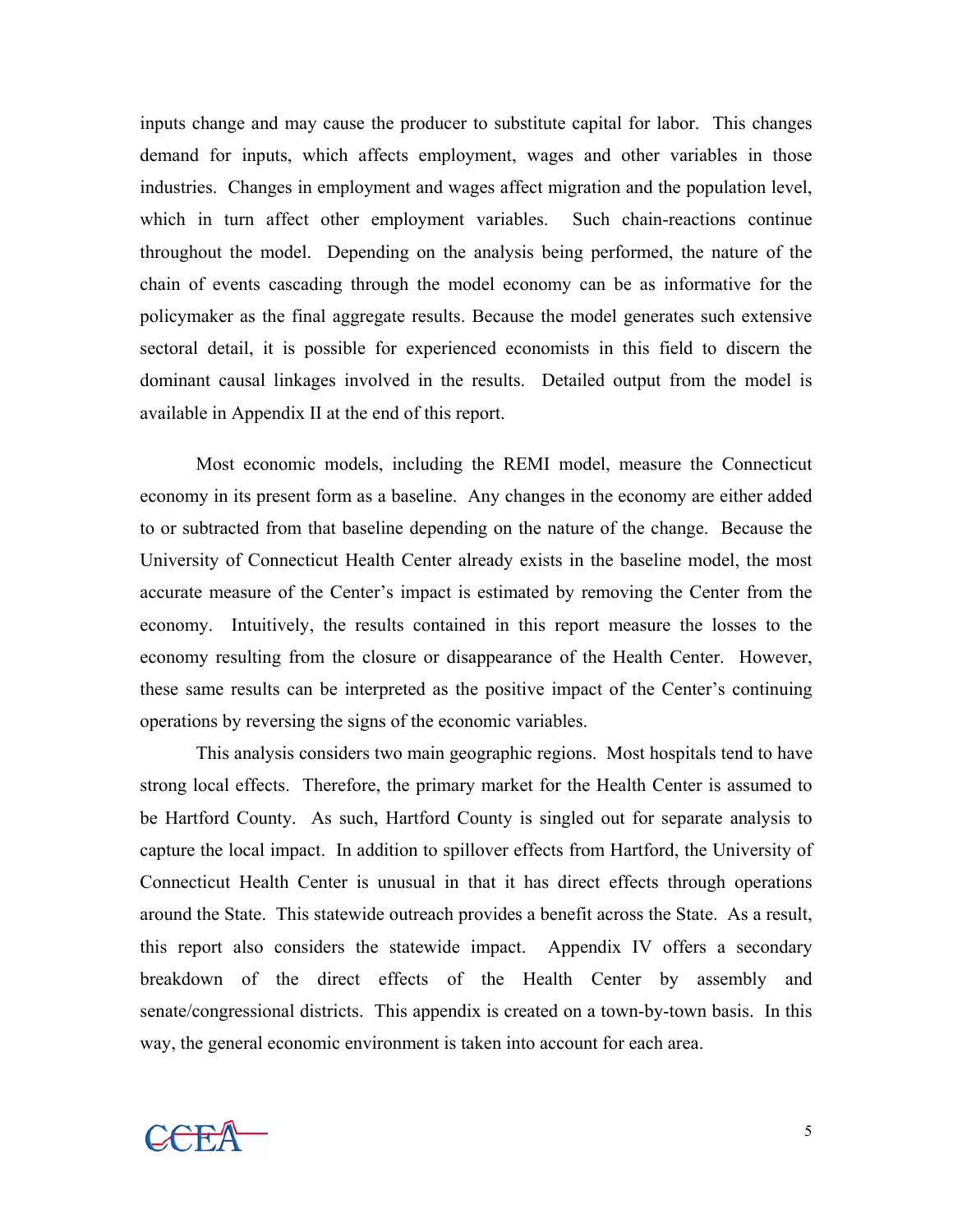inputs change and may cause the producer to substitute capital for labor. This changes demand for inputs, which affects employment, wages and other variables in those industries. Changes in employment and wages affect migration and the population level, which in turn affect other employment variables. Such chain-reactions continue throughout the model. Depending on the analysis being performed, the nature of the chain of events cascading through the model economy can be as informative for the policymaker as the final aggregate results. Because the model generates such extensive sectoral detail, it is possible for experienced economists in this field to discern the dominant causal linkages involved in the results. Detailed output from the model is available in Appendix II at the end of this report.

Most economic models, including the REMI model, measure the Connecticut economy in its present form as a baseline. Any changes in the economy are either added to or subtracted from that baseline depending on the nature of the change. Because the University of Connecticut Health Center already exists in the baseline model, the most accurate measure of the Center's impact is estimated by removing the Center from the economy. Intuitively, the results contained in this report measure the losses to the economy resulting from the closure or disappearance of the Health Center. However, these same results can be interpreted as the positive impact of the Center's continuing operations by reversing the signs of the economic variables.

This analysis considers two main geographic regions. Most hospitals tend to have strong local effects. Therefore, the primary market for the Health Center is assumed to be Hartford County. As such, Hartford County is singled out for separate analysis to capture the local impact. In addition to spillover effects from Hartford, the University of Connecticut Health Center is unusual in that it has direct effects through operations around the State. This statewide outreach provides a benefit across the State. As a result, this report also considers the statewide impact. Appendix IV offers a secondary breakdown of the direct effects of the Health Center by assembly and senate/congressional districts. This appendix is created on a town-by-town basis. In this way, the general economic environment is taken into account for each area.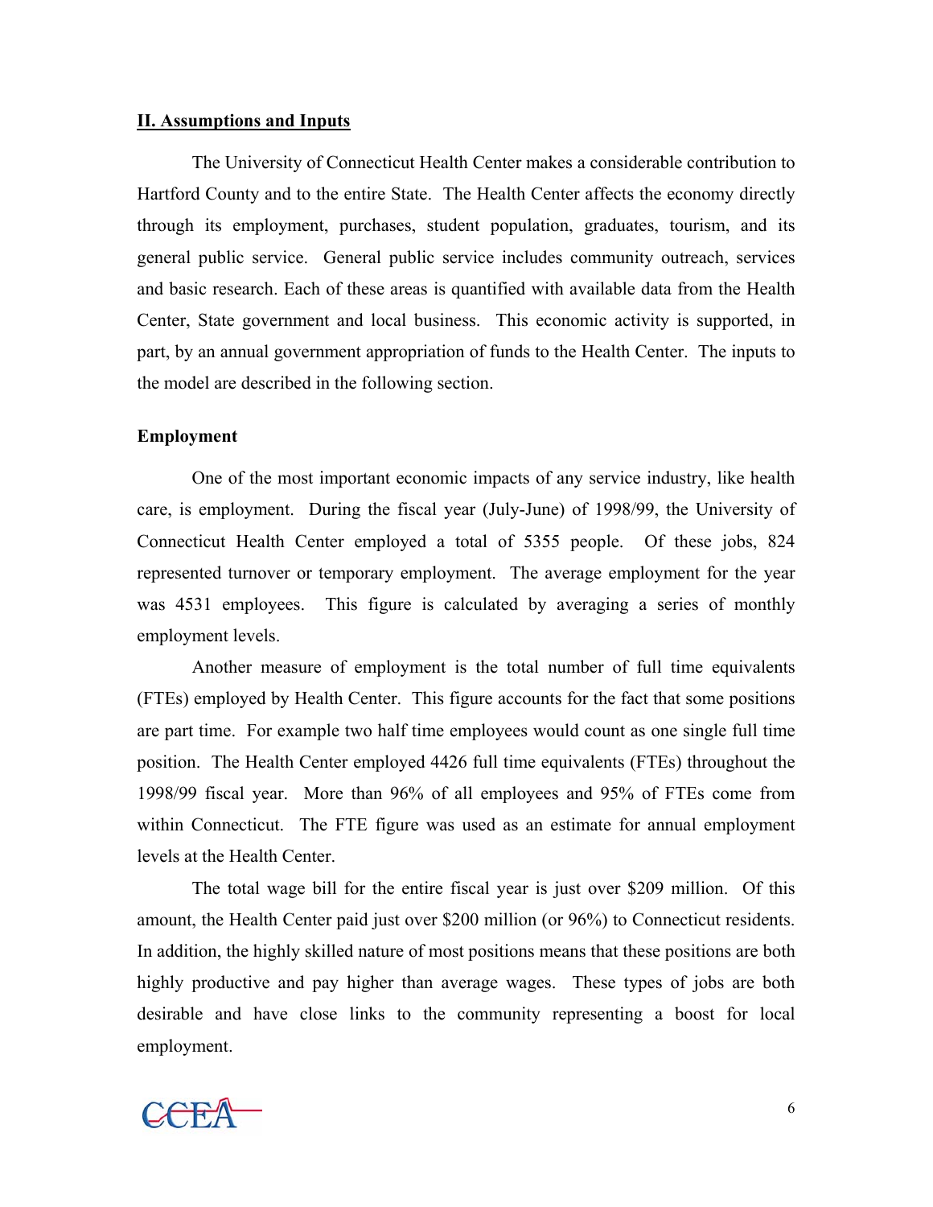## II. Assumptions and Inputs

The University of Connecticut Health Center makes a considerable contribution to Hartford County and to the entire State. The Health Center affects the economy directly through its employment, purchases, student population, graduates, tourism, and its general public service. General public service includes community outreach, services and basic research. Each of these areas is quantified with available data from the Health Center, State government and local business. This economic activity is supported, in part, by an annual government appropriation of funds to the Health Center. The inputs to the model are described in the following section.

### Employment

One of the most important economic impacts of any service industry, like health care, is employment. During the fiscal year (July-June) of 1998/99, the University of Connecticut Health Center employed a total of 5355 people. Of these jobs, 824 represented turnover or temporary employment. The average employment for the year was 4531 employees. This figure is calculated by averaging a series of monthly employment levels.

Another measure of employment is the total number of full time equivalents (FTEs) employed by Health Center. This figure accounts for the fact that some positions are part time. For example two half time employees would count as one single full time position. The Health Center employed 4426 full time equivalents (FTEs) throughout the 1998/99 fiscal year. More than 96% of all employees and 95% of FTEs come from within Connecticut. The FTE figure was used as an estimate for annual employment levels at the Health Center.

The total wage bill for the entire fiscal year is just over $209 million. Of this amount, the Health Center paid just over $200 million (or 96%) to Connecticut residents. In addition, the highly skilled nature of most positions means that these positions are both highly productive and pay higher than average wages. These types of jobs are both desirable and have close links to the community representing a boost for local employment.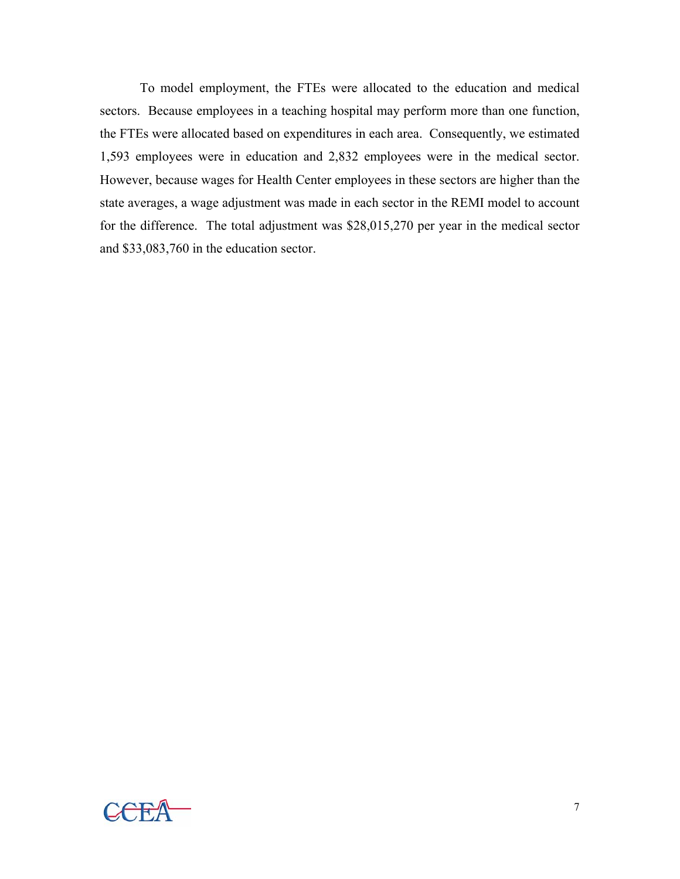To model employment, the FTEs were allocated to the education and medical sectors. Because employees in a teaching hospital may perform more than one function, the FTEs were allocated based on expenditures in each area. Consequently, we estimated 1,593 employees were in education and 2,832 employees were in the medical sector. However, because wages for Health Center employees in these sectors are higher than the state averages, a wage adjustment was made in each sector in the REMI model to account for the difference. The total adjustment was $28,015,270 per year in the medical sector and $33,083,760 in the education sector.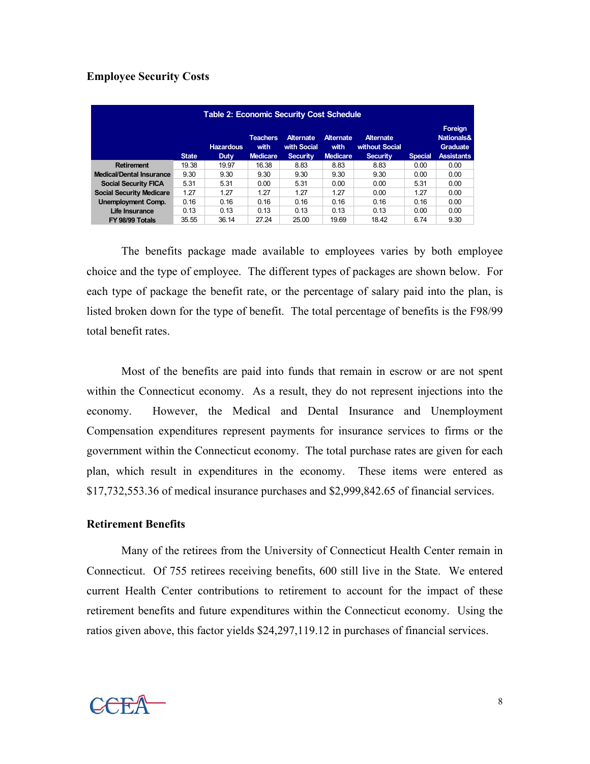## Employee Security Costs

| Table 2: Economic Security Cost Schedule | | | | | | | | |
|---|---|---|---|---|---|---|---|---|
| | State | Hazardous Duty | Teachers with Medicare | Alternate with Social Security | Alternate with Medicare | Alternate without Social Security | Special | Foreign Nationals& Graduate Assistants |
| Retirement | 19.38 | 19.97 | 16.38 | 8.83 | 8.83 | 8.83 | 0.00 | 0.00 |
| Medical/Dental Insurance | 9.30 | 9.30 | 9.30 | 9.30 | 9.30 | 9.30 | 0.00 | 0.00 |
| Social Security FICA | 5.31 | 5.31 | 0.00 | 5.31 | 0.00 | 0.00 | 5.31 | 0.00 |
| Social Security Medicare | 1.27 | 1.27 | 1.27 | 1.27 | 1.27 | 0.00 | 1.27 | 0.00 |
| Unemployment Comp. | 0.16 | 0.16 | 0.16 | 0.16 | 0.16 | 0.16 | 0.16 | 0.00 |
| Life Insurance | 0.13 | 0.13 | 0.13 | 0.13 | 0.13 | 0.13 | 0.00 | 0.00 |
| FY 98/99 Totals | 35.55 | 36.14 | 27.24 | 25.00 | 19.69 | 18.42 | 6.74 | 9.30 |

The benefits package made available to employees varies by both employee choice and the type of employee. The different types of packages are shown below. For each type of package the benefit rate, or the percentage of salary paid into the plan, is listed broken down for the type of benefit. The total percentage of benefits is the F98/99 total benefit rates.

Most of the benefits are paid into funds that remain in escrow or are not spent within the Connecticut economy. As a result, they do not represent injections into the economy. However, the Medical and Dental Insurance and Unemployment Compensation expenditures represent payments for insurance services to firms or the government within the Connecticut economy. The total purchase rates are given for each plan, which result in expenditures in the economy. These items were entered as $17,732,553.36 of medical insurance purchases and $2,999,842.65 of financial services.

## Retirement Benefits

Many of the retirees from the University of Connecticut Health Center remain in Connecticut. Of 755 retirees receiving benefits, 600 still live in the State. We entered current Health Center contributions to retirement to account for the impact of these retirement benefits and future expenditures within the Connecticut economy. Using the ratios given above, this factor yields $24,297,119.12 in purchases of financial services.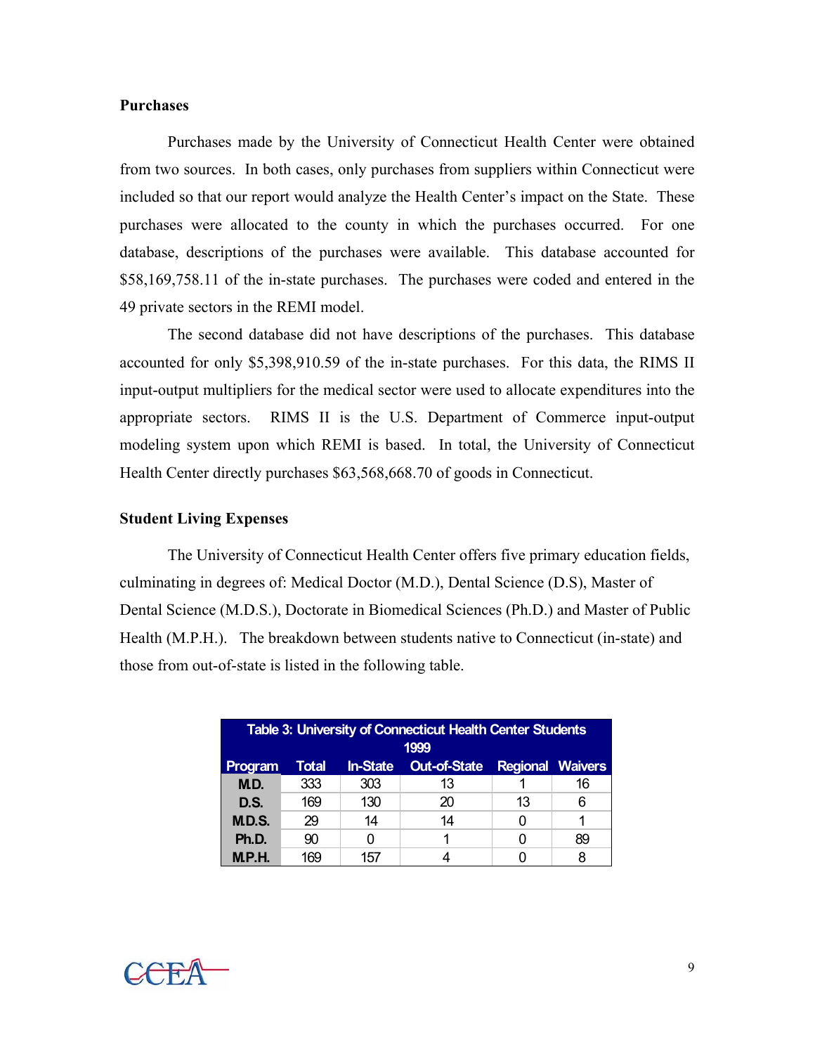**Purchases**

Purchases made by the University of Connecticut Health Center were obtained from two sources. In both cases, only purchases from suppliers within Connecticut were included so that our report would analyze the Health Center's impact on the State. These purchases were allocated to the county in which the purchases occurred. For one database, descriptions of the purchases were available. This database accounted for $58,169,758.11 of the in-state purchases. The purchases were coded and entered in the 49 private sectors in the REMI model.

The second database did not have descriptions of the purchases. This database accounted for only $5,398,910.59 of the in-state purchases. For this data, the RIMS II input-output multipliers for the medical sector were used to allocate expenditures into the appropriate sectors. RIMS II is the U.S. Department of Commerce input-output modeling system upon which REMI is based. In total, the University of Connecticut Health Center directly purchases $63,568,668.70 of goods in Connecticut.

**Student Living Expenses**

The University of Connecticut Health Center offers five primary education fields, culminating in degrees of: Medical Doctor (M.D.), Dental Science (D.S), Master of Dental Science (M.D.S.), Doctorate in Biomedical Sciences (Ph.D.) and Master of Public Health (M.P.H.). The breakdown between students native to Connecticut (in-state) and those from out-of-state is listed in the following table.

Table 3: University of Connecticut Health Center Students 1999

| Program | Total | In-State | Out-of-State | Regional | Waivers |
|---|---|---|---|---|---|
| M.D. | 333 | 303 | 13 | 1 | 16 |
| D.S. | 169 | 130 | 20 | 13 | 6 |
| M.D.S. | 29 | 14 | 14 | 0 | 1 |
| Ph.D. | 90 | 0 | 1 | 0 | 89 |
| M.P.H. | 169 | 157 | 4 | 0 | 8 |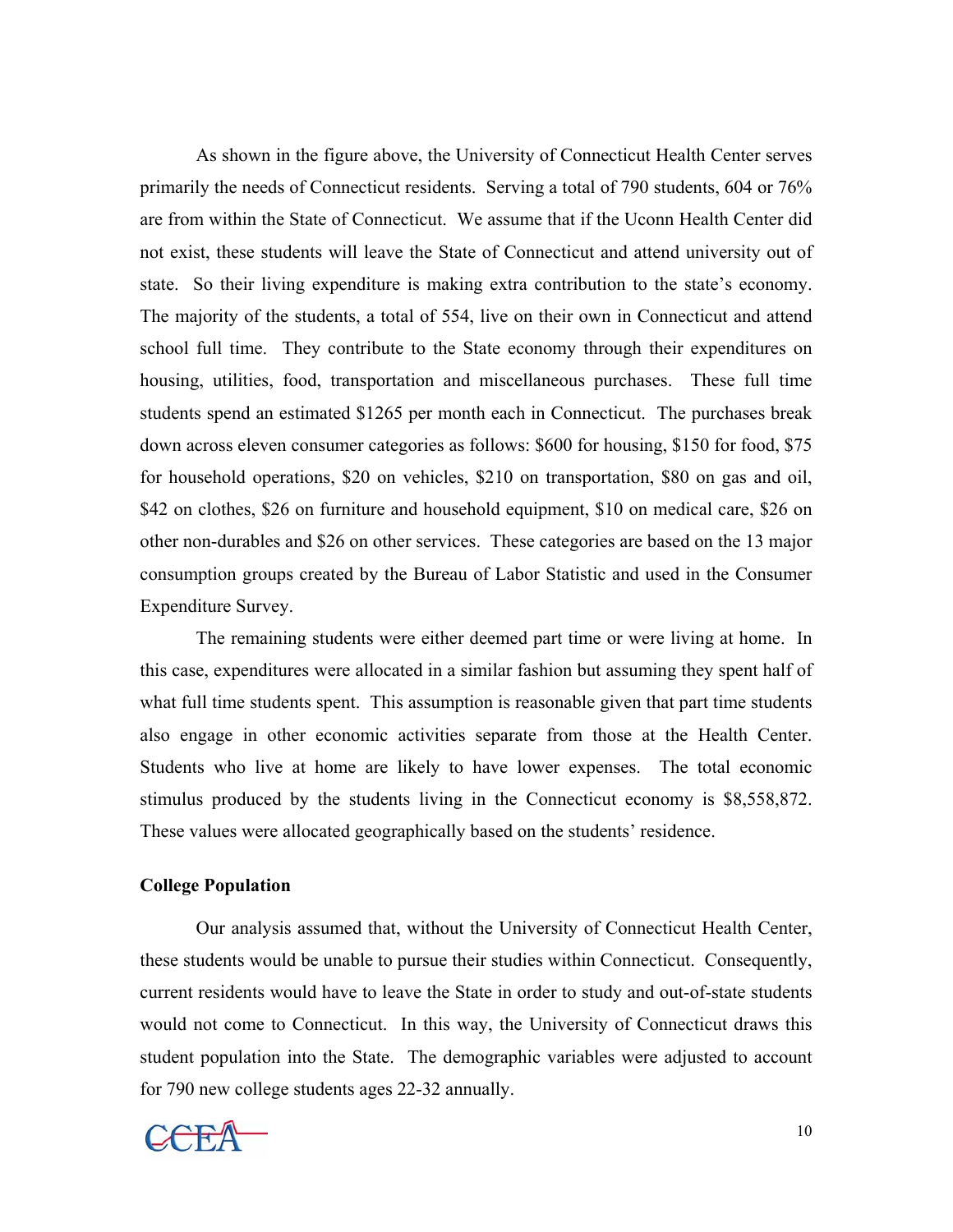As shown in the figure above, the University of Connecticut Health Center serves primarily the needs of Connecticut residents. Serving a total of 790 students, 604 or 76% are from within the State of Connecticut. We assume that if the Uconn Health Center did not exist, these students will leave the State of Connecticut and attend university out of state. So their living expenditure is making extra contribution to the state's economy. The majority of the students, a total of 554, live on their own in Connecticut and attend school full time. They contribute to the State economy through their expenditures on housing, utilities, food, transportation and miscellaneous purchases. These full time students spend an estimated $1265 per month each in Connecticut. The purchases break down across eleven consumer categories as follows: $600 for housing, $150 for food, $75 for household operations, $20 on vehicles, $210 on transportation, $80 on gas and oil, $42 on clothes, $26 on furniture and household equipment, $10 on medical care, $26 on other non-durables and $26 on other services. These categories are based on the 13 major consumption groups created by the Bureau of Labor Statistic and used in the Consumer Expenditure Survey.

The remaining students were either deemed part time or were living at home. In this case, expenditures were allocated in a similar fashion but assuming they spent half of what full time students spent. This assumption is reasonable given that part time students also engage in other economic activities separate from those at the Health Center. Students who live at home are likely to have lower expenses. The total economic stimulus produced by the students living in the Connecticut economy is $8,558,872. These values were allocated geographically based on the students' residence.

**College Population**

Our analysis assumed that, without the University of Connecticut Health Center, these students would be unable to pursue their studies within Connecticut. Consequently, current residents would have to leave the State in order to study and out-of-state students would not come to Connecticut. In this way, the University of Connecticut draws this student population into the State. The demographic variables were adjusted to account for 790 new college students ages 22-32 annually.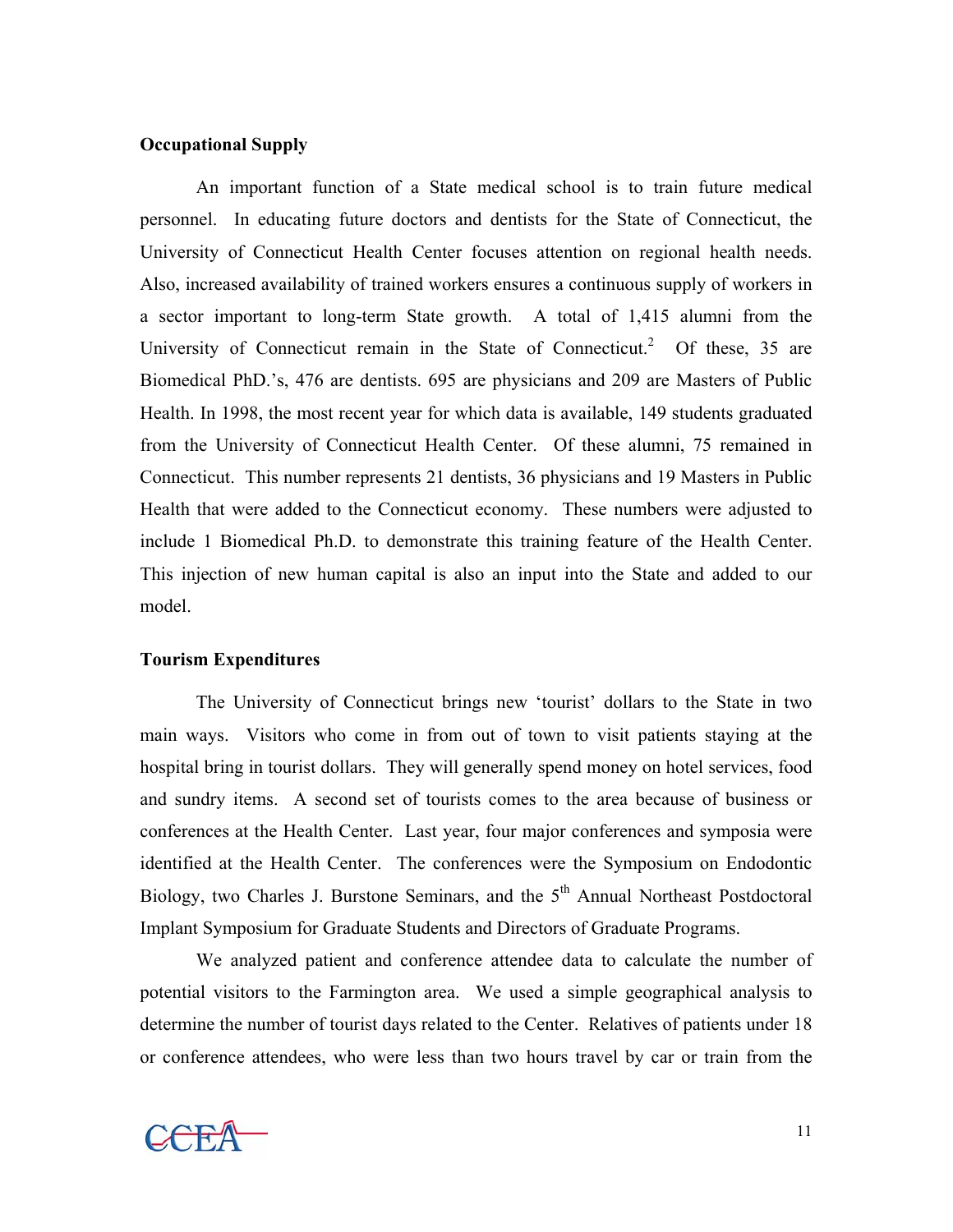### Occupational Supply

An important function of a State medical school is to train future medical personnel. In educating future doctors and dentists for the State of Connecticut, the University of Connecticut Health Center focuses attention on regional health needs. Also, increased availability of trained workers ensures a continuous supply of workers in a sector important to long-term State growth. A total of 1,415 alumni from the University of Connecticut remain in the State of Connecticut.[2] Of these, 35 are Biomedical PhD.'s, 476 are dentists. 695 are physicians and 209 are Masters of Public Health. In 1998, the most recent year for which data is available, 149 students graduated from the University of Connecticut Health Center. Of these alumni, 75 remained in Connecticut. This number represents 21 dentists, 36 physicians and 19 Masters in Public Health that were added to the Connecticut economy. These numbers were adjusted to include 1 Biomedical Ph.D. to demonstrate this training feature of the Health Center. This injection of new human capital is also an input into the State and added to our model.

### Tourism Expenditures

The University of Connecticut brings new 'tourist' dollars to the State in two main ways. Visitors who come in from out of town to visit patients staying at the hospital bring in tourist dollars. They will generally spend money on hotel services, food and sundry items. A second set of tourists comes to the area because of business or conferences at the Health Center. Last year, four major conferences and symposia were identified at the Health Center. The conferences were the Symposium on Endodontic Biology, two Charles J. Burstone Seminars, and the 5th Annual Northeast Postdoctoral Implant Symposium for Graduate Students and Directors of Graduate Programs.

We analyzed patient and conference attendee data to calculate the number of potential visitors to the Farmington area. We used a simple geographical analysis to determine the number of tourist days related to the Center. Relatives of patients under 18 or conference attendees, who were less than two hours travel by car or train from the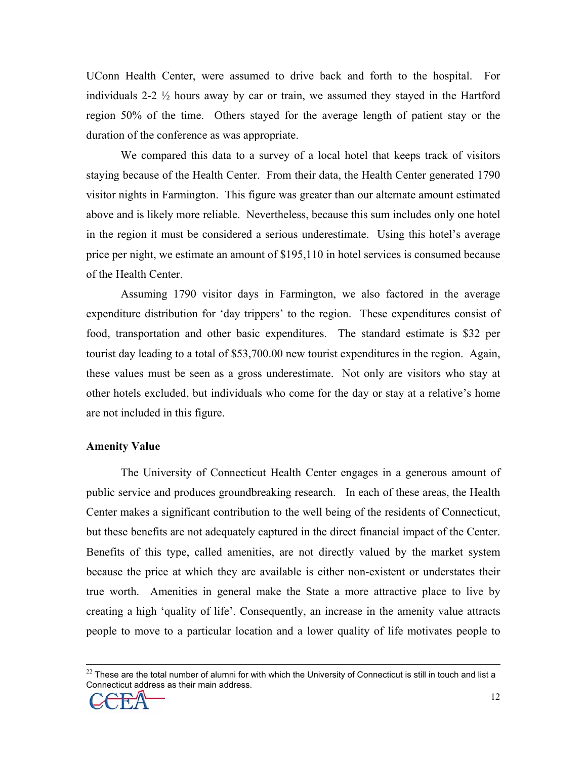UConn Health Center, were assumed to drive back and forth to the hospital. For individuals 2-2 ½ hours away by car or train, we assumed they stayed in the Hartford region 50% of the time. Others stayed for the average length of patient stay or the duration of the conference as was appropriate.

We compared this data to a survey of a local hotel that keeps track of visitors staying because of the Health Center. From their data, the Health Center generated 1790 visitor nights in Farmington. This figure was greater than our alternate amount estimated above and is likely more reliable. Nevertheless, because this sum includes only one hotel in the region it must be considered a serious underestimate. Using this hotel's average price per night, we estimate an amount of $195,110 in hotel services is consumed because of the Health Center.

Assuming 1790 visitor days in Farmington, we also factored in the average expenditure distribution for 'day trippers' to the region. These expenditures consist of food, transportation and other basic expenditures. The standard estimate is $32 per tourist day leading to a total of $53,700.00 new tourist expenditures in the region. Again, these values must be seen as a gross underestimate. Not only are visitors who stay at other hotels excluded, but individuals who come for the day or stay at a relative's home are not included in this figure.

**Amenity Value**

The University of Connecticut Health Center engages in a generous amount of public service and produces groundbreaking research. In each of these areas, the Health Center makes a significant contribution to the well being of the residents of Connecticut, but these benefits are not adequately captured in the direct financial impact of the Center. Benefits of this type, called amenities, are not directly valued by the market system because the price at which they are available is either non-existent or understates their true worth. Amenities in general make the State a more attractive place to live by creating a high 'quality of life'. Consequently, an increase in the amenity value attracts people to move to a particular location and a lower quality of life motivates people to

---

[22] These are the total number of alumni for with which the University of Connecticut is still in touch and list a Connecticut address as their main address.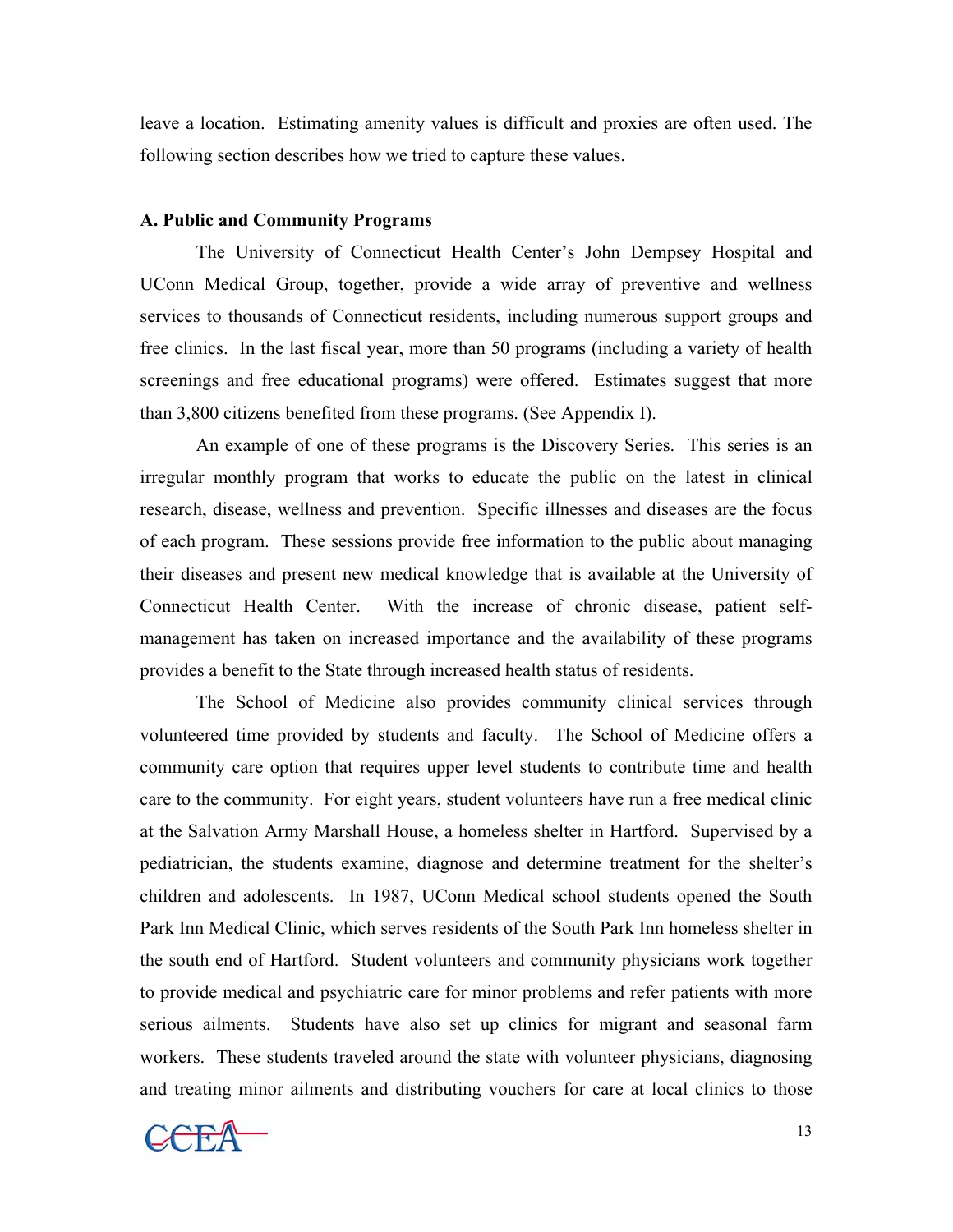leave a location. Estimating amenity values is difficult and proxies are often used. The following section describes how we tried to capture these values.

### A. Public and Community Programs

The University of Connecticut Health Center's John Dempsey Hospital and UConn Medical Group, together, provide a wide array of preventive and wellness services to thousands of Connecticut residents, including numerous support groups and free clinics. In the last fiscal year, more than 50 programs (including a variety of health screenings and free educational programs) were offered. Estimates suggest that more than 3,800 citizens benefited from these programs. (See Appendix I).

An example of one of these programs is the Discovery Series. This series is an irregular monthly program that works to educate the public on the latest in clinical research, disease, wellness and prevention. Specific illnesses and diseases are the focus of each program. These sessions provide free information to the public about managing their diseases and present new medical knowledge that is available at the University of Connecticut Health Center. With the increase of chronic disease, patient self-management has taken on increased importance and the availability of these programs provides a benefit to the State through increased health status of residents.

The School of Medicine also provides community clinical services through volunteered time provided by students and faculty. The School of Medicine offers a community care option that requires upper level students to contribute time and health care to the community. For eight years, student volunteers have run a free medical clinic at the Salvation Army Marshall House, a homeless shelter in Hartford. Supervised by a pediatrician, the students examine, diagnose and determine treatment for the shelter's children and adolescents. In 1987, UConn Medical school students opened the South Park Inn Medical Clinic, which serves residents of the South Park Inn homeless shelter in the south end of Hartford. Student volunteers and community physicians work together to provide medical and psychiatric care for minor problems and refer patients with more serious ailments. Students have also set up clinics for migrant and seasonal farm workers. These students traveled around the state with volunteer physicians, diagnosing and treating minor ailments and distributing vouchers for care at local clinics to those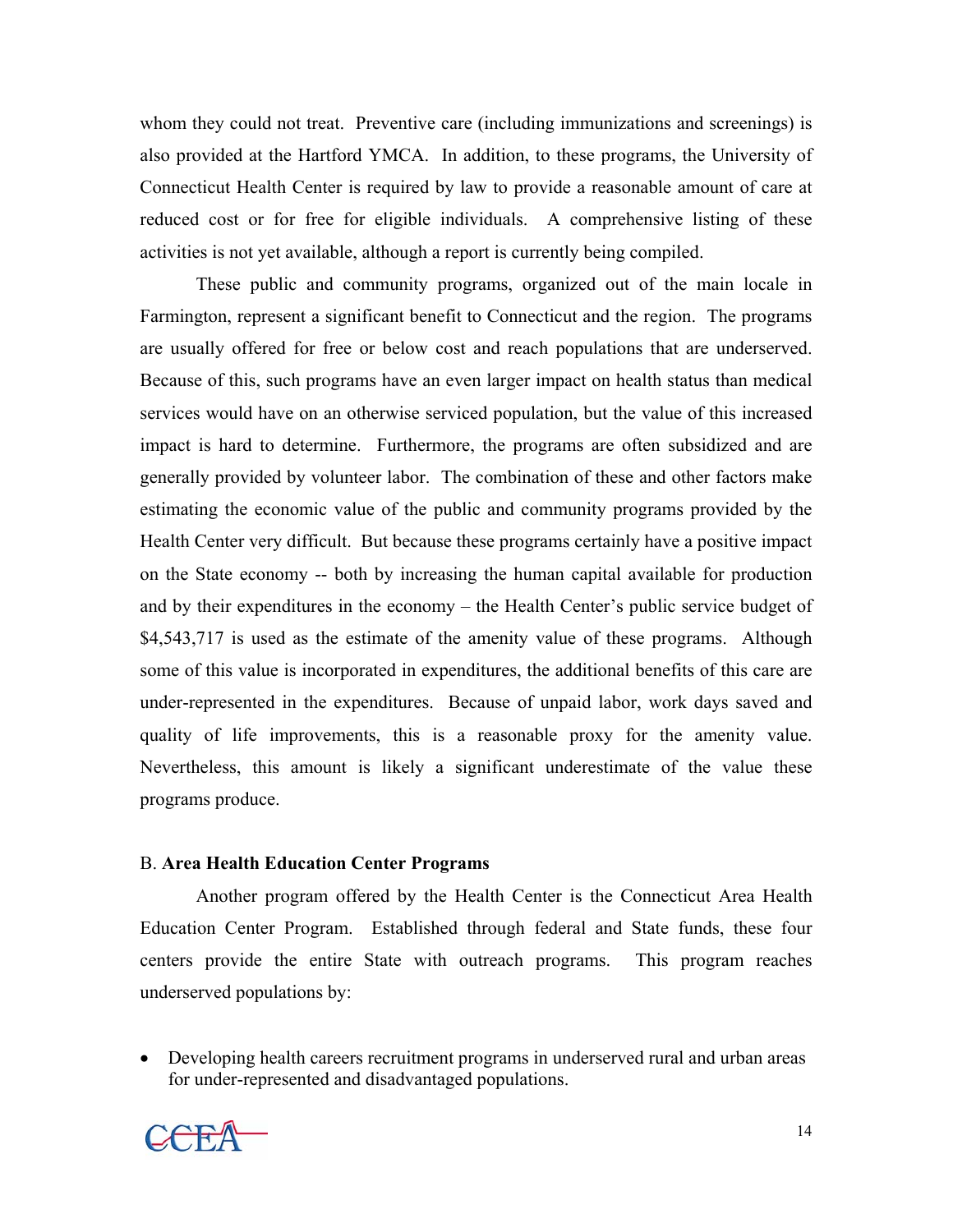whom they could not treat. Preventive care (including immunizations and screenings) is also provided at the Hartford YMCA. In addition, to these programs, the University of Connecticut Health Center is required by law to provide a reasonable amount of care at reduced cost or for free for eligible individuals. A comprehensive listing of these activities is not yet available, although a report is currently being compiled.

These public and community programs, organized out of the main locale in Farmington, represent a significant benefit to Connecticut and the region. The programs are usually offered for free or below cost and reach populations that are underserved. Because of this, such programs have an even larger impact on health status than medical services would have on an otherwise serviced population, but the value of this increased impact is hard to determine. Furthermore, the programs are often subsidized and are generally provided by volunteer labor. The combination of these and other factors make estimating the economic value of the public and community programs provided by the Health Center very difficult. But because these programs certainly have a positive impact on the State economy -- both by increasing the human capital available for production and by their expenditures in the economy – the Health Center's public service budget of $4,543,717 is used as the estimate of the amenity value of these programs. Although some of this value is incorporated in expenditures, the additional benefits of this care are under-represented in the expenditures. Because of unpaid labor, work days saved and quality of life improvements, this is a reasonable proxy for the amenity value. Nevertheless, this amount is likely a significant underestimate of the value these programs produce.

### B. **Area Health Education Center Programs**

Another program offered by the Health Center is the Connecticut Area Health Education Center Program. Established through federal and State funds, these four centers provide the entire State with outreach programs. This program reaches underserved populations by:

- Developing health careers recruitment programs in underserved rural and urban areas for under-represented and disadvantaged populations.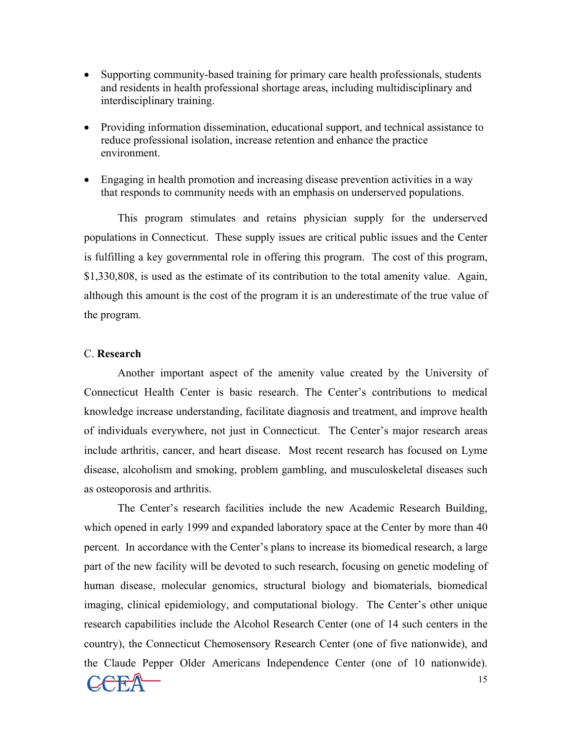- Supporting community-based training for primary care health professionals, students and residents in health professional shortage areas, including multidisciplinary and interdisciplinary training.
- Providing information dissemination, educational support, and technical assistance to reduce professional isolation, increase retention and enhance the practice environment.
- Engaging in health promotion and increasing disease prevention activities in a way that responds to community needs with an emphasis on underserved populations.

This program stimulates and retains physician supply for the underserved populations in Connecticut. These supply issues are critical public issues and the Center is fulfilling a key governmental role in offering this program. The cost of this program, $1,330,808, is used as the estimate of its contribution to the total amenity value. Again, although this amount is the cost of the program it is an underestimate of the true value of the program.

C. **Research**

Another important aspect of the amenity value created by the University of Connecticut Health Center is basic research. The Center's contributions to medical knowledge increase understanding, facilitate diagnosis and treatment, and improve health of individuals everywhere, not just in Connecticut. The Center's major research areas include arthritis, cancer, and heart disease. Most recent research has focused on Lyme disease, alcoholism and smoking, problem gambling, and musculoskeletal diseases such as osteoporosis and arthritis.

The Center's research facilities include the new Academic Research Building, which opened in early 1999 and expanded laboratory space at the Center by more than 40 percent. In accordance with the Center's plans to increase its biomedical research, a large part of the new facility will be devoted to such research, focusing on genetic modeling of human disease, molecular genomics, structural biology and biomaterials, biomedical imaging, clinical epidemiology, and computational biology. The Center's other unique research capabilities include the Alcohol Research Center (one of 14 such centers in the country), the Connecticut Chemosensory Research Center (one of five nationwide), and the Claude Pepper Older Americans Independence Center (one of 10 nationwide).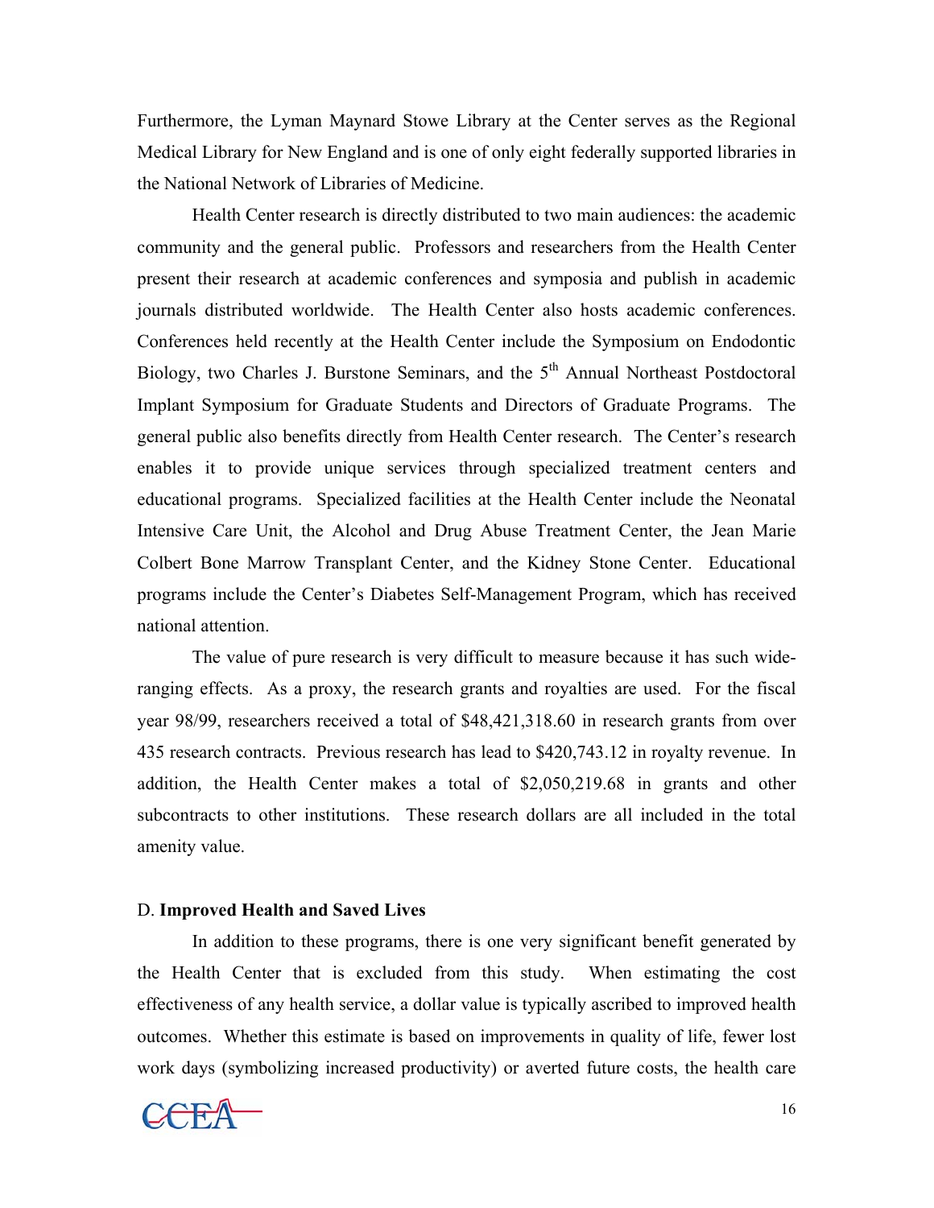Furthermore, the Lyman Maynard Stowe Library at the Center serves as the Regional Medical Library for New England and is one of only eight federally supported libraries in the National Network of Libraries of Medicine.

Health Center research is directly distributed to two main audiences: the academic community and the general public. Professors and researchers from the Health Center present their research at academic conferences and symposia and publish in academic journals distributed worldwide. The Health Center also hosts academic conferences. Conferences held recently at the Health Center include the Symposium on Endodontic Biology, two Charles J. Burstone Seminars, and the 5th Annual Northeast Postdoctoral Implant Symposium for Graduate Students and Directors of Graduate Programs. The general public also benefits directly from Health Center research. The Center's research enables it to provide unique services through specialized treatment centers and educational programs. Specialized facilities at the Health Center include the Neonatal Intensive Care Unit, the Alcohol and Drug Abuse Treatment Center, the Jean Marie Colbert Bone Marrow Transplant Center, and the Kidney Stone Center. Educational programs include the Center's Diabetes Self-Management Program, which has received national attention.

The value of pure research is very difficult to measure because it has such wide-ranging effects. As a proxy, the research grants and royalties are used. For the fiscal year 98/99, researchers received a total of $48,421,318.60 in research grants from over 435 research contracts. Previous research has lead to $420,743.12 in royalty revenue. In addition, the Health Center makes a total of $2,050,219.68 in grants and other subcontracts to other institutions. These research dollars are all included in the total amenity value.

### D. **Improved Health and Saved Lives**

In addition to these programs, there is one very significant benefit generated by the Health Center that is excluded from this study. When estimating the cost effectiveness of any health service, a dollar value is typically ascribed to improved health outcomes. Whether this estimate is based on improvements in quality of life, fewer lost work days (symbolizing increased productivity) or averted future costs, the health care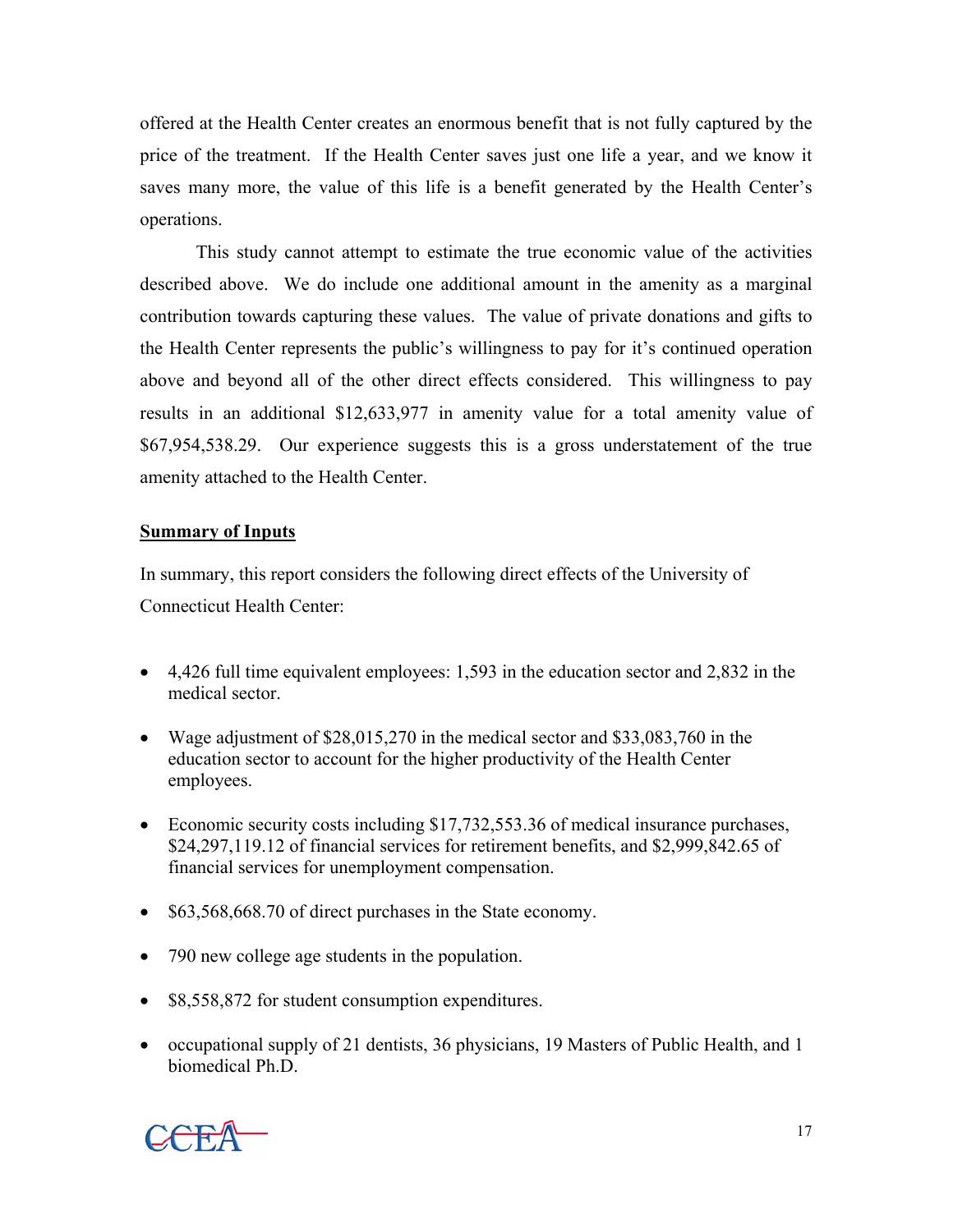offered at the Health Center creates an enormous benefit that is not fully captured by the price of the treatment. If the Health Center saves just one life a year, and we know it saves many more, the value of this life is a benefit generated by the Health Center's operations.

This study cannot attempt to estimate the true economic value of the activities described above. We do include one additional amount in the amenity as a marginal contribution towards capturing these values. The value of private donations and gifts to the Health Center represents the public's willingness to pay for it's continued operation above and beyond all of the other direct effects considered. This willingness to pay results in an additional $12,633,977 in amenity value for a total amenity value of $67,954,538.29. Our experience suggests this is a gross understatement of the true amenity attached to the Health Center.

**Summary of Inputs**

In summary, this report considers the following direct effects of the University of Connecticut Health Center:

- 4,426 full time equivalent employees: 1,593 in the education sector and 2,832 in the medical sector.
- Wage adjustment of $28,015,270 in the medical sector and $33,083,760 in the education sector to account for the higher productivity of the Health Center employees.
- Economic security costs including $17,732,553.36 of medical insurance purchases, $24,297,119.12 of financial services for retirement benefits, and $2,999,842.65 of financial services for unemployment compensation.
- $63,568,668.70 of direct purchases in the State economy.
- 790 new college age students in the population.
- $8,558,872 for student consumption expenditures.
- occupational supply of 21 dentists, 36 physicians, 19 Masters of Public Health, and 1 biomedical Ph.D.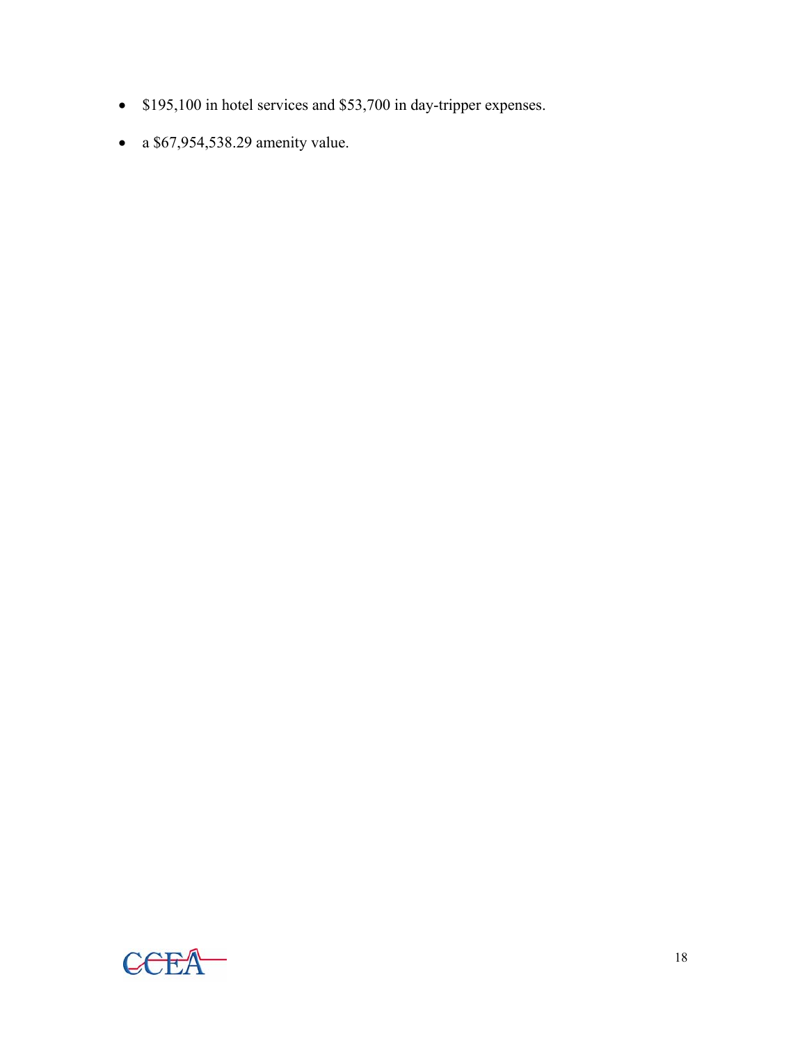- $195,100 in hotel services and $53,700 in day-tripper expenses.
- a $67,954,538.29 amenity value.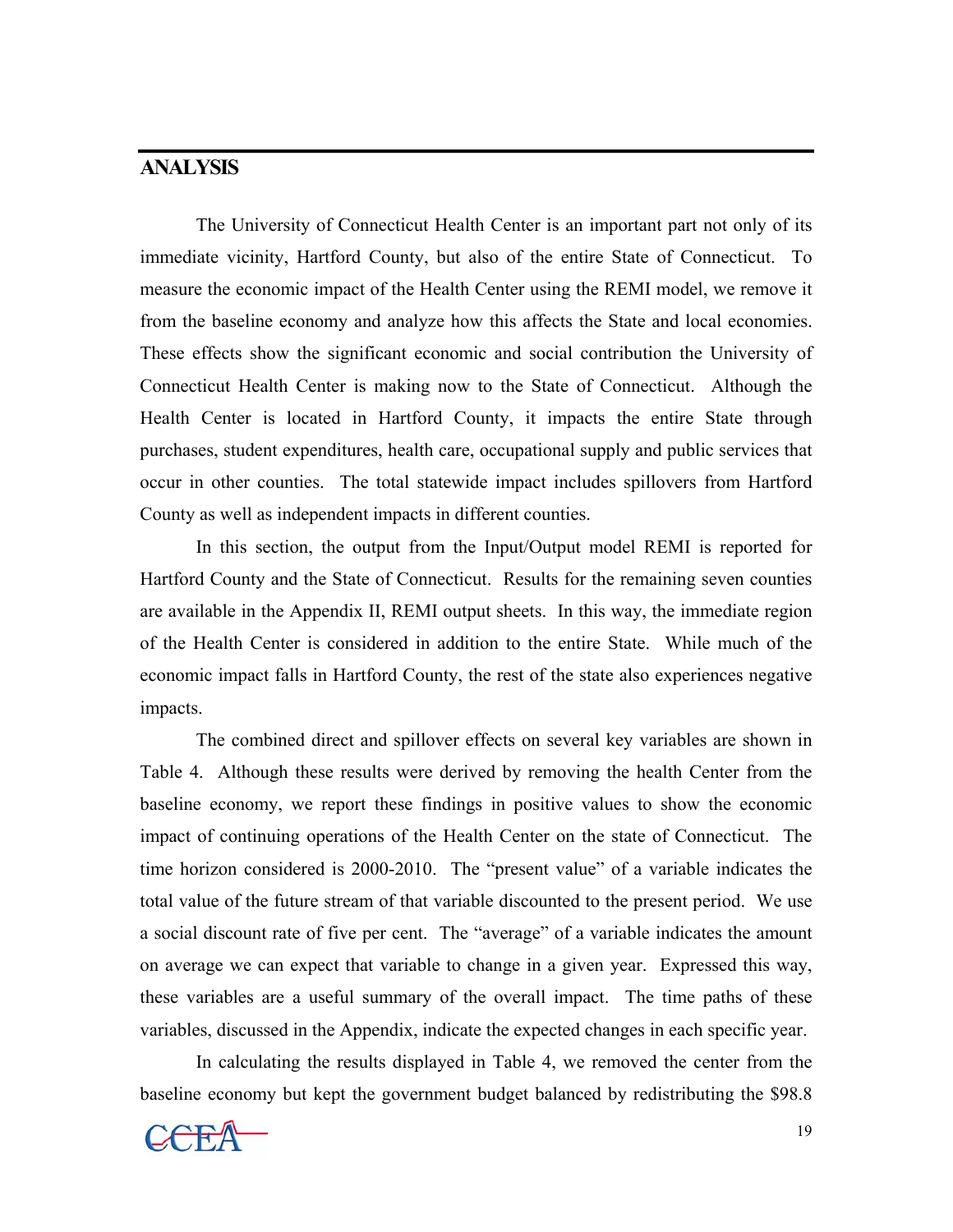## ANALYSIS

The University of Connecticut Health Center is an important part not only of its immediate vicinity, Hartford County, but also of the entire State of Connecticut. To measure the economic impact of the Health Center using the REMI model, we remove it from the baseline economy and analyze how this affects the State and local economies. These effects show the significant economic and social contribution the University of Connecticut Health Center is making now to the State of Connecticut. Although the Health Center is located in Hartford County, it impacts the entire State through purchases, student expenditures, health care, occupational supply and public services that occur in other counties. The total statewide impact includes spillovers from Hartford County as well as independent impacts in different counties.

In this section, the output from the Input/Output model REMI is reported for Hartford County and the State of Connecticut. Results for the remaining seven counties are available in the Appendix II, REMI output sheets. In this way, the immediate region of the Health Center is considered in addition to the entire State. While much of the economic impact falls in Hartford County, the rest of the state also experiences negative impacts.

The combined direct and spillover effects on several key variables are shown in Table 4. Although these results were derived by removing the health Center from the baseline economy, we report these findings in positive values to show the economic impact of continuing operations of the Health Center on the state of Connecticut. The time horizon considered is 2000-2010. The "present value" of a variable indicates the total value of the future stream of that variable discounted to the present period. We use a social discount rate of five per cent. The "average" of a variable indicates the amount on average we can expect that variable to change in a given year. Expressed this way, these variables are a useful summary of the overall impact. The time paths of these variables, discussed in the Appendix, indicate the expected changes in each specific year.

In calculating the results displayed in Table 4, we removed the center from the baseline economy but kept the government budget balanced by redistributing the $98.8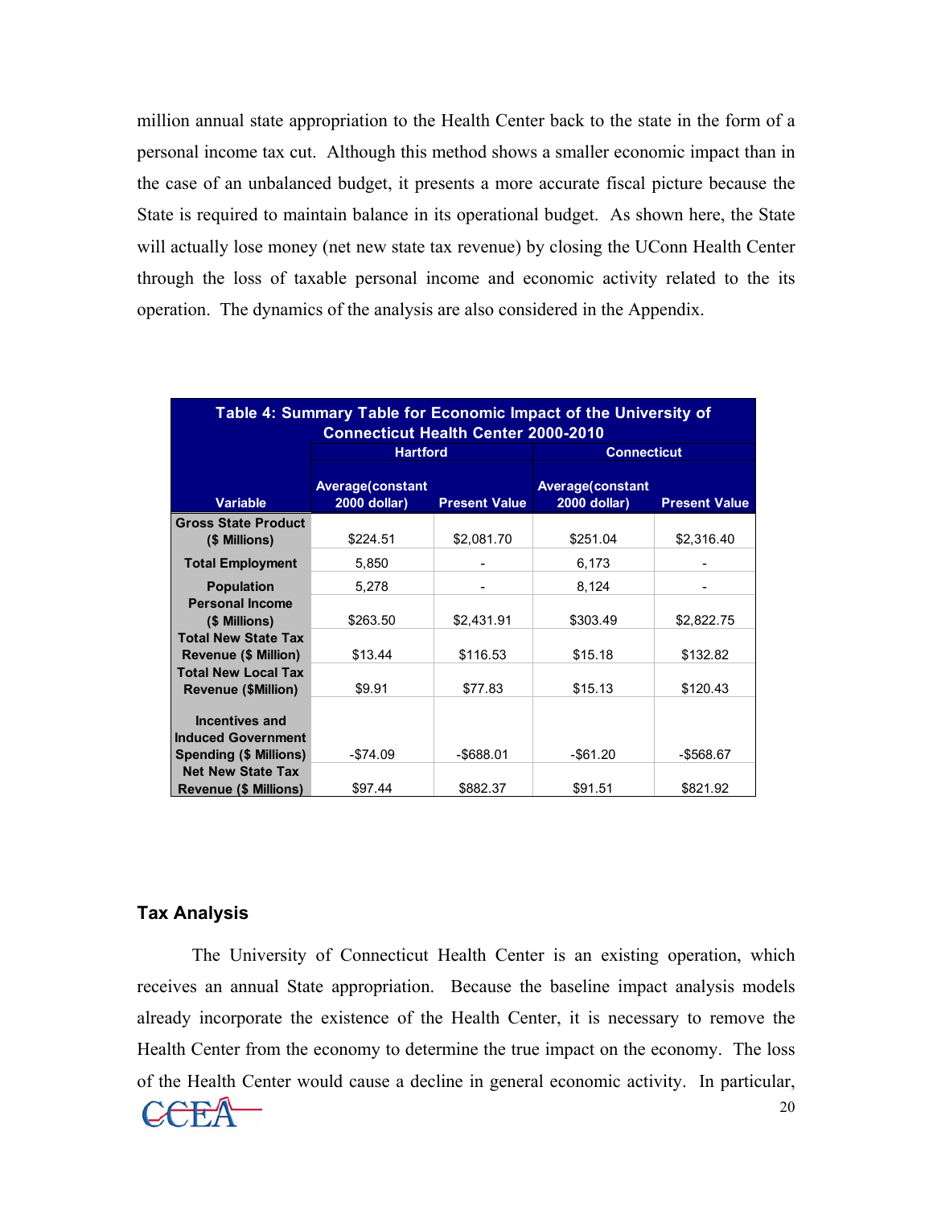million annual state appropriation to the Health Center back to the state in the form of a personal income tax cut. Although this method shows a smaller economic impact than in the case of an unbalanced budget, it presents a more accurate fiscal picture because the State is required to maintain balance in its operational budget. As shown here, the State will actually lose money (net new state tax revenue) by closing the UConn Health Center through the loss of taxable personal income and economic activity related to the its operation. The dynamics of the analysis are also considered in the Appendix.

**Table 4: Summary Table for Economic Impact of the University of Connecticut Health Center 2000-2010**

| | Hartford | | Connecticut | |
|---|---|---|---|---|
| Variable | Average(constant 2000 dollar) | Present Value | Average(constant 2000 dollar) | Present Value |
| Gross State Product ($ Millions) | $224.51 | $2,081.70 | $251.04 | $2,316.40 |
| Total Employment | 5,850 | - | 6,173 | - |
| Population | 5,278 | - | 8,124 | - |
| Personal Income ($ Millions) | $263.50 | $2,431.91 | $303.49 | $2,822.75 |
| Total New State Tax Revenue ($ Million) | $13.44 | $116.53 | $15.18 | $132.82 |
| Total New Local Tax Revenue ($Million) | $9.91 | $77.83 | $15.13 | $120.43 |
| Incentives and Induced Government Spending ($ Millions) | -$74.09 | -$688.01 | -$61.20 | -$568.67 |
| Net New State Tax Revenue ($ Millions) | $97.44 | $882.37 | $91.51 | $821.92 |

## Tax Analysis

The University of Connecticut Health Center is an existing operation, which receives an annual State appropriation. Because the baseline impact analysis models already incorporate the existence of the Health Center, it is necessary to remove the Health Center from the economy to determine the true impact on the economy. The loss of the Health Center would cause a decline in general economic activity. In particular,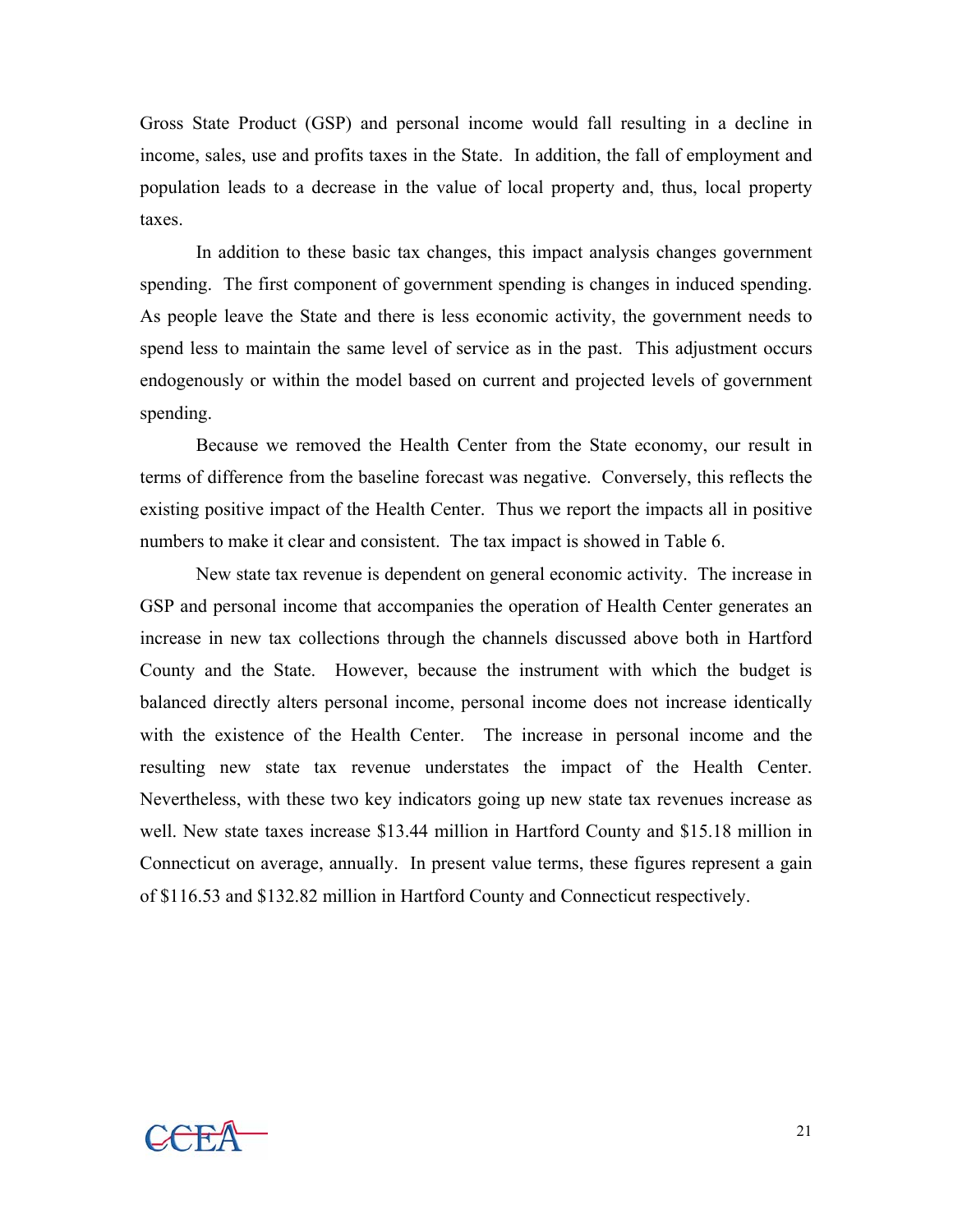Gross State Product (GSP) and personal income would fall resulting in a decline in income, sales, use and profits taxes in the State. In addition, the fall of employment and population leads to a decrease in the value of local property and, thus, local property taxes.

In addition to these basic tax changes, this impact analysis changes government spending. The first component of government spending is changes in induced spending. As people leave the State and there is less economic activity, the government needs to spend less to maintain the same level of service as in the past. This adjustment occurs endogenously or within the model based on current and projected levels of government spending.

Because we removed the Health Center from the State economy, our result in terms of difference from the baseline forecast was negative. Conversely, this reflects the existing positive impact of the Health Center. Thus we report the impacts all in positive numbers to make it clear and consistent. The tax impact is showed in Table 6.

New state tax revenue is dependent on general economic activity. The increase in GSP and personal income that accompanies the operation of Health Center generates an increase in new tax collections through the channels discussed above both in Hartford County and the State. However, because the instrument with which the budget is balanced directly alters personal income, personal income does not increase identically with the existence of the Health Center. The increase in personal income and the resulting new state tax revenue understates the impact of the Health Center. Nevertheless, with these two key indicators going up new state tax revenues increase as well. New state taxes increase $13.44 million in Hartford County and $15.18 million in Connecticut on average, annually. In present value terms, these figures represent a gain of $116.53 and $132.82 million in Hartford County and Connecticut respectively.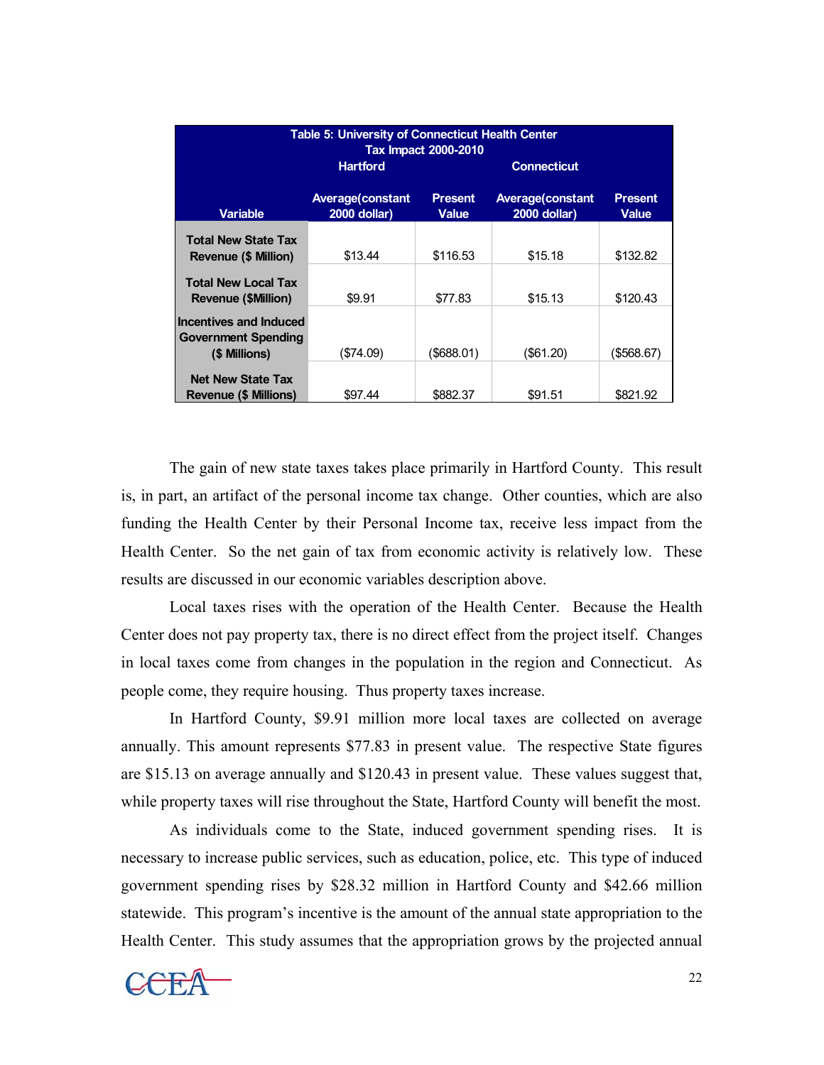| Table 5: University of Connecticut Health Center Tax Impact 2000-2010 | | | | |
|---|---|---|---|---|
| | Hartford | | Connecticut | |
| Variable | Average(constant 2000 dollar) | Present Value | Average(constant 2000 dollar) | Present Value |
| Total New State Tax Revenue ($ Million) | $13.44 | $116.53 | $15.18 | $132.82 |
| Total New Local Tax Revenue ($Million) | $9.91 | $77.83 | $15.13 | $120.43 |
| Incentives and Induced Government Spending ($ Millions) | ($74.09) | ($688.01) | ($61.20) | ($568.67) |
| Net New State Tax Revenue ($ Millions) | $97.44 | $882.37 | $91.51 | $821.92 |

The gain of new state taxes takes place primarily in Hartford County. This result is, in part, an artifact of the personal income tax change. Other counties, which are also funding the Health Center by their Personal Income tax, receive less impact from the Health Center. So the net gain of tax from economic activity is relatively low. These results are discussed in our economic variables description above.

Local taxes rises with the operation of the Health Center. Because the Health Center does not pay property tax, there is no direct effect from the project itself. Changes in local taxes come from changes in the population in the region and Connecticut. As people come, they require housing. Thus property taxes increase.

In Hartford County, $9.91 million more local taxes are collected on average annually. This amount represents $77.83 in present value. The respective State figures are $15.13 on average annually and $120.43 in present value. These values suggest that, while property taxes will rise throughout the State, Hartford County will benefit the most.

As individuals come to the State, induced government spending rises. It is necessary to increase public services, such as education, police, etc. This type of induced government spending rises by $28.32 million in Hartford County and $42.66 million statewide. This program's incentive is the amount of the annual state appropriation to the Health Center. This study assumes that the appropriation grows by the projected annual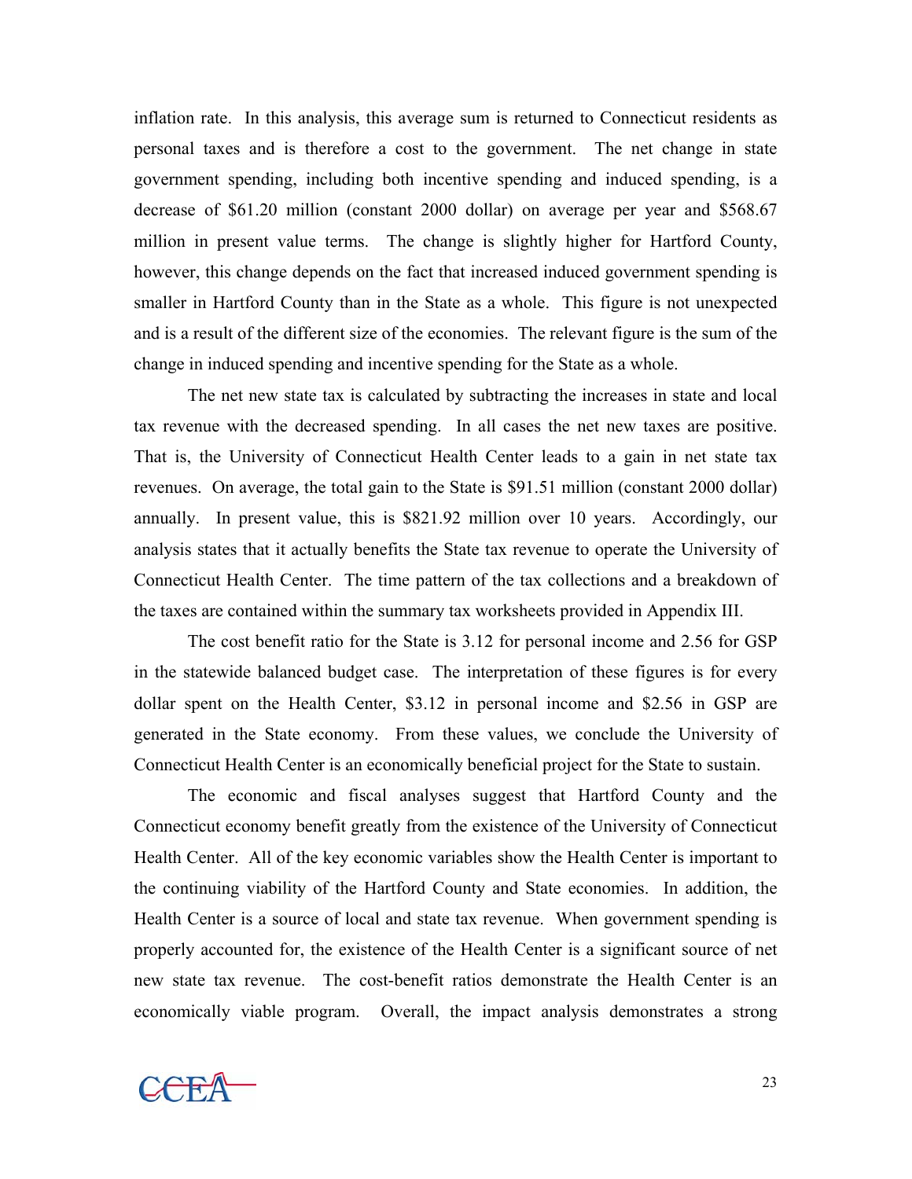inflation rate. In this analysis, this average sum is returned to Connecticut residents as personal taxes and is therefore a cost to the government. The net change in state government spending, including both incentive spending and induced spending, is a decrease of $61.20 million (constant 2000 dollar) on average per year and $568.67 million in present value terms. The change is slightly higher for Hartford County, however, this change depends on the fact that increased induced government spending is smaller in Hartford County than in the State as a whole. This figure is not unexpected and is a result of the different size of the economies. The relevant figure is the sum of the change in induced spending and incentive spending for the State as a whole.

The net new state tax is calculated by subtracting the increases in state and local tax revenue with the decreased spending. In all cases the net new taxes are positive. That is, the University of Connecticut Health Center leads to a gain in net state tax revenues. On average, the total gain to the State is $91.51 million (constant 2000 dollar) annually. In present value, this is $821.92 million over 10 years. Accordingly, our analysis states that it actually benefits the State tax revenue to operate the University of Connecticut Health Center. The time pattern of the tax collections and a breakdown of the taxes are contained within the summary tax worksheets provided in Appendix III.

The cost benefit ratio for the State is 3.12 for personal income and 2.56 for GSP in the statewide balanced budget case. The interpretation of these figures is for every dollar spent on the Health Center, $3.12 in personal income and $2.56 in GSP are generated in the State economy. From these values, we conclude the University of Connecticut Health Center is an economically beneficial project for the State to sustain.

The economic and fiscal analyses suggest that Hartford County and the Connecticut economy benefit greatly from the existence of the University of Connecticut Health Center. All of the key economic variables show the Health Center is important to the continuing viability of the Hartford County and State economies. In addition, the Health Center is a source of local and state tax revenue. When government spending is properly accounted for, the existence of the Health Center is a significant source of net new state tax revenue. The cost-benefit ratios demonstrate the Health Center is an economically viable program. Overall, the impact analysis demonstrates a strong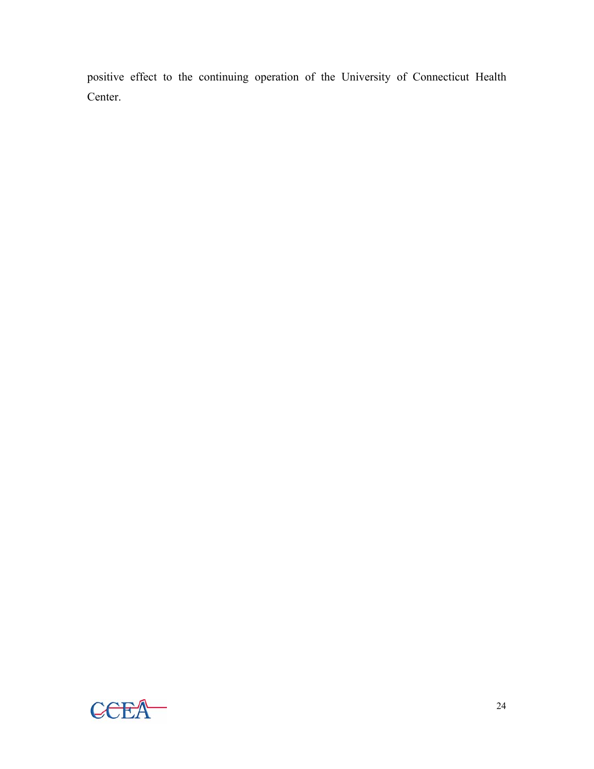positive effect to the continuing operation of the University of Connecticut Health Center.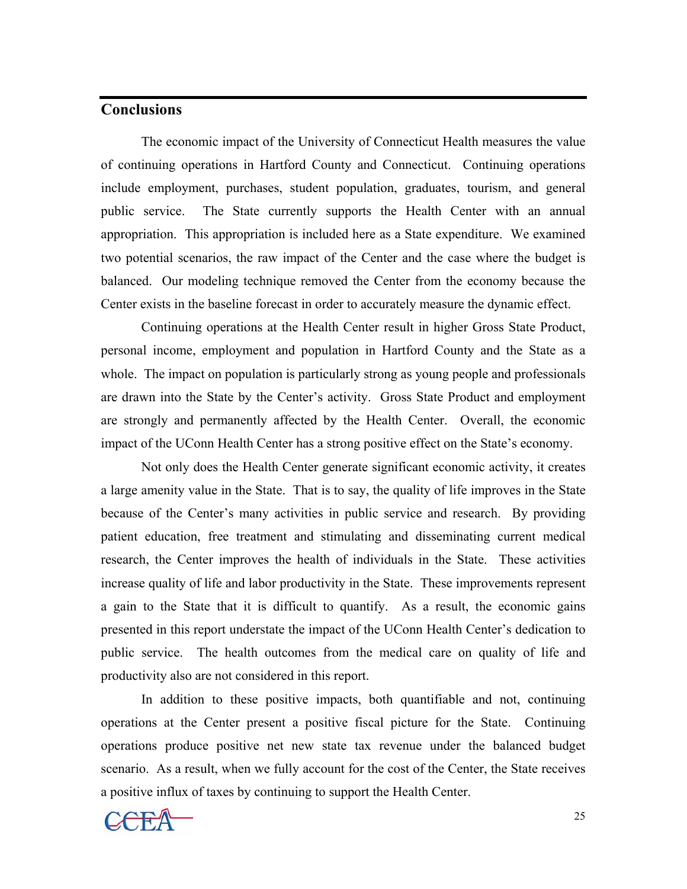## Conclusions

The economic impact of the University of Connecticut Health measures the value of continuing operations in Hartford County and Connecticut. Continuing operations include employment, purchases, student population, graduates, tourism, and general public service. The State currently supports the Health Center with an annual appropriation. This appropriation is included here as a State expenditure. We examined two potential scenarios, the raw impact of the Center and the case where the budget is balanced. Our modeling technique removed the Center from the economy because the Center exists in the baseline forecast in order to accurately measure the dynamic effect.

Continuing operations at the Health Center result in higher Gross State Product, personal income, employment and population in Hartford County and the State as a whole. The impact on population is particularly strong as young people and professionals are drawn into the State by the Center's activity. Gross State Product and employment are strongly and permanently affected by the Health Center. Overall, the economic impact of the UConn Health Center has a strong positive effect on the State's economy.

Not only does the Health Center generate significant economic activity, it creates a large amenity value in the State. That is to say, the quality of life improves in the State because of the Center's many activities in public service and research. By providing patient education, free treatment and stimulating and disseminating current medical research, the Center improves the health of individuals in the State. These activities increase quality of life and labor productivity in the State. These improvements represent a gain to the State that it is difficult to quantify. As a result, the economic gains presented in this report understate the impact of the UConn Health Center's dedication to public service. The health outcomes from the medical care on quality of life and productivity also are not considered in this report.

In addition to these positive impacts, both quantifiable and not, continuing operations at the Center present a positive fiscal picture for the State. Continuing operations produce positive net new state tax revenue under the balanced budget scenario. As a result, when we fully account for the cost of the Center, the State receives a positive influx of taxes by continuing to support the Health Center.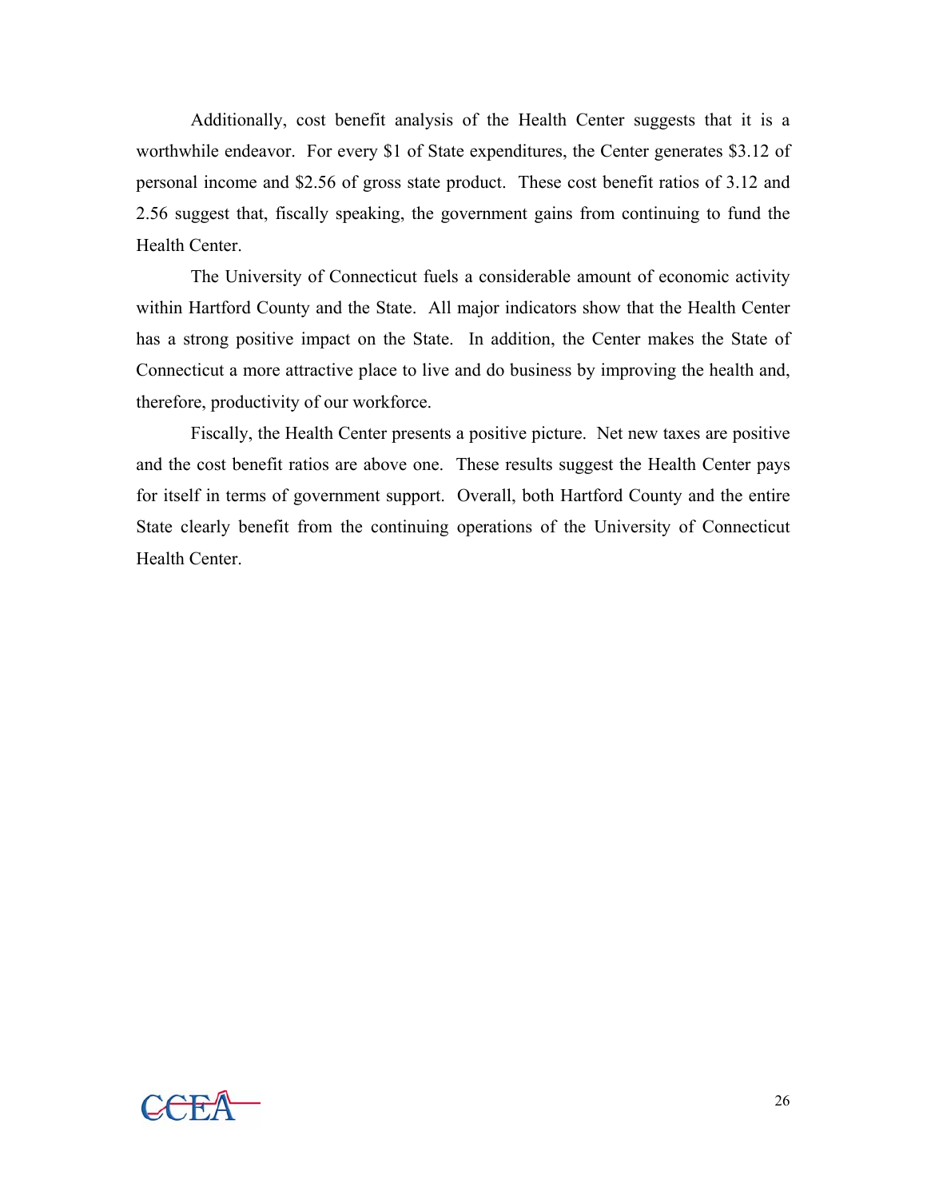Additionally, cost benefit analysis of the Health Center suggests that it is a worthwhile endeavor. For every $1 of State expenditures, the Center generates $3.12 of personal income and $2.56 of gross state product. These cost benefit ratios of 3.12 and 2.56 suggest that, fiscally speaking, the government gains from continuing to fund the Health Center.

The University of Connecticut fuels a considerable amount of economic activity within Hartford County and the State. All major indicators show that the Health Center has a strong positive impact on the State. In addition, the Center makes the State of Connecticut a more attractive place to live and do business by improving the health and, therefore, productivity of our workforce.

Fiscally, the Health Center presents a positive picture. Net new taxes are positive and the cost benefit ratios are above one. These results suggest the Health Center pays for itself in terms of government support. Overall, both Hartford County and the entire State clearly benefit from the continuing operations of the University of Connecticut Health Center.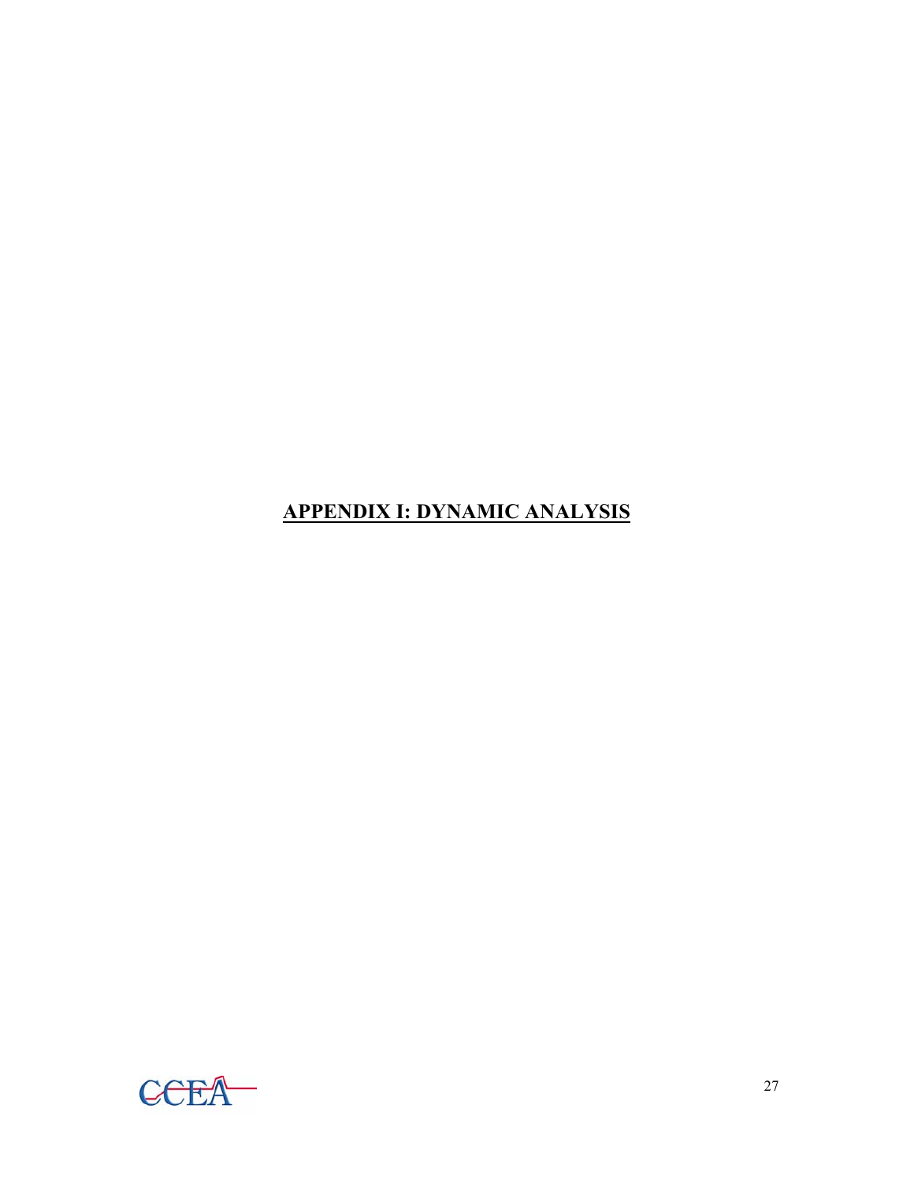# APPENDIX I: DYNAMIC ANALYSIS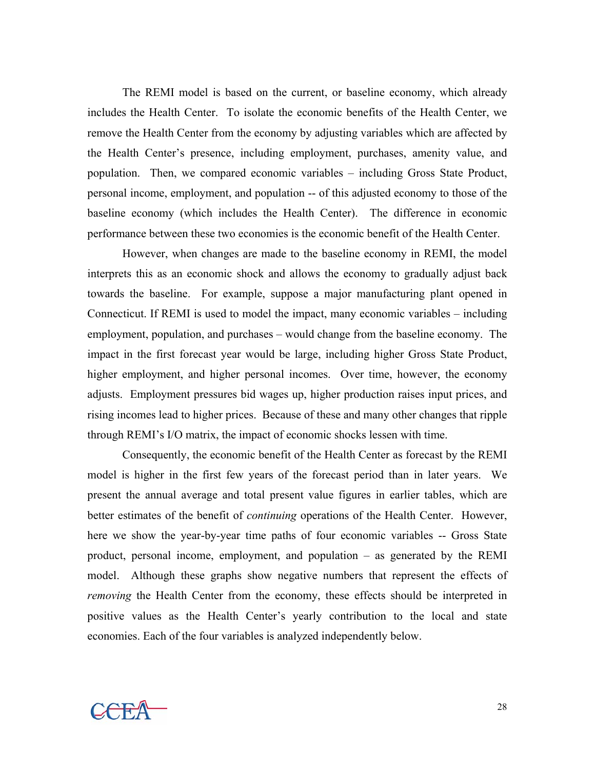The REMI model is based on the current, or baseline economy, which already includes the Health Center. To isolate the economic benefits of the Health Center, we remove the Health Center from the economy by adjusting variables which are affected by the Health Center's presence, including employment, purchases, amenity value, and population. Then, we compared economic variables – including Gross State Product, personal income, employment, and population -- of this adjusted economy to those of the baseline economy (which includes the Health Center). The difference in economic performance between these two economies is the economic benefit of the Health Center.

However, when changes are made to the baseline economy in REMI, the model interprets this as an economic shock and allows the economy to gradually adjust back towards the baseline. For example, suppose a major manufacturing plant opened in Connecticut. If REMI is used to model the impact, many economic variables – including employment, population, and purchases – would change from the baseline economy. The impact in the first forecast year would be large, including higher Gross State Product, higher employment, and higher personal incomes. Over time, however, the economy adjusts. Employment pressures bid wages up, higher production raises input prices, and rising incomes lead to higher prices. Because of these and many other changes that ripple through REMI's I/O matrix, the impact of economic shocks lessen with time.

Consequently, the economic benefit of the Health Center as forecast by the REMI model is higher in the first few years of the forecast period than in later years. We present the annual average and total present value figures in earlier tables, which are better estimates of the benefit of *continuing* operations of the Health Center. However, here we show the year-by-year time paths of four economic variables -- Gross State product, personal income, employment, and population – as generated by the REMI model. Although these graphs show negative numbers that represent the effects of *removing* the Health Center from the economy, these effects should be interpreted in positive values as the Health Center's yearly contribution to the local and state economies. Each of the four variables is analyzed independently below.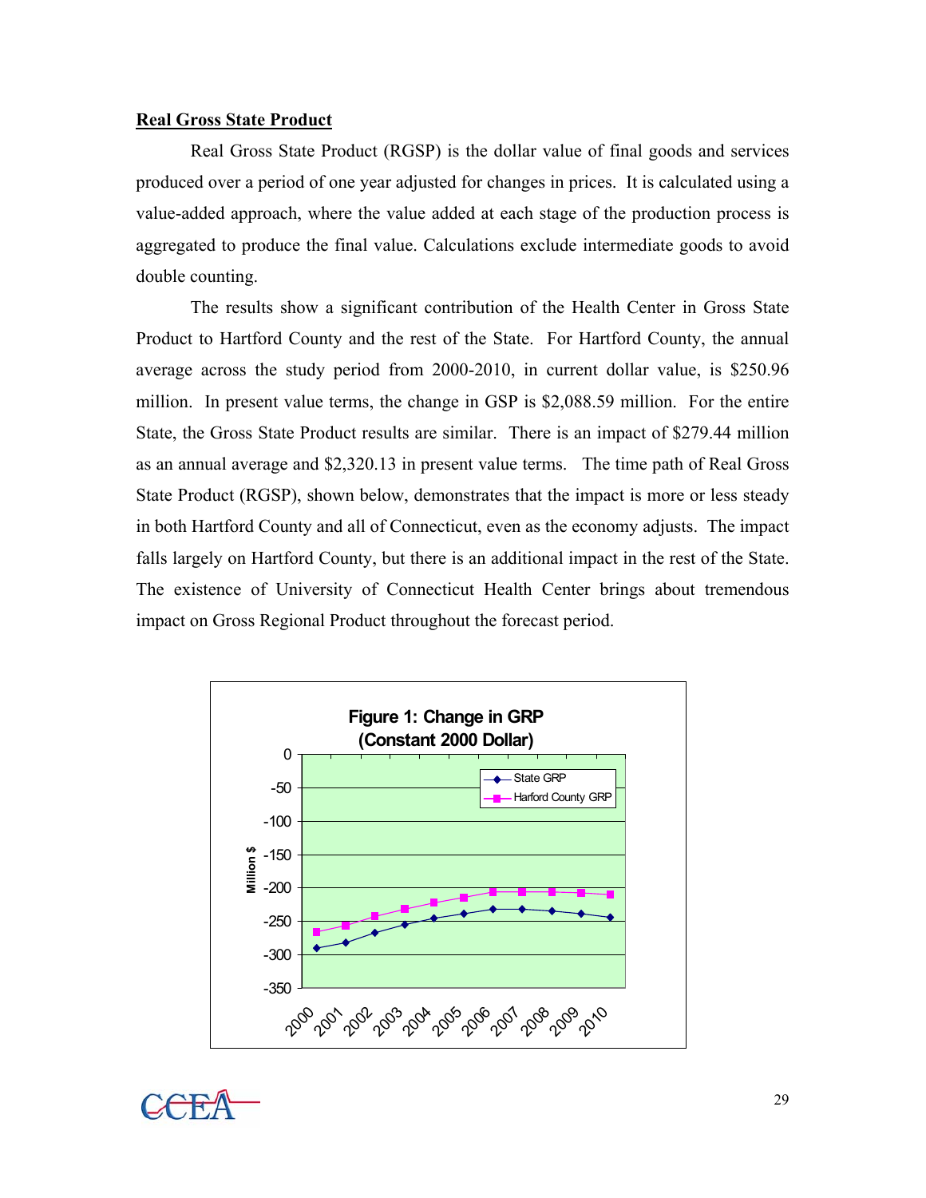## Real Gross State Product

Real Gross State Product (RGSP) is the dollar value of final goods and services produced over a period of one year adjusted for changes in prices. It is calculated using a value-added approach, where the value added at each stage of the production process is aggregated to produce the final value. Calculations exclude intermediate goods to avoid double counting.

The results show a significant contribution of the Health Center in Gross State Product to Hartford County and the rest of the State. For Hartford County, the annual average across the study period from 2000-2010, in current dollar value, is $250.96 million. In present value terms, the change in GSP is $2,088.59 million. For the entire State, the Gross State Product results are similar. There is an impact of $279.44 million as an annual average and $2,320.13 in present value terms. The time path of Real Gross State Product (RGSP), shown below, demonstrates that the impact is more or less steady in both Hartford County and all of Connecticut, even as the economy adjusts. The impact falls largely on Hartford County, but there is an additional impact in the rest of the State. The existence of University of Connecticut Health Center brings about tremendous impact on Gross Regional Product throughout the forecast period.

**Figure 1: Change in GRP (Constant 2000 Dollar)**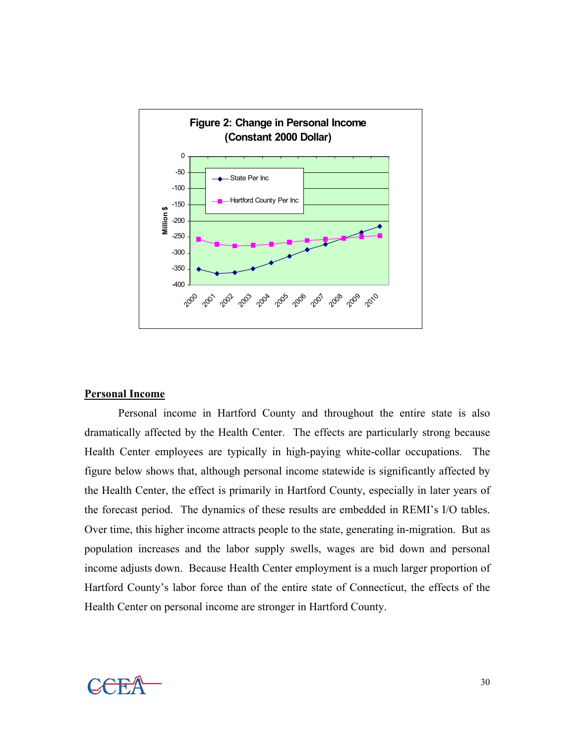**Figure 2: Change in Personal Income (Constant 2000 Dollar)**

## Personal Income

Personal income in Hartford County and throughout the entire state is also dramatically affected by the Health Center. The effects are particularly strong because Health Center employees are typically in high-paying white-collar occupations. The figure below shows that, although personal income statewide is significantly affected by the Health Center, the effect is primarily in Hartford County, especially in later years of the forecast period. The dynamics of these results are embedded in REMI's I/O tables. Over time, this higher income attracts people to the state, generating in-migration. But as population increases and the labor supply swells, wages are bid down and personal income adjusts down. Because Health Center employment is a much larger proportion of Hartford County's labor force than of the entire state of Connecticut, the effects of the Health Center on personal income are stronger in Hartford County.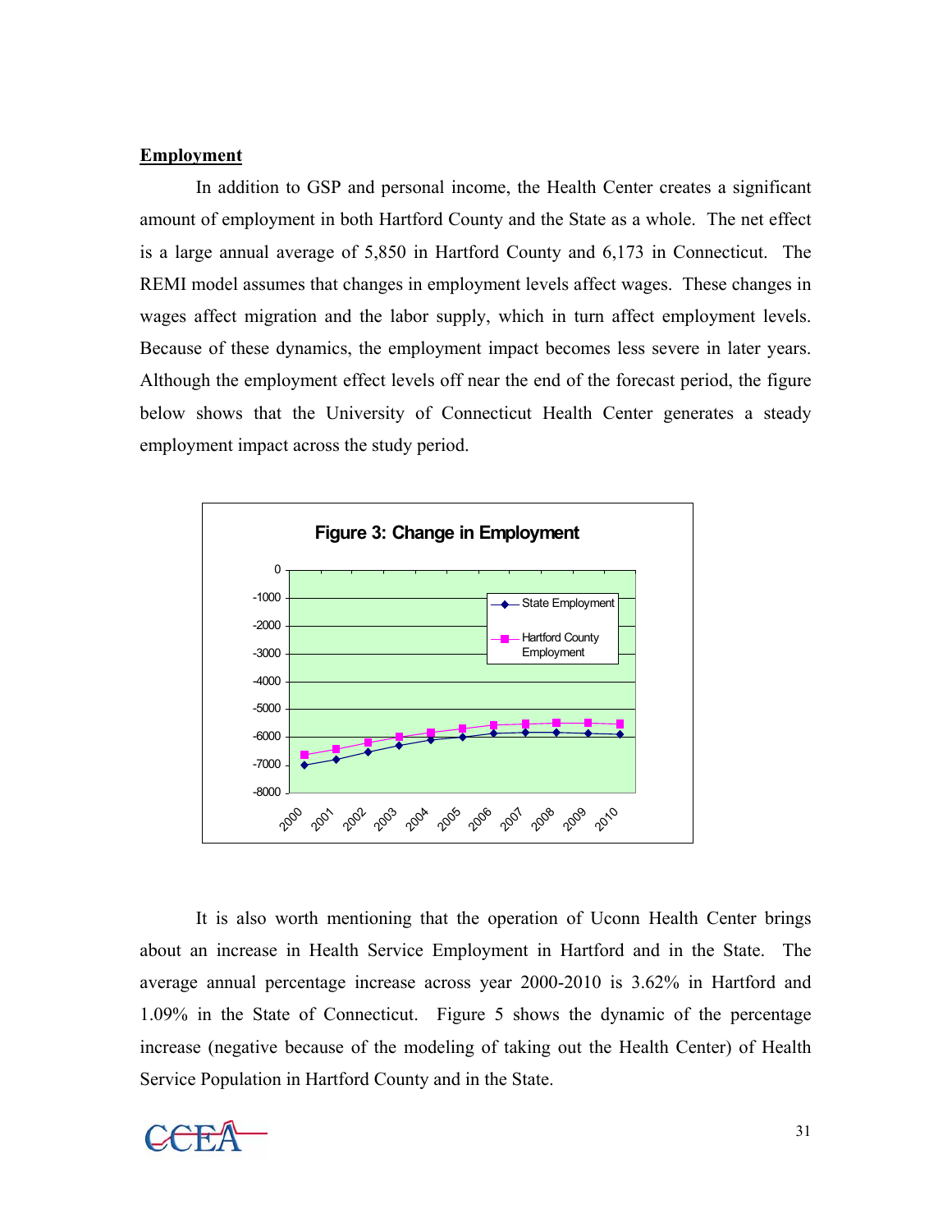## Employment

In addition to GSP and personal income, the Health Center creates a significant amount of employment in both Hartford County and the State as a whole. The net effect is a large annual average of 5,850 in Hartford County and 6,173 in Connecticut. The REMI model assumes that changes in employment levels affect wages. These changes in wages affect migration and the labor supply, which in turn affect employment levels. Because of these dynamics, the employment impact becomes less severe in later years. Although the employment effect levels off near the end of the forecast period, the figure below shows that the University of Connecticut Health Center generates a steady employment impact across the study period.

**Figure 3: Change in Employment**

It is also worth mentioning that the operation of Uconn Health Center brings about an increase in Health Service Employment in Hartford and in the State. The average annual percentage increase across year 2000-2010 is 3.62% in Hartford and 1.09% in the State of Connecticut. Figure 5 shows the dynamic of the percentage increase (negative because of the modeling of taking out the Health Center) of Health Service Population in Hartford County and in the State.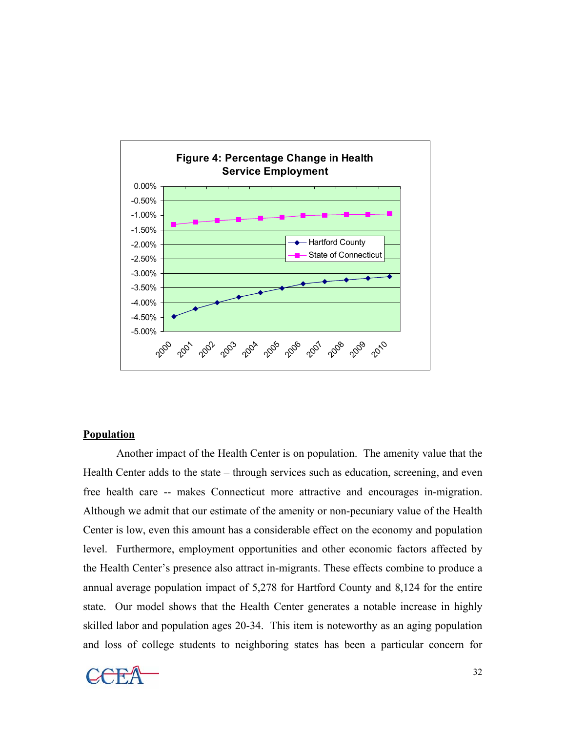**Figure 4: Percentage Change in Health Service Employment**

## Population

Another impact of the Health Center is on population. The amenity value that the Health Center adds to the state – through services such as education, screening, and even free health care -- makes Connecticut more attractive and encourages in-migration. Although we admit that our estimate of the amenity or non-pecuniary value of the Health Center is low, even this amount has a considerable effect on the economy and population level. Furthermore, employment opportunities and other economic factors affected by the Health Center's presence also attract in-migrants. These effects combine to produce a annual average population impact of 5,278 for Hartford County and 8,124 for the entire state. Our model shows that the Health Center generates a notable increase in highly skilled labor and population ages 20-34. This item is noteworthy as an aging population and loss of college students to neighboring states has been a particular concern for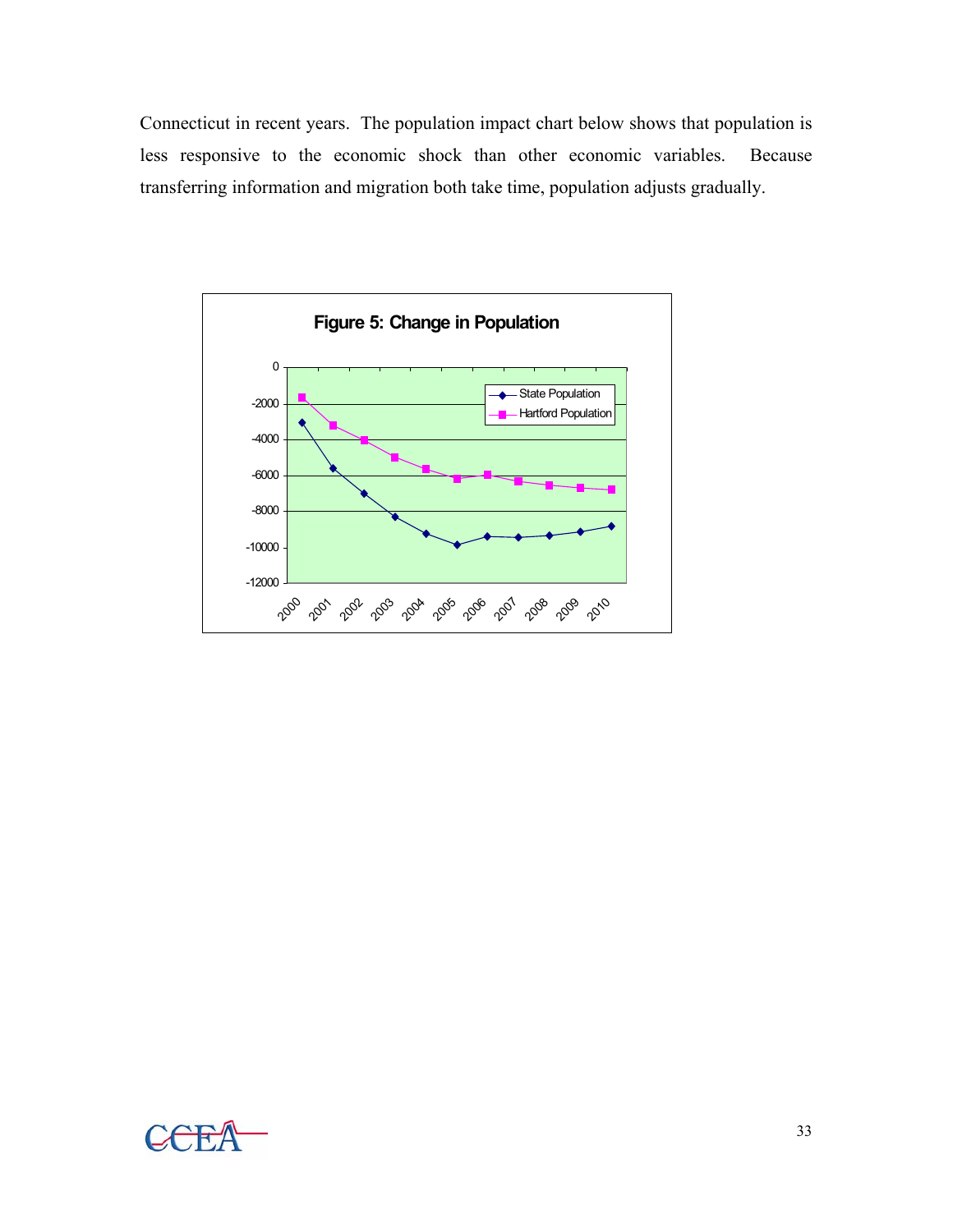Connecticut in recent years. The population impact chart below shows that population is less responsive to the economic shock than other economic variables. Because transferring information and migration both take time, population adjusts gradually.

**Figure 5: Change in Population**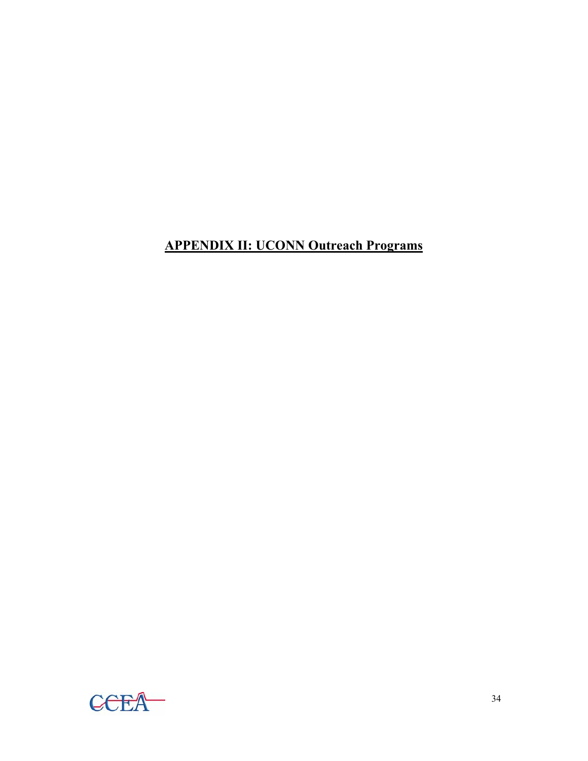# **APPENDIX II: UCONN Outreach Programs**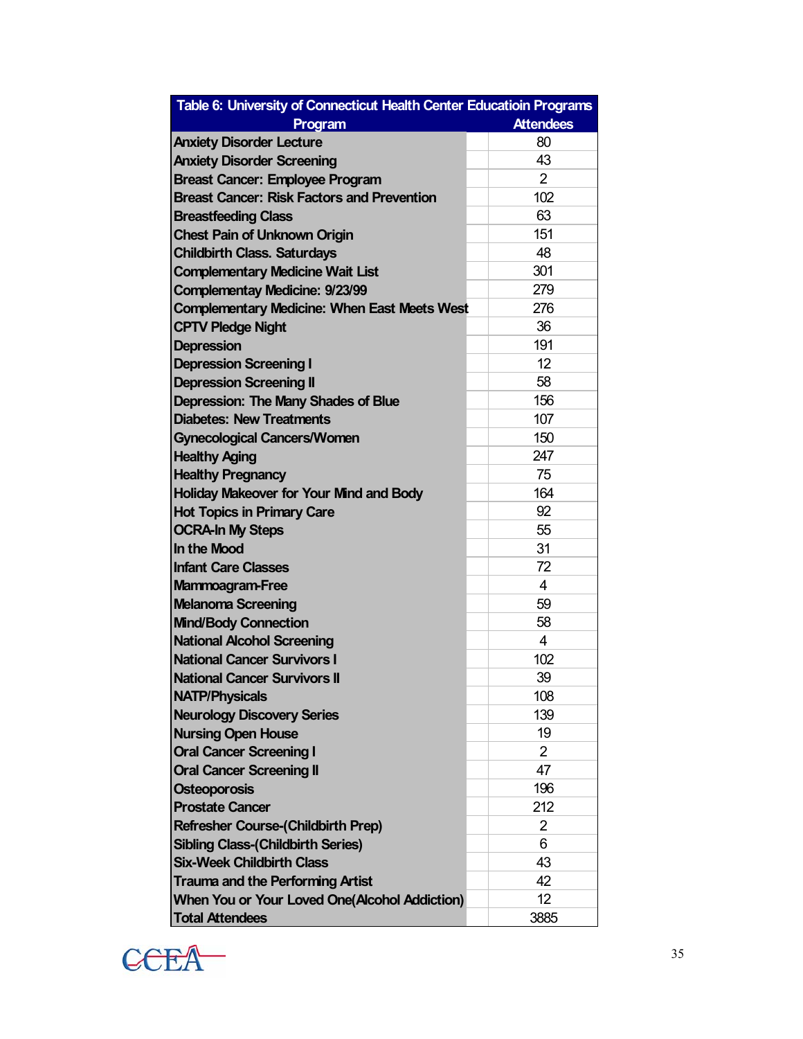| Table 6: University of Connecticut Health Center Educatioin Programs | |
|---|---|
| **Program** | **Attendees** |
| Anxiety Disorder Lecture | 80 |
| Anxiety Disorder Screening | 43 |
| Breast Cancer: Employee Program | 2 |
| Breast Cancer: Risk Factors and Prevention | 102 |
| Breastfeeding Class | 63 |
| Chest Pain of Unknown Origin | 151 |
| Childbirth Class. Saturdays | 48 |
| Complementary Medicine Wait List | 301 |
| Complementay Medicine: 9/23/99 | 279 |
| Complementary Medicine: When East Meets West | 276 |
| CPTV Pledge Night | 36 |
| Depression | 191 |
| Depression Screening I | 12 |
| Depression Screening II | 58 |
| Depression: The Many Shades of Blue | 156 |
| Diabetes: New Treatments | 107 |
| Gynecological Cancers/Women | 150 |
| Healthy Aging | 247 |
| Healthy Pregnancy | 75 |
| Holiday Makeover for Your Mind and Body | 164 |
| Hot Topics in Primary Care | 92 |
| OCRA-In My Steps | 55 |
| In the Mood | 31 |
| Infant Care Classes | 72 |
| Mammogram-Free | 4 |
| Melanoma Screening | 59 |
| Mind/Body Connection | 58 |
| National Alcohol Screening | 4 |
| National Cancer Survivors I | 102 |
| National Cancer Survivors II | 39 |
| NATP/Physicals | 108 |
| Neurology Discovery Series | 139 |
| Nursing Open House | 19 |
| Oral Cancer Screening I | 2 |
| Oral Cancer Screening II | 47 |
| Osteoporosis | 196 |
| Prostate Cancer | 212 |
| Refresher Course-(Childbirth Prep) | 2 |
| Sibling Class-(Childbirth Series) | 6 |
| Six-Week Childbirth Class | 43 |
| Trauma and the Performing Artist | 42 |
| When You or Your Loved One(Alcohol Addiction) | 12 |
| Total Attendees | 3885 |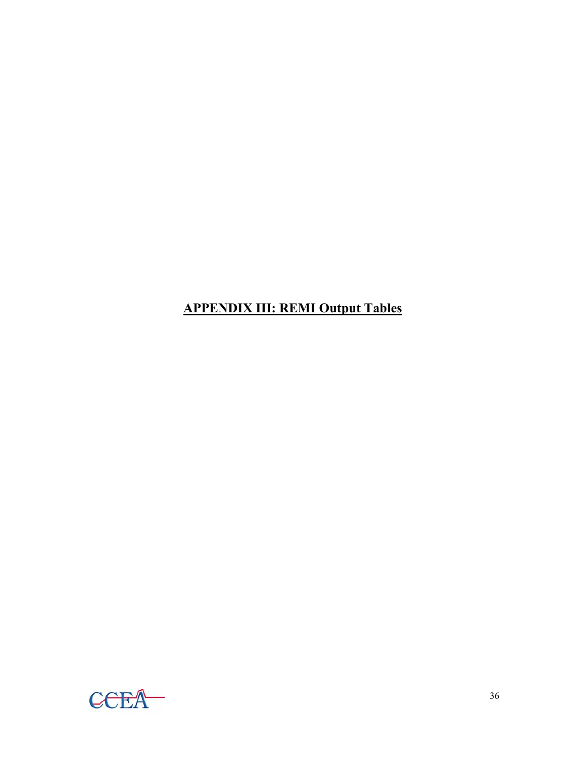# APPENDIX III: REMI Output Tables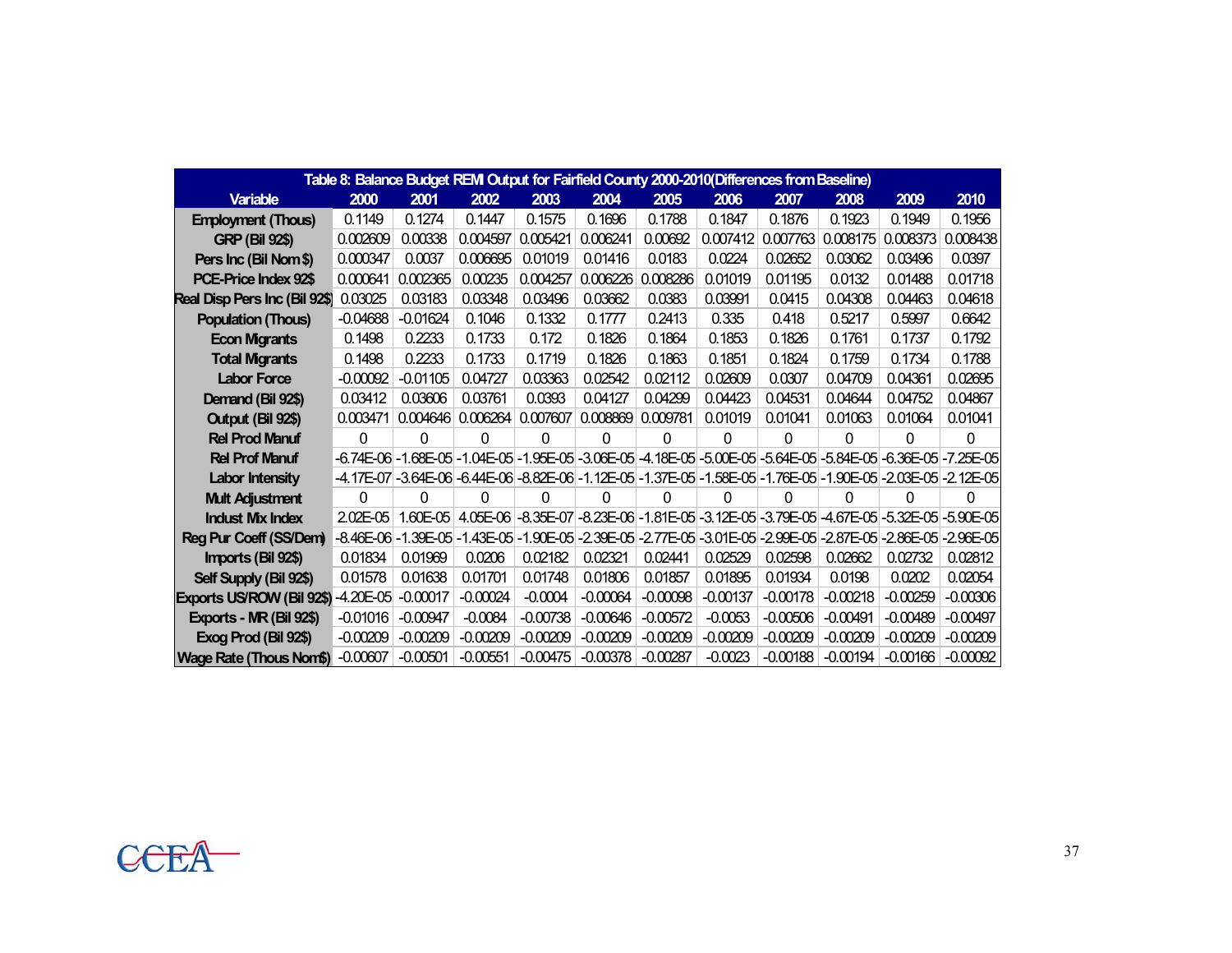| Table 8: Balance Budget REMI Output for Fairfield County 2000-2010(Differences from Baseline) | | | | | | | | | | | |
|---|---|---|---|---|---|---|---|---|---|---|---|
| Variable | 2000 | 2001 | 2002 | 2003 | 2004 | 2005 | 2006 | 2007 | 2008 | 2009 | 2010 |
| Employment (Thous) | 0.1149 | 0.1274 | 0.1447 | 0.1575 | 0.1696 | 0.1788 | 0.1847 | 0.1876 | 0.1923 | 0.1949 | 0.1956 |
| GRP (Bil 92$) | 0.002609 | 0.00338 | 0.004597 | 0.005421 | 0.006241 | 0.00692 | 0.007412 | 0.007763 | 0.008175 | 0.008373 | 0.008438 |
| Pers Inc (Bil Nom $) | 0.000347 | 0.0037 | 0.006695 | 0.01019 | 0.01416 | 0.0183 | 0.0224 | 0.02652 | 0.03062 | 0.03496 | 0.0397 |
| PCE-Price Index 92$ | 0.000641 | 0.002365 | 0.00235 | 0.004257 | 0.006226 | 0.008286 | 0.01019 | 0.01195 | 0.0132 | 0.01488 | 0.01718 |
| Real Disp Pers Inc (Bil 92$) | 0.03025 | 0.03183 | 0.03348 | 0.03496 | 0.03662 | 0.0383 | 0.03991 | 0.0415 | 0.04308 | 0.04463 | 0.04618 |
| Population (Thous) | -0.04688 | -0.01624 | 0.1046 | 0.1332 | 0.1777 | 0.2413 | 0.335 | 0.418 | 0.5217 | 0.5997 | 0.6642 |
| Econ Migrants | 0.1498 | 0.2233 | 0.1733 | 0.172 | 0.1826 | 0.1864 | 0.1853 | 0.1826 | 0.1761 | 0.1737 | 0.1792 |
| Total Migrants | 0.1498 | 0.2233 | 0.1733 | 0.1719 | 0.1826 | 0.1863 | 0.1851 | 0.1824 | 0.1759 | 0.1734 | 0.1788 |
| Labor Force | -0.00092 | -0.01105 | 0.04727 | 0.03363 | 0.02542 | 0.02112 | 0.02609 | 0.0307 | 0.04709 | 0.04361 | 0.02695 |
| Demand (Bil 92$) | 0.03412 | 0.03606 | 0.03761 | 0.0393 | 0.04127 | 0.04299 | 0.04423 | 0.04531 | 0.04644 | 0.04752 | 0.04867 |
| Output (Bil 92$) | 0.003471 | 0.004646 | 0.006264 | 0.007607 | 0.008869 | 0.009781 | 0.01019 | 0.01041 | 0.01063 | 0.01064 | 0.01041 |
| Rel Prod Manuf | 0 | 0 | 0 | 0 | 0 | 0 | 0 | 0 | 0 | 0 | 0 |
| Rel Prof Manuf | -6.74E-06 | -1.68E-05 | -1.04E-05 | -1.95E-05 | -3.06E-05 | -4.18E-05 | -5.00E-05 | -5.64E-05 | -5.84E-05 | -6.36E-05 | -7.25E-05 |
| Labor Intensity | -4.17E-07 | -3.64E-06 | -6.44E-06 | -8.82E-06 | -1.12E-05 | -1.37E-05 | -1.58E-05 | -1.76E-05 | -1.90E-05 | -2.03E-05 | -2.12E-05 |
| Mult Adjustment | 0 | 0 | 0 | 0 | 0 | 0 | 0 | 0 | 0 | 0 | 0 |
| Indust Mix Index | 2.02E-05 | 1.60E-05 | 4.05E-06 | -8.35E-07 | -8.23E-06 | -1.81E-05 | -3.12E-05 | -3.79E-05 | -4.67E-05 | -5.32E-05 | -5.90E-05 |
| Reg Pur Coeff (SS/Dem) | -8.46E-06 | -1.39E-05 | -1.43E-05 | -1.90E-05 | -2.39E-05 | -2.77E-05 | -3.01E-05 | -2.99E-05 | -2.87E-05 | -2.86E-05 | -2.96E-05 |
| Imports (Bil 92$) | 0.01834 | 0.01969 | 0.0206 | 0.02182 | 0.02321 | 0.02441 | 0.02529 | 0.02598 | 0.02662 | 0.02732 | 0.02812 |
| Self Supply (Bil 92$) | 0.01578 | 0.01638 | 0.01701 | 0.01748 | 0.01806 | 0.01857 | 0.01895 | 0.01934 | 0.0198 | 0.0202 | 0.02054 |
| Exports US/ROW (Bil 92$) | -4.20E-05 | -0.00017 | -0.00024 | -0.0004 | -0.00064 | -0.00098 | -0.00137 | -0.00178 | -0.00218 | -0.00259 | -0.00306 |
| Exports - MR (Bil 92$) | -0.01016 | -0.00947 | -0.0084 | -0.00738 | -0.00646 | -0.00572 | -0.0053 | -0.00506 | -0.00491 | -0.00489 | -0.00497 |
| Exog Prod (Bil 92$) | -0.00209 | -0.00209 | -0.00209 | -0.00209 | -0.00209 | -0.00209 | -0.00209 | -0.00209 | -0.00209 | -0.00209 | -0.00209 |
| Wage Rate (Thous Nom$) | -0.00607 | -0.00501 | -0.00551 | -0.00475 | -0.00378 | -0.00287 | -0.0023 | -0.00188 | -0.00194 | -0.00166 | -0.00092 |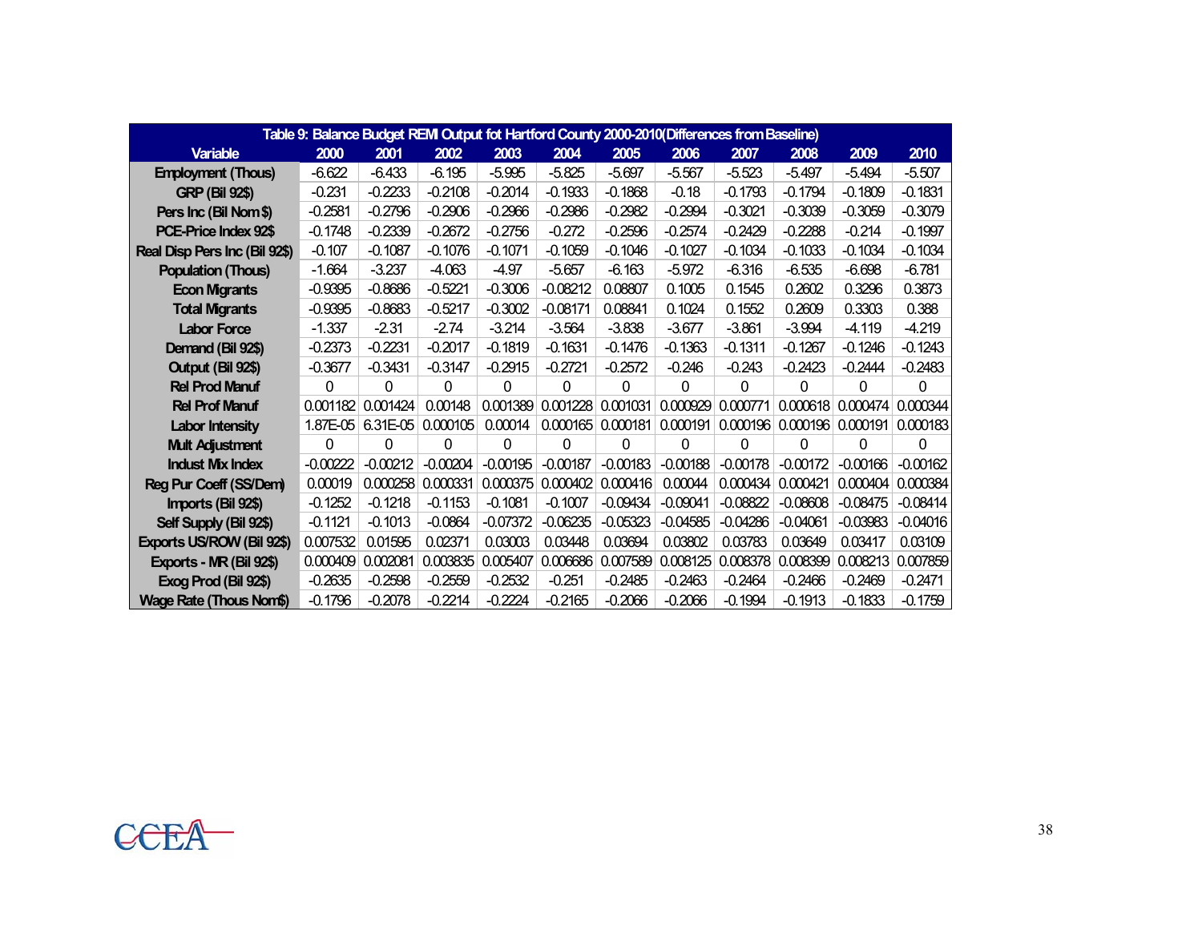| Table 9: Balance Budget REMI Output fot Hartford County 2000-2010(Differences from Baseline) | | | | | | | | | | | |
|---|---|---|---|---|---|---|---|---|---|---|---|
| Variable | 2000 | 2001 | 2002 | 2003 | 2004 | 2005 | 2006 | 2007 | 2008 | 2009 | 2010 |
| Employment (Thous) | -6.622 | -6.433 | -6.195 | -5.995 | -5.825 | -5.697 | -5.567 | -5.523 | -5.497 | -5.494 | -5.507 |
| GRP (Bil 92$) | -0.231 | -0.2233 | -0.2108 | -0.2014 | -0.1933 | -0.1868 | -0.18 | -0.1793 | -0.1794 | -0.1809 | -0.1831 |
| Pers Inc (Bil Nom $) | -0.2581 | -0.2796 | -0.2906 | -0.2966 | -0.2986 | -0.2982 | -0.2994 | -0.3021 | -0.3039 | -0.3059 | -0.3079 |
| PCE-Price Index 92$ | -0.1748 | -0.2339 | -0.2672 | -0.2756 | -0.272 | -0.2596 | -0.2574 | -0.2429 | -0.2288 | -0.214 | -0.1997 |
| Real Disp Pers Inc (Bil 92$) | -0.107 | -0.1087 | -0.1076 | -0.1071 | -0.1059 | -0.1046 | -0.1027 | -0.1034 | -0.1033 | -0.1034 | -0.1034 |
| Population (Thous) | -1.664 | -3.237 | -4.063 | -4.97 | -5.657 | -6.163 | -5.972 | -6.316 | -6.535 | -6.698 | -6.781 |
| Econ Migrants | -0.9395 | -0.8686 | -0.5221 | -0.3006 | -0.08212 | 0.08807 | 0.1005 | 0.1545 | 0.2602 | 0.3296 | 0.3873 |
| Total Migrants | -0.9395 | -0.8683 | -0.5217 | -0.3002 | -0.08171 | 0.08841 | 0.1024 | 0.1552 | 0.2609 | 0.3303 | 0.388 |
| Labor Force | -1.337 | -2.31 | -2.74 | -3.214 | -3.564 | -3.838 | -3.677 | -3.861 | -3.994 | -4.119 | -4.219 |
| Demand (Bil 92$) | -0.2373 | -0.2231 | -0.2017 | -0.1819 | -0.1631 | -0.1476 | -0.1363 | -0.1311 | -0.1267 | -0.1246 | -0.1243 |
| Output (Bil 92$) | -0.3677 | -0.3431 | -0.3147 | -0.2915 | -0.2721 | -0.2572 | -0.246 | -0.243 | -0.2423 | -0.2444 | -0.2483 |
| Rel Prod Manuf | 0 | 0 | 0 | 0 | 0 | 0 | 0 | 0 | 0 | 0 | 0 |
| Rel Prof Manuf | 0.001182 | 0.001424 | 0.00148 | 0.001389 | 0.001228 | 0.001031 | 0.000929 | 0.000771 | 0.000618 | 0.000474 | 0.000344 |
| Labor Intensity | 1.87E-05 | 6.31E-05 | 0.000105 | 0.00014 | 0.000165 | 0.000181 | 0.000191 | 0.000196 | 0.000196 | 0.000191 | 0.000183 |
| Mult Adjustment | 0 | 0 | 0 | 0 | 0 | 0 | 0 | 0 | 0 | 0 | 0 |
| Indust Mix Index | -0.00222 | -0.00212 | -0.00204 | -0.00195 | -0.00187 | -0.00183 | -0.00188 | -0.00178 | -0.00172 | -0.00166 | -0.00162 |
| Reg Pur Coeff (SS/Dem) | 0.00019 | 0.000258 | 0.000331 | 0.000375 | 0.000402 | 0.000416 | 0.00044 | 0.000434 | 0.000421 | 0.000404 | 0.000384 |
| Imports (Bil 92$) | -0.1252 | -0.1218 | -0.1153 | -0.1081 | -0.1007 | -0.09434 | -0.09041 | -0.08822 | -0.08608 | -0.08475 | -0.08414 |
| Self Supply (Bil 92$) | -0.1121 | -0.1013 | -0.0864 | -0.07372 | -0.06235 | -0.05323 | -0.04585 | -0.04286 | -0.04061 | -0.03983 | -0.04016 |
| Exports US/ROW (Bil 92$) | 0.007532 | 0.01595 | 0.02371 | 0.03003 | 0.03448 | 0.03694 | 0.03802 | 0.03783 | 0.03649 | 0.03417 | 0.03109 |
| Exports - MR (Bil 92$) | 0.000409 | 0.002081 | 0.003835 | 0.005407 | 0.006686 | 0.007589 | 0.008125 | 0.008378 | 0.008399 | 0.008213 | 0.007859 |
| Exog Prod (Bil 92$) | -0.2635 | -0.2598 | -0.2559 | -0.2532 | -0.251 | -0.2485 | -0.2463 | -0.2464 | -0.2466 | -0.2469 | -0.2471 |
| Wage Rate (Thous Nom$) | -0.1796 | -0.2078 | -0.2214 | -0.2224 | -0.2165 | -0.2066 | -0.2066 | -0.1994 | -0.1913 | -0.1833 | -0.1759 |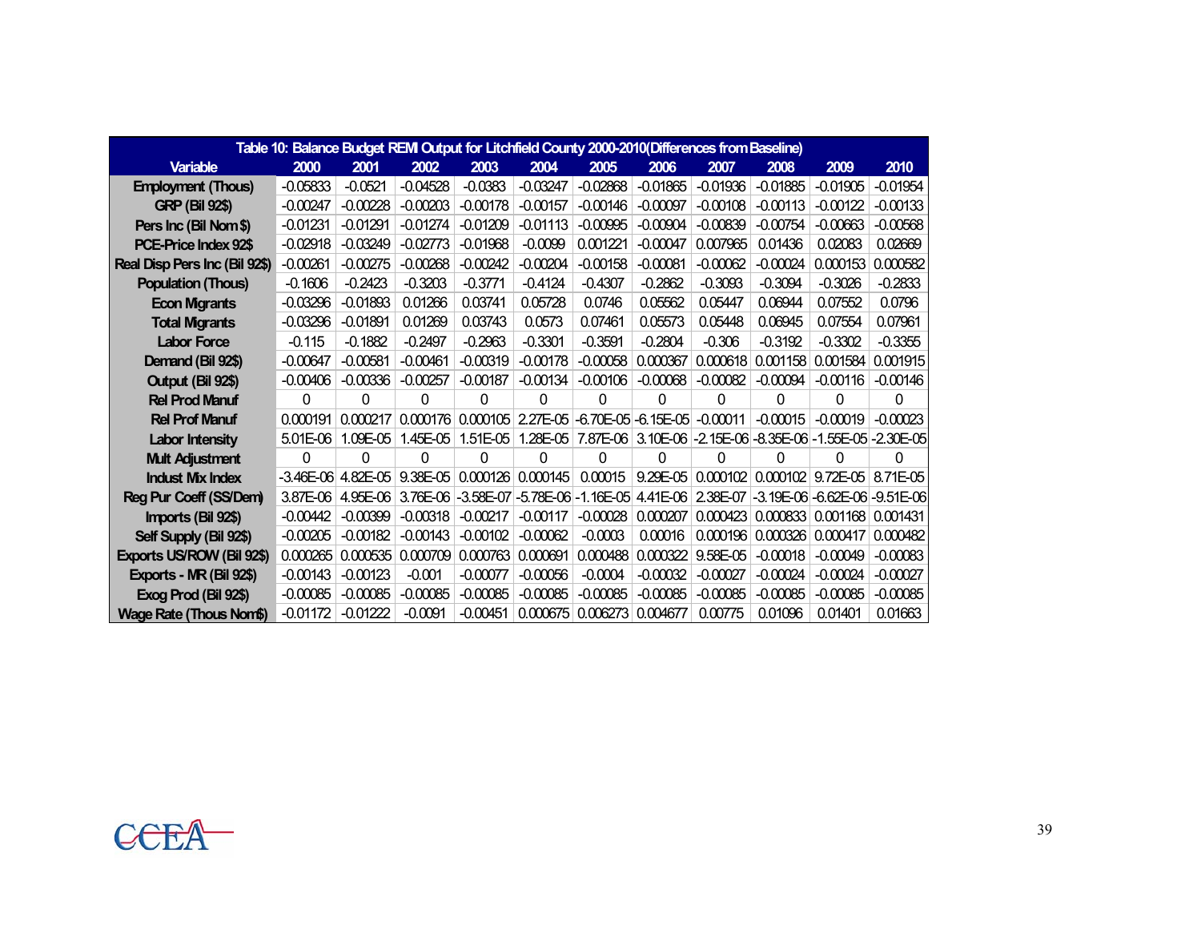| Table 10: Balance Budget REMI Output for Litchfield County 2000-2010(Differences from Baseline) | | | | | | | | | | | |
|---|---|---|---|---|---|---|---|---|---|---|---|
| Variable | 2000 | 2001 | 2002 | 2003 | 2004 | 2005 | 2006 | 2007 | 2008 | 2009 | 2010 |
| Employment (Thous) | -0.05833 | -0.0521 | -0.04528 | -0.0383 | -0.03247 | -0.02868 | -0.01865 | -0.01936 | -0.01885 | -0.01905 | -0.01954 |
| GRP (Bil 92$) | -0.00247 | -0.00228 | -0.00203 | -0.00178 | -0.00157 | -0.00146 | -0.00097 | -0.00108 | -0.00113 | -0.00122 | -0.00133 |
| Pers Inc (Bil Nom $) | -0.01231 | -0.01291 | -0.01274 | -0.01209 | -0.01113 | -0.00995 | -0.00904 | -0.00839 | -0.00754 | -0.00663 | -0.00568 |
| PCE-Price Index 92$ | -0.02918 | -0.03249 | -0.02773 | -0.01968 | -0.0099 | 0.001221 | -0.00047 | 0.007965 | 0.01436 | 0.02083 | 0.02669 |
| Real Disp Pers Inc (Bil 92$) | -0.00261 | -0.00275 | -0.00268 | -0.00242 | -0.00204 | -0.00158 | -0.00081 | -0.00062 | -0.00024 | 0.000153 | 0.000582 |
| Population (Thous) | -0.1606 | -0.2423 | -0.3203 | -0.3771 | -0.4124 | -0.4307 | -0.2862 | -0.3093 | -0.3094 | -0.3026 | -0.2833 |
| Econ Migrants | -0.03296 | -0.01893 | 0.01266 | 0.03741 | 0.05728 | 0.0746 | 0.05562 | 0.05447 | 0.06944 | 0.07552 | 0.0796 |
| Total Migrants | -0.03296 | -0.01891 | 0.01269 | 0.03743 | 0.0573 | 0.07461 | 0.05573 | 0.05448 | 0.06945 | 0.07554 | 0.07961 |
| Labor Force | -0.115 | -0.1882 | -0.2497 | -0.2963 | -0.3301 | -0.3591 | -0.2804 | -0.306 | -0.3192 | -0.3302 | -0.3355 |
| Demand (Bil 92$) | -0.00647 | -0.00581 | -0.00461 | -0.00319 | -0.00178 | -0.00058 | 0.000367 | 0.000618 | 0.001158 | 0.001584 | 0.001915 |
| Output (Bil 92$) | -0.00406 | -0.00336 | -0.00257 | -0.00187 | -0.00134 | -0.00106 | -0.00068 | -0.00082 | -0.00094 | -0.00116 | -0.00146 |
| Rel Prod Manuf | 0 | 0 | 0 | 0 | 0 | 0 | 0 | 0 | 0 | 0 | 0 |
| Rel Prof Manuf | 0.000191 | 0.000217 | 0.000176 | 0.000105 | 2.27E-05 | -6.70E-05 | -6.15E-05 | -0.00011 | -0.00015 | -0.00019 | -0.00023 |
| Labor Intensity | 5.01E-06 | 1.09E-05 | 1.45E-05 | 1.51E-05 | 1.28E-05 | 7.87E-06 | 3.10E-06 | -2.15E-06 | -8.35E-06 | -1.55E-05 | -2.30E-05 |
| Mult Adjustment | 0 | 0 | 0 | 0 | 0 | 0 | 0 | 0 | 0 | 0 | 0 |
| Indust Mix Index | -3.46E-06 | 4.82E-05 | 9.38E-05 | 0.000126 | 0.000145 | 0.00015 | 9.29E-05 | 0.000102 | 0.000102 | 9.72E-05 | 8.71E-05 |
| Reg Pur Coeff (SS/Dem) | 3.87E-06 | 4.95E-06 | 3.76E-06 | -3.58E-07 | -5.78E-06 | -1.16E-05 | 4.41E-06 | 2.38E-07 | -3.19E-06 | -6.62E-06 | -9.51E-06 |
| Imports (Bil 92$) | -0.00442 | -0.00399 | -0.00318 | -0.00217 | -0.00117 | -0.00028 | 0.000207 | 0.000423 | 0.000833 | 0.001168 | 0.001431 |
| Self Supply (Bil 92$) | -0.00205 | -0.00182 | -0.00143 | -0.00102 | -0.00062 | -0.0003 | 0.00016 | 0.000196 | 0.000326 | 0.000417 | 0.000482 |
| Exports US/ROW (Bil 92$) | 0.000265 | 0.000535 | 0.000709 | 0.000763 | 0.000691 | 0.000488 | 0.000322 | 9.58E-05 | -0.00018 | -0.00049 | -0.00083 |
| Exports - MR (Bil 92$) | -0.00143 | -0.00123 | -0.001 | -0.00077 | -0.00056 | -0.0004 | -0.00032 | -0.00027 | -0.00024 | -0.00024 | -0.00027 |
| Exog Prod (Bil 92$) | -0.00085 | -0.00085 | -0.00085 | -0.00085 | -0.00085 | -0.00085 | -0.00085 | -0.00085 | -0.00085 | -0.00085 | -0.00085 |
| Wage Rate (Thous Nom$) | -0.01172 | -0.01222 | -0.0091 | -0.00451 | 0.000675 | 0.006273 | 0.004677 | 0.00775 | 0.01096 | 0.01401 | 0.01663 |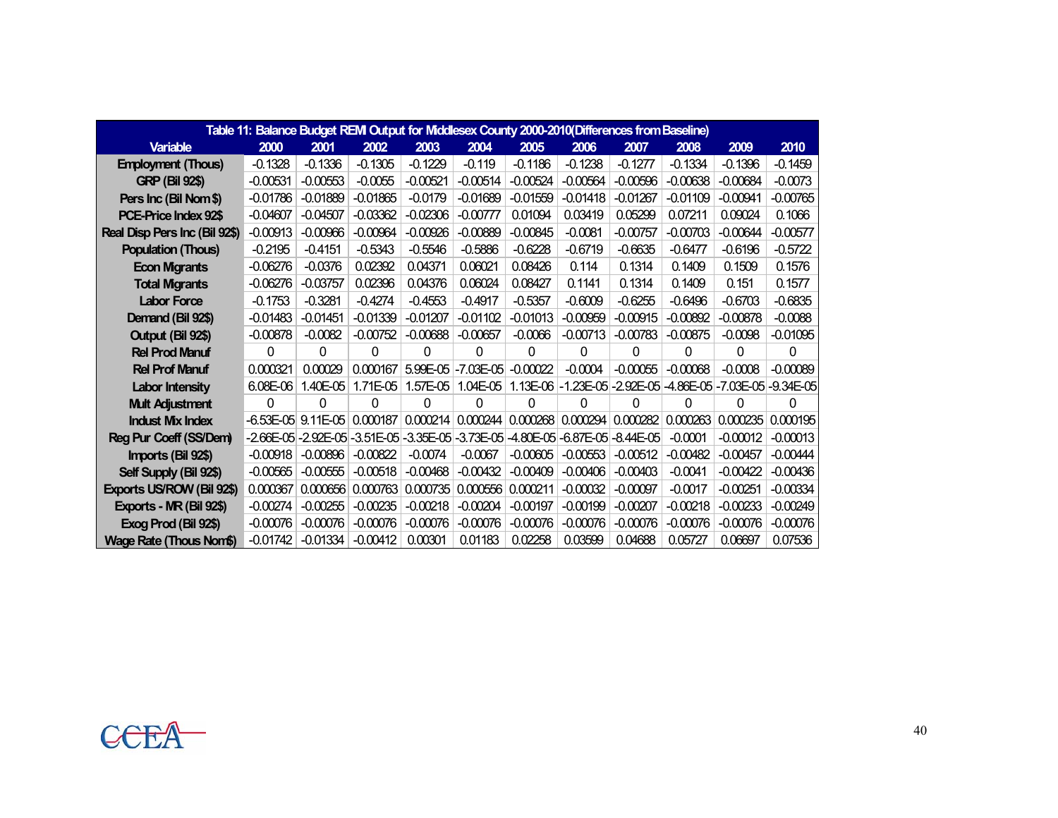**Table 11: Balance Budget REMI Output for Middlesex County 2000-2010(Differences from Baseline)**

| Variable | 2000 | 2001 | 2002 | 2003 | 2004 | 2005 | 2006 | 2007 | 2008 | 2009 | 2010 |
|---|---|---|---|---|---|---|---|---|---|---|---|
| Employment (Thous) | -0.1328 | -0.1336 | -0.1305 | -0.1229 | -0.119 | -0.1186 | -0.1238 | -0.1277 | -0.1334 | -0.1396 | -0.1459 |
| GRP (Bil 92$) | -0.00531 | -0.00553 | -0.0055 | -0.00521 | -0.00514 | -0.00524 | -0.00564 | -0.00596 | -0.00638 | -0.00684 | -0.0073 |
| Pers Inc (Bil Nom $) | -0.01786 | -0.01889 | -0.01865 | -0.0179 | -0.01689 | -0.01559 | -0.01418 | -0.01267 | -0.01109 | -0.00941 | -0.00765 |
| PCE-Price Index 92$ | -0.04607 | -0.04507 | -0.03362 | -0.02306 | -0.00777 | 0.01094 | 0.03419 | 0.05299 | 0.07211 | 0.09024 | 0.1066 |
| Real Disp Pers Inc (Bil 92$) | -0.00913 | -0.00966 | -0.00964 | -0.00926 | -0.00889 | -0.00845 | -0.0081 | -0.00757 | -0.00703 | -0.00644 | -0.00577 |
| Population (Thous) | -0.2195 | -0.4151 | -0.5343 | -0.5546 | -0.5886 | -0.6228 | -0.6719 | -0.6635 | -0.6477 | -0.6196 | -0.5722 |
| Econ Migrants | -0.06276 | -0.0376 | 0.02392 | 0.04371 | 0.06021 | 0.08426 | 0.114 | 0.1314 | 0.1409 | 0.1509 | 0.1576 |
| Total Migrants | -0.06276 | -0.03757 | 0.02396 | 0.04376 | 0.06024 | 0.08427 | 0.1141 | 0.1314 | 0.1409 | 0.151 | 0.1577 |
| Labor Force | -0.1753 | -0.3281 | -0.4274 | -0.4553 | -0.4917 | -0.5357 | -0.6009 | -0.6255 | -0.6496 | -0.6703 | -0.6835 |
| Demand (Bil 92$) | -0.01483 | -0.01451 | -0.01339 | -0.01207 | -0.01102 | -0.01013 | -0.00959 | -0.00915 | -0.00892 | -0.00878 | -0.0088 |
| Output (Bil 92$) | -0.00878 | -0.0082 | -0.00752 | -0.00688 | -0.00657 | -0.0066 | -0.00713 | -0.00783 | -0.00875 | -0.0098 | -0.01095 |
| Rel Prod Manuf | 0 | 0 | 0 | 0 | 0 | 0 | 0 | 0 | 0 | 0 | 0 |
| Rel Prof Manuf | 0.000321 | 0.00029 | 0.000167 | 5.99E-05 | -7.03E-05 | -0.00022 | -0.0004 | -0.00055 | -0.00068 | -0.0008 | -0.00089 |
| Labor Intensity | 6.08E-06 | 1.40E-05 | 1.71E-05 | 1.57E-05 | 1.04E-05 | 1.13E-06 | -1.23E-05 | -2.92E-05 | -4.86E-05 | -7.03E-05 | -9.34E-05 |
| Mult Adjustment | 0 | 0 | 0 | 0 | 0 | 0 | 0 | 0 | 0 | 0 | 0 |
| Indust Mix Index | -6.53E-05 | 9.11E-05 | 0.000187 | 0.000214 | 0.000244 | 0.000268 | 0.000294 | 0.000282 | 0.000263 | 0.000235 | 0.000195 |
| Reg Pur Coeff (SS/Dem) | -2.66E-05 | -2.92E-05 | -3.51E-05 | -3.35E-05 | -3.73E-05 | -4.80E-05 | -6.87E-05 | -8.44E-05 | -0.0001 | -0.00012 | -0.00013 |
| Imports (Bil 92$) | -0.00918 | -0.00896 | -0.00822 | -0.0074 | -0.0067 | -0.00605 | -0.00553 | -0.00512 | -0.00482 | -0.00457 | -0.00444 |
| Self Supply (Bil 92$) | -0.00565 | -0.00555 | -0.00518 | -0.00468 | -0.00432 | -0.00409 | -0.00406 | -0.00403 | -0.0041 | -0.00422 | -0.00436 |
| Exports US/ROW (Bil 92$) | 0.000367 | 0.000656 | 0.000763 | 0.000735 | 0.000556 | 0.000211 | -0.00032 | -0.00097 | -0.0017 | -0.00251 | -0.00334 |
| Exports - MR (Bil 92$) | -0.00274 | -0.00255 | -0.00235 | -0.00218 | -0.00204 | -0.00197 | -0.00199 | -0.00207 | -0.00218 | -0.00233 | -0.00249 |
| Exog Prod (Bil 92$) | -0.00076 | -0.00076 | -0.00076 | -0.00076 | -0.00076 | -0.00076 | -0.00076 | -0.00076 | -0.00076 | -0.00076 | -0.00076 |
| Wage Rate (Thous Nom$) | -0.01742 | -0.01334 | -0.00412 | 0.00301 | 0.01183 | 0.02258 | 0.03599 | 0.04688 | 0.05727 | 0.06697 | 0.07536 |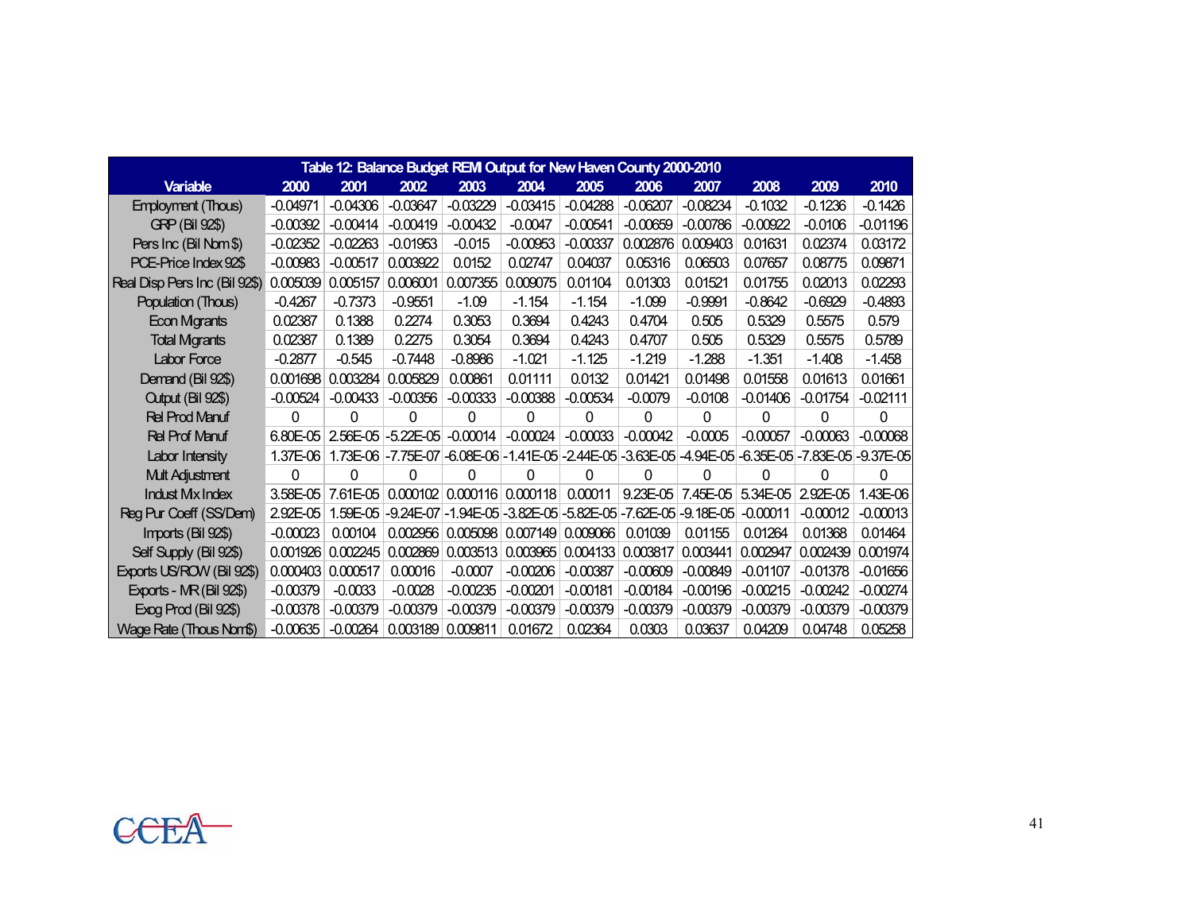| Table 12: Balance Budget REMI Output for New Haven County 2000-2010 | | | | | | | | | | | |
|---|---|---|---|---|---|---|---|---|---|---|---|
| Variable | 2000 | 2001 | 2002 | 2003 | 2004 | 2005 | 2006 | 2007 | 2008 | 2009 | 2010 |
| Employment (Thous) | -0.04971 | -0.04306 | -0.03647 | -0.03229 | -0.03415 | -0.04288 | -0.06207 | -0.08234 | -0.1032 | -0.1236 | -0.1426 |
| GRP (Bil 92$) | -0.00392 | -0.00414 | -0.00419 | -0.00432 | -0.0047 | -0.00541 | -0.00659 | -0.00786 | -0.00922 | -0.0106 | -0.01196 |
| Pers Inc (Bil Nom $) | -0.02352 | -0.02263 | -0.01953 | -0.015 | -0.00953 | -0.00337 | 0.002876 | 0.009403 | 0.01631 | 0.02374 | 0.03172 |
| PCE-Price Index 92$ | -0.00983 | -0.00517 | 0.003922 | 0.0152 | 0.02747 | 0.04037 | 0.05316 | 0.06503 | 0.07657 | 0.08775 | 0.09871 |
| Real Disp Pers Inc (Bil 92$) | 0.005039 | 0.005157 | 0.006001 | 0.007355 | 0.009075 | 0.01104 | 0.01303 | 0.01521 | 0.01755 | 0.02013 | 0.02293 |
| Population (Thous) | -0.4267 | -0.7373 | -0.9551 | -1.09 | -1.154 | -1.154 | -1.099 | -0.9991 | -0.8642 | -0.6929 | -0.4893 |
| Econ Migrants | 0.02387 | 0.1388 | 0.2274 | 0.3053 | 0.3694 | 0.4243 | 0.4704 | 0.505 | 0.5329 | 0.5575 | 0.579 |
| Total Migrants | 0.02387 | 0.1389 | 0.2275 | 0.3054 | 0.3694 | 0.4243 | 0.4707 | 0.505 | 0.5329 | 0.5575 | 0.5789 |
| Labor Force | -0.2877 | -0.545 | -0.7448 | -0.8986 | -1.021 | -1.125 | -1.219 | -1.288 | -1.351 | -1.408 | -1.458 |
| Demand (Bil 92$) | 0.001698 | 0.003284 | 0.005829 | 0.00861 | 0.01111 | 0.0132 | 0.01421 | 0.01498 | 0.01558 | 0.01613 | 0.01661 |
| Output (Bil 92$) | -0.00524 | -0.00433 | -0.00356 | -0.00333 | -0.00388 | -0.00534 | -0.0079 | -0.0108 | -0.01406 | -0.01754 | -0.02111 |
| Rel Prod Manuf | 0 | 0 | 0 | 0 | 0 | 0 | 0 | 0 | 0 | 0 | 0 |
| Rel Prof Manuf | 6.80E-05 | 2.56E-05 | -5.22E-05 | -0.00014 | -0.00024 | -0.00033 | -0.00042 | -0.0005 | -0.00057 | -0.00063 | -0.00068 |
| Labor Intensity | 1.37E-06 | 1.73E-06 | -7.75E-07 | -6.08E-06 | -1.41E-05 | -2.44E-05 | -3.63E-05 | -4.94E-05 | -6.35E-05 | -7.83E-05 | -9.37E-05 |
| Mult Adjustment | 0 | 0 | 0 | 0 | 0 | 0 | 0 | 0 | 0 | 0 | 0 |
| Indust Mix Index | 3.58E-05 | 7.61E-05 | 0.000102 | 0.000116 | 0.000118 | 0.00011 | 9.23E-05 | 7.45E-05 | 5.34E-05 | 2.92E-05 | 1.43E-06 |
| Reg Pur Coeff (SS/Dem) | 2.92E-05 | 1.59E-05 | -9.24E-07 | -1.94E-05 | -3.82E-05 | -5.82E-05 | -7.62E-05 | -9.18E-05 | -0.00011 | -0.00012 | -0.00013 |
| Imports (Bil 92$) | -0.00023 | 0.00104 | 0.002956 | 0.005098 | 0.007149 | 0.009066 | 0.01039 | 0.01155 | 0.01264 | 0.01368 | 0.01464 |
| Self Supply (Bil 92$) | 0.001926 | 0.002245 | 0.002869 | 0.003513 | 0.003965 | 0.004133 | 0.003817 | 0.003441 | 0.002947 | 0.002439 | 0.001974 |
| Exports US/ROW (Bil 92$) | 0.000403 | 0.000517 | 0.00016 | -0.0007 | -0.00206 | -0.00387 | -0.00609 | -0.00849 | -0.01107 | -0.01378 | -0.01656 |
| Exports - MR (Bil 92$) | -0.00379 | -0.0033 | -0.0028 | -0.00235 | -0.00201 | -0.00181 | -0.00184 | -0.00196 | -0.00215 | -0.00242 | -0.00274 |
| Exog Prod (Bil 92$) | -0.00378 | -0.00379 | -0.00379 | -0.00379 | -0.00379 | -0.00379 | -0.00379 | -0.00379 | -0.00379 | -0.00379 | -0.00379 |
| Wage Rate (Thous Nom$) | -0.00635 | -0.00264 | 0.003189 | 0.009811 | 0.01672 | 0.02364 | 0.0303 | 0.03637 | 0.04209 | 0.04748 | 0.05258 |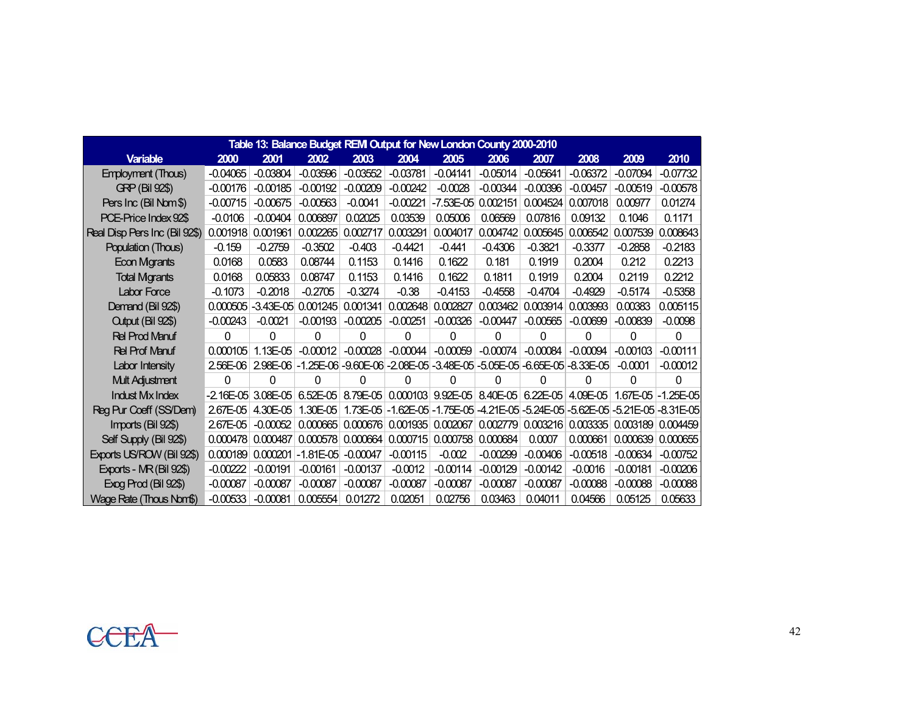| Table 13: Balance Budget REMI Output for New London County 2000-2010 | | | | | | | | | | | |
|---|---|---|---|---|---|---|---|---|---|---|---|
| Variable | 2000 | 2001 | 2002 | 2003 | 2004 | 2005 | 2006 | 2007 | 2008 | 2009 | 2010 |
| Employment (Thous) | -0.04065 | -0.03804 | -0.03596 | -0.03552 | -0.03781 | -0.04141 | -0.05014 | -0.05641 | -0.06372 | -0.07094 | -0.07732 |
| GRP (Bil 92$) | -0.00176 | -0.00185 | -0.00192 | -0.00209 | -0.00242 | -0.0028 | -0.00344 | -0.00396 | -0.00457 | -0.00519 | -0.00578 |
| Pers Inc (Bil Nom $) | -0.00715 | -0.00675 | -0.00563 | -0.0041 | -0.00221 | -7.53E-05 | 0.002151 | 0.004524 | 0.007018 | 0.00977 | 0.01274 |
| PCE-Price Index 92$ | -0.0106 | -0.00404 | 0.006897 | 0.02025 | 0.03539 | 0.05006 | 0.06569 | 0.07816 | 0.09132 | 0.1046 | 0.1171 |
| Real Disp Pers Inc (Bil 92$) | 0.001918 | 0.001961 | 0.002265 | 0.002717 | 0.003291 | 0.004017 | 0.004742 | 0.005645 | 0.006542 | 0.007539 | 0.008643 |
| Population (Thous) | -0.159 | -0.2759 | -0.3502 | -0.403 | -0.4421 | -0.441 | -0.4306 | -0.3821 | -0.3377 | -0.2858 | -0.2183 |
| Econ Migrants | 0.0168 | 0.0583 | 0.08744 | 0.1153 | 0.1416 | 0.1622 | 0.181 | 0.1919 | 0.2004 | 0.212 | 0.2213 |
| Total Migrants | 0.0168 | 0.05833 | 0.08747 | 0.1153 | 0.1416 | 0.1622 | 0.1811 | 0.1919 | 0.2004 | 0.2119 | 0.2212 |
| Labor Force | -0.1073 | -0.2018 | -0.2705 | -0.3274 | -0.38 | -0.4153 | -0.4558 | -0.4704 | -0.4929 | -0.5174 | -0.5358 |
| Demand (Bil 92$) | 0.000505 | -3.43E-05 | 0.001245 | 0.001341 | 0.002648 | 0.002827 | 0.003462 | 0.003914 | 0.003993 | 0.00383 | 0.005115 |
| Output (Bil 92$) | -0.00243 | -0.0021 | -0.00193 | -0.00205 | -0.00251 | -0.00326 | -0.00447 | -0.00565 | -0.00699 | -0.00839 | -0.0098 |
| Rel Prod Manuf | 0 | 0 | 0 | 0 | 0 | 0 | 0 | 0 | 0 | 0 | 0 |
| Rel Prof Manuf | 0.000105 | 1.13E-05 | -0.00012 | -0.00028 | -0.00044 | -0.00059 | -0.00074 | -0.00084 | -0.00094 | -0.00103 | -0.00111 |
| Labor Intensity | 2.56E-06 | 2.98E-06 | -1.25E-06 | -9.60E-06 | -2.08E-05 | -3.48E-05 | -5.05E-05 | -6.65E-05 | -8.33E-05 | -0.0001 | -0.00012 |
| Mult Adjustment | 0 | 0 | 0 | 0 | 0 | 0 | 0 | 0 | 0 | 0 | 0 |
| Indust Mx Index | -2.16E-05 | 3.08E-05 | 6.52E-05 | 8.79E-05 | 0.000103 | 9.92E-05 | 8.40E-05 | 6.22E-05 | 4.09E-05 | 1.67E-05 | -1.25E-05 |
| Reg Pur Coeff (SS/Dem) | 2.67E-05 | 4.30E-05 | 1.30E-05 | 1.73E-05 | -1.62E-05 | -1.75E-05 | -4.21E-05 | -5.24E-05 | -5.62E-05 | -5.21E-05 | -8.31E-05 |
| Imports (Bil 92$) | 2.67E-05 | -0.00052 | 0.000665 | 0.000676 | 0.001935 | 0.002067 | 0.002779 | 0.003216 | 0.003335 | 0.003189 | 0.004459 |
| Self Supply (Bil 92$) | 0.000478 | 0.000487 | 0.000578 | 0.000664 | 0.000715 | 0.000758 | 0.000684 | 0.0007 | 0.000661 | 0.000639 | 0.000655 |
| Exports US/ROW (Bil 92$) | 0.000189 | 0.000201 | -1.81E-05 | -0.00047 | -0.00115 | -0.002 | -0.00299 | -0.00406 | -0.00518 | -0.00634 | -0.00752 |
| Exports - MR (Bil 92$) | -0.00222 | -0.00191 | -0.00161 | -0.00137 | -0.0012 | -0.00114 | -0.00129 | -0.00142 | -0.0016 | -0.00181 | -0.00206 |
| Exog Prod (Bil 92$) | -0.00087 | -0.00087 | -0.00087 | -0.00087 | -0.00087 | -0.00087 | -0.00087 | -0.00087 | -0.00088 | -0.00088 | -0.00088 |
| Wage Rate (Thous Nom$) | -0.00533 | -0.00081 | 0.005554 | 0.01272 | 0.02051 | 0.02756 | 0.03463 | 0.04011 | 0.04566 | 0.05125 | 0.05633 |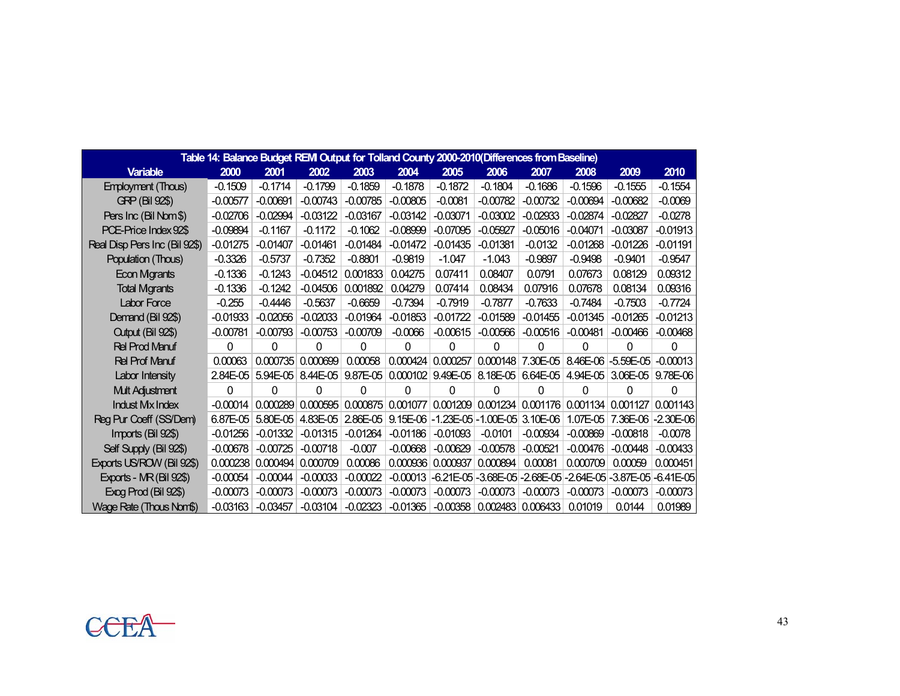| Table 14: Balance Budget REMI Output for Tolland County 2000-2010(Differences from Baseline) | | | | | | | | | | | |
|---|---|---|---|---|---|---|---|---|---|---|---|
| Variable | 2000 | 2001 | 2002 | 2003 | 2004 | 2005 | 2006 | 2007 | 2008 | 2009 | 2010 |
| Employment (Thous) | -0.1509 | -0.1714 | -0.1799 | -0.1859 | -0.1878 | -0.1872 | -0.1804 | -0.1686 | -0.1596 | -0.1555 | -0.1554 |
| GRP (Bil 92$) | -0.00577 | -0.00691 | -0.00743 | -0.00785 | -0.00805 | -0.0081 | -0.00782 | -0.00732 | -0.00694 | -0.00682 | -0.0069 |
| Pers Inc (Bil Nom $) | -0.02706 | -0.02994 | -0.03122 | -0.03167 | -0.03142 | -0.03071 | -0.03002 | -0.02933 | -0.02874 | -0.02827 | -0.0278 |
| PCE-Price Index 92$ | -0.09894 | -0.1167 | -0.1172 | -0.1062 | -0.08999 | -0.07095 | -0.05927 | -0.05016 | -0.04071 | -0.03087 | -0.01913 |
| Real Disp Pers Inc (Bil 92$) | -0.01275 | -0.01407 | -0.01461 | -0.01484 | -0.01472 | -0.01435 | -0.01381 | -0.0132 | -0.01268 | -0.01226 | -0.01191 |
| Population (Thous) | -0.3326 | -0.5737 | -0.7352 | -0.8801 | -0.9819 | -1.047 | -1.043 | -0.9897 | -0.9498 | -0.9401 | -0.9547 |
| Econ Migrants | -0.1336 | -0.1243 | -0.04512 | 0.001833 | 0.04275 | 0.07411 | 0.08407 | 0.0791 | 0.07673 | 0.08129 | 0.09312 |
| Total Migrants | -0.1336 | -0.1242 | -0.04506 | 0.001892 | 0.04279 | 0.07414 | 0.08434 | 0.07916 | 0.07678 | 0.08134 | 0.09316 |
| Labor Force | -0.255 | -0.4446 | -0.5637 | -0.6659 | -0.7394 | -0.7919 | -0.7877 | -0.7633 | -0.7484 | -0.7503 | -0.7724 |
| Demand (Bil 92$) | -0.01933 | -0.02056 | -0.02033 | -0.01964 | -0.01853 | -0.01722 | -0.01589 | -0.01455 | -0.01345 | -0.01265 | -0.01213 |
| Output (Bil 92$) | -0.00781 | -0.00793 | -0.00753 | -0.00709 | -0.0066 | -0.00615 | -0.00566 | -0.00516 | -0.00481 | -0.00466 | -0.00468 |
| Rel Prod Manuf | 0 | 0 | 0 | 0 | 0 | 0 | 0 | 0 | 0 | 0 | 0 |
| Rel Prof Manuf | 0.00063 | 0.000735 | 0.000699 | 0.00058 | 0.000424 | 0.000257 | 0.000148 | 7.30E-05 | 8.46E-06 | -5.59E-05 | -0.00013 |
| Labor Intensity | 2.84E-05 | 5.94E-05 | 8.44E-05 | 9.87E-05 | 0.000102 | 9.49E-05 | 8.18E-05 | 6.64E-05 | 4.94E-05 | 3.06E-05 | 9.78E-06 |
| Mult Adjustment | 0 | 0 | 0 | 0 | 0 | 0 | 0 | 0 | 0 | 0 | 0 |
| Indust Mix Index | -0.00014 | 0.000289 | 0.000595 | 0.000875 | 0.001077 | 0.001209 | 0.001234 | 0.001176 | 0.001134 | 0.001127 | 0.001143 |
| Reg Pur Coeff (SS/Dem) | 6.87E-05 | 5.80E-05 | 4.83E-05 | 2.86E-05 | 9.15E-06 | -1.23E-05 | -1.00E-05 | 3.10E-06 | 1.07E-05 | 7.36E-06 | -2.30E-06 |
| Imports (Bil 92$) | -0.01256 | -0.01332 | -0.01315 | -0.01264 | -0.01186 | -0.01093 | -0.0101 | -0.00934 | -0.00869 | -0.00818 | -0.0078 |
| Self Supply (Bil 92$) | -0.00678 | -0.00725 | -0.00718 | -0.007 | -0.00668 | -0.00629 | -0.00578 | -0.00521 | -0.00476 | -0.00448 | -0.00433 |
| Exports US/ROW (Bil 92$) | 0.000238 | 0.000494 | 0.000709 | 0.00086 | 0.000936 | 0.000937 | 0.000894 | 0.00081 | 0.000709 | 0.00059 | 0.000451 |
| Exports - MR (Bil 92$) | -0.00054 | -0.00044 | -0.00033 | -0.00022 | -0.00013 | -6.21E-05 | -3.68E-05 | -2.68E-05 | -2.64E-05 | -3.87E-05 | -6.41E-05 |
| Exog Prod (Bil 92$) | -0.00073 | -0.00073 | -0.00073 | -0.00073 | -0.00073 | -0.00073 | -0.00073 | -0.00073 | -0.00073 | -0.00073 | -0.00073 |
| Wage Rate (Thous Nom$) | -0.03163 | -0.03457 | -0.03104 | -0.02323 | -0.01365 | -0.00358 | 0.002483 | 0.006433 | 0.01019 | 0.0144 | 0.01989 |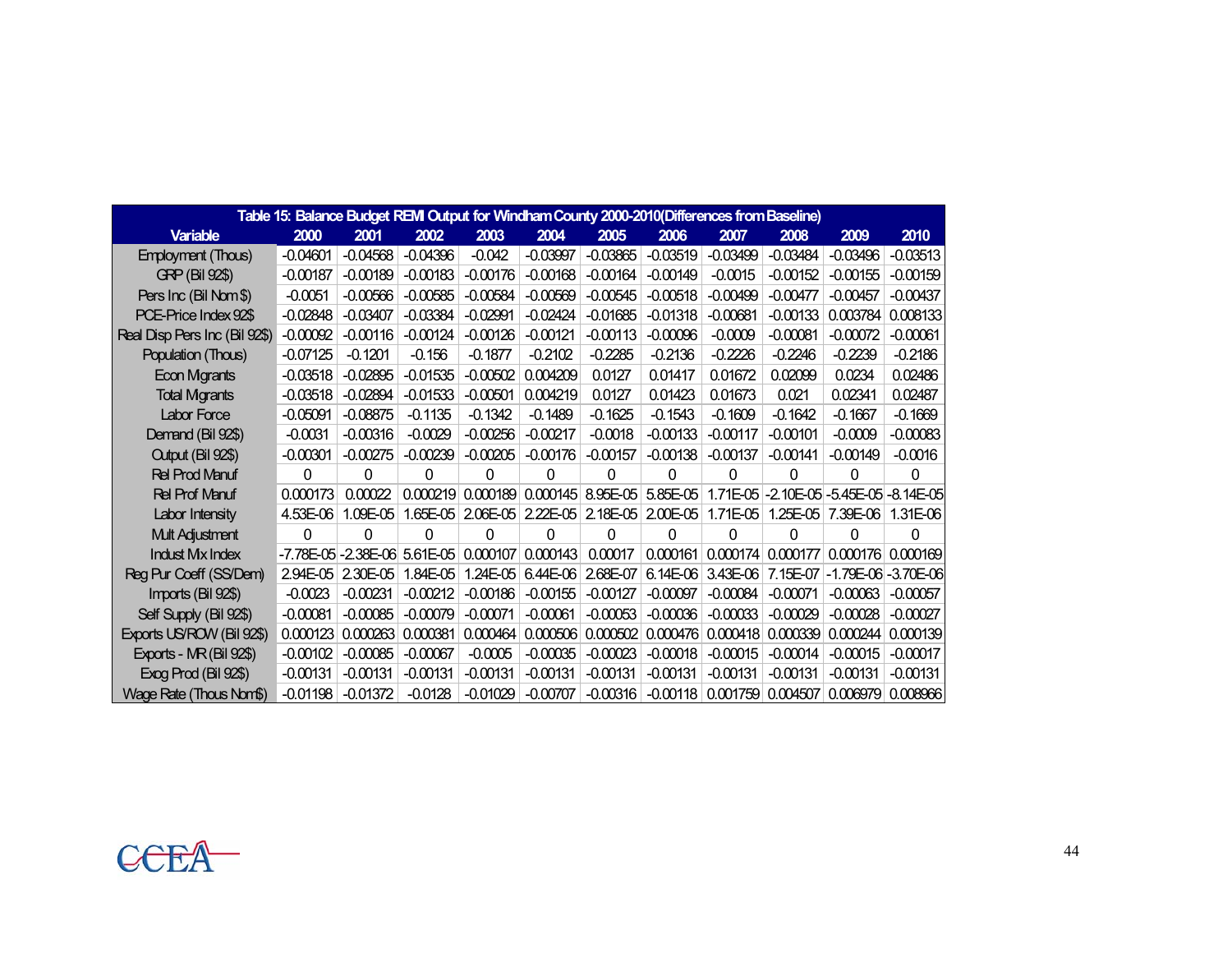| Table 15: Balance Budget REMI Output for Windham County 2000-2010(Differences from Baseline) | | | | | | | | | | | |
|---|---|---|---|---|---|---|---|---|---|---|---|
| Variable | 2000 | 2001 | 2002 | 2003 | 2004 | 2005 | 2006 | 2007 | 2008 | 2009 | 2010 |
| Employment (Thous) | -0.04601 | -0.04568 | -0.04396 | -0.042 | -0.03997 | -0.03865 | -0.03519 | -0.03499 | -0.03484 | -0.03496 | -0.03513 |
| GRP (Bil 92$) | -0.00187 | -0.00189 | -0.00183 | -0.00176 | -0.00168 | -0.00164 | -0.00149 | -0.0015 | -0.00152 | -0.00155 | -0.00159 |
| Pers Inc (Bil Nom $) | -0.0051 | -0.00566 | -0.00585 | -0.00584 | -0.00569 | -0.00545 | -0.00518 | -0.00499 | -0.00477 | -0.00457 | -0.00437 |
| PCE-Price Index 92$ | -0.02848 | -0.03407 | -0.03384 | -0.02991 | -0.02424 | -0.01685 | -0.01318 | -0.00681 | -0.00133 | 0.003784 | 0.008133 |
| Real Disp Pers Inc (Bil 92$) | -0.00092 | -0.00116 | -0.00124 | -0.00126 | -0.00121 | -0.00113 | -0.00096 | -0.0009 | -0.00081 | -0.00072 | -0.00061 |
| Population (Thous) | -0.07125 | -0.1201 | -0.156 | -0.1877 | -0.2102 | -0.2285 | -0.2136 | -0.2226 | -0.2246 | -0.2239 | -0.2186 |
| Econ Migrants | -0.03518 | -0.02895 | -0.01535 | -0.00502 | 0.004209 | 0.0127 | 0.01417 | 0.01672 | 0.02099 | 0.0234 | 0.02486 |
| Total Migrants | -0.03518 | -0.02894 | -0.01533 | -0.00501 | 0.004219 | 0.0127 | 0.01423 | 0.01673 | 0.021 | 0.02341 | 0.02487 |
| Labor Force | -0.05091 | -0.08875 | -0.1135 | -0.1342 | -0.1489 | -0.1625 | -0.1543 | -0.1609 | -0.1642 | -0.1667 | -0.1669 |
| Demand (Bil 92$) | -0.0031 | -0.00316 | -0.0029 | -0.00256 | -0.00217 | -0.0018 | -0.00133 | -0.00117 | -0.00101 | -0.0009 | -0.00083 |
| Output (Bil 92$) | -0.00301 | -0.00275 | -0.00239 | -0.00205 | -0.00176 | -0.00157 | -0.00138 | -0.00137 | -0.00141 | -0.00149 | -0.0016 |
| Rel Prod Manuf | 0 | 0 | 0 | 0 | 0 | 0 | 0 | 0 | 0 | 0 | 0 |
| Rel Prof Manuf | 0.000173 | 0.00022 | 0.000219 | 0.000189 | 0.000145 | 8.95E-05 | 5.85E-05 | 1.71E-05 | -2.10E-05 | -5.45E-05 | -8.14E-05 |
| Labor Intensity | 4.53E-06 | 1.09E-05 | 1.65E-05 | 2.06E-05 | 2.22E-05 | 2.18E-05 | 2.00E-05 | 1.71E-05 | 1.25E-05 | 7.39E-06 | 1.31E-06 |
| Mult Adjustment | 0 | 0 | 0 | 0 | 0 | 0 | 0 | 0 | 0 | 0 | 0 |
| Indust Mix Index | -7.78E-05 | -2.38E-06 | 5.61E-05 | 0.000107 | 0.000143 | 0.00017 | 0.000161 | 0.000174 | 0.000177 | 0.000176 | 0.000169 |
| Reg Pur Coeff (SS/Dem) | 2.94E-05 | 2.30E-05 | 1.84E-05 | 1.24E-05 | 6.44E-06 | 2.68E-07 | 6.14E-06 | 3.43E-06 | 7.15E-07 | -1.79E-06 | -3.70E-06 |
| Imports (Bil 92$) | -0.0023 | -0.00231 | -0.00212 | -0.00186 | -0.00155 | -0.00127 | -0.00097 | -0.00084 | -0.00071 | -0.00063 | -0.00057 |
| Self Supply (Bil 92$) | -0.00081 | -0.00085 | -0.00079 | -0.00071 | -0.00061 | -0.00053 | -0.00036 | -0.00033 | -0.00029 | -0.00028 | -0.00027 |
| Exports US/ROW (Bil 92$) | 0.000123 | 0.000263 | 0.000381 | 0.000464 | 0.000506 | 0.000502 | 0.000476 | 0.000418 | 0.000339 | 0.000244 | 0.000139 |
| Exports - MR (Bil 92$) | -0.00102 | -0.00085 | -0.00067 | -0.0005 | -0.00035 | -0.00023 | -0.00018 | -0.00015 | -0.00014 | -0.00015 | -0.00017 |
| Exog Prod (Bil 92$) | -0.00131 | -0.00131 | -0.00131 | -0.00131 | -0.00131 | -0.00131 | -0.00131 | -0.00131 | -0.00131 | -0.00131 | -0.00131 |
| Wage Rate (Thous Nom$) | -0.01198 | -0.01372 | -0.0128 | -0.01029 | -0.00707 | -0.00316 | -0.00118 | 0.001759 | 0.004507 | 0.006979 | 0.008966 |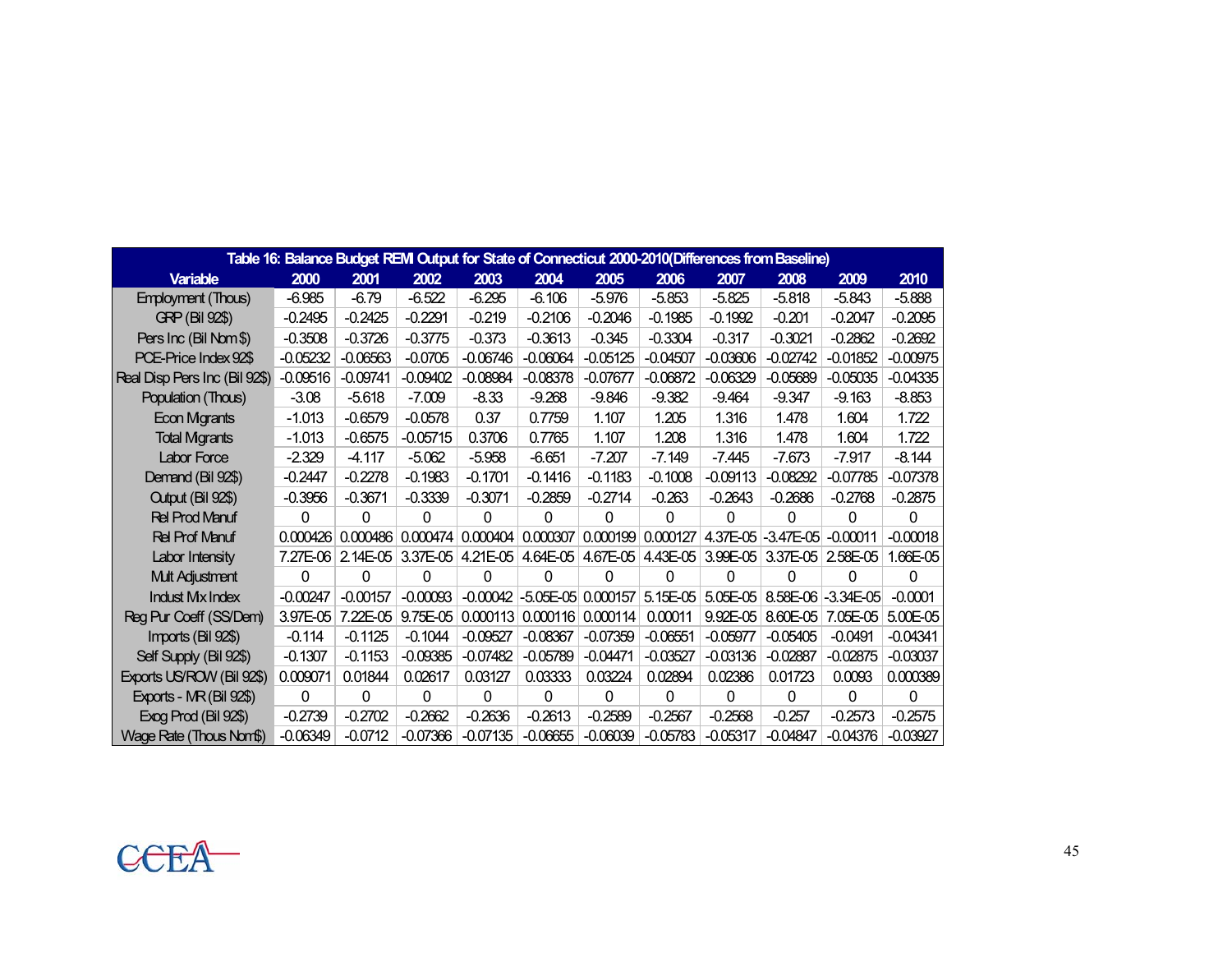| Table 16: Balance Budget REMI Output for State of Connecticut 2000-2010(Differences from Baseline) | | | | | | | | | | | |
|---|---|---|---|---|---|---|---|---|---|---|---|
| Variable | 2000 | 2001 | 2002 | 2003 | 2004 | 2005 | 2006 | 2007 | 2008 | 2009 | 2010 |
| Employment (Thous) | -6.985 | -6.79 | -6.522 | -6.295 | -6.106 | -5.976 | -5.853 | -5.825 | -5.818 | -5.843 | -5.888 |
| GRP (Bil 92$) | -0.2495 | -0.2425 | -0.2291 | -0.219 | -0.2106 | -0.2046 | -0.1985 | -0.1992 | -0.201 | -0.2047 | -0.2095 |
| Pers Inc (Bil Nom $) | -0.3508 | -0.3726 | -0.3775 | -0.373 | -0.3613 | -0.345 | -0.3304 | -0.317 | -0.3021 | -0.2862 | -0.2692 |
| PCE-Price Index 92$ | -0.05232 | -0.06563 | -0.0705 | -0.06746 | -0.06064 | -0.05125 | -0.04507 | -0.03606 | -0.02742 | -0.01852 | -0.00975 |
| Real Disp Pers Inc (Bil 92$) | -0.09516 | -0.09741 | -0.09402 | -0.08984 | -0.08378 | -0.07677 | -0.06872 | -0.06329 | -0.05689 | -0.05035 | -0.04335 |
| Population (Thous) | -3.08 | -5.618 | -7.009 | -8.33 | -9.268 | -9.846 | -9.382 | -9.464 | -9.347 | -9.163 | -8.853 |
| Econ Migrants | -1.013 | -0.6579 | -0.0578 | 0.37 | 0.7759 | 1.107 | 1.205 | 1.316 | 1.478 | 1.604 | 1.722 |
| Total Migrants | -1.013 | -0.6575 | -0.05715 | 0.3706 | 0.7765 | 1.107 | 1.208 | 1.316 | 1.478 | 1.604 | 1.722 |
| Labor Force | -2.329 | -4.117 | -5.062 | -5.958 | -6.651 | -7.207 | -7.149 | -7.445 | -7.673 | -7.917 | -8.144 |
| Demand (Bil 92$) | -0.2447 | -0.2278 | -0.1983 | -0.1701 | -0.1416 | -0.1183 | -0.1008 | -0.09113 | -0.08292 | -0.07785 | -0.07378 |
| Output (Bil 92$) | -0.3956 | -0.3671 | -0.3339 | -0.3071 | -0.2859 | -0.2714 | -0.263 | -0.2643 | -0.2686 | -0.2768 | -0.2875 |
| Rel Prod Manuf | 0 | 0 | 0 | 0 | 0 | 0 | 0 | 0 | 0 | 0 | 0 |
| Rel Prof Manuf | 0.000426 | 0.000486 | 0.000474 | 0.000404 | 0.000307 | 0.000199 | 0.000127 | 4.37E-05 | -3.47E-05 | -0.00011 | -0.00018 |
| Labor Intensity | 7.27E-06 | 2.14E-05 | 3.37E-05 | 4.21E-05 | 4.64E-05 | 4.67E-05 | 4.43E-05 | 3.99E-05 | 3.37E-05 | 2.58E-05 | 1.66E-05 |
| Mult Adjustment | 0 | 0 | 0 | 0 | 0 | 0 | 0 | 0 | 0 | 0 | 0 |
| Indust Mx Index | -0.00247 | -0.00157 | -0.00093 | -0.00042 | -5.05E-05 | 0.000157 | 5.15E-05 | 5.05E-05 | 8.58E-06 | -3.34E-05 | -0.0001 |
| Reg Pur Coeff (SS/Dem) | 3.97E-05 | 7.22E-05 | 9.75E-05 | 0.000113 | 0.000116 | 0.000114 | 0.00011 | 9.92E-05 | 8.60E-05 | 7.05E-05 | 5.00E-05 |
| Imports (Bil 92$) | -0.114 | -0.1125 | -0.1044 | -0.09527 | -0.08367 | -0.07359 | -0.06551 | -0.05977 | -0.05405 | -0.0491 | -0.04341 |
| Self Supply (Bil 92$) | -0.1307 | -0.1153 | -0.09385 | -0.07482 | -0.05789 | -0.04471 | -0.03527 | -0.03136 | -0.02887 | -0.02875 | -0.03037 |
| Exports US/ROW (Bil 92$) | 0.009071 | 0.01844 | 0.02617 | 0.03127 | 0.03333 | 0.03224 | 0.02894 | 0.02386 | 0.01723 | 0.0093 | 0.000389 |
| Exports - MR (Bil 92$) | 0 | 0 | 0 | 0 | 0 | 0 | 0 | 0 | 0 | 0 | 0 |
| Exog Prod (Bil 92$) | -0.2739 | -0.2702 | -0.2662 | -0.2636 | -0.2613 | -0.2589 | -0.2567 | -0.2568 | -0.257 | -0.2573 | -0.2575 |
| Wage Rate (Thous Nom$) | -0.06349 | -0.0712 | -0.07366 | -0.07135 | -0.06655 | -0.06039 | -0.05783 | -0.05317 | -0.04847 | -0.04376 | -0.03927 |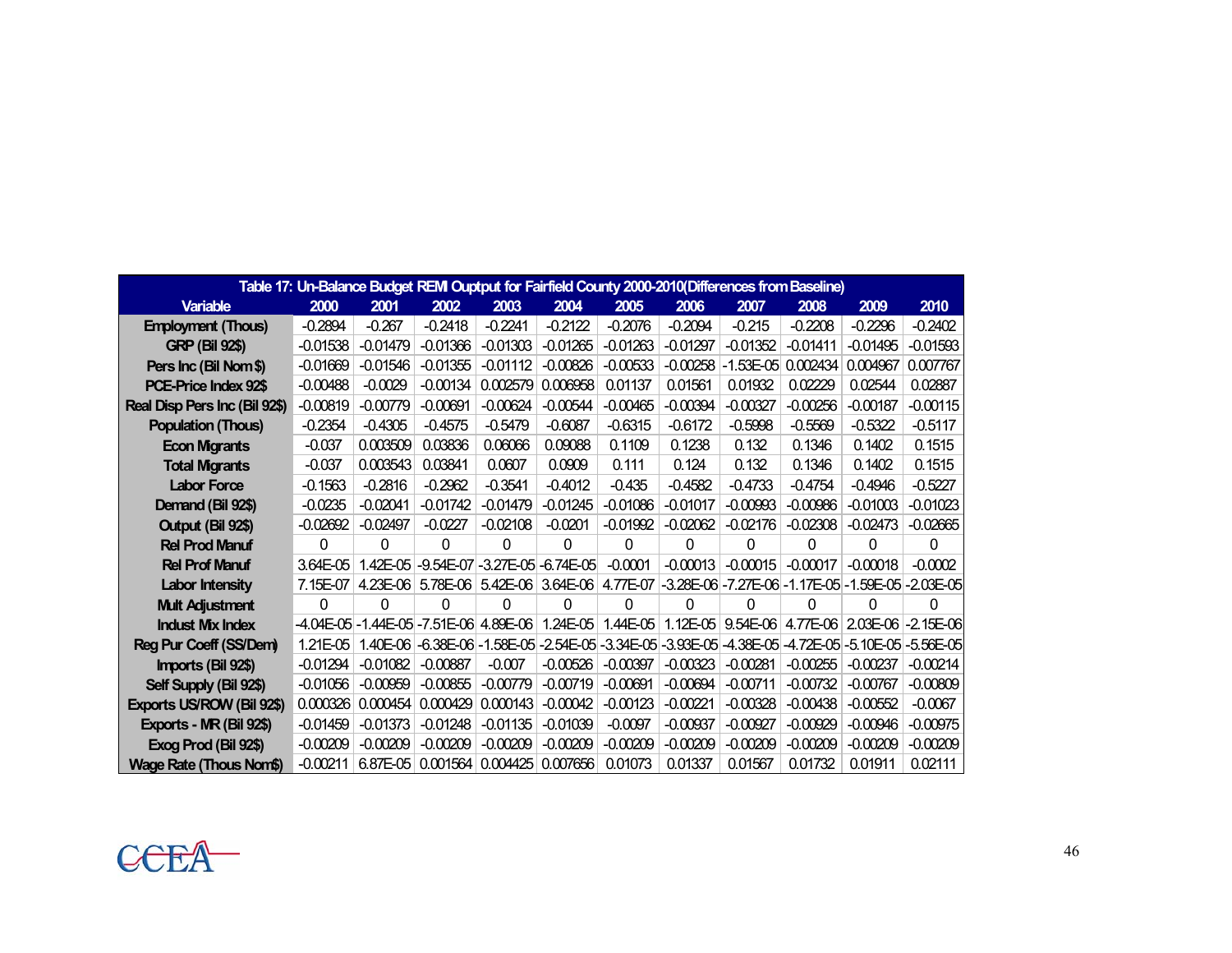| Table 17: Un-Balance Budget REMI Ouptput for Fairfield County 2000-2010(Differences from Baseline) | | | | | | | | | | | |
|---|---|---|---|---|---|---|---|---|---|---|---|
| Variable | 2000 | 2001 | 2002 | 2003 | 2004 | 2005 | 2006 | 2007 | 2008 | 2009 | 2010 |
| Employment (Thous) | -0.2894 | -0.267 | -0.2418 | -0.2241 | -0.2122 | -0.2076 | -0.2094 | -0.215 | -0.2208 | -0.2296 | -0.2402 |
| GRP (Bil 92$) | -0.01538 | -0.01479 | -0.01366 | -0.01303 | -0.01265 | -0.01263 | -0.01297 | -0.01352 | -0.01411 | -0.01495 | -0.01593 |
| Pers Inc (Bil Nom $) | -0.01669 | -0.01546 | -0.01355 | -0.01112 | -0.00826 | -0.00533 | -0.00258 | -1.53E-05 | 0.002434 | 0.004967 | 0.007767 |
| PCE-Price Index 92$ | -0.00488 | -0.0029 | -0.00134 | 0.002579 | 0.006958 | 0.01137 | 0.01561 | 0.01932 | 0.02229 | 0.02544 | 0.02887 |
| Real Disp Pers Inc (Bil 92$) | -0.00819 | -0.00779 | -0.00691 | -0.00624 | -0.00544 | -0.00465 | -0.00394 | -0.00327 | -0.00256 | -0.00187 | -0.00115 |
| Population (Thous) | -0.2354 | -0.4305 | -0.4575 | -0.5479 | -0.6087 | -0.6315 | -0.6172 | -0.5998 | -0.5569 | -0.5322 | -0.5117 |
| Econ Migrants | -0.037 | 0.003509 | 0.03836 | 0.06066 | 0.09088 | 0.1109 | 0.1238 | 0.132 | 0.1346 | 0.1402 | 0.1515 |
| Total Migrants | -0.037 | 0.003543 | 0.03841 | 0.0607 | 0.0909 | 0.111 | 0.124 | 0.132 | 0.1346 | 0.1402 | 0.1515 |
| Labor Force | -0.1563 | -0.2816 | -0.2962 | -0.3541 | -0.4012 | -0.435 | -0.4582 | -0.4733 | -0.4754 | -0.4946 | -0.5227 |
| Demand (Bil 92$) | -0.0235 | -0.02041 | -0.01742 | -0.01479 | -0.01245 | -0.01086 | -0.01017 | -0.00993 | -0.00986 | -0.01003 | -0.01023 |
| Output (Bil 92$) | -0.02692 | -0.02497 | -0.0227 | -0.02108 | -0.0201 | -0.01992 | -0.02062 | -0.02176 | -0.02308 | -0.02473 | -0.02665 |
| Rel Prod Manuf | 0 | 0 | 0 | 0 | 0 | 0 | 0 | 0 | 0 | 0 | 0 |
| Rel Prof Manuf | 3.64E-05 | 1.42E-05 | -9.54E-07 | -3.27E-05 | -6.74E-05 | -0.0001 | -0.00013 | -0.00015 | -0.00017 | -0.00018 | -0.0002 |
| Labor Intensity | 7.15E-07 | 4.23E-06 | 5.78E-06 | 5.42E-06 | 3.64E-06 | 4.77E-07 | -3.28E-06 | -7.27E-06 | -1.17E-05 | -1.59E-05 | -2.03E-05 |
| Mult Adjustment | 0 | 0 | 0 | 0 | 0 | 0 | 0 | 0 | 0 | 0 | 0 |
| Indust Mix Index | -4.04E-05 | -1.44E-05 | -7.51E-06 | 4.89E-06 | 1.24E-05 | 1.44E-05 | 1.12E-05 | 9.54E-06 | 4.77E-06 | 2.03E-06 | -2.15E-06 |
| Reg Pur Coeff (SS/Dem) | 1.21E-05 | 1.40E-06 | -6.38E-06 | -1.58E-05 | -2.54E-05 | -3.34E-05 | -3.93E-05 | -4.38E-05 | -4.72E-05 | -5.10E-05 | -5.56E-05 |
| Imports (Bil 92$) | -0.01294 | -0.01082 | -0.00887 | -0.007 | -0.00526 | -0.00397 | -0.00323 | -0.00281 | -0.00255 | -0.00237 | -0.00214 |
| Self Supply (Bil 92$) | -0.01056 | -0.00959 | -0.00855 | -0.00779 | -0.00719 | -0.00691 | -0.00694 | -0.00711 | -0.00732 | -0.00767 | -0.00809 |
| Exports US/ROW (Bil 92$) | 0.000326 | 0.000454 | 0.000429 | 0.000143 | -0.00042 | -0.00123 | -0.00221 | -0.00328 | -0.00438 | -0.00552 | -0.0067 |
| Exports - MR (Bil 92$) | -0.01459 | -0.01373 | -0.01248 | -0.01135 | -0.01039 | -0.0097 | -0.00937 | -0.00927 | -0.00929 | -0.00946 | -0.00975 |
| Exog Prod (Bil 92$) | -0.00209 | -0.00209 | -0.00209 | -0.00209 | -0.00209 | -0.00209 | -0.00209 | -0.00209 | -0.00209 | -0.00209 | -0.00209 |
| Wage Rate (Thous Nom$) | -0.00211 | 6.87E-05 | 0.001564 | 0.004425 | 0.007656 | 0.01073 | 0.01337 | 0.01567 | 0.01732 | 0.01911 | 0.02111 |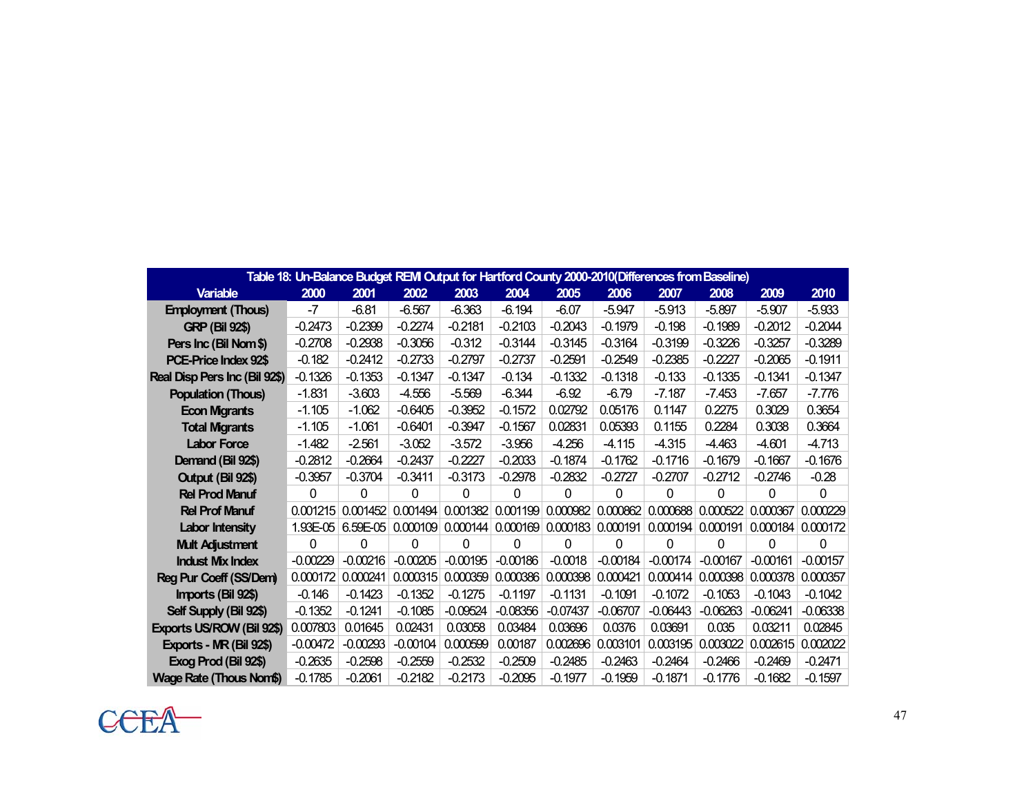**Table 18: Un-Balance Budget REMI Output for Hartford County 2000-2010(Differences from Baseline)**

| Variable | 2000 | 2001 | 2002 | 2003 | 2004 | 2005 | 2006 | 2007 | 2008 | 2009 | 2010 |
|---|---|---|---|---|---|---|---|---|---|---|---|
| Employment (Thous) | -7 | -6.81 | -6.567 | -6.363 | -6.194 | -6.07 | -5.947 | -5.913 | -5.897 | -5.907 | -5.933 |
| GRP (Bil 92$) | -0.2473 | -0.2399 | -0.2274 | -0.2181 | -0.2103 | -0.2043 | -0.1979 | -0.198 | -0.1989 | -0.2012 | -0.2044 |
| Pers Inc (Bil Nom $) | -0.2708 | -0.2938 | -0.3056 | -0.312 | -0.3144 | -0.3145 | -0.3164 | -0.3199 | -0.3226 | -0.3257 | -0.3289 |
| PCE-Price Index 92$ | -0.182 | -0.2412 | -0.2733 | -0.2797 | -0.2737 | -0.2591 | -0.2549 | -0.2385 | -0.2227 | -0.2065 | -0.1911 |
| Real Disp Pers Inc (Bil 92$) | -0.1326 | -0.1353 | -0.1347 | -0.1347 | -0.134 | -0.1332 | -0.1318 | -0.133 | -0.1335 | -0.1341 | -0.1347 |
| Population (Thous) | -1.831 | -3.603 | -4.556 | -5.569 | -6.344 | -6.92 | -6.79 | -7.187 | -7.453 | -7.657 | -7.776 |
| Econ Migrants | -1.105 | -1.062 | -0.6405 | -0.3952 | -0.1572 | 0.02792 | 0.05176 | 0.1147 | 0.2275 | 0.3029 | 0.3654 |
| Total Migrants | -1.105 | -1.061 | -0.6401 | -0.3947 | -0.1567 | 0.02831 | 0.05393 | 0.1155 | 0.2284 | 0.3038 | 0.3664 |
| Labor Force | -1.482 | -2.561 | -3.052 | -3.572 | -3.956 | -4.256 | -4.115 | -4.315 | -4.463 | -4.601 | -4.713 |
| Demand (Bil 92$) | -0.2812 | -0.2664 | -0.2437 | -0.2227 | -0.2033 | -0.1874 | -0.1762 | -0.1716 | -0.1679 | -0.1667 | -0.1676 |
| Output (Bil 92$) | -0.3957 | -0.3704 | -0.3411 | -0.3173 | -0.2978 | -0.2832 | -0.2727 | -0.2707 | -0.2712 | -0.2746 | -0.28 |
| Rel Prod Manuf | 0 | 0 | 0 | 0 | 0 | 0 | 0 | 0 | 0 | 0 | 0 |
| Rel Prof Manuf | 0.001215 | 0.001452 | 0.001494 | 0.001382 | 0.001199 | 0.000982 | 0.000862 | 0.000688 | 0.000522 | 0.000367 | 0.000229 |
| Labor Intensity | 1.93E-05 | 6.59E-05 | 0.000109 | 0.000144 | 0.000169 | 0.000183 | 0.000191 | 0.000194 | 0.000191 | 0.000184 | 0.000172 |
| Mult Adjustment | 0 | 0 | 0 | 0 | 0 | 0 | 0 | 0 | 0 | 0 | 0 |
| Indust Mix Index | -0.00229 | -0.00216 | -0.00205 | -0.00195 | -0.00186 | -0.0018 | -0.00184 | -0.00174 | -0.00167 | -0.00161 | -0.00157 |
| Reg Pur Coeff (SS/Dem) | 0.000172 | 0.000241 | 0.000315 | 0.000359 | 0.000386 | 0.000398 | 0.000421 | 0.000414 | 0.000398 | 0.000378 | 0.000357 |
| Imports (Bil 92$) | -0.146 | -0.1423 | -0.1352 | -0.1275 | -0.1197 | -0.1131 | -0.1091 | -0.1072 | -0.1053 | -0.1043 | -0.1042 |
| Self Supply (Bil 92$) | -0.1352 | -0.1241 | -0.1085 | -0.09524 | -0.08356 | -0.07437 | -0.06707 | -0.06443 | -0.06263 | -0.06241 | -0.06338 |
| Exports US/ROW (Bil 92$) | 0.007803 | 0.01645 | 0.02431 | 0.03058 | 0.03484 | 0.03696 | 0.0376 | 0.03691 | 0.035 | 0.03211 | 0.02845 |
| Exports - MR (Bil 92$) | -0.00472 | -0.00293 | -0.00104 | 0.000599 | 0.00187 | 0.002696 | 0.003101 | 0.003195 | 0.003022 | 0.002615 | 0.002022 |
| Exog Prod (Bil 92$) | -0.2635 | -0.2598 | -0.2559 | -0.2532 | -0.2509 | -0.2485 | -0.2463 | -0.2464 | -0.2466 | -0.2469 | -0.2471 |
| Wage Rate (Thous Nom$) | -0.1785 | -0.2061 | -0.2182 | -0.2173 | -0.2095 | -0.1977 | -0.1959 | -0.1871 | -0.1776 | -0.1682 | -0.1597 |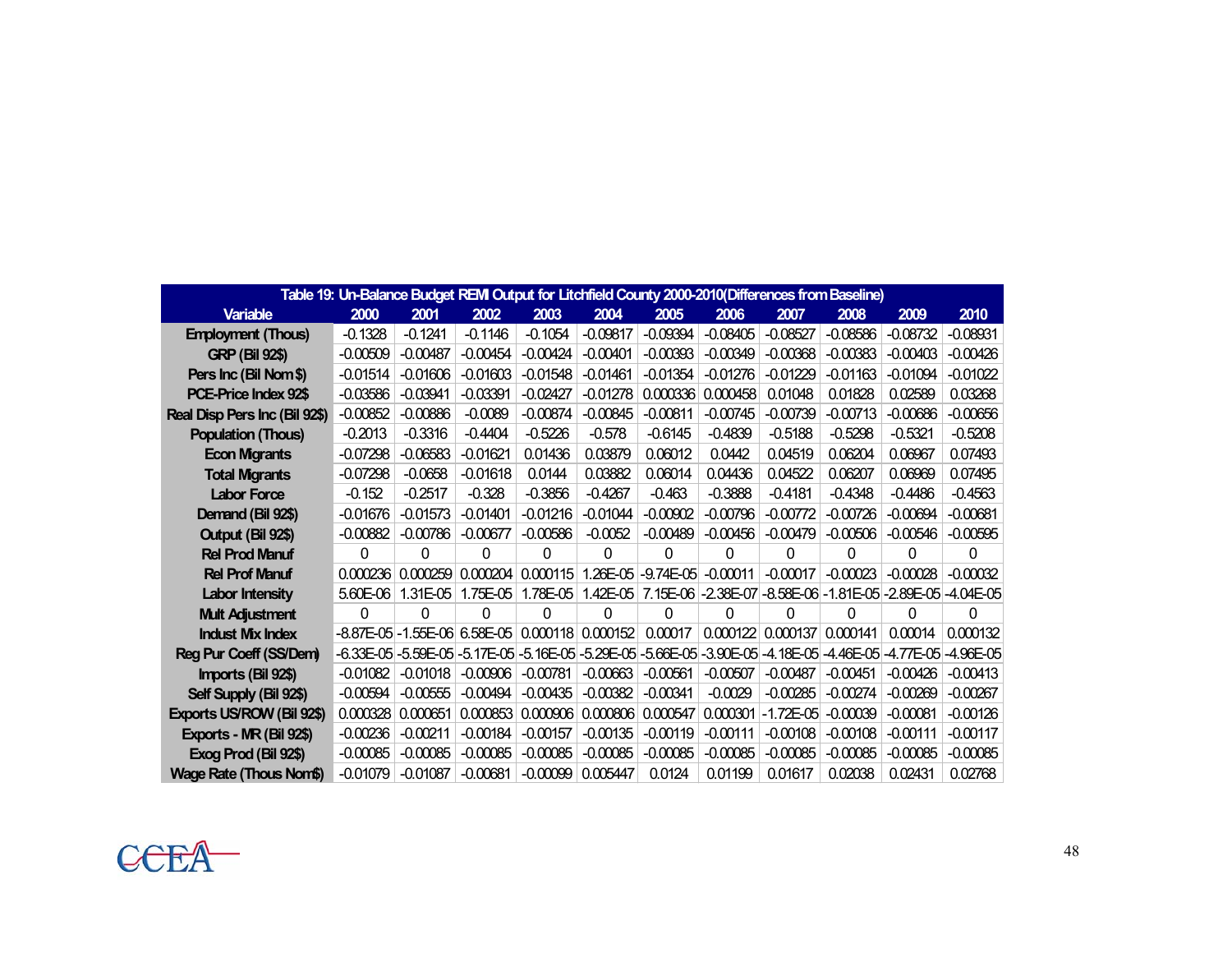| Table 19: Un-Balance Budget REMI Output for Litchfield County 2000-2010(Differences from Baseline) | | | | | | | | | | | |
|---|---|---|---|---|---|---|---|---|---|---|---|
| Variable | 2000 | 2001 | 2002 | 2003 | 2004 | 2005 | 2006 | 2007 | 2008 | 2009 | 2010 |
| Employment (Thous) | -0.1328 | -0.1241 | -0.1146 | -0.1054 | -0.09817 | -0.09394 | -0.08405 | -0.08527 | -0.08586 | -0.08732 | -0.08931 |
| GRP (Bil 92$) | -0.00509 | -0.00487 | -0.00454 | -0.00424 | -0.00401 | -0.00393 | -0.00349 | -0.00368 | -0.00383 | -0.00403 | -0.00426 |
| Pers Inc (Bil Nom $) | -0.01514 | -0.01606 | -0.01603 | -0.01548 | -0.01461 | -0.01354 | -0.01276 | -0.01229 | -0.01163 | -0.01094 | -0.01022 |
| PCE-Price Index 92$ | -0.03586 | -0.03941 | -0.03391 | -0.02427 | -0.01278 | 0.000336 | 0.000458 | 0.01048 | 0.01828 | 0.02589 | 0.03268 |
| Real Disp Pers Inc (Bil 92$) | -0.00852 | -0.00886 | -0.0089 | -0.00874 | -0.00845 | -0.00811 | -0.00745 | -0.00739 | -0.00713 | -0.00686 | -0.00656 |
| Population (Thous) | -0.2013 | -0.3316 | -0.4404 | -0.5226 | -0.578 | -0.6145 | -0.4839 | -0.5188 | -0.5298 | -0.5321 | -0.5208 |
| Econ Migrants | -0.07298 | -0.06583 | -0.01621 | 0.01436 | 0.03879 | 0.06012 | 0.0442 | 0.04519 | 0.06204 | 0.06967 | 0.07493 |
| Total Migrants | -0.07298 | -0.0658 | -0.01618 | 0.0144 | 0.03882 | 0.06014 | 0.04436 | 0.04522 | 0.06207 | 0.06969 | 0.07495 |
| Labor Force | -0.152 | -0.2517 | -0.328 | -0.3856 | -0.4267 | -0.463 | -0.3888 | -0.4181 | -0.4348 | -0.4486 | -0.4563 |
| Demand (Bil 92$) | -0.01676 | -0.01573 | -0.01401 | -0.01216 | -0.01044 | -0.00902 | -0.00796 | -0.00772 | -0.00726 | -0.00694 | -0.00681 |
| Output (Bil 92$) | -0.00882 | -0.00786 | -0.00677 | -0.00586 | -0.0052 | -0.00489 | -0.00456 | -0.00479 | -0.00506 | -0.00546 | -0.00595 |
| Rel Prod Manuf | 0 | 0 | 0 | 0 | 0 | 0 | 0 | 0 | 0 | 0 | 0 |
| Rel Prof Manuf | 0.000236 | 0.000259 | 0.000204 | 0.000115 | 1.26E-05 | -9.74E-05 | -0.00011 | -0.00017 | -0.00023 | -0.00028 | -0.00032 |
| Labor Intensity | 5.60E-06 | 1.31E-05 | 1.75E-05 | 1.78E-05 | 1.42E-05 | 7.15E-06 | -2.38E-07 | -8.58E-06 | -1.81E-05 | -2.89E-05 | -4.04E-05 |
| Mult Adjustment | 0 | 0 | 0 | 0 | 0 | 0 | 0 | 0 | 0 | 0 | 0 |
| Indust Mix Index | -8.87E-05 | -1.55E-06 | 6.58E-05 | 0.000118 | 0.000152 | 0.00017 | 0.000122 | 0.000137 | 0.000141 | 0.00014 | 0.000132 |
| Reg Pur Coeff (SS/Dem) | -6.33E-05 | -5.59E-05 | -5.17E-05 | -5.16E-05 | -5.29E-05 | -5.66E-05 | -3.90E-05 | -4.18E-05 | -4.46E-05 | -4.77E-05 | -4.96E-05 |
| Imports (Bil 92$) | -0.01082 | -0.01018 | -0.00906 | -0.00781 | -0.00663 | -0.00561 | -0.00507 | -0.00487 | -0.00451 | -0.00426 | -0.00413 |
| Self Supply (Bil 92$) | -0.00594 | -0.00555 | -0.00494 | -0.00435 | -0.00382 | -0.00341 | -0.0029 | -0.00285 | -0.00274 | -0.00269 | -0.00267 |
| Exports US/ROW (Bil 92$) | 0.000328 | 0.000651 | 0.000853 | 0.000906 | 0.000806 | 0.000547 | 0.000301 | -1.72E-05 | -0.00039 | -0.00081 | -0.00126 |
| Exports - MR (Bil 92$) | -0.00236 | -0.00211 | -0.00184 | -0.00157 | -0.00135 | -0.00119 | -0.00111 | -0.00108 | -0.00108 | -0.00111 | -0.00117 |
| Exog Prod (Bil 92$) | -0.00085 | -0.00085 | -0.00085 | -0.00085 | -0.00085 | -0.00085 | -0.00085 | -0.00085 | -0.00085 | -0.00085 | -0.00085 |
| Wage Rate (Thous Nom$) | -0.01079 | -0.01087 | -0.00681 | -0.00099 | 0.005447 | 0.0124 | 0.01199 | 0.01617 | 0.02038 | 0.02431 | 0.02768 |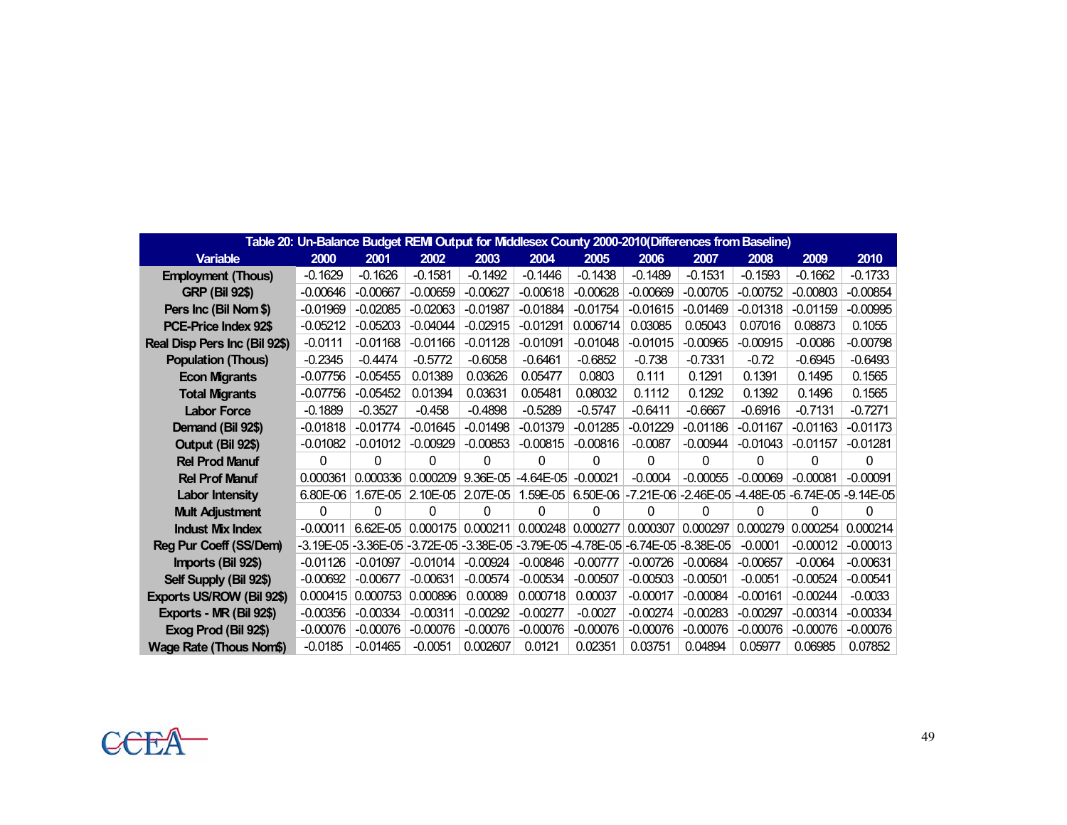| Table 20: Un-Balance Budget REMI Output for Middlesex County 2000-2010(Differences from Baseline) | | | | | | | | | | | |
|---|---|---|---|---|---|---|---|---|---|---|---|
| Variable | 2000 | 2001 | 2002 | 2003 | 2004 | 2005 | 2006 | 2007 | 2008 | 2009 | 2010 |
| Employment (Thous) | -0.1629 | -0.1626 | -0.1581 | -0.1492 | -0.1446 | -0.1438 | -0.1489 | -0.1531 | -0.1593 | -0.1662 | -0.1733 |
| GRP (Bil 92$) | -0.00646 | -0.00667 | -0.00659 | -0.00627 | -0.00618 | -0.00628 | -0.00669 | -0.00705 | -0.00752 | -0.00803 | -0.00854 |
| Pers Inc (Bil Nom $) | -0.01969 | -0.02085 | -0.02063 | -0.01987 | -0.01884 | -0.01754 | -0.01615 | -0.01469 | -0.01318 | -0.01159 | -0.00995 |
| PCE-Price Index 92$ | -0.05212 | -0.05203 | -0.04044 | -0.02915 | -0.01291 | 0.006714 | 0.03085 | 0.05043 | 0.07016 | 0.08873 | 0.1055 |
| Real Disp Pers Inc (Bil 92$) | -0.0111 | -0.01168 | -0.01166 | -0.01128 | -0.01091 | -0.01048 | -0.01015 | -0.00965 | -0.00915 | -0.0086 | -0.00798 |
| Population (Thous) | -0.2345 | -0.4474 | -0.5772 | -0.6058 | -0.6461 | -0.6852 | -0.738 | -0.7331 | -0.72 | -0.6945 | -0.6493 |
| Econ Migrants | -0.07756 | -0.05455 | 0.01389 | 0.03626 | 0.05477 | 0.0803 | 0.111 | 0.1291 | 0.1391 | 0.1495 | 0.1565 |
| Total Migrants | -0.07756 | -0.05452 | 0.01394 | 0.03631 | 0.05481 | 0.08032 | 0.1112 | 0.1292 | 0.1392 | 0.1496 | 0.1565 |
| Labor Force | -0.1889 | -0.3527 | -0.458 | -0.4898 | -0.5289 | -0.5747 | -0.6411 | -0.6667 | -0.6916 | -0.7131 | -0.7271 |
| Demand (Bil 92$) | -0.01818 | -0.01774 | -0.01645 | -0.01498 | -0.01379 | -0.01285 | -0.01229 | -0.01186 | -0.01167 | -0.01163 | -0.01173 |
| Output (Bil 92$) | -0.01082 | -0.01012 | -0.00929 | -0.00853 | -0.00815 | -0.00816 | -0.0087 | -0.00944 | -0.01043 | -0.01157 | -0.01281 |
| Rel Prod Manuf | 0 | 0 | 0 | 0 | 0 | 0 | 0 | 0 | 0 | 0 | 0 |
| Rel Prof Manuf | 0.000361 | 0.000336 | 0.000209 | 9.36E-05 | -4.64E-05 | -0.00021 | -0.0004 | -0.00055 | -0.00069 | -0.00081 | -0.00091 |
| Labor Intensity | 6.80E-06 | 1.67E-05 | 2.10E-05 | 2.07E-05 | 1.59E-05 | 6.50E-06 | -7.21E-06 | -2.46E-05 | -4.48E-05 | -6.74E-05 | -9.14E-05 |
| Mult Adjustment | 0 | 0 | 0 | 0 | 0 | 0 | 0 | 0 | 0 | 0 | 0 |
| Indust Mix Index | -0.00011 | 6.62E-05 | 0.000175 | 0.000211 | 0.000248 | 0.000277 | 0.000307 | 0.000297 | 0.000279 | 0.000254 | 0.000214 |
| Reg Pur Coeff (SS/Dem) | -3.19E-05 | -3.36E-05 | -3.72E-05 | -3.38E-05 | -3.79E-05 | -4.78E-05 | -6.74E-05 | -8.38E-05 | -0.0001 | -0.00012 | -0.00013 |
| Imports (Bil 92$) | -0.01126 | -0.01097 | -0.01014 | -0.00924 | -0.00846 | -0.00777 | -0.00726 | -0.00684 | -0.00657 | -0.0064 | -0.00631 |
| Self Supply (Bil 92$) | -0.00692 | -0.00677 | -0.00631 | -0.00574 | -0.00534 | -0.00507 | -0.00503 | -0.00501 | -0.0051 | -0.00524 | -0.00541 |
| Exports US/ROW (Bil 92$) | 0.000415 | 0.000753 | 0.000896 | 0.00089 | 0.000718 | 0.00037 | -0.00017 | -0.00084 | -0.00161 | -0.00244 | -0.0033 |
| Exports - MR (Bil 92$) | -0.00356 | -0.00334 | -0.00311 | -0.00292 | -0.00277 | -0.0027 | -0.00274 | -0.00283 | -0.00297 | -0.00314 | -0.00334 |
| Exog Prod (Bil 92$) | -0.00076 | -0.00076 | -0.00076 | -0.00076 | -0.00076 | -0.00076 | -0.00076 | -0.00076 | -0.00076 | -0.00076 | -0.00076 |
| Wage Rate (Thous Nom$) | -0.0185 | -0.01465 | -0.0051 | 0.002607 | 0.0121 | 0.02351 | 0.03751 | 0.04894 | 0.05977 | 0.06985 | 0.07852 |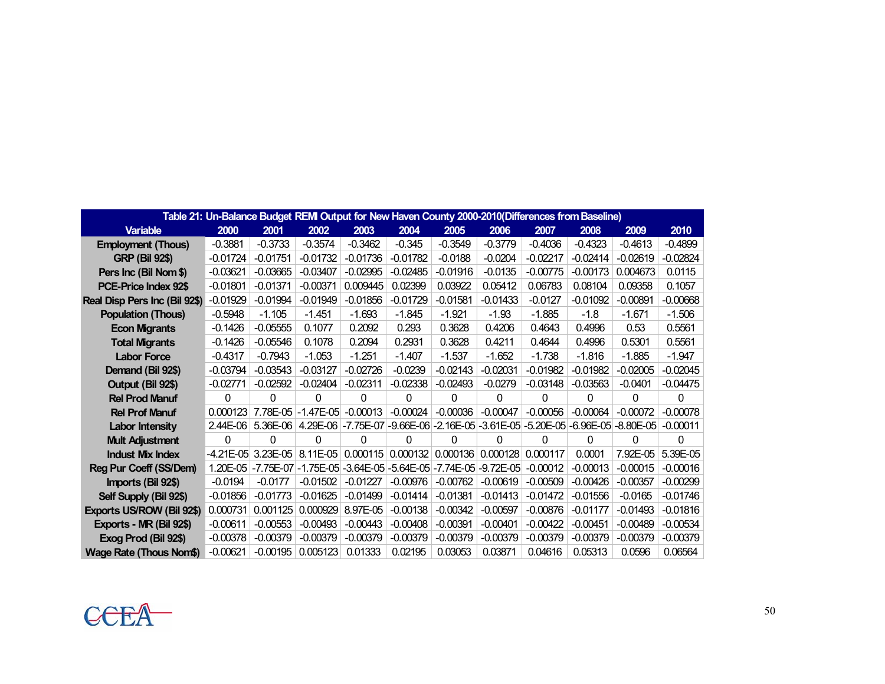| Table 21: Un-Balance Budget REMI Output for New Haven County 2000-2010(Differences from Baseline) | | | | | | | | | | | |
|---|---|---|---|---|---|---|---|---|---|---|---|
| Variable | 2000 | 2001 | 2002 | 2003 | 2004 | 2005 | 2006 | 2007 | 2008 | 2009 | 2010 |
| Employment (Thous) | -0.3881 | -0.3733 | -0.3574 | -0.3462 | -0.345 | -0.3549 | -0.3779 | -0.4036 | -0.4323 | -0.4613 | -0.4899 |
| GRP (Bil 92$) | -0.01724 | -0.01751 | -0.01732 | -0.01736 | -0.01782 | -0.0188 | -0.0204 | -0.02217 | -0.02414 | -0.02619 | -0.02824 |
| Pers Inc (Bil Nom $) | -0.03621 | -0.03665 | -0.03407 | -0.02995 | -0.02485 | -0.01916 | -0.0135 | -0.00775 | -0.00173 | 0.004673 | 0.0115 |
| PCE-Price Index 92$ | -0.01801 | -0.01371 | -0.00371 | 0.009445 | 0.02399 | 0.03922 | 0.05412 | 0.06783 | 0.08104 | 0.09358 | 0.1057 |
| Real Disp Pers Inc (Bil 92$) | -0.01929 | -0.01994 | -0.01949 | -0.01856 | -0.01729 | -0.01581 | -0.01433 | -0.0127 | -0.01092 | -0.00891 | -0.00668 |
| Population (Thous) | -0.5948 | -1.105 | -1.451 | -1.693 | -1.845 | -1.921 | -1.93 | -1.885 | -1.8 | -1.671 | -1.506 |
| Econ Migrants | -0.1426 | -0.05555 | 0.1077 | 0.2092 | 0.293 | 0.3628 | 0.4206 | 0.4643 | 0.4996 | 0.53 | 0.5561 |
| Total Migrants | -0.1426 | -0.05546 | 0.1078 | 0.2094 | 0.2931 | 0.3628 | 0.4211 | 0.4644 | 0.4996 | 0.5301 | 0.5561 |
| Labor Force | -0.4317 | -0.7943 | -1.053 | -1.251 | -1.407 | -1.537 | -1.652 | -1.738 | -1.816 | -1.885 | -1.947 |
| Demand (Bil 92$) | -0.03794 | -0.03543 | -0.03127 | -0.02726 | -0.0239 | -0.02143 | -0.02031 | -0.01982 | -0.01982 | -0.02005 | -0.02045 |
| Output (Bil 92$) | -0.02771 | -0.02592 | -0.02404 | -0.02311 | -0.02338 | -0.02493 | -0.0279 | -0.03148 | -0.03563 | -0.0401 | -0.04475 |
| Rel Prod Manuf | 0 | 0 | 0 | 0 | 0 | 0 | 0 | 0 | 0 | 0 | 0 |
| Rel Prof Manuf | 0.000123 | 7.78E-05 | -1.47E-05 | -0.00013 | -0.00024 | -0.00036 | -0.00047 | -0.00056 | -0.00064 | -0.00072 | -0.00078 |
| Labor Intensity | 2.44E-06 | 5.36E-06 | 4.29E-06 | -7.75E-07 | -9.66E-06 | -2.16E-05 | -3.61E-05 | -5.20E-05 | -6.96E-05 | -8.80E-05 | -0.00011 |
| Mult Adjustment | 0 | 0 | 0 | 0 | 0 | 0 | 0 | 0 | 0 | 0 | 0 |
| Indust Mix Index | -4.21E-05 | 3.23E-05 | 8.11E-05 | 0.000115 | 0.000132 | 0.000136 | 0.000128 | 0.000117 | 0.0001 | 7.92E-05 | 5.39E-05 |
| Reg Pur Coeff (SS/Dem) | 1.20E-05 | -7.75E-07 | -1.75E-05 | -3.64E-05 | -5.64E-05 | -7.74E-05 | -9.72E-05 | -0.00012 | -0.00013 | -0.00015 | -0.00016 |
| Imports (Bil 92$) | -0.0194 | -0.0177 | -0.01502 | -0.01227 | -0.00976 | -0.00762 | -0.00619 | -0.00509 | -0.00426 | -0.00357 | -0.00299 |
| Self Supply (Bil 92$) | -0.01856 | -0.01773 | -0.01625 | -0.01499 | -0.01414 | -0.01381 | -0.01413 | -0.01472 | -0.01556 | -0.0165 | -0.01746 |
| Exports US/ROW (Bil 92$) | 0.000731 | 0.001125 | 0.000929 | 8.97E-05 | -0.00138 | -0.00342 | -0.00597 | -0.00876 | -0.01177 | -0.01493 | -0.01816 |
| Exports - MR (Bil 92$) | -0.00611 | -0.00553 | -0.00493 | -0.00443 | -0.00408 | -0.00391 | -0.00401 | -0.00422 | -0.00451 | -0.00489 | -0.00534 |
| Exog Prod (Bil 92$) | -0.00378 | -0.00379 | -0.00379 | -0.00379 | -0.00379 | -0.00379 | -0.00379 | -0.00379 | -0.00379 | -0.00379 | -0.00379 |
| Wage Rate (Thous Nom$) | -0.00621 | -0.00195 | 0.005123 | 0.01333 | 0.02195 | 0.03053 | 0.03871 | 0.04616 | 0.05313 | 0.0596 | 0.06564 |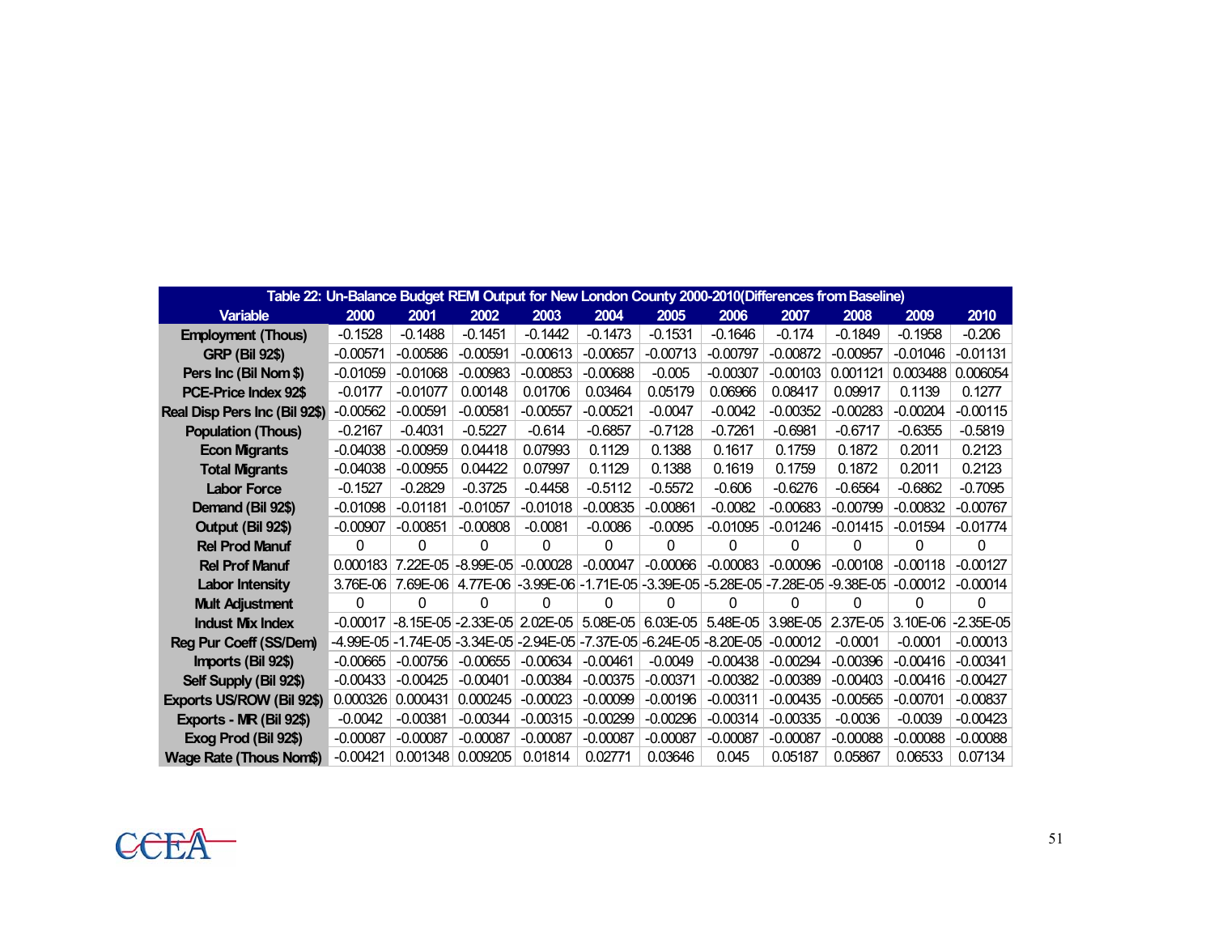Table 22: Un-Balance Budget REMI Output for New London County 2000-2010(Differences from Baseline)

| Variable | 2000 | 2001 | 2002 | 2003 | 2004 | 2005 | 2006 | 2007 | 2008 | 2009 | 2010 |
|---|---|---|---|---|---|---|---|---|---|---|---|
| Employment (Thous) | -0.1528 | -0.1488 | -0.1451 | -0.1442 | -0.1473 | -0.1531 | -0.1646 | -0.174 | -0.1849 | -0.1958 | -0.206 |
| GRP (Bil 92$) | -0.00571 | -0.00586 | -0.00591 | -0.00613 | -0.00657 | -0.00713 | -0.00797 | -0.00872 | -0.00957 | -0.01046 | -0.01131 |
| Pers Inc (Bil Nom $) | -0.01059 | -0.01068 | -0.00983 | -0.00853 | -0.00688 | -0.005 | -0.00307 | -0.00103 | 0.001121 | 0.003488 | 0.006054 |
| PCE-Price Index 92$ | -0.0177 | -0.01077 | 0.00148 | 0.01706 | 0.03464 | 0.05179 | 0.06966 | 0.08417 | 0.09917 | 0.1139 | 0.1277 |
| Real Disp Pers Inc (Bil 92$) | -0.00562 | -0.00591 | -0.00581 | -0.00557 | -0.00521 | -0.0047 | -0.0042 | -0.00352 | -0.00283 | -0.00204 | -0.00115 |
| Population (Thous) | -0.2167 | -0.4031 | -0.5227 | -0.614 | -0.6857 | -0.7128 | -0.7261 | -0.6981 | -0.6717 | -0.6355 | -0.5819 |
| Econ Migrants | -0.04038 | -0.00959 | 0.04418 | 0.07993 | 0.1129 | 0.1388 | 0.1617 | 0.1759 | 0.1872 | 0.2011 | 0.2123 |
| Total Migrants | -0.04038 | -0.00955 | 0.04422 | 0.07997 | 0.1129 | 0.1388 | 0.1619 | 0.1759 | 0.1872 | 0.2011 | 0.2123 |
| Labor Force | -0.1527 | -0.2829 | -0.3725 | -0.4458 | -0.5112 | -0.5572 | -0.606 | -0.6276 | -0.6564 | -0.6862 | -0.7095 |
| Demand (Bil 92$) | -0.01098 | -0.01181 | -0.01057 | -0.01018 | -0.00835 | -0.00861 | -0.0082 | -0.00683 | -0.00799 | -0.00832 | -0.00767 |
| Output (Bil 92$) | -0.00907 | -0.00851 | -0.00808 | -0.0081 | -0.0086 | -0.0095 | -0.01095 | -0.01246 | -0.01415 | -0.01594 | -0.01774 |
| Rel Prod Manuf | 0 | 0 | 0 | 0 | 0 | 0 | 0 | 0 | 0 | 0 | 0 |
| Rel Prof Manuf | 0.000183 | 7.22E-05 | -8.99E-05 | -0.00028 | -0.00047 | -0.00066 | -0.00083 | -0.00096 | -0.00108 | -0.00118 | -0.00127 |
| Labor Intensity | 3.76E-06 | 7.69E-06 | 4.77E-06 | -3.99E-06 | -1.71E-05 | -3.39E-05 | -5.28E-05 | -7.28E-05 | -9.38E-05 | -0.00012 | -0.00014 |
| Mult Adjustment | 0 | 0 | 0 | 0 | 0 | 0 | 0 | 0 | 0 | 0 | 0 |
| Indust Mix Index | -0.00017 | -8.15E-05 | -2.33E-05 | 2.02E-05 | 5.08E-05 | 6.03E-05 | 5.48E-05 | 3.98E-05 | 2.37E-05 | 3.10E-06 | -2.35E-05 |
| Reg Pur Coeff (SS/Dem) | -4.99E-05 | -1.74E-05 | -3.34E-05 | -2.94E-05 | -7.37E-05 | -6.24E-05 | -8.20E-05 | -0.00012 | -0.0001 | -0.0001 | -0.00013 |
| Imports (Bil 92$) | -0.00665 | -0.00756 | -0.00655 | -0.00634 | -0.00461 | -0.0049 | -0.00438 | -0.00294 | -0.00396 | -0.00416 | -0.00341 |
| Self Supply (Bil 92$) | -0.00433 | -0.00425 | -0.00401 | -0.00384 | -0.00375 | -0.00371 | -0.00382 | -0.00389 | -0.00403 | -0.00416 | -0.00427 |
| Exports US/ROW (Bil 92$) | 0.000326 | 0.000431 | 0.000245 | -0.00023 | -0.00099 | -0.00196 | -0.00311 | -0.00435 | -0.00565 | -0.00701 | -0.00837 |
| Exports - MR (Bil 92$) | -0.0042 | -0.00381 | -0.00344 | -0.00315 | -0.00299 | -0.00296 | -0.00314 | -0.00335 | -0.0036 | -0.0039 | -0.00423 |
| Exog Prod (Bil 92$) | -0.00087 | -0.00087 | -0.00087 | -0.00087 | -0.00087 | -0.00087 | -0.00087 | -0.00087 | -0.00088 | -0.00088 | -0.00088 |
| Wage Rate (Thous Nom$) | -0.00421 | 0.001348 | 0.009205 | 0.01814 | 0.02771 | 0.03646 | 0.045 | 0.05187 | 0.05867 | 0.06533 | 0.07134 |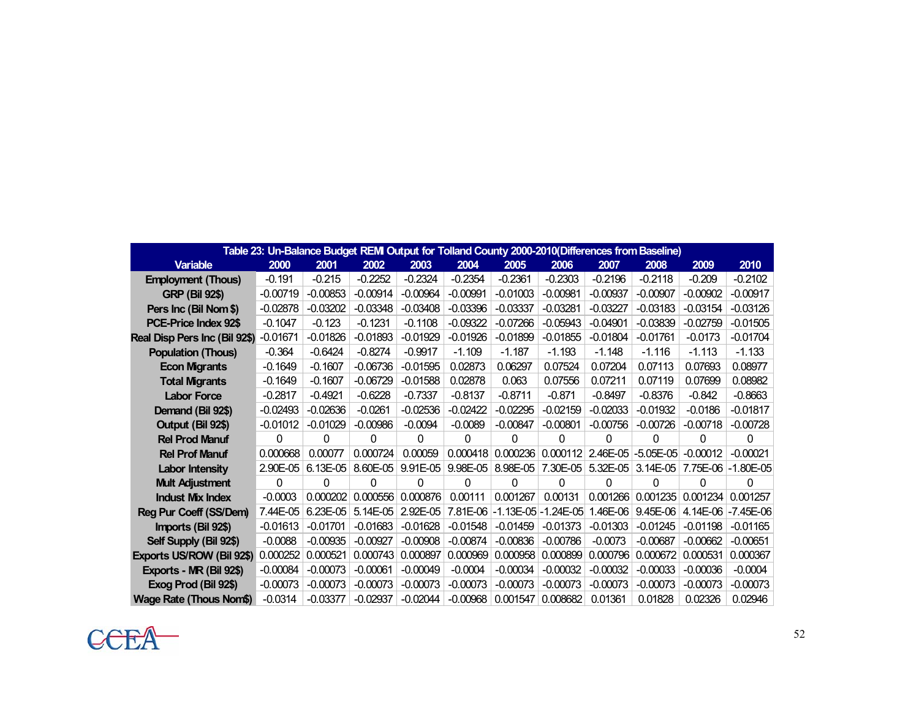**Table 23: Un-Balance Budget REMI Output for Tolland County 2000-2010(Differences from Baseline)**

| Variable | 2000 | 2001 | 2002 | 2003 | 2004 | 2005 | 2006 | 2007 | 2008 | 2009 | 2010 |
|---|---|---|---|---|---|---|---|---|---|---|---|
| Employment (Thous) | -0.191 | -0.215 | -0.2252 | -0.2324 | -0.2354 | -0.2361 | -0.2303 | -0.2196 | -0.2118 | -0.209 | -0.2102 |
| GRP (Bil 92$) | -0.00719 | -0.00853 | -0.00914 | -0.00964 | -0.00991 | -0.01003 | -0.00981 | -0.00937 | -0.00907 | -0.00902 | -0.00917 |
| Pers Inc (Bil Nom $) | -0.02878 | -0.03202 | -0.03348 | -0.03408 | -0.03396 | -0.03337 | -0.03281 | -0.03227 | -0.03183 | -0.03154 | -0.03126 |
| PCE-Price Index 92$ | -0.1047 | -0.123 | -0.1231 | -0.1108 | -0.09322 | -0.07266 | -0.05943 | -0.04901 | -0.03839 | -0.02759 | -0.01505 |
| Real Disp Pers Inc (Bil 92$) | -0.01671 | -0.01826 | -0.01893 | -0.01929 | -0.01926 | -0.01899 | -0.01855 | -0.01804 | -0.01761 | -0.0173 | -0.01704 |
| Population (Thous) | -0.364 | -0.6424 | -0.8274 | -0.9917 | -1.109 | -1.187 | -1.193 | -1.148 | -1.116 | -1.113 | -1.133 |
| Econ Migrants | -0.1649 | -0.1607 | -0.06736 | -0.01595 | 0.02873 | 0.06297 | 0.07524 | 0.07204 | 0.07113 | 0.07693 | 0.08977 |
| Total Migrants | -0.1649 | -0.1607 | -0.06729 | -0.01588 | 0.02878 | 0.063 | 0.07556 | 0.07211 | 0.07119 | 0.07699 | 0.08982 |
| Labor Force | -0.2817 | -0.4921 | -0.6228 | -0.7337 | -0.8137 | -0.8711 | -0.871 | -0.8497 | -0.8376 | -0.842 | -0.8663 |
| Demand (Bil 92$) | -0.02493 | -0.02636 | -0.0261 | -0.02536 | -0.02422 | -0.02295 | -0.02159 | -0.02033 | -0.01932 | -0.0186 | -0.01817 |
| Output (Bil 92$) | -0.01012 | -0.01029 | -0.00986 | -0.0094 | -0.0089 | -0.00847 | -0.00801 | -0.00756 | -0.00726 | -0.00718 | -0.00728 |
| Rel Prod Manuf | 0 | 0 | 0 | 0 | 0 | 0 | 0 | 0 | 0 | 0 | 0 |
| Rel Prof Manuf | 0.000668 | 0.00077 | 0.000724 | 0.00059 | 0.000418 | 0.000236 | 0.000112 | 2.46E-05 | -5.05E-05 | -0.00012 | -0.00021 |
| Labor Intensity | 2.90E-05 | 6.13E-05 | 8.60E-05 | 9.91E-05 | 9.98E-05 | 8.98E-05 | 7.30E-05 | 5.32E-05 | 3.14E-05 | 7.75E-06 | -1.80E-05 |
| Mult Adjustment | 0 | 0 | 0 | 0 | 0 | 0 | 0 | 0 | 0 | 0 | 0 |
| Indust Mix Index | -0.0003 | 0.000202 | 0.000556 | 0.000876 | 0.00111 | 0.001267 | 0.00131 | 0.001266 | 0.001235 | 0.001234 | 0.001257 |
| Reg Pur Coeff (SS/Dem) | 7.44E-05 | 6.23E-05 | 5.14E-05 | 2.92E-05 | 7.81E-06 | -1.13E-05 | -1.24E-05 | 1.46E-06 | 9.45E-06 | 4.14E-06 | -7.45E-06 |
| Imports (Bil 92$) | -0.01613 | -0.01701 | -0.01683 | -0.01628 | -0.01548 | -0.01459 | -0.01373 | -0.01303 | -0.01245 | -0.01198 | -0.01165 |
| Self Supply (Bil 92$) | -0.0088 | -0.00935 | -0.00927 | -0.00908 | -0.00874 | -0.00836 | -0.00786 | -0.0073 | -0.00687 | -0.00662 | -0.00651 |
| Exports US/ROW (Bil 92$) | 0.000252 | 0.000521 | 0.000743 | 0.000897 | 0.000969 | 0.000958 | 0.000899 | 0.000796 | 0.000672 | 0.000531 | 0.000367 |
| Exports - MR (Bil 92$) | -0.00084 | -0.00073 | -0.00061 | -0.00049 | -0.0004 | -0.00034 | -0.00032 | -0.00032 | -0.00033 | -0.00036 | -0.0004 |
| Exog Prod (Bil 92$) | -0.00073 | -0.00073 | -0.00073 | -0.00073 | -0.00073 | -0.00073 | -0.00073 | -0.00073 | -0.00073 | -0.00073 | -0.00073 |
| Wage Rate (Thous Nom$) | -0.0314 | -0.03377 | -0.02937 | -0.02044 | -0.00968 | 0.001547 | 0.008682 | 0.01361 | 0.01828 | 0.02326 | 0.02946 |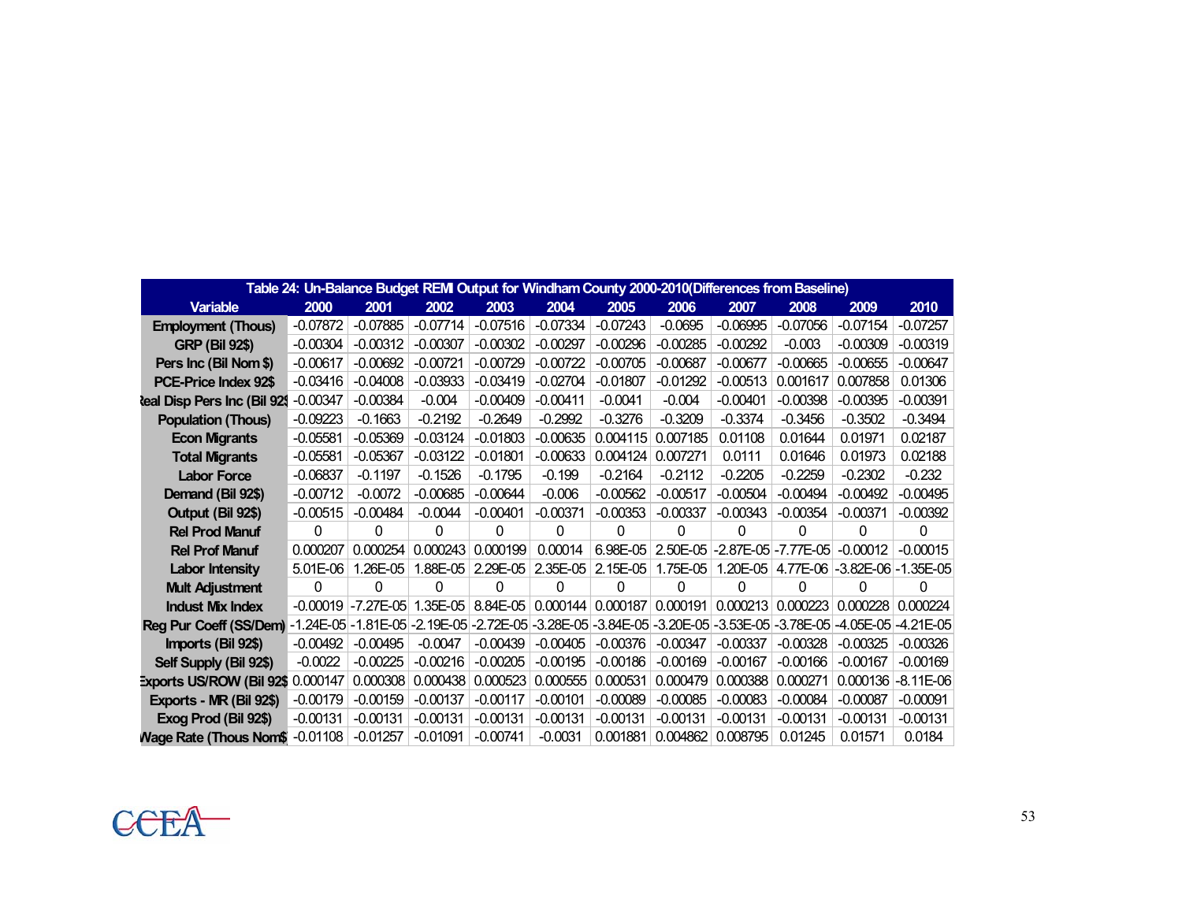| Table 24: Un-Balance Budget REMI Output for Windham County 2000-2010(Differences from Baseline) | | | | | | | | | | | |
|---|---|---|---|---|---|---|---|---|---|---|---|
| Variable | 2000 | 2001 | 2002 | 2003 | 2004 | 2005 | 2006 | 2007 | 2008 | 2009 | 2010 |
| Employment (Thous) | -0.07872 | -0.07885 | -0.07714 | -0.07516 | -0.07334 | -0.07243 | -0.0695 | -0.06995 | -0.07056 | -0.07154 | -0.07257 |
| GRP (Bil 92$) | -0.00304 | -0.00312 | -0.00307 | -0.00302 | -0.00297 | -0.00296 | -0.00285 | -0.00292 | -0.003 | -0.00309 | -0.00319 |
| Pers Inc (Bil Nom $) | -0.00617 | -0.00692 | -0.00721 | -0.00729 | -0.00722 | -0.00705 | -0.00687 | -0.00677 | -0.00665 | -0.00655 | -0.00647 |
| PCE-Price Index 92$ | -0.03416 | -0.04008 | -0.03933 | -0.03419 | -0.02704 | -0.01807 | -0.01292 | -0.00513 | 0.001617 | 0.007858 | 0.01306 |
| Real Disp Pers Inc (Bil 92$ | -0.00347 | -0.00384 | -0.004 | -0.00409 | -0.00411 | -0.0041 | -0.004 | -0.00401 | -0.00398 | -0.00395 | -0.00391 |
| Population (Thous) | -0.09223 | -0.1663 | -0.2192 | -0.2649 | -0.2992 | -0.3276 | -0.3209 | -0.3374 | -0.3456 | -0.3502 | -0.3494 |
| Econ Migrants | -0.05581 | -0.05369 | -0.03124 | -0.01803 | -0.00635 | 0.004115 | 0.007185 | 0.01108 | 0.01644 | 0.01971 | 0.02187 |
| Total Migrants | -0.05581 | -0.05367 | -0.03122 | -0.01801 | -0.00633 | 0.004124 | 0.007271 | 0.0111 | 0.01646 | 0.01973 | 0.02188 |
| Labor Force | -0.06837 | -0.1197 | -0.1526 | -0.1795 | -0.199 | -0.2164 | -0.2112 | -0.2205 | -0.2259 | -0.2302 | -0.232 |
| Demand (Bil 92$) | -0.00712 | -0.0072 | -0.00685 | -0.00644 | -0.006 | -0.00562 | -0.00517 | -0.00504 | -0.00494 | -0.00492 | -0.00495 |
| Output (Bil 92$) | -0.00515 | -0.00484 | -0.0044 | -0.00401 | -0.00371 | -0.00353 | -0.00337 | -0.00343 | -0.00354 | -0.00371 | -0.00392 |
| Rel Prod Manuf | 0 | 0 | 0 | 0 | 0 | 0 | 0 | 0 | 0 | 0 | 0 |
| Rel Prof Manuf | 0.000207 | 0.000254 | 0.000243 | 0.000199 | 0.00014 | 6.98E-05 | 2.50E-05 | -2.87E-05 | -7.77E-05 | -0.00012 | -0.00015 |
| Labor Intensity | 5.01E-06 | 1.26E-05 | 1.88E-05 | 2.29E-05 | 2.35E-05 | 2.15E-05 | 1.75E-05 | 1.20E-05 | 4.77E-06 | -3.82E-06 | -1.35E-05 |
| Mult Adjustment | 0 | 0 | 0 | 0 | 0 | 0 | 0 | 0 | 0 | 0 | 0 |
| Indust Mix Index | -0.00019 | -7.27E-05 | 1.35E-05 | 8.84E-05 | 0.000144 | 0.000187 | 0.000191 | 0.000213 | 0.000223 | 0.000228 | 0.000224 |
| Reg Pur Coeff (SS/Dem) | -1.24E-05 | -1.81E-05 | -2.19E-05 | -2.72E-05 | -3.28E-05 | -3.84E-05 | -3.20E-05 | -3.53E-05 | -3.78E-05 | -4.05E-05 | -4.21E-05 |
| Imports (Bil 92$) | -0.00492 | -0.00495 | -0.0047 | -0.00439 | -0.00405 | -0.00376 | -0.00347 | -0.00337 | -0.00328 | -0.00325 | -0.00326 |
| Self Supply (Bil 92$) | -0.0022 | -0.00225 | -0.00216 | -0.00205 | -0.00195 | -0.00186 | -0.00169 | -0.00167 | -0.00166 | -0.00167 | -0.00169 |
| Exports US/ROW (Bil 92$ | 0.000147 | 0.000308 | 0.000438 | 0.000523 | 0.000555 | 0.000531 | 0.000479 | 0.000388 | 0.000271 | 0.000136 | -8.11E-06 |
| Exports - MR (Bil 92$) | -0.00179 | -0.00159 | -0.00137 | -0.00117 | -0.00101 | -0.00089 | -0.00085 | -0.00083 | -0.00084 | -0.00087 | -0.00091 |
| Exog Prod (Bil 92$) | -0.00131 | -0.00131 | -0.00131 | -0.00131 | -0.00131 | -0.00131 | -0.00131 | -0.00131 | -0.00131 | -0.00131 | -0.00131 |
| Wage Rate (Thous Nom$ | -0.01108 | -0.01257 | -0.01091 | -0.00741 | -0.0031 | 0.001881 | 0.004862 | 0.008795 | 0.01245 | 0.01571 | 0.0184 |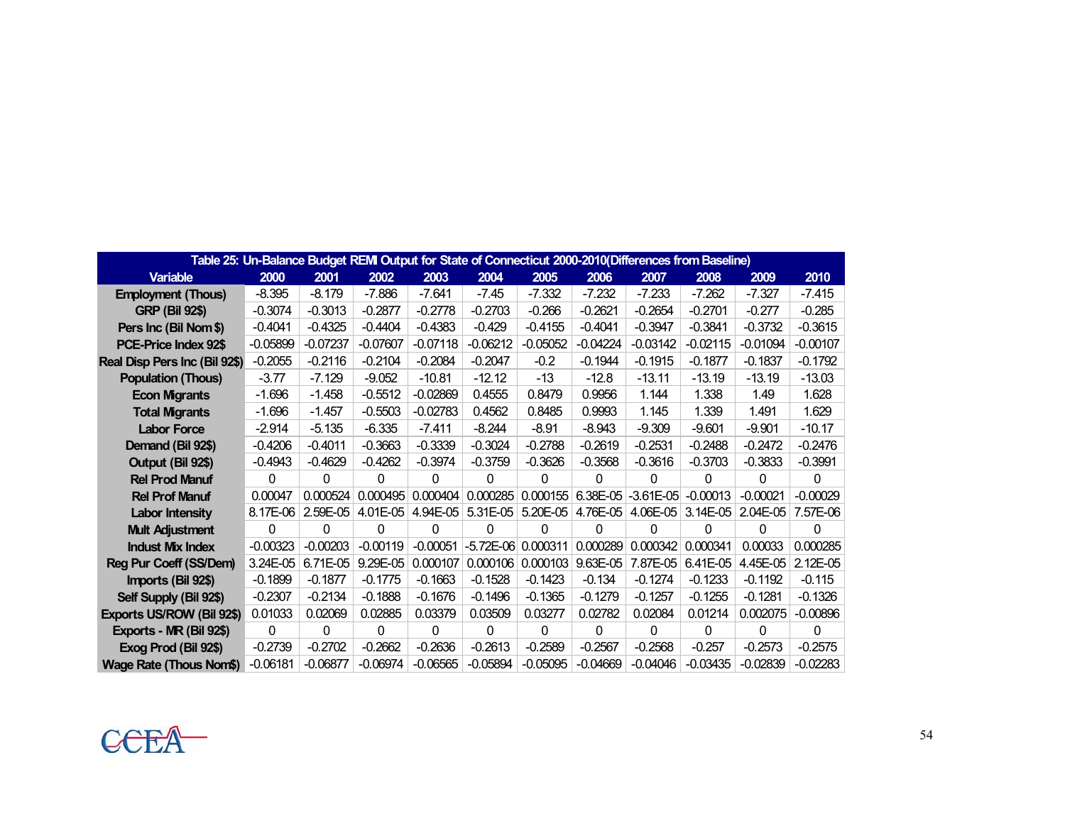| Table 25: Un-Balance Budget REMI Output for State of Connecticut 2000-2010(Differences from Baseline) | | | | | | | | | | | |
|---|---|---|---|---|---|---|---|---|---|---|---|
| Variable | 2000 | 2001 | 2002 | 2003 | 2004 | 2005 | 2006 | 2007 | 2008 | 2009 | 2010 |
| Employment (Thous) | -8.395 | -8.179 | -7.886 | -7.641 | -7.45 | -7.332 | -7.232 | -7.233 | -7.262 | -7.327 | -7.415 |
| GRP (Bil 92$) | -0.3074 | -0.3013 | -0.2877 | -0.2778 | -0.2703 | -0.266 | -0.2621 | -0.2654 | -0.2701 | -0.277 | -0.285 |
| Pers Inc (Bil Nom $) | -0.4041 | -0.4325 | -0.4404 | -0.4383 | -0.429 | -0.4155 | -0.4041 | -0.3947 | -0.3841 | -0.3732 | -0.3615 |
| PCE-Price Index 92$ | -0.05899 | -0.07237 | -0.07607 | -0.07118 | -0.06212 | -0.05052 | -0.04224 | -0.03142 | -0.02115 | -0.01094 | -0.00107 |
| Real Disp Pers Inc (Bil 92$) | -0.2055 | -0.2116 | -0.2104 | -0.2084 | -0.2047 | -0.2 | -0.1944 | -0.1915 | -0.1877 | -0.1837 | -0.1792 |
| Population (Thous) | -3.77 | -7.129 | -9.052 | -10.81 | -12.12 | -13 | -12.8 | -13.11 | -13.19 | -13.19 | -13.03 |
| Econ Migrants | -1.696 | -1.458 | -0.5512 | -0.02869 | 0.4555 | 0.8479 | 0.9956 | 1.144 | 1.338 | 1.49 | 1.628 |
| Total Migrants | -1.696 | -1.457 | -0.5503 | -0.02783 | 0.4562 | 0.8485 | 0.9993 | 1.145 | 1.339 | 1.491 | 1.629 |
| Labor Force | -2.914 | -5.135 | -6.335 | -7.411 | -8.244 | -8.91 | -8.943 | -9.309 | -9.601 | -9.901 | -10.17 |
| Demand (Bil 92$) | -0.4206 | -0.4011 | -0.3663 | -0.3339 | -0.3024 | -0.2788 | -0.2619 | -0.2531 | -0.2488 | -0.2472 | -0.2476 |
| Output (Bil 92$) | -0.4943 | -0.4629 | -0.4262 | -0.3974 | -0.3759 | -0.3626 | -0.3568 | -0.3616 | -0.3703 | -0.3833 | -0.3991 |
| Rel Prod Manuf | 0 | 0 | 0 | 0 | 0 | 0 | 0 | 0 | 0 | 0 | 0 |
| Rel Prof Manuf | 0.00047 | 0.000524 | 0.000495 | 0.000404 | 0.000285 | 0.000155 | 6.38E-05 | -3.61E-05 | -0.00013 | -0.00021 | -0.00029 |
| Labor Intensity | 8.17E-06 | 2.59E-05 | 4.01E-05 | 4.94E-05 | 5.31E-05 | 5.20E-05 | 4.76E-05 | 4.06E-05 | 3.14E-05 | 2.04E-05 | 7.57E-06 |
| Mult Adjustment | 0 | 0 | 0 | 0 | 0 | 0 | 0 | 0 | 0 | 0 | 0 |
| Indust Mix Index | -0.00323 | -0.00203 | -0.00119 | -0.00051 | -5.72E-06 | 0.000311 | 0.000289 | 0.000342 | 0.000341 | 0.00033 | 0.000285 |
| Reg Pur Coeff (SS/Dem) | 3.24E-05 | 6.71E-05 | 9.29E-05 | 0.000107 | 0.000106 | 0.000103 | 9.63E-05 | 7.87E-05 | 6.41E-05 | 4.45E-05 | 2.12E-05 |
| Imports (Bil 92$) | -0.1899 | -0.1877 | -0.1775 | -0.1663 | -0.1528 | -0.1423 | -0.134 | -0.1274 | -0.1233 | -0.1192 | -0.115 |
| Self Supply (Bil 92$) | -0.2307 | -0.2134 | -0.1888 | -0.1676 | -0.1496 | -0.1365 | -0.1279 | -0.1257 | -0.1255 | -0.1281 | -0.1326 |
| Exports US/ROW (Bil 92$) | 0.01033 | 0.02069 | 0.02885 | 0.03379 | 0.03509 | 0.03277 | 0.02782 | 0.02084 | 0.01214 | 0.002075 | -0.00896 |
| Exports - MR (Bil 92$) | 0 | 0 | 0 | 0 | 0 | 0 | 0 | 0 | 0 | 0 | 0 |
| Exog Prod (Bil 92$) | -0.2739 | -0.2702 | -0.2662 | -0.2636 | -0.2613 | -0.2589 | -0.2567 | -0.2568 | -0.257 | -0.2573 | -0.2575 |
| Wage Rate (Thous Nom$) | -0.06181 | -0.06877 | -0.06974 | -0.06565 | -0.05894 | -0.05095 | -0.04669 | -0.04046 | -0.03435 | -0.02839 | -0.02283 |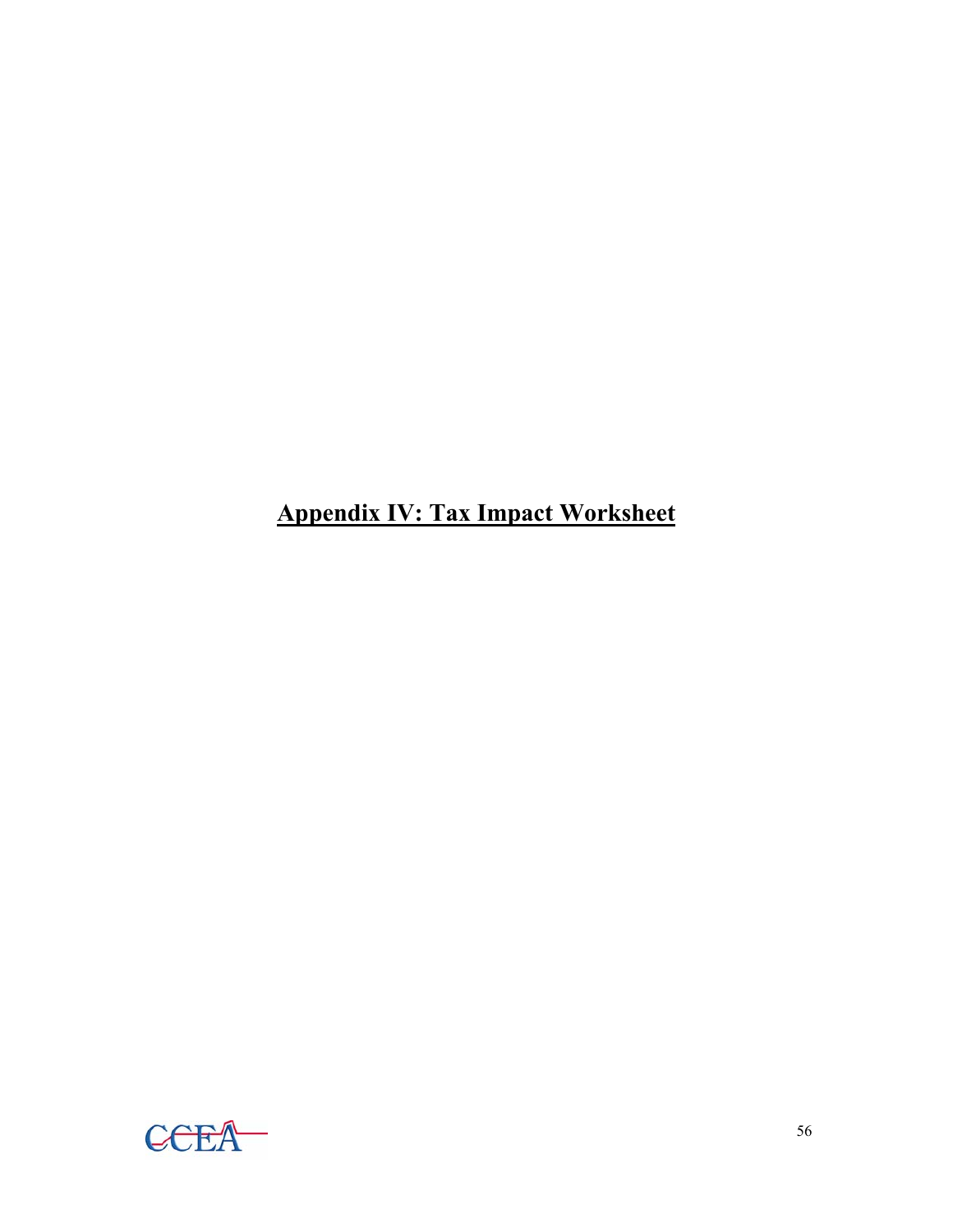# Appendix IV: Tax Impact Worksheet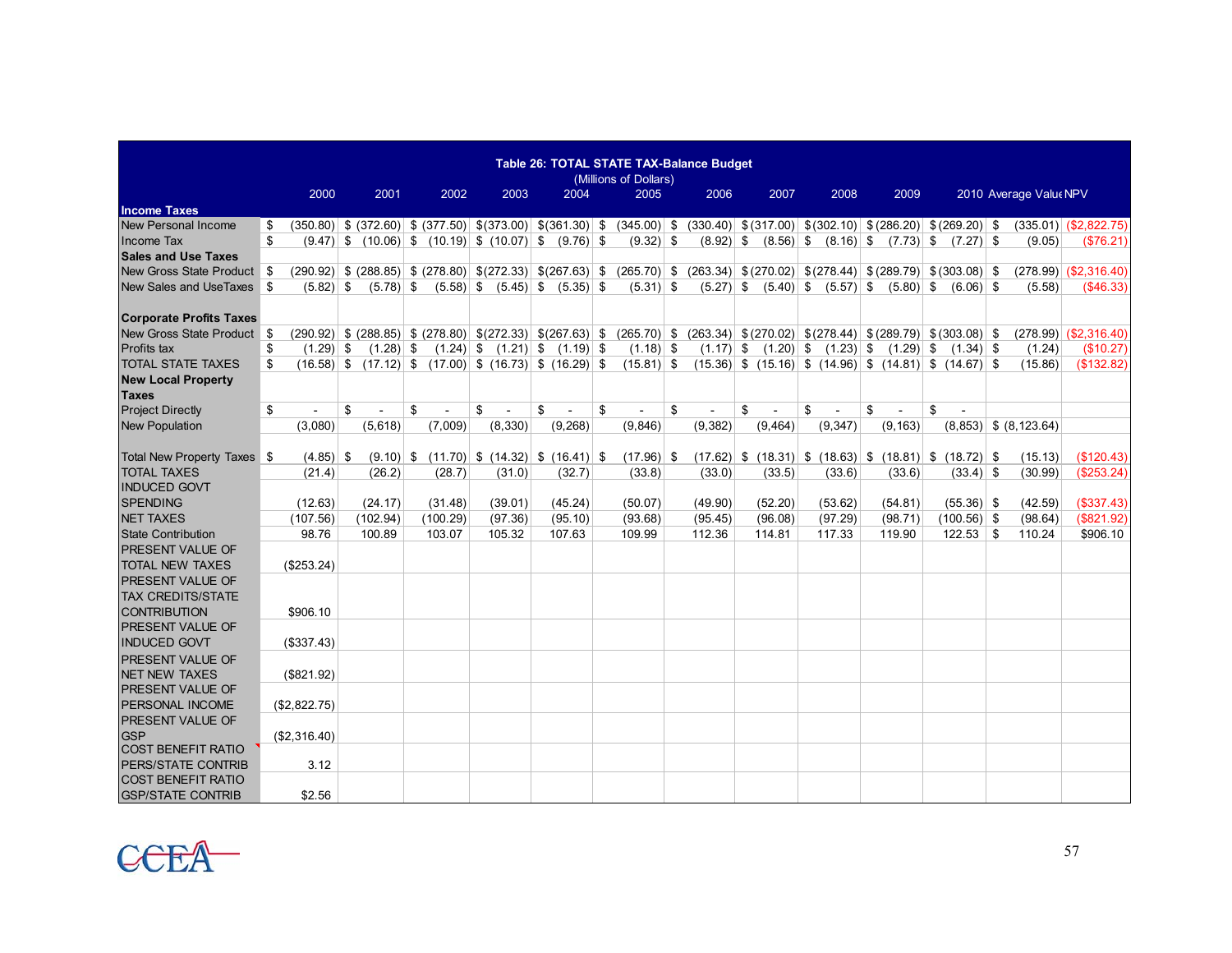| Table 26: TOTAL STATE TAX-Balance Budget (Millions of Dollars) | | | | | | | | | | | | | |
|---|---|---|---|---|---|---|---|---|---|---|---|---|---|
| | 2000 | 2001 | 2002 | 2003 | 2004 | 2005 | 2006 | 2007 | 2008 | 2009 | 2010 | Average Value | NPV |
| **Income Taxes** | | | | | | | | | | | | | |
| New Personal Income | $ (350.80) | $ (372.60) | $ (377.50) | $(373.00) | $(361.30) | $ (345.00) | $ (330.40) | $(317.00) | $(302.10) | $(286.20) | $(269.20) | $ (335.01) | ($2,822.75) |
| Income Tax | $ (9.47) | $ (10.06) | $ (10.19) | $ (10.07) | $ (9.76) | $ (9.32) | $ (8.92) | $ (8.56) | $ (8.16) | $ (7.73) | $ (7.27) | $ (9.05) | ($76.21) |
| **Sales and Use Taxes** | | | | | | | | | | | | | |
| New Gross State Product | $ (290.92) | $ (288.85) | $ (278.80) | $(272.33) | $(267.63) | $ (265.70) | $ (263.34) | $(270.02) | $(278.44) | $(289.79) | $(303.08) | $ (278.99) | ($2,316.40) |
| New Sales and UseTaxes | $ (5.82) | $ (5.78) | $ (5.58) | $ (5.45) | $ (5.35) | $ (5.31) | $ (5.27) | $ (5.40) | $ (5.57) | $ (5.80) | $ (6.06) | $ (5.58) | ($46.33) |
| **Corporate Profits Taxes** | | | | | | | | | | | | | |
| New Gross State Product | $ (290.92) | $ (288.85) | $ (278.80) | $(272.33) | $(267.63) | $ (265.70) | $ (263.34) | $(270.02) | $(278.44) | $(289.79) | $(303.08) | $ (278.99) | ($2,316.40) |
| Profits tax | $ (1.29) | $ (1.28) | $ (1.24) | $ (1.21) | $ (1.19) | $ (1.18) | $ (1.17) | $ (1.20) | $ (1.23) | $ (1.29) | $ (1.34) | $ (1.24) | ($10.27) |
| TOTAL STATE TAXES | $ (16.58) | $ (17.12) | $ (17.00) | $ (16.73) | $ (16.29) | $ (15.81) | $ (15.36) | $ (15.16) | $ (14.96) | $ (14.81) | $ (14.67) | $ (15.86) | ($132.82) |
| **New Local Property Taxes** | | | | | | | | | | | | | |
| Project Directly | $ - | $ - | $ - | $ - | $ - | $ - | $ - | $ - | $ - | $ - | $ - | | |
| New Population | (3,080) | (5,618) | (7,009) | (8,330) | (9,268) | (9,846) | (9,382) | (9,464) | (9,347) | (9,163) | (8,853) | $ (8,123.64) | |
| Total New Property Taxes | $ (4.85) | $ (9.10) | $ (11.70) | $ (14.32) | $ (16.41) | $ (17.96) | $ (17.62) | $ (18.31) | $ (18.63) | $ (18.81) | $ (18.72) | $ (15.13) | ($120.43) |
| TOTAL TAXES | (21.4) | (26.2) | (28.7) | (31.0) | (32.7) | (33.8) | (33.0) | (33.5) | (33.6) | (33.6) | (33.4) | $ (30.99) | ($253.24) |
| INDUCED GOVT SPENDING | (12.63) | (24.17) | (31.48) | (39.01) | (45.24) | (50.07) | (49.90) | (52.20) | (53.62) | (54.81) | (55.36) | $ (42.59) | ($337.43) |
| NET TAXES | (107.56) | (102.94) | (100.29) | (97.36) | (95.10) | (93.68) | (95.45) | (96.08) | (97.29) | (98.71) | (100.56) | $ (98.64) | ($821.92) |
| State Contribution | 98.76 | 100.89 | 103.07 | 105.32 | 107.63 | 109.99 | 112.36 | 114.81 | 117.33 | 119.90 | 122.53 | $ 110.24 | $906.10 |
| PRESENT VALUE OF TOTAL NEW TAXES | ($253.24) | | | | | | | | | | | | |
| PRESENT VALUE OF TAX CREDITS/STATE CONTRIBUTION | $906.10 | | | | | | | | | | | | |
| PRESENT VALUE OF INDUCED GOVT | ($337.43) | | | | | | | | | | | | |
| PRESENT VALUE OF NET NEW TAXES | ($821.92) | | | | | | | | | | | | |
| PRESENT VALUE OF PERSONAL INCOME | ($2,822.75) | | | | | | | | | | | | |
| PRESENT VALUE OF GSP | ($2,316.40) | | | | | | | | | | | | |
| COST BENEFIT RATIO PERS/STATE CONTRIB | 3.12 | | | | | | | | | | | | |
| COST BENEFIT RATIO GSP/STATE CONTRIB | $2.56 | | | | | | | | | | | | |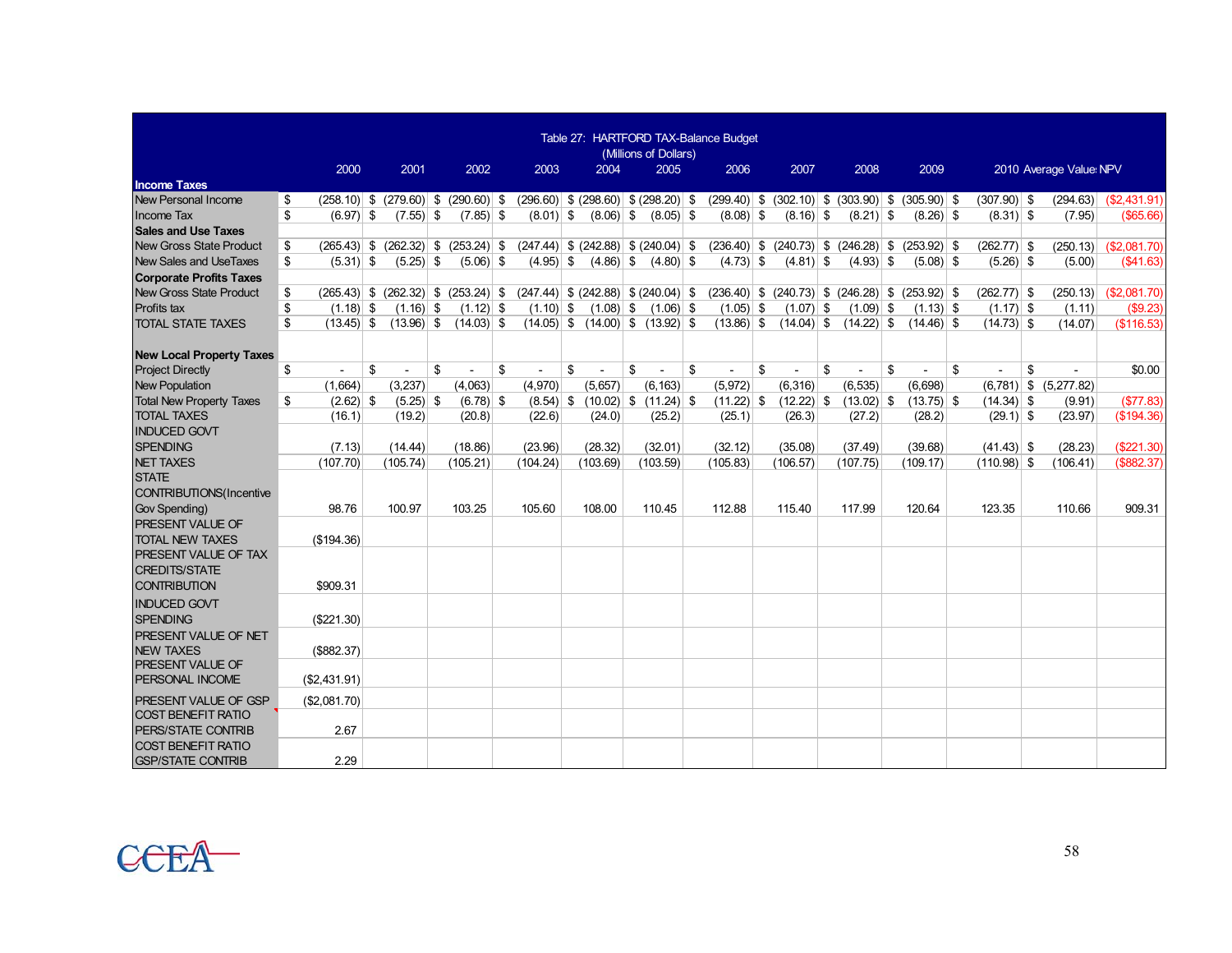Table 27: HARTFORD TAX-Balance Budget (Millions of Dollars)

| Income Taxes | 2000 | 2001 | 2002 | 2003 | 2004 | 2005 | 2006 | 2007 | 2008 | 2009 | 2010 | Average Value | NPV |
|---|---|---|---|---|---|---|---|---|---|---|---|---|---|
| New Personal Income | $ (258.10) | $ (279.60) | $ (290.60) | $ (296.60) | $ (298.60) | $ (298.20) | $ (299.40) | $ (302.10) | $ (303.90) | $ (305.90) | $ (307.90) | $ (294.63) | ($2,431.91) |
| Income Tax | $ (6.97) | $ (7.55) | $ (7.85) | $ (8.01) | $ (8.06) | $ (8.05) | $ (8.08) | $ (8.16) | $ (8.21) | $ (8.26) | $ (8.31) | $ (7.95) | ($65.66) |
| **Sales and Use Taxes** | | | | | | | | | | | | | |
| New Gross State Product | $ (265.43) | $ (262.32) | $ (253.24) | $ (247.44) | $ (242.88) | $ (240.04) | $ (236.40) | $ (240.73) | $ (246.28) | $ (253.92) | $ (262.77) | $ (250.13) | ($2,081.70) |
| New Sales and UseTaxes | $ (5.31) | $ (5.25) | $ (5.06) | $ (4.95) | $ (4.86) | $ (4.80) | $ (4.73) | $ (4.81) | $ (4.93) | $ (5.08) | $ (5.26) | $ (5.00) | ($41.63) |
| **Corporate Profits Taxes** | | | | | | | | | | | | | |
| New Gross State Product | $ (265.43) | $ (262.32) | $ (253.24) | $ (247.44) | $ (242.88) | $ (240.04) | $ (236.40) | $ (240.73) | $ (246.28) | $ (253.92) | $ (262.77) | $ (250.13) | ($2,081.70) |
| Profits tax | $ (1.18) | $ (1.16) | $ (1.12) | $ (1.10) | $ (1.08) | $ (1.06) | $ (1.05) | $ (1.07) | $ (1.09) | $ (1.13) | $ (1.17) | $ (1.11) | ($9.23) |
| TOTAL STATE TAXES | $ (13.45) | $ (13.96) | $ (14.03) | $ (14.05) | $ (14.00) | $ (13.92) | $ (13.86) | $ (14.04) | $ (14.22) | $ (14.46) | $ (14.73) | $ (14.07) | ($116.53) |
| | | | | | | | | | | | | | |
| **New Local Property Taxes** | | | | | | | | | | | | | |
| Project Directly | $ - | $ - | $ - | $ - | $ - | $ - | $ - | $ - | $ - | $ - | $ - | $ - | $0.00 |
| New Population | (1,664) | (3,237) | (4,063) | (4,970) | (5,657) | (6,163) | (5,972) | (6,316) | (6,535) | (6,698) | (6,781) | $ (5,277.82) | |
| Total New Property Taxes | $ (2.62) | $ (5.25) | $ (6.78) | $ (8.54) | $ (10.02) | $ (11.24) | $ (11.22) | $ (12.22) | $ (13.02) | $ (13.75) | $ (14.34) | $ (9.91) | ($77.83) |
| TOTAL TAXES | (16.1) | (19.2) | (20.8) | (22.6) | (24.0) | (25.2) | (25.1) | (26.3) | (27.2) | (28.2) | (29.1) | $ (23.97) | ($194.36) |
| INDUCED GOVT SPENDING | (7.13) | (14.44) | (18.86) | (23.96) | (28.32) | (32.01) | (32.12) | (35.08) | (37.49) | (39.68) | (41.43) | $ (28.23) | ($221.30) |
| NET TAXES | (107.70) | (105.74) | (105.21) | (104.24) | (103.69) | (103.59) | (105.83) | (106.57) | (107.75) | (109.17) | (110.98) | $ (106.41) | ($882.37) |
| STATE CONTRIBUTIONS(Incentive Gov Spending) | 98.76 | 100.97 | 103.25 | 105.60 | 108.00 | 110.45 | 112.88 | 115.40 | 117.99 | 120.64 | 123.35 | 110.66 | 909.31 |
| PRESENT VALUE OF TOTAL NEW TAXES | ($194.36) | | | | | | | | | | | | |
| PRESENT VALUE OF TAX CREDITS/STATE CONTRIBUTION | $909.31 | | | | | | | | | | | | |
| INDUCED GOVT SPENDING | ($221.30) | | | | | | | | | | | | |
| PRESENT VALUE OF NET NEW TAXES | ($882.37) | | | | | | | | | | | | |
| PRESENT VALUE OF PERSONAL INCOME | ($2,431.91) | | | | | | | | | | | | |
| PRESENT VALUE OF GSP | ($2,081.70) | | | | | | | | | | | | |
| COST BENEFIT RATIO PERS/STATE CONTRIB | 2.67 | | | | | | | | | | | | |
| COST BENEFIT RATIO GSP/STATE CONTRIB | 2.29 | | | | | | | | | | | | |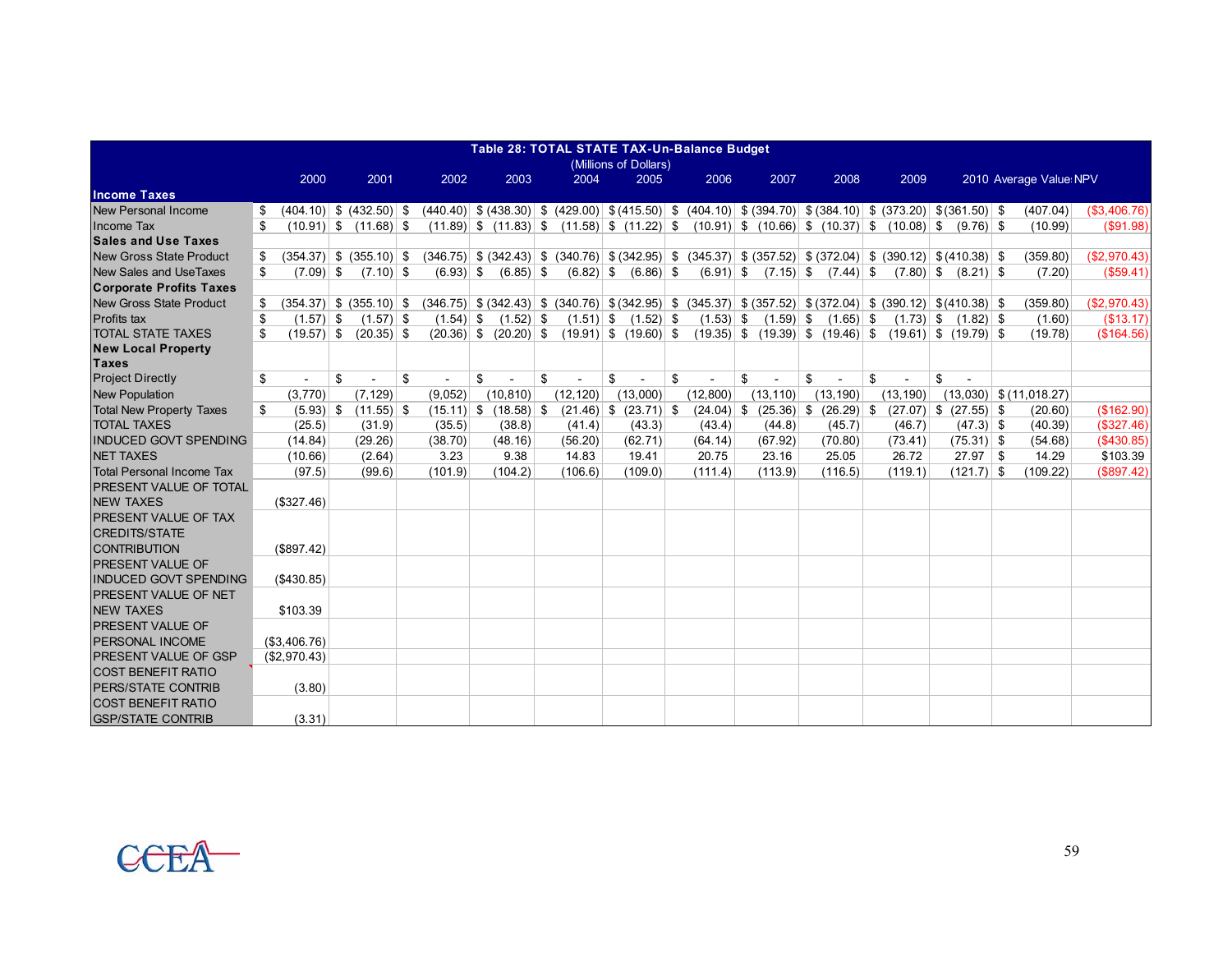| Table 28: TOTAL STATE TAX-Un-Balance Budget (Millions of Dollars) | | | | | | | | | | | | | |
|---|---|---|---|---|---|---|---|---|---|---|---|---|---|
| | 2000 | 2001 | 2002 | 2003 | 2004 | 2005 | 2006 | 2007 | 2008 | 2009 | 2010 | Average Value | NPV |
| **Income Taxes** | | | | | | | | | | | | | |
| New Personal Income | $ (404.10) | $ (432.50) | $ (440.40) | $ (438.30) | $ (429.00) | $ (415.50) | $ (404.10) | $ (394.70) | $ (384.10) | $ (373.20) | $ (361.50) | $ (407.04) | ($3,406.76) |
| Income Tax | $ (10.91) | $ (11.68) | $ (11.89) | $ (11.83) | $ (11.58) | $ (11.22) | $ (10.91) | $ (10.66) | $ (10.37) | $ (10.08) | $ (9.76) | $ (10.99) | ($91.98) |
| **Sales and Use Taxes** | | | | | | | | | | | | | |
| New Gross State Product | $ (354.37) | $ (355.10) | $ (346.75) | $ (342.43) | $ (340.76) | $ (342.95) | $ (345.37) | $ (357.52) | $ (372.04) | $ (390.12) | $ (410.38) | $ (359.80) | ($2,970.43) |
| New Sales and UseTaxes | $ (7.09) | $ (7.10) | $ (6.93) | $ (6.85) | $ (6.82) | $ (6.86) | $ (6.91) | $ (7.15) | $ (7.44) | $ (7.80) | $ (8.21) | $ (7.20) | ($59.41) |
| **Corporate Profits Taxes** | | | | | | | | | | | | | |
| New Gross State Product | $ (354.37) | $ (355.10) | $ (346.75) | $ (342.43) | $ (340.76) | $ (342.95) | $ (345.37) | $ (357.52) | $ (372.04) | $ (390.12) | $ (410.38) | $ (359.80) | ($2,970.43) |
| Profits tax | $ (1.57) | $ (1.57) | $ (1.54) | $ (1.52) | $ (1.51) | $ (1.52) | $ (1.53) | $ (1.59) | $ (1.65) | $ (1.73) | $ (1.82) | $ (1.60) | ($13.17) |
| TOTAL STATE TAXES | $ (19.57) | $ (20.35) | $ (20.36) | $ (20.20) | $ (19.91) | $ (19.60) | $ (19.35) | $ (19.39) | $ (19.46) | $ (19.61) | $ (19.79) | $ (19.78) | ($164.56) |
| **New Local Property Taxes** | | | | | | | | | | | | | |
| Project Directly | $ - | $ - | $ - | $ - | $ - | $ - | $ - | $ - | $ - | $ - | $ - | | |
| New Population | (3,770) | (7,129) | (9,052) | (10,810) | (12,120) | (13,000) | (12,800) | (13,110) | (13,190) | (13,190) | (13,030) | $ (11,018.27) | |
| Total New Property Taxes | $ (5.93) | $ (11.55) | $ (15.11) | $ (18.58) | $ (21.46) | $ (23.71) | $ (24.04) | $ (25.36) | $ (26.29) | $ (27.07) | $ (27.55) | $ (20.60) | ($162.90) |
| TOTAL TAXES | (25.5) | (31.9) | (35.5) | (38.8) | (41.4) | (43.3) | (43.4) | (44.8) | (45.7) | (46.7) | (47.3) | $ (40.39) | ($327.46) |
| INDUCED GOVT SPENDING | (14.84) | (29.26) | (38.70) | (48.16) | (56.20) | (62.71) | (64.14) | (67.92) | (70.80) | (73.41) | (75.31) | $ (54.68) | ($430.85) |
| NET TAXES | (10.66) | (2.64) | 3.23 | 9.38 | 14.83 | 19.41 | 20.75 | 23.16 | 25.05 | 26.72 | 27.97 | $ 14.29 | $103.39 |
| Total Personal Income Tax | (97.5) | (99.6) | (101.9) | (104.2) | (106.6) | (109.0) | (111.4) | (113.9) | (116.5) | (119.1) | (121.7) | $ (109.22) | ($897.42) |
| PRESENT VALUE OF TOTAL NEW TAXES | ($327.46) | | | | | | | | | | | | |
| PRESENT VALUE OF TAX CREDITS/STATE CONTRIBUTION | ($897.42) | | | | | | | | | | | | |
| PRESENT VALUE OF INDUCED GOVT SPENDING | ($430.85) | | | | | | | | | | | | |
| PRESENT VALUE OF NET NEW TAXES | $103.39 | | | | | | | | | | | | |
| PRESENT VALUE OF PERSONAL INCOME | ($3,406.76) | | | | | | | | | | | | |
| PRESENT VALUE OF GSP | ($2,970.43) | | | | | | | | | | | | |
| COST BENEFIT RATIO PERS/STATE CONTRIB | (3.80) | | | | | | | | | | | | |
| COST BENEFIT RATIO GSP/STATE CONTRIB | (3.31) | | | | | | | | | | | | |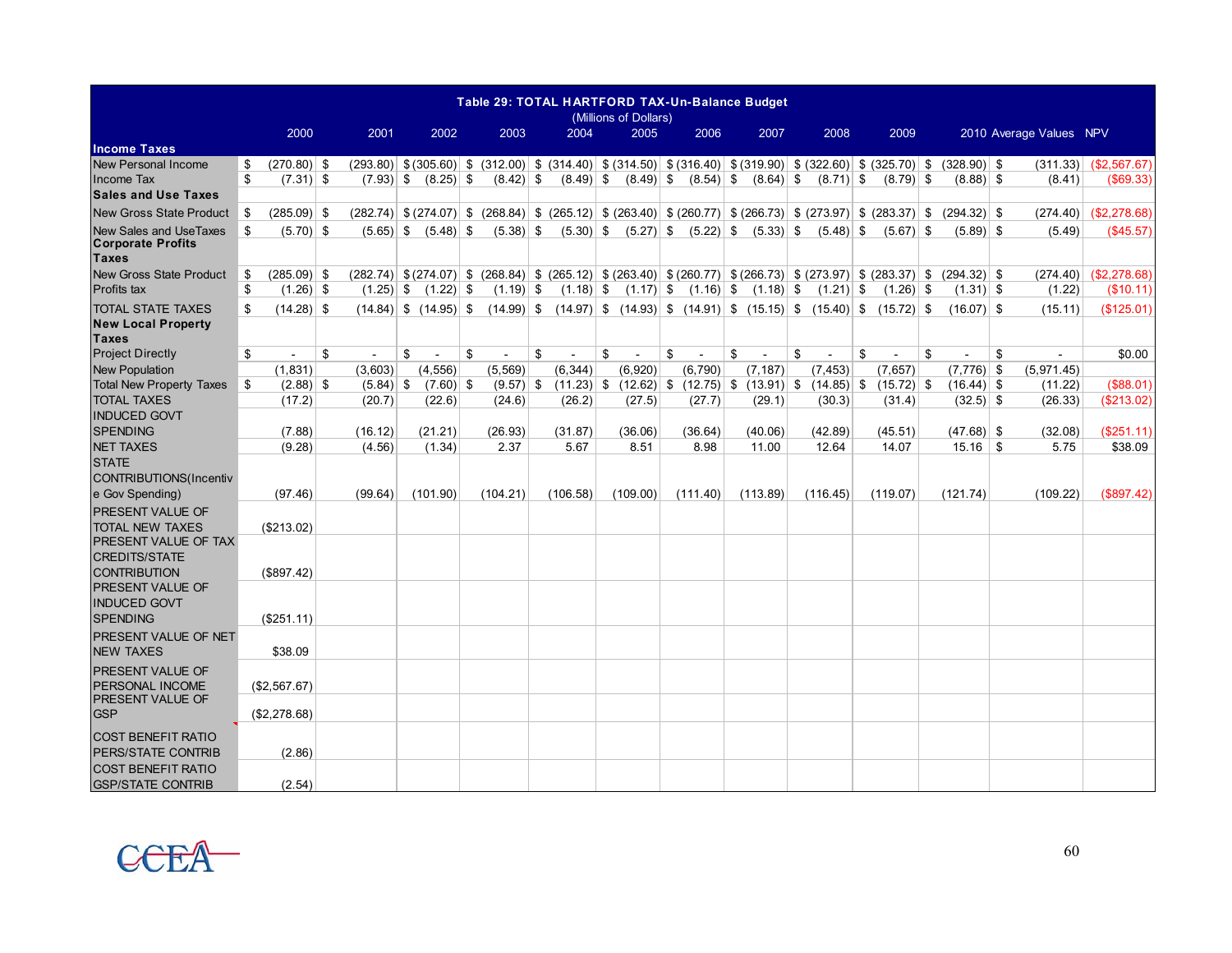| Table 29: TOTAL HARTFORD TAX-Un-Balance Budget (Millions of Dollars) | | | | | | | | | | | | | |
|---|---|---|---|---|---|---|---|---|---|---|---|---|---|
| | 2000 | 2001 | 2002 | 2003 | 2004 | 2005 | 2006 | 2007 | 2008 | 2009 | 2010 | Average Values | NPV |
| **Income Taxes** | | | | | | | | | | | | | |
| New Personal Income | $ (270.80) | $ (293.80) | $ (305.60) | $ (312.00) | $ (314.40) | $ (314.50) | $ (316.40) | $ (319.90) | $ (322.60) | $ (325.70) | $ (328.90) | $ (311.33) | ($2,567.67) |
| Income Tax | $ (7.31) | $ (7.93) | $ (8.25) | $ (8.42) | $ (8.49) | $ (8.49) | $ (8.54) | $ (8.64) | $ (8.71) | $ (8.79) | $ (8.88) | $ (8.41) | ($69.33) |
| **Sales and Use Taxes** | | | | | | | | | | | | | |
| New Gross State Product | $ (285.09) | $ (282.74) | $ (274.07) | $ (268.84) | $ (265.12) | $ (263.40) | $ (260.77) | $ (266.73) | $ (273.97) | $ (283.37) | $ (294.32) | $ (274.40) | ($2,278.68) |
| New Sales and UseTaxes | $ (5.70) | $ (5.65) | $ (5.48) | $ (5.38) | $ (5.30) | $ (5.27) | $ (5.22) | $ (5.33) | $ (5.48) | $ (5.67) | $ (5.89) | $ (5.49) | ($45.57) |
| **Corporate Profits Taxes** | | | | | | | | | | | | | |
| New Gross State Product | $ (285.09) | $ (282.74) | $ (274.07) | $ (268.84) | $ (265.12) | $ (263.40) | $ (260.77) | $ (266.73) | $ (273.97) | $ (283.37) | $ (294.32) | $ (274.40) | ($2,278.68) |
| Profits tax | $ (1.26) | $ (1.25) | $ (1.22) | $ (1.19) | $ (1.18) | $ (1.17) | $ (1.16) | $ (1.18) | $ (1.21) | $ (1.26) | $ (1.31) | $ (1.22) | ($10.11) |
| TOTAL STATE TAXES | $ (14.28) | $ (14.84) | $ (14.95) | $ (14.99) | $ (14.97) | $ (14.93) | $ (14.91) | $ (15.15) | $ (15.40) | $ (15.72) | $ (16.07) | $ (15.11) | ($125.01) |
| **New Local Property Taxes** | | | | | | | | | | | | | |
| Project Directly | $ - | $ - | $ - | $ - | $ - | $ - | $ - | $ - | $ - | $ - | $ - | $ - | $0.00 |
| New Population | (1,831) | (3,603) | (4,556) | (5,569) | (6,344) | (6,920) | (6,790) | (7,187) | (7,453) | (7,657) | (7,776) | $ (5,971.45) | |
| Total New Property Taxes | $ (2.88) | $ (5.84) | $ (7.60) | $ (9.57) | $ (11.23) | $ (12.62) | $ (12.75) | $ (13.91) | $ (14.85) | $ (15.72) | $ (16.44) | $ (11.22) | ($88.01) |
| TOTAL TAXES | (17.2) | (20.7) | (22.6) | (24.6) | (26.2) | (27.5) | (27.7) | (29.1) | (30.3) | (31.4) | (32.5) | $ (26.33) | ($213.02) |
| INDUCED GOVT SPENDING | (7.88) | (16.12) | (21.21) | (26.93) | (31.87) | (36.06) | (36.64) | (40.06) | (42.89) | (45.51) | (47.68) | $ (32.08) | ($251.11) |
| NET TAXES | (9.28) | (4.56) | (1.34) | 2.37 | 5.67 | 8.51 | 8.98 | 11.00 | 12.64 | 14.07 | 15.16 | $ 5.75 | $38.09 |
| STATE CONTRIBUTIONS(Incentive Gov Spending) | (97.46) | (99.64) | (101.90) | (104.21) | (106.58) | (109.00) | (111.40) | (113.89) | (116.45) | (119.07) | (121.74) | (109.22) | ($897.42) |
| PRESENT VALUE OF TOTAL NEW TAXES | ($213.02) | | | | | | | | | | | | |
| PRESENT VALUE OF TAX CREDITS/STATE CONTRIBUTION | ($897.42) | | | | | | | | | | | | |
| PRESENT VALUE OF INDUCED GOVT SPENDING | ($251.11) | | | | | | | | | | | | |
| PRESENT VALUE OF NET NEW TAXES | $38.09 | | | | | | | | | | | | |
| PRESENT VALUE OF PERSONAL INCOME | ($2,567.67) | | | | | | | | | | | | |
| PRESENT VALUE OF GSP | ($2,278.68) | | | | | | | | | | | | |
| COST BENEFIT RATIO PERS/STATE CONTRIB | (2.86) | | | | | | | | | | | | |
| COST BENEFIT RATIO GSP/STATE CONTRIB | (2.54) | | | | | | | | | | | | |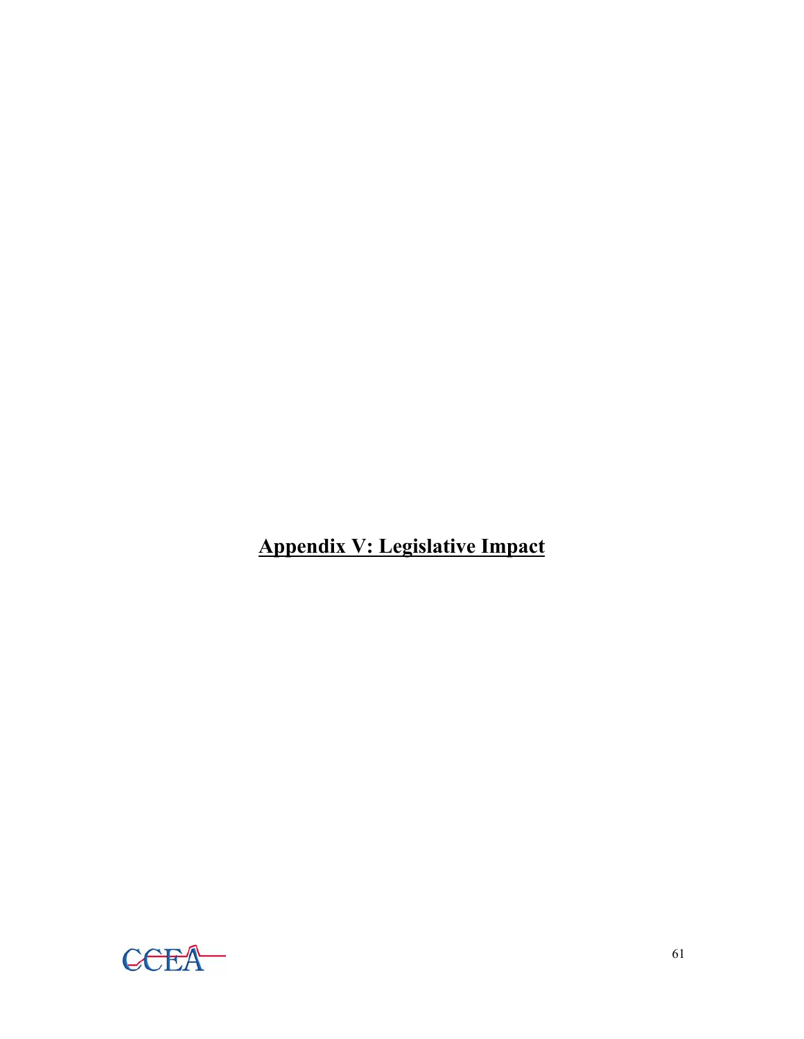# Appendix V: Legislative Impact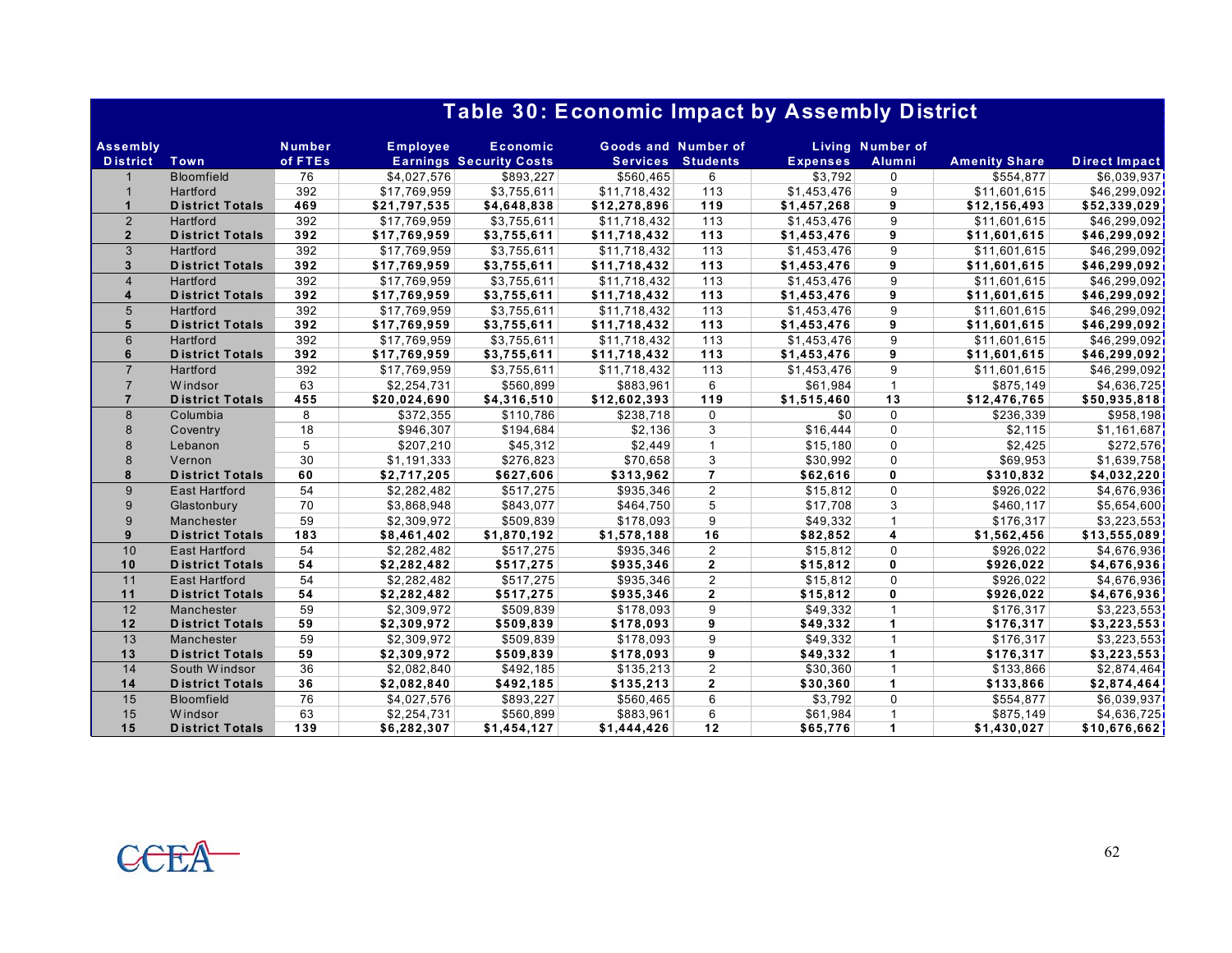# Table 30: Economic Impact by Assembly District

| Assembly District | Town | Number of FTEs | Employee Earnings | Economic Security Costs | Goods and Services | Number of Students | Living Expenses | Number of Alumni | Amenity Share | Direct Impact |
|---|---|---|---|---|---|---|---|---|---|---|
| 1 | Bloomfield | 76 | $4,027,576 | $893,227 | $560,465 | 6 | $3,792 | 0 | $554,877 | $6,039,937 |
| 1 | Hartford | 392 | $17,769,959 | $3,755,611 | $11,718,432 | 113 | $1,453,476 | 9 | $11,601,615 | $46,299,092 |
| **1** | **District Totals** | **469** | **$21,797,535** | **$4,648,838** | **$12,278,896** | **119** | **$1,457,268** | **9** | **$12,156,493** | **$52,339,029** |
| 2 | Hartford | 392 | $17,769,959 | $3,755,611 | $11,718,432 | 113 | $1,453,476 | 9 | $11,601,615 | $46,299,092 |
| **2** | **District Totals** | **392** | **$17,769,959** | **$3,755,611** | **$11,718,432** | **113** | **$1,453,476** | **9** | **$11,601,615** | **$46,299,092** |
| 3 | Hartford | 392 | $17,769,959 | $3,755,611 | $11,718,432 | 113 | $1,453,476 | 9 | $11,601,615 | $46,299,092 |
| **3** | **District Totals** | **392** | **$17,769,959** | **$3,755,611** | **$11,718,432** | **113** | **$1,453,476** | **9** | **$11,601,615** | **$46,299,092** |
| 4 | Hartford | 392 | $17,769,959 | $3,755,611 | $11,718,432 | 113 | $1,453,476 | 9 | $11,601,615 | $46,299,092 |
| **4** | **District Totals** | **392** | **$17,769,959** | **$3,755,611** | **$11,718,432** | **113** | **$1,453,476** | **9** | **$11,601,615** | **$46,299,092** |
| 5 | Hartford | 392 | $17,769,959 | $3,755,611 | $11,718,432 | 113 | $1,453,476 | 9 | $11,601,615 | $46,299,092 |
| **5** | **District Totals** | **392** | **$17,769,959** | **$3,755,611** | **$11,718,432** | **113** | **$1,453,476** | **9** | **$11,601,615** | **$46,299,092** |
| 6 | Hartford | 392 | $17,769,959 | $3,755,611 | $11,718,432 | 113 | $1,453,476 | 9 | $11,601,615 | $46,299,092 |
| **6** | **District Totals** | **392** | **$17,769,959** | **$3,755,611** | **$11,718,432** | **113** | **$1,453,476** | **9** | **$11,601,615** | **$46,299,092** |
| 7 | Hartford | 392 | $17,769,959 | $3,755,611 | $11,718,432 | 113 | $1,453,476 | 9 | $11,601,615 | $46,299,092 |
| 7 | Windsor | 63 | $2,254,731 | $560,899 | $883,961 | 6 | $61,984 | 1 | $875,149 | $4,636,725 |
| **7** | **District Totals** | **455** | **$20,024,690** | **$4,316,510** | **$12,602,393** | **119** | **$1,515,460** | **13** | **$12,476,765** | **$50,935,818** |
| 8 | Columbia | 8 | $372,355 | $110,786 | $238,718 | 0 | $0 | 0 | $236,339 | $958,198 |
| 8 | Coventry | 18 | $946,307 | $194,684 | $2,136 | 3 | $16,444 | 0 | $2,115 | $1,161,687 |
| 8 | Lebanon | 5 | $207,210 | $45,312 | $2,449 | 1 | $15,180 | 0 | $2,425 | $272,576 |
| 8 | Vernon | 30 | $1,191,333 | $276,823 | $70,658 | 3 | $30,992 | 0 | $69,953 | $1,639,758 |
| **8** | **District Totals** | **60** | **$2,717,205** | **$627,606** | **$313,962** | **7** | **$62,616** | **0** | **$310,832** | **$4,032,220** |
| 9 | East Hartford | 54 | $2,282,482 | $517,275 | $935,346 | 2 | $15,812 | 0 | $926,022 | $4,676,936 |
| 9 | Glastonbury | 70 | $3,868,948 | $843,077 | $464,750 | 5 | $17,708 | 3 | $460,117 | $5,654,600 |
| 9 | Manchester | 59 | $2,309,972 | $509,839 | $178,093 | 9 | $49,332 | 1 | $176,317 | $3,223,553 |
| **9** | **District Totals** | **183** | **$8,461,402** | **$1,870,192** | **$1,578,188** | **16** | **$82,852** | **4** | **$1,562,456** | **$13,555,089** |
| 10 | East Hartford | 54 | $2,282,482 | $517,275 | $935,346 | 2 | $15,812 | 0 | $926,022 | $4,676,936 |
| **10** | **District Totals** | **54** | **$2,282,482** | **$517,275** | **$935,346** | **2** | **$15,812** | **0** | **$926,022** | **$4,676,936** |
| 11 | East Hartford | 54 | $2,282,482 | $517,275 | $935,346 | 2 | $15,812 | 0 | $926,022 | $4,676,936 |
| **11** | **District Totals** | **54** | **$2,282,482** | **$517,275** | **$935,346** | **2** | **$15,812** | **0** | **$926,022** | **$4,676,936** |
| 12 | Manchester | 59 | $2,309,972 | $509,839 | $178,093 | 9 | $49,332 | 1 | $176,317 | $3,223,553 |
| **12** | **District Totals** | **59** | **$2,309,972** | **$509,839** | **$178,093** | **9** | **$49,332** | **1** | **$176,317** | **$3,223,553** |
| 13 | Manchester | 59 | $2,309,972 | $509,839 | $178,093 | 9 | $49,332 | 1 | $176,317 | $3,223,553 |
| **13** | **District Totals** | **59** | **$2,309,972** | **$509,839** | **$178,093** | **9** | **$49,332** | **1** | **$176,317** | **$3,223,553** |
| 14 | South Windsor | 36 | $2,082,840 | $492,185 | $135,213 | 2 | $30,360 | 1 | $133,866 | $2,874,464 |
| **14** | **District Totals** | **36** | **$2,082,840** | **$492,185** | **$135,213** | **2** | **$30,360** | **1** | **$133,866** | **$2,874,464** |
| 15 | Bloomfield | 76 | $4,027,576 | $893,227 | $560,465 | 6 | $3,792 | 0 | $554,877 | $6,039,937 |
| 15 | Windsor | 63 | $2,254,731 | $560,899 | $883,961 | 6 | $61,984 | 1 | $875,149 | $4,636,725 |
| **15** | **District Totals** | **139** | **$6,282,307** | **$1,454,127** | **$1,444,426** | **12** | **$65,776** | **1** | **$1,430,027** | **$10,676,662** |

CCEA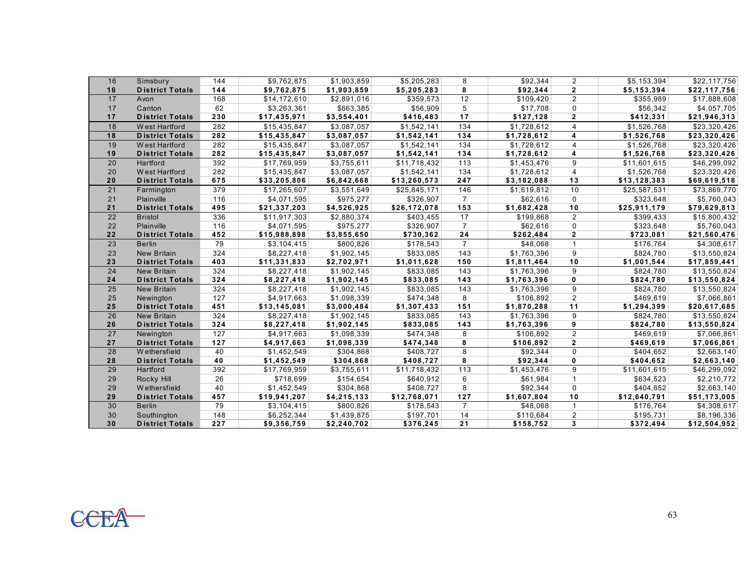| | | | | | | | | | | |
|---|---|---|---|---|---|---|---|---|---|---|
| 16 | Simsbury | 144 | $9,762,875 | $1,903,859 | $5,205,283 | 8 | $92,344 | 2 | $5,153,394 | $22,117,756 |
| **16** | **District Totals** | **144** | **$9,762,875** | **$1,903,859** | **$5,205,283** | **8** | **$92,344** | **2** | **$5,153,394** | **$22,117,756** |
| 17 | Avon | 168 | $14,172,610 | $2,891,016 | $359,573 | 12 | $109,420 | 2 | $355,989 | $17,888,608 |
| 17 | Canton | 62 | $3,263,361 | $663,385 | $56,909 | 5 | $17,708 | 0 | $56,342 | $4,057,705 |
| **17** | **District Totals** | **230** | **$17,435,971** | **$3,554,401** | **$416,483** | **17** | **$127,128** | **2** | **$412,331** | **$21,946,313** |
| 18 | West Hartford | 282 | $15,435,847 | $3,087,057 | $1,542,141 | 134 | $1,728,612 | 4 | $1,526,768 | $23,320,426 |
| **18** | **District Totals** | **282** | **$15,435,847** | **$3,087,057** | **$1,542,141** | **134** | **$1,728,612** | **4** | **$1,526,768** | **$23,320,426** |
| 19 | West Hartford | 282 | $15,435,847 | $3,087,057 | $1,542,141 | 134 | $1,728,612 | 4 | $1,526,768 | $23,320,426 |
| **19** | **District Totals** | **282** | **$15,435,847** | **$3,087,057** | **$1,542,141** | **134** | **$1,728,612** | **4** | **$1,526,768** | **$23,320,426** |
| 20 | Hartford | 392 | $17,769,959 | $3,755,611 | $11,718,432 | 113 | $1,453,476 | 9 | $11,601,615 | $46,299,092 |
| 20 | West Hartford | 282 | $15,435,847 | $3,087,057 | $1,542,141 | 134 | $1,728,612 | 4 | $1,526,768 | $23,320,426 |
| **20** | **District Totals** | **675** | **$33,205,806** | **$6,842,668** | **$13,260,573** | **247** | **$3,182,088** | **13** | **$13,128,383** | **$69,619,518** |
| 21 | Farmington | 379 | $17,265,607 | $3,551,649 | $25,845,171 | 146 | $1,619,812 | 10 | $25,587,531 | $73,869,770 |
| 21 | Plainville | 116 | $4,071,595 | $975,277 | $326,907 | 7 | $62,616 | 0 | $323,648 | $5,760,043 |
| **21** | **District Totals** | **495** | **$21,337,203** | **$4,526,925** | **$26,172,078** | **153** | **$1,682,428** | **10** | **$25,911,179** | **$79,629,813** |
| 22 | Bristol | 336 | $11,917,303 | $2,880,374 | $403,455 | 17 | $199,868 | 2 | $399,433 | $15,800,432 |
| 22 | Plainville | 116 | $4,071,595 | $975,277 | $326,907 | 7 | $62,616 | 0 | $323,648 | $5,760,043 |
| **22** | **District Totals** | **452** | **$15,988,898** | **$3,855,650** | **$730,362** | **24** | **$262,484** | **2** | **$723,081** | **$21,560,476** |
| 23 | Berlin | 79 | $3,104,415 | $800,826 | $178,543 | 7 | $48,068 | 1 | $176,764 | $4,308,617 |
| 23 | New Britain | 324 | $8,227,418 | $1,902,145 | $833,085 | 143 | $1,763,396 | 9 | $824,780 | $13,550,824 |
| **23** | **District Totals** | **403** | **$11,331,833** | **$2,702,971** | **$1,011,628** | **150** | **$1,811,464** | **10** | **$1,001,544** | **$17,859,441** |
| 24 | New Britain | 324 | $8,227,418 | $1,902,145 | $833,085 | 143 | $1,763,396 | 9 | $824,780 | $13,550,824 |
| **24** | **District Totals** | **324** | **$8,227,418** | **$1,902,145** | **$833,085** | **143** | **$1,763,396** | **0** | **$824,780** | **$13,550,824** |
| 25 | New Britain | 324 | $8,227,418 | $1,902,145 | $833,085 | 143 | $1,763,396 | 9 | $824,780 | $13,550,824 |
| 25 | Newington | 127 | $4,917,663 | $1,098,339 | $474,348 | 8 | $106,892 | 2 | $469,619 | $7,066,861 |
| **25** | **District Totals** | **451** | **$13,145,081** | **$3,000,484** | **$1,307,433** | **151** | **$1,870,288** | **11** | **$1,294,399** | **$20,617,685** |
| 26 | New Britain | 324 | $8,227,418 | $1,902,145 | $833,085 | 143 | $1,763,396 | 9 | $824,780 | $13,550,824 |
| **26** | **District Totals** | **324** | **$8,227,418** | **$1,902,145** | **$833,085** | **143** | **$1,763,396** | **9** | **$824,780** | **$13,550,824** |
| 27 | Newington | 127 | $4,917,663 | $1,098,339 | $474,348 | 8 | $106,892 | 2 | $469,619 | $7,066,861 |
| **27** | **District Totals** | **127** | **$4,917,663** | **$1,098,339** | **$474,348** | **8** | **$106,892** | **2** | **$469,619** | **$7,066,861** |
| 28 | Wethersfield | 40 | $1,452,549 | $304,868 | $408,727 | 8 | $92,344 | 0 | $404,652 | $2,663,140 |
| **28** | **District Totals** | **40** | **$1,452,549** | **$304,868** | **$408,727** | **8** | **$92,344** | **0** | **$404,652** | **$2,663,140** |
| 29 | Hartford | 392 | $17,769,959 | $3,755,611 | $11,718,432 | 113 | $1,453,476 | 9 | $11,601,615 | $46,299,092 |
| 29 | Rocky Hill | 26 | $718,699 | $154,654 | $640,912 | 6 | $61,984 | 1 | $634,523 | $2,210,772 |
| 29 | Wethersfield | 40 | $1,452,549 | $304,868 | $408,727 | 8 | $92,344 | 0 | $404,652 | $2,663,140 |
| **29** | **District Totals** | **457** | **$19,941,207** | **$4,215,133** | **$12,768,071** | **127** | **$1,607,804** | **10** | **$12,640,791** | **$51,173,005** |
| 30 | Berlin | 79 | $3,104,415 | $800,826 | $178,543 | 7 | $48,068 | 1 | $176,764 | $4,308,617 |
| 30 | Southington | 148 | $6,252,344 | $1,439,875 | $197,701 | 14 | $110,684 | 2 | $195,731 | $8,196,336 |
| **30** | **District Totals** | **227** | **$9,356,759** | **$2,240,702** | **$376,245** | **21** | **$158,752** | **3** | **$372,494** | **$12,504,952** |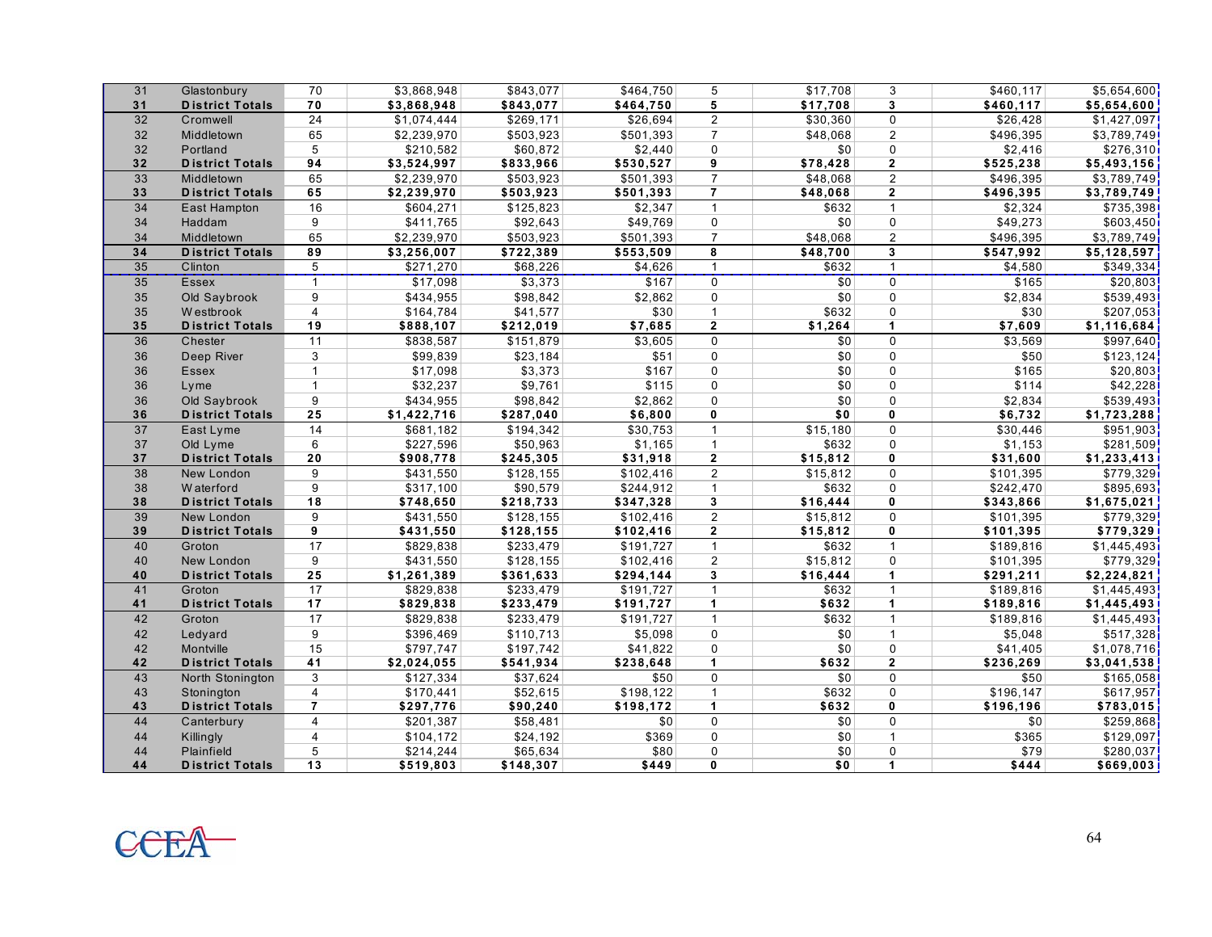| | | | | | | | | | | |
|---|---|---|---|---|---|---|---|---|---|---|
| 31 | Glastonbury | 70 | $3,868,948 | $843,077 | $464,750 | 5 | $17,708 | 3 | $460,117 | $5,654,600 |
| **31** | **District Totals** | **70** | **$3,868,948** | **$843,077** | **$464,750** | **5** | **$17,708** | **3** | **$460,117** | **$5,654,600** |
| 32 | Cromwell | 24 | $1,074,444 | $269,171 | $26,694 | 2 | $30,360 | 0 | $26,428 | $1,427,097 |
| 32 | Middletown | 65 | $2,239,970 | $503,923 | $501,393 | 7 | $48,068 | 2 | $496,395 | $3,789,749 |
| 32 | Portland | 5 | $210,582 | $60,872 | $2,440 | 0 | $0 | 0 | $2,416 | $276,310 |
| **32** | **District Totals** | **94** | **$3,524,997** | **$833,966** | **$530,527** | **9** | **$78,428** | **2** | **$525,238** | **$5,493,156** |
| 33 | Middletown | 65 | $2,239,970 | $503,923 | $501,393 | 7 | $48,068 | 2 | $496,395 | $3,789,749 |
| **33** | **District Totals** | **65** | **$2,239,970** | **$503,923** | **$501,393** | **7** | **$48,068** | **2** | **$496,395** | **$3,789,749** |
| 34 | East Hampton | 16 | $604,271 | $125,823 | $2,347 | 1 | $632 | 1 | $2,324 | $735,398 |
| 34 | Haddam | 9 | $411,765 | $92,643 | $49,769 | 0 | $0 | 0 | $49,273 | $603,450 |
| 34 | Middletown | 65 | $2,239,970 | $503,923 | $501,393 | 7 | $48,068 | 2 | $496,395 | $3,789,749 |
| **34** | **District Totals** | **89** | **$3,256,007** | **$722,389** | **$553,509** | **8** | **$48,700** | **3** | **$547,992** | **$5,128,597** |
| 35 | Clinton | 5 | $271,270 | $68,226 | $4,626 | 1 | $632 | 1 | $4,580 | $349,334 |
| 35 | Essex | 1 | $17,098 | $3,373 | $167 | 0 | $0 | 0 | $165 | $20,803 |
| 35 | Old Saybrook | 9 | $434,955 | $98,842 | $2,862 | 0 | $0 | 0 | $2,834 | $539,493 |
| 35 | Westbrook | 4 | $164,784 | $41,577 | $30 | 1 | $632 | 0 | $30 | $207,053 |
| **35** | **District Totals** | **19** | **$888,107** | **$212,019** | **$7,685** | **2** | **$1,264** | **1** | **$7,609** | **$1,116,684** |
| 36 | Chester | 11 | $838,587 | $151,879 | $3,605 | 0 | $0 | 0 | $3,569 | $997,640 |
| 36 | Deep River | 3 | $99,839 | $23,184 | $51 | 0 | $0 | 0 | $50 | $123,124 |
| 36 | Essex | 1 | $17,098 | $3,373 | $167 | 0 | $0 | 0 | $165 | $20,803 |
| 36 | Lyme | 1 | $32,237 | $9,761 | $115 | 0 | $0 | 0 | $114 | $42,228 |
| 36 | Old Saybrook | 9 | $434,955 | $98,842 | $2,862 | 0 | $0 | 0 | $2,834 | $539,493 |
| **36** | **District Totals** | **25** | **$1,422,716** | **$287,040** | **$6,800** | **0** | **$0** | **0** | **$6,732** | **$1,723,288** |
| 37 | East Lyme | 14 | $681,182 | $194,342 | $30,753 | 1 | $15,180 | 0 | $30,446 | $951,903 |
| 37 | Old Lyme | 6 | $227,596 | $50,963 | $1,165 | 1 | $632 | 0 | $1,153 | $281,509 |
| **37** | **District Totals** | **20** | **$908,778** | **$245,305** | **$31,918** | **2** | **$15,812** | **0** | **$31,600** | **$1,233,413** |
| 38 | New London | 9 | $431,550 | $128,155 | $102,416 | 2 | $15,812 | 0 | $101,395 | $779,329 |
| 38 | Waterford | 9 | $317,100 | $90,579 | $244,912 | 1 | $632 | 0 | $242,470 | $895,693 |
| **38** | **District Totals** | **18** | **$748,650** | **$218,733** | **$347,328** | **3** | **$16,444** | **0** | **$343,866** | **$1,675,021** |
| 39 | New London | 9 | $431,550 | $128,155 | $102,416 | 2 | $15,812 | 0 | $101,395 | $779,329 |
| **39** | **District Totals** | **9** | **$431,550** | **$128,155** | **$102,416** | **2** | **$15,812** | **0** | **$101,395** | **$779,329** |
| 40 | Groton | 17 | $829,838 | $233,479 | $191,727 | 1 | $632 | 1 | $189,816 | $1,445,493 |
| 40 | New London | 9 | $431,550 | $128,155 | $102,416 | 2 | $15,812 | 0 | $101,395 | $779,329 |
| **40** | **District Totals** | **25** | **$1,261,389** | **$361,633** | **$294,144** | **3** | **$16,444** | **1** | **$291,211** | **$2,224,821** |
| 41 | Groton | 17 | $829,838 | $233,479 | $191,727 | 1 | $632 | 1 | $189,816 | $1,445,493 |
| **41** | **District Totals** | **17** | **$829,838** | **$233,479** | **$191,727** | **1** | **$632** | **1** | **$189,816** | **$1,445,493** |
| 42 | Groton | 17 | $829,838 | $233,479 | $191,727 | 1 | $632 | 1 | $189,816 | $1,445,493 |
| 42 | Ledyard | 9 | $396,469 | $110,713 | $5,098 | 0 | $0 | 1 | $5,048 | $517,328 |
| 42 | Montville | 15 | $797,747 | $197,742 | $41,822 | 0 | $0 | 0 | $41,405 | $1,078,716 |
| **42** | **District Totals** | **41** | **$2,024,055** | **$541,934** | **$238,648** | **1** | **$632** | **2** | **$236,269** | **$3,041,538** |
| 43 | North Stonington | 3 | $127,334 | $37,624 | $50 | 0 | $0 | 0 | $50 | $165,058 |
| 43 | Stonington | 4 | $170,441 | $52,615 | $198,122 | 1 | $632 | 0 | $196,147 | $617,957 |
| **43** | **District Totals** | **7** | **$297,776** | **$90,240** | **$198,172** | **1** | **$632** | **0** | **$196,196** | **$783,015** |
| 44 | Canterbury | 4 | $201,387 | $58,481 | $0 | 0 | $0 | 0 | $0 | $259,868 |
| 44 | Killingly | 4 | $104,172 | $24,192 | $369 | 0 | $0 | 1 | $365 | $129,097 |
| 44 | Plainfield | 5 | $214,244 | $65,634 | $80 | 0 | $0 | 0 | $79 | $280,037 |
| **44** | **District Totals** | **13** | **$519,803** | **$148,307** | **$449** | **0** | **$0** | **1** | **$444** | **$669,003** |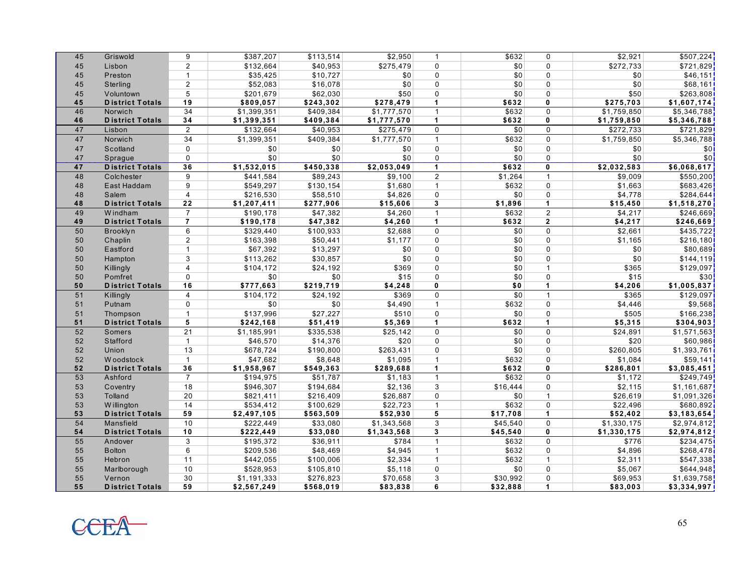| | | | | | | | | | | |
|---|---|---|---|---|---|---|---|---|---|---|
| 45 | Griswold | 9 | $387,207 | $113,514 | $2,950 | 1 | $632 | 0 | $2,921 | $507,224 |
| 45 | Lisbon | 2 | $132,664 | $40,953 | $275,479 | 0 | $0 | 0 | $272,733 | $721,829 |
| 45 | Preston | 1 | $35,425 | $10,727 | $0 | 0 | $0 | 0 | $0 | $46,151 |
| 45 | Sterling | 2 | $52,083 | $16,078 | $0 | 0 | $0 | 0 | $0 | $68,161 |
| 45 | Voluntown | 5 | $201,679 | $62,030 | $50 | 0 | $0 | 0 | $50 | $263,808 |
| **45** | **District Totals** | **19** | **$809,057** | **$243,302** | **$278,479** | **1** | **$632** | **0** | **$275,703** | **$1,607,174** |
| 46 | Norwich | 34 | $1,399,351 | $409,384 | $1,777,570 | 1 | $632 | 0 | $1,759,850 | $5,346,788 |
| **46** | **District Totals** | **34** | **$1,399,351** | **$409,384** | **$1,777,570** | **1** | **$632** | **0** | **$1,759,850** | **$5,346,788** |
| 47 | Lisbon | 2 | $132,664 | $40,953 | $275,479 | 0 | $0 | 0 | $272,733 | $721,829 |
| 47 | Norwich | 34 | $1,399,351 | $409,384 | $1,777,570 | 1 | $632 | 0 | $1,759,850 | $5,346,788 |
| 47 | Scotland | 0 | $0 | $0 | $0 | 0 | $0 | 0 | $0 | $0 |
| 47 | Sprague | 0 | $0 | $0 | $0 | 0 | $0 | 0 | $0 | $0 |
| **47** | **District Totals** | **36** | **$1,532,015** | **$450,338** | **$2,053,049** | **1** | **$632** | **0** | **$2,032,583** | **$6,068,617** |
| 48 | Colchester | 9 | $441,584 | $89,243 | $9,100 | 2 | $1,264 | 1 | $9,009 | $550,200 |
| 48 | East Haddam | 9 | $549,297 | $130,154 | $1,680 | 1 | $632 | 0 | $1,663 | $683,426 |
| 48 | Salem | 4 | $216,530 | $58,510 | $4,826 | 0 | $0 | 0 | $4,778 | $284,644 |
| **48** | **District Totals** | **22** | **$1,207,411** | **$277,906** | **$15,606** | **3** | **$1,896** | **1** | **$15,450** | **$1,518,270** |
| 49 | Windham | 7 | $190,178 | $47,382 | $4,260 | 1 | $632 | 2 | $4,217 | $246,669 |
| **49** | **District Totals** | **7** | **$190,178** | **$47,382** | **$4,260** | **1** | **$632** | **2** | **$4,217** | **$246,669** |
| 50 | Brooklyn | 6 | $329,440 | $100,933 | $2,688 | 0 | $0 | 0 | $2,661 | $435,722 |
| 50 | Chaplin | 2 | $163,398 | $50,441 | $1,177 | 0 | $0 | 0 | $1,165 | $216,180 |
| 50 | Eastford | 1 | $67,392 | $13,297 | $0 | 0 | $0 | 0 | $0 | $80,689 |
| 50 | Hampton | 3 | $113,262 | $30,857 | $0 | 0 | $0 | 0 | $0 | $144,119 |
| 50 | Killingly | 4 | $104,172 | $24,192 | $369 | 0 | $0 | 1 | $365 | $129,097 |
| 50 | Pomfret | 0 | $0 | $0 | $15 | 0 | $0 | 0 | $15 | $30 |
| **50** | **District Totals** | **16** | **$777,663** | **$219,719** | **$4,248** | **0** | **$0** | **1** | **$4,206** | **$1,005,837** |
| 51 | Killingly | 4 | $104,172 | $24,192 | $369 | 0 | $0 | 1 | $365 | $129,097 |
| 51 | Putnam | 0 | $0 | $0 | $4,490 | 1 | $632 | 0 | $4,446 | $9,568 |
| 51 | Thompson | 1 | $137,996 | $27,227 | $510 | 0 | $0 | 0 | $505 | $166,238 |
| **51** | **District Totals** | **5** | **$242,168** | **$51,419** | **$5,369** | **1** | **$632** | **1** | **$5,315** | **$304,903** |
| 52 | Somers | 21 | $1,185,991 | $335,538 | $25,142 | 0 | $0 | 0 | $24,891 | $1,571,563 |
| 52 | Stafford | 1 | $46,570 | $14,376 | $20 | 0 | $0 | 0 | $20 | $60,986 |
| 52 | Union | 13 | $678,724 | $190,800 | $263,431 | 0 | $0 | 0 | $260,805 | $1,393,761 |
| 52 | Woodstock | 1 | $47,682 | $8,648 | $1,095 | 1 | $632 | 0 | $1,084 | $59,141 |
| **52** | **District Totals** | **36** | **$1,958,967** | **$549,363** | **$289,688** | **1** | **$632** | **0** | **$286,801** | **$3,085,451** |
| 53 | Ashford | 7 | $194,975 | $51,787 | $1,183 | 1 | $632 | 0 | $1,172 | $249,749 |
| 53 | Coventry | 18 | $946,307 | $194,684 | $2,136 | 3 | $16,444 | 0 | $2,115 | $1,161,687 |
| 53 | Tolland | 20 | $821,411 | $216,409 | $26,887 | 0 | $0 | 1 | $26,619 | $1,091,326 |
| 53 | Willington | 14 | $534,412 | $100,629 | $22,723 | 1 | $632 | 0 | $22,496 | $680,892 |
| **53** | **District Totals** | **59** | **$2,497,105** | **$563,509** | **$52,930** | **5** | **$17,708** | **1** | **$52,402** | **$3,183,654** |
| 54 | Mansfield | 10 | $222,449 | $33,080 | $1,343,568 | 3 | $45,540 | 0 | $1,330,175 | $2,974,812 |
| **54** | **District Totals** | **10** | **$222,449** | **$33,080** | **$1,343,568** | **3** | **$45,540** | **0** | **$1,330,175** | **$2,974,812** |
| 55 | Andover | 3 | $195,372 | $36,911 | $784 | 1 | $632 | 0 | $776 | $234,475 |
| 55 | Bolton | 6 | $209,536 | $48,469 | $4,945 | 1 | $632 | 0 | $4,896 | $268,478 |
| 55 | Hebron | 11 | $442,055 | $100,006 | $2,334 | 1 | $632 | 1 | $2,311 | $547,338 |
| 55 | Marlborough | 10 | $528,953 | $105,810 | $5,118 | 0 | $0 | 0 | $5,067 | $644,948 |
| 55 | Vernon | 30 | $1,191,333 | $276,823 | $70,658 | 3 | $30,992 | 0 | $69,953 | $1,639,758 |
| **55** | **District Totals** | **59** | **$2,567,249** | **$568,019** | **$83,838** | **6** | **$32,888** | **1** | **$83,003** | **$3,334,997** |

CCEA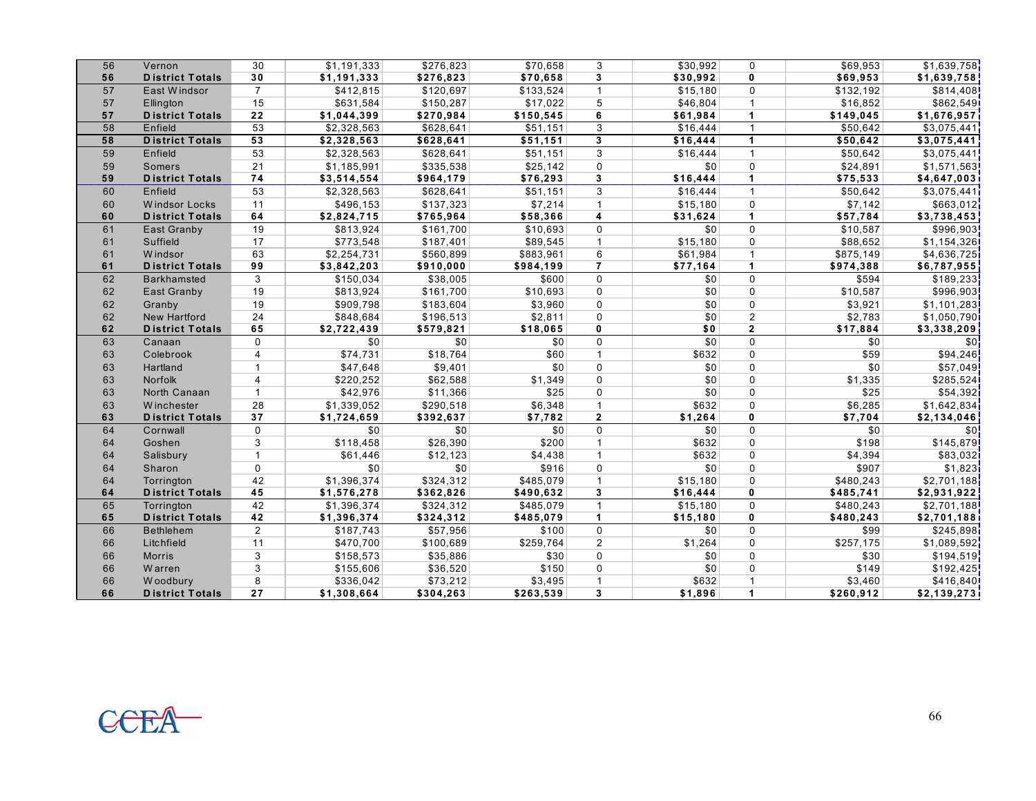| | | | | | | | | | | |
|---|---|---|---|---|---|---|---|---|---|---|
| 56 | Vernon | 30 | $1,191,333 | $276,823 | $70,658 | 3 | $30,992 | 0 | $69,953 | $1,639,758 |
| **56** | **District Totals** | **30** | **$1,191,333** | **$276,823** | **$70,658** | **3** | **$30,992** | **0** | **$69,953** | **$1,639,758** |
| 57 | East Windsor | 7 | $412,815 | $120,697 | $133,524 | 1 | $15,180 | 0 | $132,192 | $814,408 |
| 57 | Ellington | 15 | $631,584 | $150,287 | $17,022 | 5 | $46,804 | 1 | $16,852 | $862,549 |
| **57** | **District Totals** | **22** | **$1,044,399** | **$270,984** | **$150,545** | **6** | **$61,984** | **1** | **$149,045** | **$1,676,957** |
| 58 | Enfield | 53 | $2,328,563 | $628,641 | $51,151 | 3 | $16,444 | 1 | $50,642 | $3,075,441 |
| **58** | **District Totals** | **53** | **$2,328,563** | **$628,641** | **$51,151** | **3** | **$16,444** | **1** | **$50,642** | **$3,075,441** |
| 59 | Enfield | 53 | $2,328,563 | $628,641 | $51,151 | 3 | $16,444 | 1 | $50,642 | $3,075,441 |
| 59 | Somers | 21 | $1,185,991 | $335,538 | $25,142 | 0 | $0 | 0 | $24,891 | $1,571,563 |
| **59** | **District Totals** | **74** | **$3,514,554** | **$964,179** | **$76,293** | **3** | **$16,444** | **1** | **$75,533** | **$4,647,003** |
| 60 | Enfield | 53 | $2,328,563 | $628,641 | $51,151 | 3 | $16,444 | 1 | $50,642 | $3,075,441 |
| 60 | Windsor Locks | 11 | $496,153 | $137,323 | $7,214 | 1 | $15,180 | 0 | $7,142 | $663,012 |
| **60** | **District Totals** | **64** | **$2,824,715** | **$765,964** | **$58,366** | **4** | **$31,624** | **1** | **$57,784** | **$3,738,453** |
| 61 | East Granby | 19 | $813,924 | $161,700 | $10,693 | 0 | $0 | 0 | $10,587 | $996,903 |
| 61 | Suffield | 17 | $773,548 | $187,401 | $89,545 | 1 | $15,180 | 0 | $88,652 | $1,154,326 |
| 61 | Windsor | 63 | $2,254,731 | $560,899 | $883,961 | 6 | $61,984 | 1 | $875,149 | $4,636,725 |
| **61** | **District Totals** | **99** | **$3,842,203** | **$910,000** | **$984,199** | **7** | **$77,164** | **1** | **$974,388** | **$6,787,955** |
| 62 | Barkhamsted | 3 | $150,034 | $38,005 | $600 | 0 | $0 | 0 | $594 | $189,233 |
| 62 | East Granby | 19 | $813,924 | $161,700 | $10,693 | 0 | $0 | 0 | $10,587 | $996,903 |
| 62 | Granby | 19 | $909,798 | $183,604 | $3,960 | 0 | $0 | 0 | $3,921 | $1,101,283 |
| 62 | New Hartford | 24 | $848,684 | $196,513 | $2,811 | 0 | $0 | 2 | $2,783 | $1,050,790 |
| **62** | **District Totals** | **65** | **$2,722,439** | **$579,821** | **$18,065** | **0** | **$0** | **2** | **$17,884** | **$3,338,209** |
| 63 | Canaan | 0 | $0 | $0 | $0 | 0 | $0 | 0 | $0 | $0 |
| 63 | Colebrook | 4 | $74,731 | $18,764 | $60 | 1 | $632 | 0 | $59 | $94,246 |
| 63 | Hartland | 1 | $47,648 | $9,401 | $0 | 0 | $0 | 0 | $0 | $57,049 |
| 63 | Norfolk | 4 | $220,252 | $62,588 | $1,349 | 0 | $0 | 0 | $1,335 | $285,524 |
| 63 | North Canaan | 1 | $42,976 | $11,366 | $25 | 0 | $0 | 0 | $25 | $54,392 |
| 63 | Winchester | 28 | $1,339,052 | $290,518 | $6,348 | 1 | $632 | 0 | $6,285 | $1,642,834 |
| **63** | **District Totals** | **37** | **$1,724,659** | **$392,637** | **$7,782** | **2** | **$1,264** | **0** | **$7,704** | **$2,134,046** |
| 64 | Cornwall | 0 | $0 | $0 | $0 | 0 | $0 | 0 | $0 | $0 |
| 64 | Goshen | 3 | $118,458 | $26,390 | $200 | 1 | $632 | 0 | $198 | $145,879 |
| 64 | Salisbury | 1 | $61,446 | $12,123 | $4,438 | 1 | $632 | 0 | $4,394 | $83,032 |
| 64 | Sharon | 0 | $0 | $0 | $916 | 0 | $0 | 0 | $907 | $1,823 |
| 64 | Torrington | 42 | $1,396,374 | $324,312 | $485,079 | 1 | $15,180 | 0 | $480,243 | $2,701,188 |
| **64** | **District Totals** | **45** | **$1,576,278** | **$362,826** | **$490,632** | **3** | **$16,444** | **0** | **$485,741** | **$2,931,922** |
| 65 | Torrington | 42 | $1,396,374 | $324,312 | $485,079 | 1 | $15,180 | 0 | $480,243 | $2,701,188 |
| **65** | **District Totals** | **42** | **$1,396,374** | **$324,312** | **$485,079** | **1** | **$15,180** | **0** | **$480,243** | **$2,701,188** |
| 66 | Bethlehem | 2 | $187,743 | $57,956 | $100 | 0 | $0 | 0 | $99 | $245,898 |
| 66 | Litchfield | 11 | $470,700 | $100,689 | $259,764 | 2 | $1,264 | 0 | $257,175 | $1,089,592 |
| 66 | Morris | 3 | $158,573 | $35,886 | $30 | 0 | $0 | 0 | $30 | $194,519 |
| 66 | Warren | 3 | $155,606 | $36,520 | $150 | 0 | $0 | 0 | $149 | $192,425 |
| 66 | Woodbury | 8 | $336,042 | $73,212 | $3,495 | 1 | $632 | 1 | $3,460 | $416,840 |
| **66** | **District Totals** | **27** | **$1,308,664** | **$304,263** | **$263,539** | **3** | **$1,896** | **1** | **$260,912** | **$2,139,273** |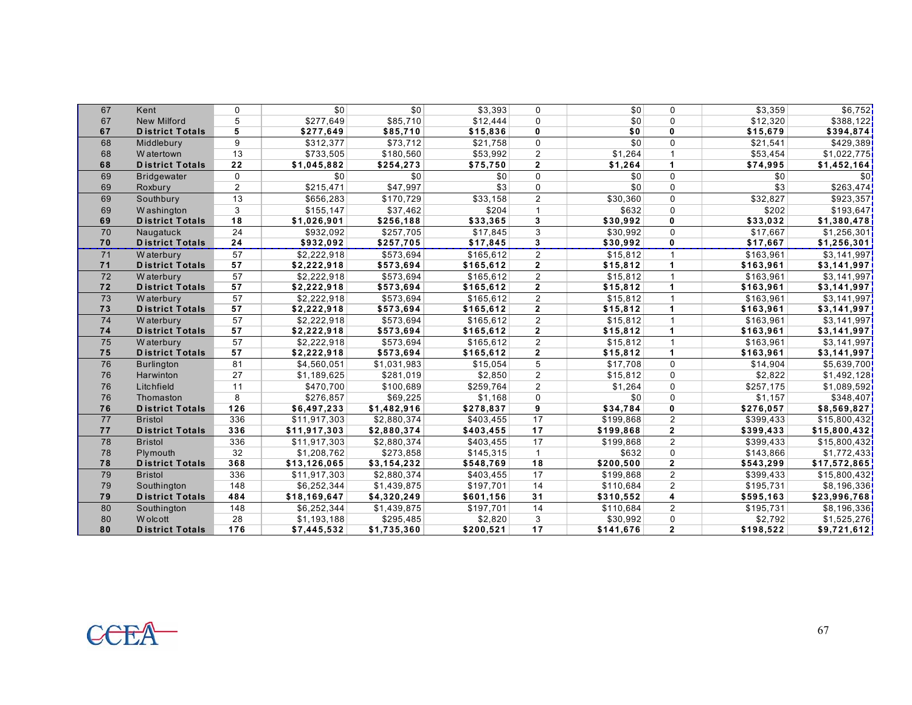| | | | | | | | | | | |
|---|---|---|---|---|---|---|---|---|---|---|
| 67 | Kent | 0 | $0 | $0 | $3,393 | 0 | $0 | 0 | $3,359 | $6,752 |
| 67 | New Milford | 5 | $277,649 | $85,710 | $12,444 | 0 | $0 | 0 | $12,320 | $388,122 |
| **67** | **District Totals** | **5** | **$277,649** | **$85,710** | **$15,836** | **0** | **$0** | **0** | **$15,679** | **$394,874** |
| 68 | Middlebury | 9 | $312,377 | $73,712 | $21,758 | 0 | $0 | 0 | $21,541 | $429,389 |
| 68 | Watertown | 13 | $733,505 | $180,560 | $53,992 | 2 | $1,264 | 1 | $53,454 | $1,022,775 |
| **68** | **District Totals** | **22** | **$1,045,882** | **$254,273** | **$75,750** | **2** | **$1,264** | **1** | **$74,995** | **$1,452,164** |
| 69 | Bridgewater | 0 | $0 | $0 | $0 | 0 | $0 | 0 | $0 | $0 |
| 69 | Roxbury | 2 | $215,471 | $47,997 | $3 | 0 | $0 | 0 | $3 | $263,474 |
| 69 | Southbury | 13 | $656,283 | $170,729 | $33,158 | 2 | $30,360 | 0 | $32,827 | $923,357 |
| 69 | Washington | 3 | $155,147 | $37,462 | $204 | 1 | $632 | 0 | $202 | $193,647 |
| **69** | **District Totals** | **18** | **$1,026,901** | **$256,188** | **$33,365** | **3** | **$30,992** | **0** | **$33,032** | **$1,380,478** |
| 70 | Naugatuck | 24 | $932,092 | $257,705 | $17,845 | 3 | $30,992 | 0 | $17,667 | $1,256,301 |
| **70** | **District Totals** | **24** | **$932,092** | **$257,705** | **$17,845** | **3** | **$30,992** | **0** | **$17,667** | **$1,256,301** |
| 71 | Waterbury | 57 | $2,222,918 | $573,694 | $165,612 | 2 | $15,812 | 1 | $163,961 | $3,141,997 |
| **71** | **District Totals** | **57** | **$2,222,918** | **$573,694** | **$165,612** | **2** | **$15,812** | **1** | **$163,961** | **$3,141,997** |
| 72 | Waterbury | 57 | $2,222,918 | $573,694 | $165,612 | 2 | $15,812 | 1 | $163,961 | $3,141,997 |
| **72** | **District Totals** | **57** | **$2,222,918** | **$573,694** | **$165,612** | **2** | **$15,812** | **1** | **$163,961** | **$3,141,997** |
| 73 | Waterbury | 57 | $2,222,918 | $573,694 | $165,612 | 2 | $15,812 | 1 | $163,961 | $3,141,997 |
| **73** | **District Totals** | **57** | **$2,222,918** | **$573,694** | **$165,612** | **2** | **$15,812** | **1** | **$163,961** | **$3,141,997** |
| 74 | Waterbury | 57 | $2,222,918 | $573,694 | $165,612 | 2 | $15,812 | 1 | $163,961 | $3,141,997 |
| **74** | **District Totals** | **57** | **$2,222,918** | **$573,694** | **$165,612** | **2** | **$15,812** | **1** | **$163,961** | **$3,141,997** |
| 75 | Waterbury | 57 | $2,222,918 | $573,694 | $165,612 | 2 | $15,812 | 1 | $163,961 | $3,141,997 |
| **75** | **District Totals** | **57** | **$2,222,918** | **$573,694** | **$165,612** | **2** | **$15,812** | **1** | **$163,961** | **$3,141,997** |
| 76 | Burlington | 81 | $4,560,051 | $1,031,983 | $15,054 | 5 | $17,708 | 0 | $14,904 | $5,639,700 |
| 76 | Harwinton | 27 | $1,189,625 | $281,019 | $2,850 | 2 | $15,812 | 0 | $2,822 | $1,492,128 |
| 76 | Litchfield | 11 | $470,700 | $100,689 | $259,764 | 2 | $1,264 | 0 | $257,175 | $1,089,592 |
| 76 | Thomaston | 8 | $276,857 | $69,225 | $1,168 | 0 | $0 | 0 | $1,157 | $348,407 |
| **76** | **District Totals** | **126** | **$6,497,233** | **$1,482,916** | **$278,837** | **9** | **$34,784** | **0** | **$276,057** | **$8,569,827** |
| 77 | Bristol | 336 | $11,917,303 | $2,880,374 | $403,455 | 17 | $199,868 | 2 | $399,433 | $15,800,432 |
| **77** | **District Totals** | **336** | **$11,917,303** | **$2,880,374** | **$403,455** | **17** | **$199,868** | **2** | **$399,433** | **$15,800,432** |
| 78 | Bristol | 336 | $11,917,303 | $2,880,374 | $403,455 | 17 | $199,868 | 2 | $399,433 | $15,800,432 |
| 78 | Plymouth | 32 | $1,208,762 | $273,858 | $145,315 | 1 | $632 | 0 | $143,866 | $1,772,433 |
| **78** | **District Totals** | **368** | **$13,126,065** | **$3,154,232** | **$548,769** | **18** | **$200,500** | **2** | **$543,299** | **$17,572,865** |
| 79 | Bristol | 336 | $11,917,303 | $2,880,374 | $403,455 | 17 | $199,868 | 2 | $399,433 | $15,800,432 |
| 79 | Southington | 148 | $6,252,344 | $1,439,875 | $197,701 | 14 | $110,684 | 2 | $195,731 | $8,196,336 |
| **79** | **District Totals** | **484** | **$18,169,647** | **$4,320,249** | **$601,156** | **31** | **$310,552** | **4** | **$595,163** | **$23,996,768** |
| 80 | Southington | 148 | $6,252,344 | $1,439,875 | $197,701 | 14 | $110,684 | 2 | $195,731 | $8,196,336 |
| 80 | Wolcott | 28 | $1,193,188 | $295,485 | $2,820 | 3 | $30,992 | 0 | $2,792 | $1,525,276 |
| **80** | **District Totals** | **176** | **$7,445,532** | **$1,735,360** | **$200,521** | **17** | **$141,676** | **2** | **$198,522** | **$9,721,612** |

CCEA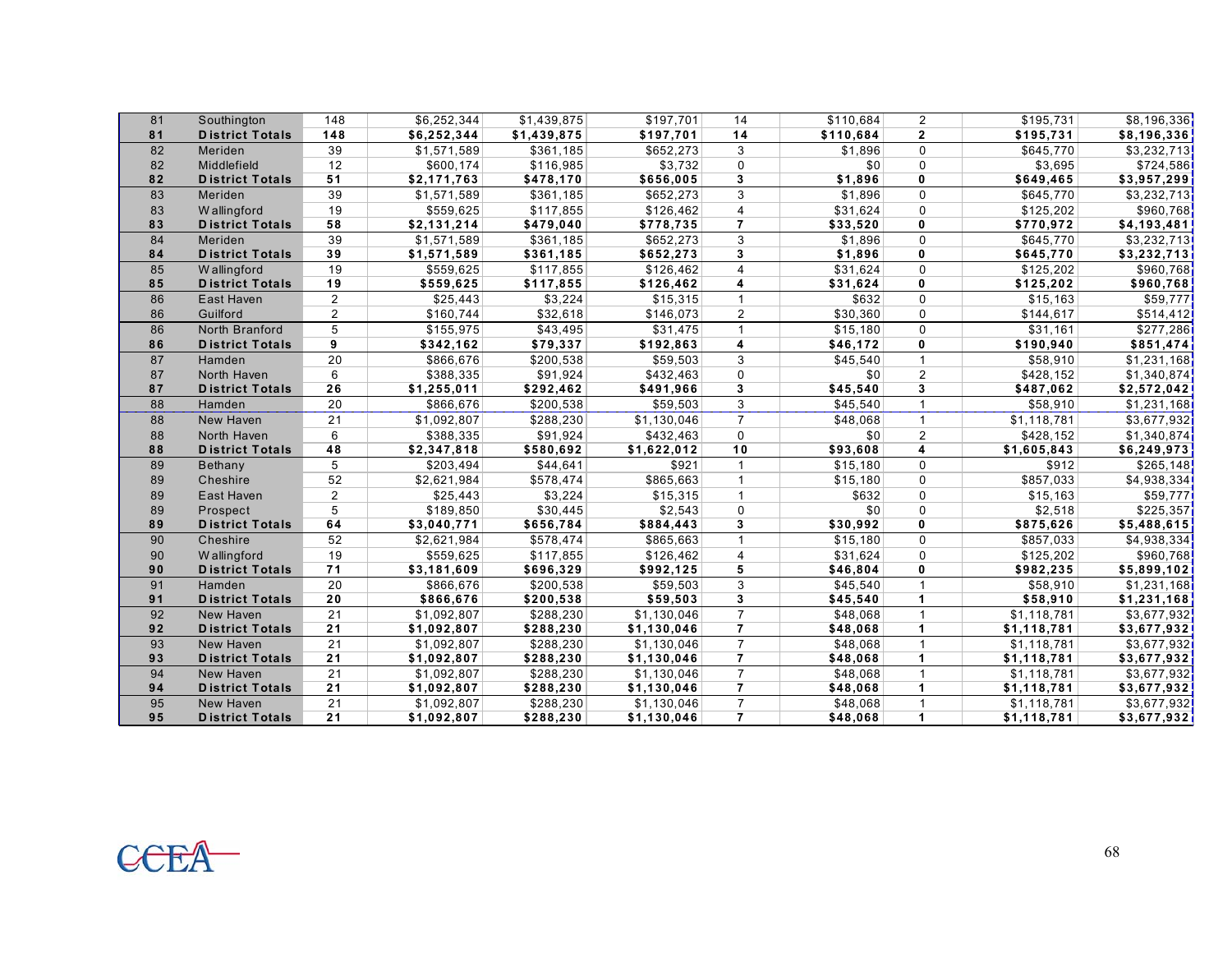| | | | | | | | | | | |
|---|---|---|---|---|---|---|---|---|---|---|
| 81 | Southington | 148 | $6,252,344 | $1,439,875 | $197,701 | 14 | $110,684 | 2 | $195,731 | $8,196,336 |
| **81** | **District Totals** | **148** | **$6,252,344** | **$1,439,875** | **$197,701** | **14** | **$110,684** | **2** | **$195,731** | **$8,196,336** |
| 82 | Meriden | 39 | $1,571,589 | $361,185 | $652,273 | 3 | $1,896 | 0 | $645,770 | $3,232,713 |
| 82 | Middlefield | 12 | $600,174 | $116,985 | $3,732 | 0 | $0 | 0 | $3,695 | $724,586 |
| **82** | **District Totals** | **51** | **$2,171,763** | **$478,170** | **$656,005** | **3** | **$1,896** | **0** | **$649,465** | **$3,957,299** |
| 83 | Meriden | 39 | $1,571,589 | $361,185 | $652,273 | 3 | $1,896 | 0 | $645,770 | $3,232,713 |
| 83 | Wallingford | 19 | $559,625 | $117,855 | $126,462 | 4 | $31,624 | 0 | $125,202 | $960,768 |
| **83** | **District Totals** | **58** | **$2,131,214** | **$479,040** | **$778,735** | **7** | **$33,520** | **0** | **$770,972** | **$4,193,481** |
| 84 | Meriden | 39 | $1,571,589 | $361,185 | $652,273 | 3 | $1,896 | 0 | $645,770 | $3,232,713 |
| **84** | **District Totals** | **39** | **$1,571,589** | **$361,185** | **$652,273** | **3** | **$1,896** | **0** | **$645,770** | **$3,232,713** |
| 85 | Wallingford | 19 | $559,625 | $117,855 | $126,462 | 4 | $31,624 | 0 | $125,202 | $960,768 |
| **85** | **District Totals** | **19** | **$559,625** | **$117,855** | **$126,462** | **4** | **$31,624** | **0** | **$125,202** | **$960,768** |
| 86 | East Haven | 2 | $25,443 | $3,224 | $15,315 | 1 | $632 | 0 | $15,163 | $59,777 |
| 86 | Guilford | 2 | $160,744 | $32,618 | $146,073 | 2 | $30,360 | 0 | $144,617 | $514,412 |
| 86 | North Branford | 5 | $155,975 | $43,495 | $31,475 | 1 | $15,180 | 0 | $31,161 | $277,286 |
| **86** | **District Totals** | **9** | **$342,162** | **$79,337** | **$192,863** | **4** | **$46,172** | **0** | **$190,940** | **$851,474** |
| 87 | Hamden | 20 | $866,676 | $200,538 | $59,503 | 3 | $45,540 | 1 | $58,910 | $1,231,168 |
| 87 | North Haven | 6 | $388,335 | $91,924 | $432,463 | 0 | $0 | 2 | $428,152 | $1,340,874 |
| **87** | **District Totals** | **26** | **$1,255,011** | **$292,462** | **$491,966** | **3** | **$45,540** | **3** | **$487,062** | **$2,572,042** |
| 88 | Hamden | 20 | $866,676 | $200,538 | $59,503 | 3 | $45,540 | 1 | $58,910 | $1,231,168 |
| 88 | New Haven | 21 | $1,092,807 | $288,230 | $1,130,046 | 7 | $48,068 | 1 | $1,118,781 | $3,677,932 |
| 88 | North Haven | 6 | $388,335 | $91,924 | $432,463 | 0 | $0 | 2 | $428,152 | $1,340,874 |
| **88** | **District Totals** | **48** | **$2,347,818** | **$580,692** | **$1,622,012** | **10** | **$93,608** | **4** | **$1,605,843** | **$6,249,973** |
| 89 | Bethany | 5 | $203,494 | $44,641 | $921 | 1 | $15,180 | 0 | $912 | $265,148 |
| 89 | Cheshire | 52 | $2,621,984 | $578,474 | $865,663 | 1 | $15,180 | 0 | $857,033 | $4,938,334 |
| 89 | East Haven | 2 | $25,443 | $3,224 | $15,315 | 1 | $632 | 0 | $15,163 | $59,777 |
| 89 | Prospect | 5 | $189,850 | $30,445 | $2,543 | 0 | $0 | 0 | $2,518 | $225,357 |
| **89** | **District Totals** | **64** | **$3,040,771** | **$656,784** | **$884,443** | **3** | **$30,992** | **0** | **$875,626** | **$5,488,615** |
| 90 | Cheshire | 52 | $2,621,984 | $578,474 | $865,663 | 1 | $15,180 | 0 | $857,033 | $4,938,334 |
| 90 | Wallingford | 19 | $559,625 | $117,855 | $126,462 | 4 | $31,624 | 0 | $125,202 | $960,768 |
| **90** | **District Totals** | **71** | **$3,181,609** | **$696,329** | **$992,125** | **5** | **$46,804** | **0** | **$982,235** | **$5,899,102** |
| 91 | Hamden | 20 | $866,676 | $200,538 | $59,503 | 3 | $45,540 | 1 | $58,910 | $1,231,168 |
| **91** | **District Totals** | **20** | **$866,676** | **$200,538** | **$59,503** | **3** | **$45,540** | **1** | **$58,910** | **$1,231,168** |
| 92 | New Haven | 21 | $1,092,807 | $288,230 | $1,130,046 | 7 | $48,068 | 1 | $1,118,781 | $3,677,932 |
| **92** | **District Totals** | **21** | **$1,092,807** | **$288,230** | **$1,130,046** | **7** | **$48,068** | **1** | **$1,118,781** | **$3,677,932** |
| 93 | New Haven | 21 | $1,092,807 | $288,230 | $1,130,046 | 7 | $48,068 | 1 | $1,118,781 | $3,677,932 |
| **93** | **District Totals** | **21** | **$1,092,807** | **$288,230** | **$1,130,046** | **7** | **$48,068** | **1** | **$1,118,781** | **$3,677,932** |
| 94 | New Haven | 21 | $1,092,807 | $288,230 | $1,130,046 | 7 | $48,068 | 1 | $1,118,781 | $3,677,932 |
| **94** | **District Totals** | **21** | **$1,092,807** | **$288,230** | **$1,130,046** | **7** | **$48,068** | **1** | **$1,118,781** | **$3,677,932** |
| 95 | New Haven | 21 | $1,092,807 | $288,230 | $1,130,046 | 7 | $48,068 | 1 | $1,118,781 | $3,677,932 |
| **95** | **District Totals** | **21** | **$1,092,807** | **$288,230** | **$1,130,046** | **7** | **$48,068** | **1** | **$1,118,781** | **$3,677,932** |

CCEA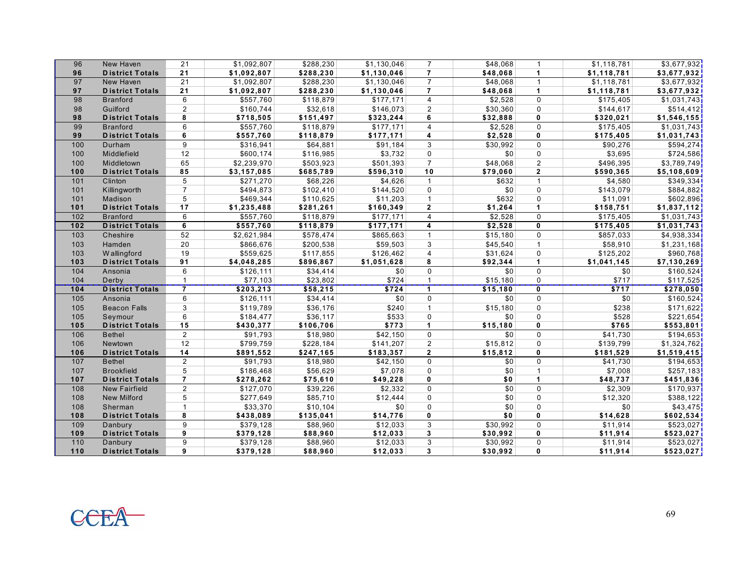| | | | | | | | | | | |
|---|---|---|---|---|---|---|---|---|---|---|
| 96 | New Haven | 21 | $1,092,807 | $288,230 | $1,130,046 | 7 | $48,068 | 1 | $1,118,781 | $3,677,932 |
| **96** | **District Totals** | **21** | **$1,092,807** | **$288,230** | **$1,130,046** | **7** | **$48,068** | **1** | **$1,118,781** | **$3,677,932** |
| 97 | New Haven | 21 | $1,092,807 | $288,230 | $1,130,046 | 7 | $48,068 | 1 | $1,118,781 | $3,677,932 |
| **97** | **District Totals** | **21** | **$1,092,807** | **$288,230** | **$1,130,046** | **7** | **$48,068** | **1** | **$1,118,781** | **$3,677,932** |
| 98 | Branford | 6 | $557,760 | $118,879 | $177,171 | 4 | $2,528 | 0 | $175,405 | $1,031,743 |
| 98 | Guilford | 2 | $160,744 | $32,618 | $146,073 | 2 | $30,360 | 0 | $144,617 | $514,412 |
| **98** | **District Totals** | **8** | **$718,505** | **$151,497** | **$323,244** | **6** | **$32,888** | **0** | **$320,021** | **$1,546,155** |
| 99 | Branford | 6 | $557,760 | $118,879 | $177,171 | 4 | $2,528 | 0 | $175,405 | $1,031,743 |
| **99** | **District Totals** | **6** | **$557,760** | **$118,879** | **$177,171** | **4** | **$2,528** | **0** | **$175,405** | **$1,031,743** |
| 100 | Durham | 9 | $316,941 | $64,881 | $91,184 | 3 | $30,992 | 0 | $90,276 | $594,274 |
| 100 | Middlefield | 12 | $600,174 | $116,985 | $3,732 | 0 | $0 | 0 | $3,695 | $724,586 |
| 100 | Middletown | 65 | $2,239,970 | $503,923 | $501,393 | 7 | $48,068 | 2 | $496,395 | $3,789,749 |
| **100** | **District Totals** | **85** | **$3,157,085** | **$685,789** | **$596,310** | **10** | **$79,060** | **2** | **$590,365** | **$5,108,609** |
| 101 | Clinton | 5 | $271,270 | $68,226 | $4,626 | 1 | $632 | 1 | $4,580 | $349,334 |
| 101 | Killingworth | 7 | $494,873 | $102,410 | $144,520 | 0 | $0 | 0 | $143,079 | $884,882 |
| 101 | Madison | 5 | $469,344 | $110,625 | $11,203 | 1 | $632 | 0 | $11,091 | $602,896 |
| **101** | **District Totals** | **17** | **$1,235,488** | **$281,261** | **$160,349** | **2** | **$1,264** | **1** | **$158,751** | **$1,837,112** |
| 102 | Branford | 6 | $557,760 | $118,879 | $177,171 | 4 | $2,528 | 0 | $175,405 | $1,031,743 |
| **102** | **District Totals** | **6** | **$557,760** | **$118,879** | **$177,171** | **4** | **$2,528** | **0** | **$175,405** | **$1,031,743** |
| 103 | Cheshire | 52 | $2,621,984 | $578,474 | $865,663 | 1 | $15,180 | 0 | $857,033 | $4,938,334 |
| 103 | Hamden | 20 | $866,676 | $200,538 | $59,503 | 3 | $45,540 | 1 | $58,910 | $1,231,168 |
| 103 | Wallingford | 19 | $559,625 | $117,855 | $126,462 | 4 | $31,624 | 0 | $125,202 | $960,768 |
| **103** | **District Totals** | **91** | **$4,048,285** | **$896,867** | **$1,051,628** | **8** | **$92,344** | **1** | **$1,041,145** | **$7,130,269** |
| 104 | Ansonia | 6 | $126,111 | $34,414 | $0 | 0 | $0 | 0 | $0 | $160,524 |
| 104 | Derby | 1 | $77,103 | $23,802 | $724 | 1 | $15,180 | 0 | $717 | $117,525 |
| **104** | **District Totals** | **7** | **$203,213** | **$58,215** | **$724** | **1** | **$15,180** | **0** | **$717** | **$278,050** |
| 105 | Ansonia | 6 | $126,111 | $34,414 | $0 | 0 | $0 | 0 | $0 | $160,524 |
| 105 | Beacon Falls | 3 | $119,789 | $36,176 | $240 | 1 | $15,180 | 0 | $238 | $171,622 |
| 105 | Seymour | 6 | $184,477 | $36,117 | $533 | 0 | $0 | 0 | $528 | $221,654 |
| **105** | **District Totals** | **15** | **$430,377** | **$106,706** | **$773** | **1** | **$15,180** | **0** | **$765** | **$553,801** |
| 106 | Bethel | 2 | $91,793 | $18,980 | $42,150 | 0 | $0 | 0 | $41,730 | $194,653 |
| 106 | Newtown | 12 | $799,759 | $228,184 | $141,207 | 2 | $15,812 | 0 | $139,799 | $1,324,762 |
| **106** | **District Totals** | **14** | **$891,552** | **$247,165** | **$183,357** | **2** | **$15,812** | **0** | **$181,529** | **$1,519,415** |
| 107 | Bethel | 2 | $91,793 | $18,980 | $42,150 | 0 | $0 | 0 | $41,730 | $194,653 |
| 107 | Brookfield | 5 | $186,468 | $56,629 | $7,078 | 0 | $0 | 1 | $7,008 | $257,183 |
| **107** | **District Totals** | **7** | **$278,262** | **$75,610** | **$49,228** | **0** | **$0** | **1** | **$48,737** | **$451,836** |
| 108 | New Fairfield | 2 | $127,070 | $39,226 | $2,332 | 0 | $0 | 0 | $2,309 | $170,937 |
| 108 | New Milford | 5 | $277,649 | $85,710 | $12,444 | 0 | $0 | 0 | $12,320 | $388,122 |
| 108 | Sherman | 1 | $33,370 | $10,104 | $0 | 0 | $0 | 0 | $0 | $43,475 |
| **108** | **District Totals** | **8** | **$438,089** | **$135,041** | **$14,776** | **0** | **$0** | **0** | **$14,628** | **$602,534** |
| 109 | Danbury | 9 | $379,128 | $88,960 | $12,033 | 3 | $30,992 | 0 | $11,914 | $523,027 |
| **109** | **District Totals** | **9** | **$379,128** | **$88,960** | **$12,033** | **3** | **$30,992** | **0** | **$11,914** | **$523,027** |
| 110 | Danbury | 9 | $379,128 | $88,960 | $12,033 | 3 | $30,992 | 0 | $11,914 | $523,027 |
| **110** | **District Totals** | **9** | **$379,128** | **$88,960** | **$12,033** | **3** | **$30,992** | **0** | **$11,914** | **$523,027** |

CCEA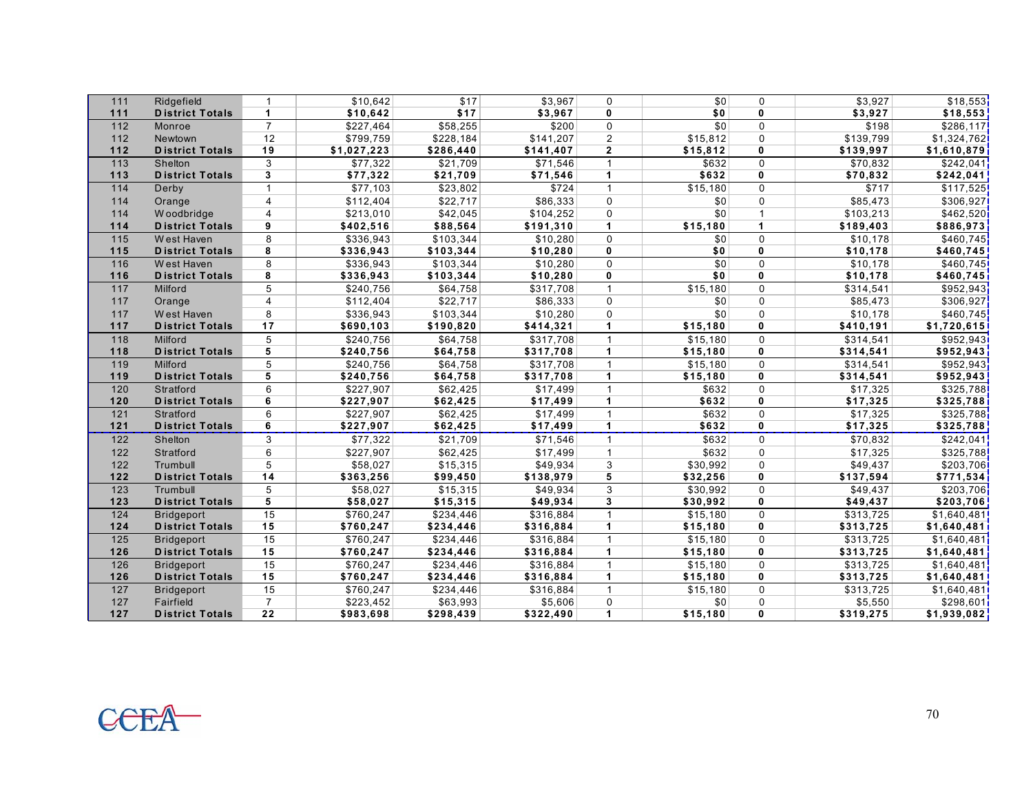| | | | | | | | | | | |
|---|---|---|---|---|---|---|---|---|---|---|
| 111 | Ridgefield | 1 | $10,642 | $17 | $3,967 | 0 | $0 | 0 | $3,927 | $18,553 |
| **111** | **District Totals** | **1** | **$10,642** | **$17** | **$3,967** | **0** | **$0** | **0** | **$3,927** | **$18,553** |
| 112 | Monroe | 7 | $227,464 | $58,255 | $200 | 0 | $0 | 0 | $198 | $286,117 |
| 112 | Newtown | 12 | $799,759 | $228,184 | $141,207 | 2 | $15,812 | 0 | $139,799 | $1,324,762 |
| **112** | **District Totals** | **19** | **$1,027,223** | **$286,440** | **$141,407** | **2** | **$15,812** | **0** | **$139,997** | **$1,610,879** |
| 113 | Shelton | 3 | $77,322 | $21,709 | $71,546 | 1 | $632 | 0 | $70,832 | $242,041 |
| **113** | **District Totals** | **3** | **$77,322** | **$21,709** | **$71,546** | **1** | **$632** | **0** | **$70,832** | **$242,041** |
| 114 | Derby | 1 | $77,103 | $23,802 | $724 | 1 | $15,180 | 0 | $717 | $117,525 |
| 114 | Orange | 4 | $112,404 | $22,717 | $86,333 | 0 | $0 | 0 | $85,473 | $306,927 |
| 114 | Woodbridge | 4 | $213,010 | $42,045 | $104,252 | 0 | $0 | 1 | $103,213 | $462,520 |
| **114** | **District Totals** | **9** | **$402,516** | **$88,564** | **$191,310** | **1** | **$15,180** | **1** | **$189,403** | **$886,973** |
| 115 | West Haven | 8 | $336,943 | $103,344 | $10,280 | 0 | $0 | 0 | $10,178 | $460,745 |
| **115** | **District Totals** | **8** | **$336,943** | **$103,344** | **$10,280** | **0** | **$0** | **0** | **$10,178** | **$460,745** |
| 116 | West Haven | 8 | $336,943 | $103,344 | $10,280 | 0 | $0 | 0 | $10,178 | $460,745 |
| **116** | **District Totals** | **8** | **$336,943** | **$103,344** | **$10,280** | **0** | **$0** | **0** | **$10,178** | **$460,745** |
| 117 | Milford | 5 | $240,756 | $64,758 | $317,708 | 1 | $15,180 | 0 | $314,541 | $952,943 |
| 117 | Orange | 4 | $112,404 | $22,717 | $86,333 | 0 | $0 | 0 | $85,473 | $306,927 |
| 117 | West Haven | 8 | $336,943 | $103,344 | $10,280 | 0 | $0 | 0 | $10,178 | $460,745 |
| **117** | **District Totals** | **17** | **$690,103** | **$190,820** | **$414,321** | **1** | **$15,180** | **0** | **$410,191** | **$1,720,615** |
| 118 | Milford | 5 | $240,756 | $64,758 | $317,708 | 1 | $15,180 | 0 | $314,541 | $952,943 |
| **118** | **District Totals** | **5** | **$240,756** | **$64,758** | **$317,708** | **1** | **$15,180** | **0** | **$314,541** | **$952,943** |
| 119 | Milford | 5 | $240,756 | $64,758 | $317,708 | 1 | $15,180 | 0 | $314,541 | $952,943 |
| **119** | **District Totals** | **5** | **$240,756** | **$64,758** | **$317,708** | **1** | **$15,180** | **0** | **$314,541** | **$952,943** |
| 120 | Stratford | 6 | $227,907 | $62,425 | $17,499 | 1 | $632 | 0 | $17,325 | $325,788 |
| **120** | **District Totals** | **6** | **$227,907** | **$62,425** | **$17,499** | **1** | **$632** | **0** | **$17,325** | **$325,788** |
| 121 | Stratford | 6 | $227,907 | $62,425 | $17,499 | 1 | $632 | 0 | $17,325 | $325,788 |
| **121** | **District Totals** | **6** | **$227,907** | **$62,425** | **$17,499** | **1** | **$632** | **0** | **$17,325** | **$325,788** |
| 122 | Shelton | 3 | $77,322 | $21,709 | $71,546 | 1 | $632 | 0 | $70,832 | $242,041 |
| 122 | Stratford | 6 | $227,907 | $62,425 | $17,499 | 1 | $632 | 0 | $17,325 | $325,788 |
| 122 | Trumbull | 5 | $58,027 | $15,315 | $49,934 | 3 | $30,992 | 0 | $49,437 | $203,706 |
| **122** | **District Totals** | **14** | **$363,256** | **$99,450** | **$138,979** | **5** | **$32,256** | **0** | **$137,594** | **$771,534** |
| 123 | Trumbull | 5 | $58,027 | $15,315 | $49,934 | 3 | $30,992 | 0 | $49,437 | $203,706 |
| **123** | **District Totals** | **5** | **$58,027** | **$15,315** | **$49,934** | **3** | **$30,992** | **0** | **$49,437** | **$203,706** |
| 124 | Bridgeport | 15 | $760,247 | $234,446 | $316,884 | 1 | $15,180 | 0 | $313,725 | $1,640,481 |
| **124** | **District Totals** | **15** | **$760,247** | **$234,446** | **$316,884** | **1** | **$15,180** | **0** | **$313,725** | **$1,640,481** |
| 125 | Bridgeport | 15 | $760,247 | $234,446 | $316,884 | 1 | $15,180 | 0 | $313,725 | $1,640,481 |
| **126** | **District Totals** | **15** | **$760,247** | **$234,446** | **$316,884** | **1** | **$15,180** | **0** | **$313,725** | **$1,640,481** |
| 126 | Bridgeport | 15 | $760,247 | $234,446 | $316,884 | 1 | $15,180 | 0 | $313,725 | $1,640,481 |
| **126** | **District Totals** | **15** | **$760,247** | **$234,446** | **$316,884** | **1** | **$15,180** | **0** | **$313,725** | **$1,640,481** |
| 127 | Bridgeport | 15 | $760,247 | $234,446 | $316,884 | 1 | $15,180 | 0 | $313,725 | $1,640,481 |
| 127 | Fairfield | 7 | $223,452 | $63,993 | $5,606 | 0 | $0 | 0 | $5,550 | $298,601 |
| **127** | **District Totals** | **22** | **$983,698** | **$298,439** | **$322,490** | **1** | **$15,180** | **0** | **$319,275** | **$1,939,082** |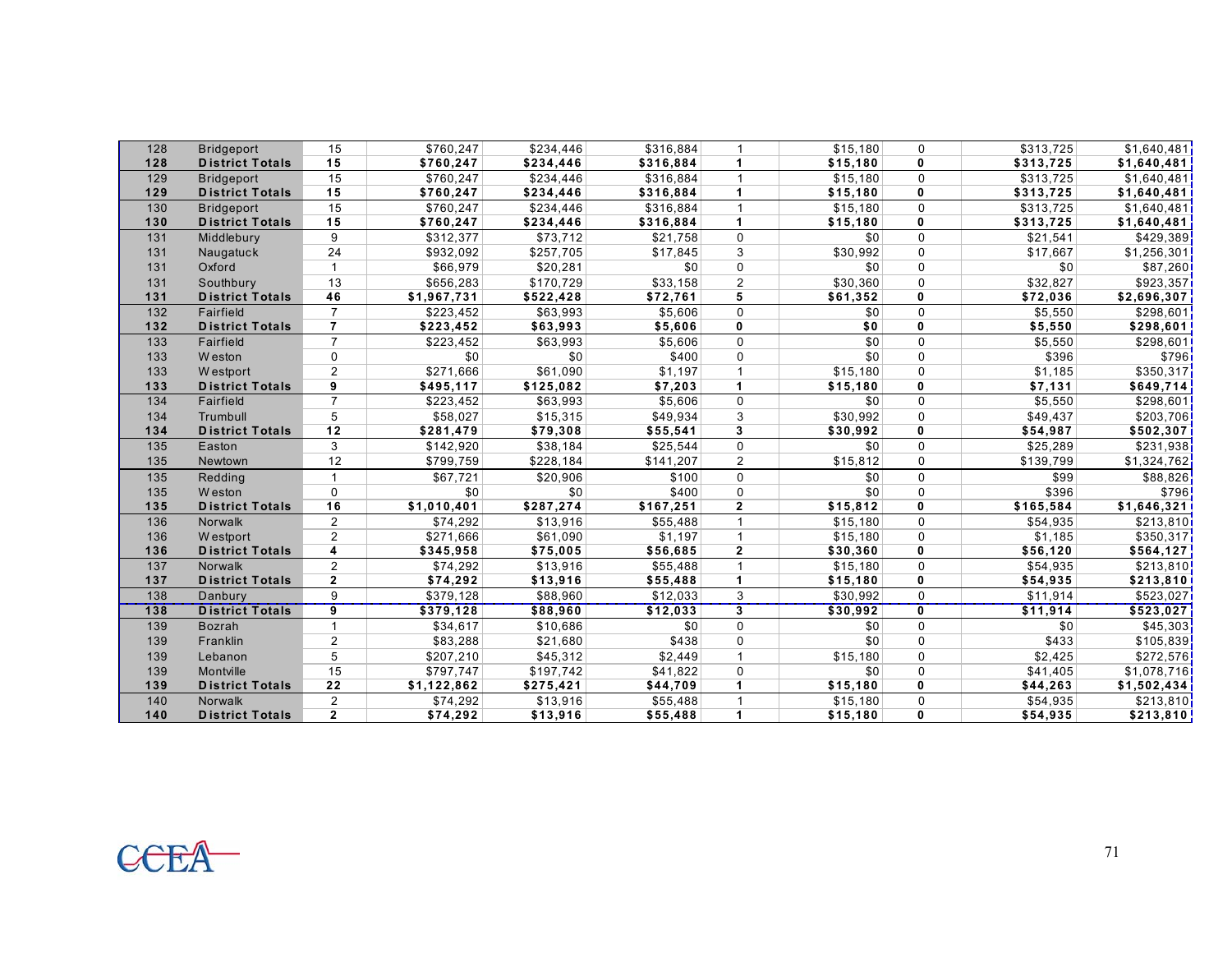| | | | | | | | | | | |
|---|---|---|---|---|---|---|---|---|---|---|
| 128 | Bridgeport | 15 | $760,247 | $234,446 | $316,884 | 1 | $15,180 | 0 | $313,725 | $1,640,481 |
| **128** | **District Totals** | **15** | **$760,247** | **$234,446** | **$316,884** | **1** | **$15,180** | **0** | **$313,725** | **$1,640,481** |
| 129 | Bridgeport | 15 | $760,247 | $234,446 | $316,884 | 1 | $15,180 | 0 | $313,725 | $1,640,481 |
| **129** | **District Totals** | **15** | **$760,247** | **$234,446** | **$316,884** | **1** | **$15,180** | **0** | **$313,725** | **$1,640,481** |
| 130 | Bridgeport | 15 | $760,247 | $234,446 | $316,884 | 1 | $15,180 | 0 | $313,725 | $1,640,481 |
| **130** | **District Totals** | **15** | **$760,247** | **$234,446** | **$316,884** | **1** | **$15,180** | **0** | **$313,725** | **$1,640,481** |
| 131 | Middlebury | 9 | $312,377 | $73,712 | $21,758 | 0 | $0 | 0 | $21,541 | $429,389 |
| 131 | Naugatuck | 24 | $932,092 | $257,705 | $17,845 | 3 | $30,992 | 0 | $17,667 | $1,256,301 |
| 131 | Oxford | 1 | $66,979 | $20,281 | $0 | 0 | $0 | 0 | $0 | $87,260 |
| 131 | Southbury | 13 | $656,283 | $170,729 | $33,158 | 2 | $30,360 | 0 | $32,827 | $923,357 |
| **131** | **District Totals** | **46** | **$1,967,731** | **$522,428** | **$72,761** | **5** | **$61,352** | **0** | **$72,036** | **$2,696,307** |
| 132 | Fairfield | 7 | $223,452 | $63,993 | $5,606 | 0 | $0 | 0 | $5,550 | $298,601 |
| **132** | **District Totals** | **7** | **$223,452** | **$63,993** | **$5,606** | **0** | **$0** | **0** | **$5,550** | **$298,601** |
| 133 | Fairfield | 7 | $223,452 | $63,993 | $5,606 | 0 | $0 | 0 | $5,550 | $298,601 |
| 133 | Weston | 0 | $0 | $0 | $400 | 0 | $0 | 0 | $396 | $796 |
| 133 | Westport | 2 | $271,666 | $61,090 | $1,197 | 1 | $15,180 | 0 | $1,185 | $350,317 |
| **133** | **District Totals** | **9** | **$495,117** | **$125,082** | **$7,203** | **1** | **$15,180** | **0** | **$7,131** | **$649,714** |
| 134 | Fairfield | 7 | $223,452 | $63,993 | $5,606 | 0 | $0 | 0 | $5,550 | $298,601 |
| 134 | Trumbull | 5 | $58,027 | $15,315 | $49,934 | 3 | $30,992 | 0 | $49,437 | $203,706 |
| **134** | **District Totals** | **12** | **$281,479** | **$79,308** | **$55,541** | **3** | **$30,992** | **0** | **$54,987** | **$502,307** |
| 135 | Easton | 3 | $142,920 | $38,184 | $25,544 | 0 | $0 | 0 | $25,289 | $231,938 |
| 135 | Newtown | 12 | $799,759 | $228,184 | $141,207 | 2 | $15,812 | 0 | $139,799 | $1,324,762 |
| 135 | Redding | 1 | $67,721 | $20,906 | $100 | 0 | $0 | 0 | $99 | $88,826 |
| 135 | Weston | 0 | $0 | $0 | $400 | 0 | $0 | 0 | $396 | $796 |
| **135** | **District Totals** | **16** | **$1,010,401** | **$287,274** | **$167,251** | **2** | **$15,812** | **0** | **$165,584** | **$1,646,321** |
| 136 | Norwalk | 2 | $74,292 | $13,916 | $55,488 | 1 | $15,180 | 0 | $54,935 | $213,810 |
| 136 | Westport | 2 | $271,666 | $61,090 | $1,197 | 1 | $15,180 | 0 | $1,185 | $350,317 |
| **136** | **District Totals** | **4** | **$345,958** | **$75,005** | **$56,685** | **2** | **$30,360** | **0** | **$56,120** | **$564,127** |
| 137 | Norwalk | 2 | $74,292 | $13,916 | $55,488 | 1 | $15,180 | 0 | $54,935 | $213,810 |
| **137** | **District Totals** | **2** | **$74,292** | **$13,916** | **$55,488** | **1** | **$15,180** | **0** | **$54,935** | **$213,810** |
| 138 | Danbury | 9 | $379,128 | $88,960 | $12,033 | 3 | $30,992 | 0 | $11,914 | $523,027 |
| **138** | **District Totals** | **9** | **$379,128** | **$88,960** | **$12,033** | **3** | **$30,992** | **0** | **$11,914** | **$523,027** |
| 139 | Bozrah | 1 | $34,617 | $10,686 | $0 | 0 | $0 | 0 | $0 | $45,303 |
| 139 | Franklin | 2 | $83,288 | $21,680 | $438 | 0 | $0 | 0 | $433 | $105,839 |
| 139 | Lebanon | 5 | $207,210 | $45,312 | $2,449 | 1 | $15,180 | 0 | $2,425 | $272,576 |
| 139 | Montville | 15 | $797,747 | $197,742 | $41,822 | 0 | $0 | 0 | $41,405 | $1,078,716 |
| **139** | **District Totals** | **22** | **$1,122,862** | **$275,421** | **$44,709** | **1** | **$15,180** | **0** | **$44,263** | **$1,502,434** |
| 140 | Norwalk | 2 | $74,292 | $13,916 | $55,488 | 1 | $15,180 | 0 | $54,935 | $213,810 |
| **140** | **District Totals** | **2** | **$74,292** | **$13,916** | **$55,488** | **1** | **$15,180** | **0** | **$54,935** | **$213,810** |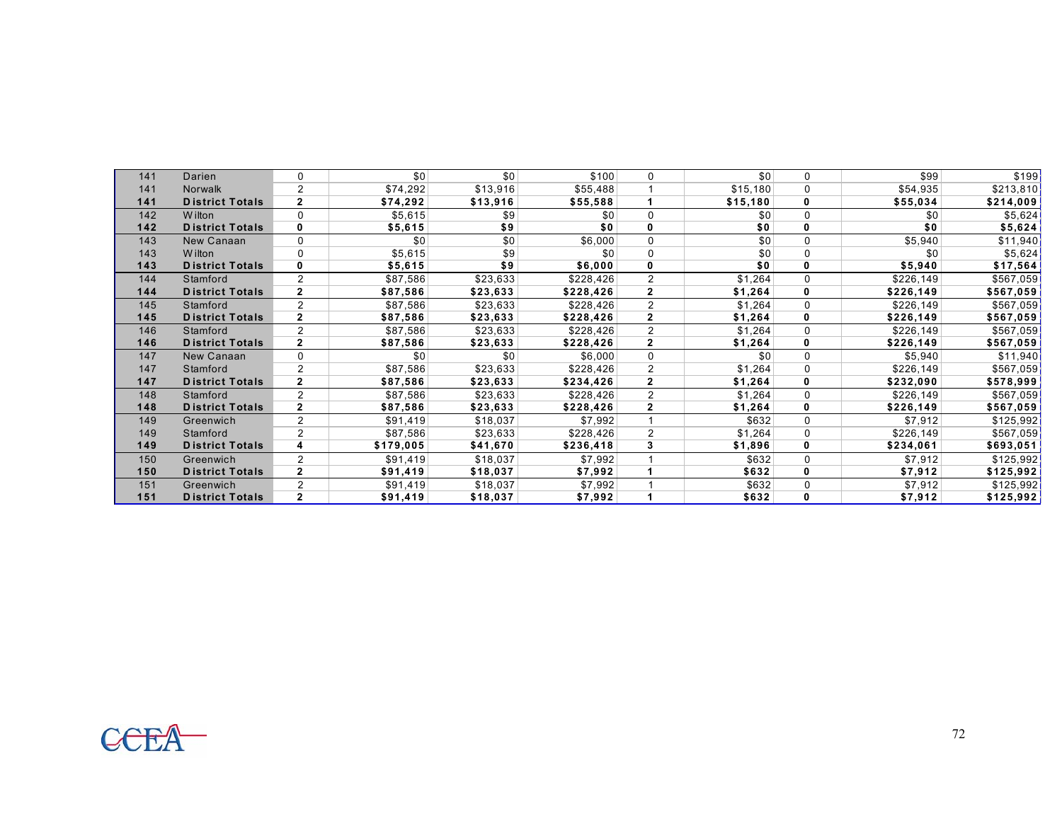| | | | | | | | | | | |
|---|---|---|---|---|---|---|---|---|---|---|
| 141 | Darien | 0 | $0 | $0 | $100 | 0 | $0 | 0 | $99 | $199 |
| 141 | Norwalk | 2 | $74,292 | $13,916 | $55,488 | 1 | $15,180 | 0 | $54,935 | $213,810 |
| **141** | **District Totals** | **2** | **$74,292** | **$13,916** | **$55,588** | **1** | **$15,180** | **0** | **$55,034** | **$214,009** |
| 142 | Wilton | 0 | $5,615 | $9 | $0 | 0 | $0 | 0 | $0 | $5,624 |
| **142** | **District Totals** | **0** | **$5,615** | **$9** | **$0** | **0** | **$0** | **0** | **$0** | **$5,624** |
| 143 | New Canaan | 0 | $0 | $0 | $6,000 | 0 | $0 | 0 | $5,940 | $11,940 |
| 143 | Wilton | 0 | $5,615 | $9 | $0 | 0 | $0 | 0 | $0 | $5,624 |
| **143** | **District Totals** | **0** | **$5,615** | **$9** | **$6,000** | **0** | **$0** | **0** | **$5,940** | **$17,564** |
| 144 | Stamford | 2 | $87,586 | $23,633 | $228,426 | 2 | $1,264 | 0 | $226,149 | $567,059 |
| **144** | **District Totals** | **2** | **$87,586** | **$23,633** | **$228,426** | **2** | **$1,264** | **0** | **$226,149** | **$567,059** |
| 145 | Stamford | 2 | $87,586 | $23,633 | $228,426 | 2 | $1,264 | 0 | $226,149 | $567,059 |
| **145** | **District Totals** | **2** | **$87,586** | **$23,633** | **$228,426** | **2** | **$1,264** | **0** | **$226,149** | **$567,059** |
| 146 | Stamford | 2 | $87,586 | $23,633 | $228,426 | 2 | $1,264 | 0 | $226,149 | $567,059 |
| **146** | **District Totals** | **2** | **$87,586** | **$23,633** | **$228,426** | **2** | **$1,264** | **0** | **$226,149** | **$567,059** |
| 147 | New Canaan | 0 | $0 | $0 | $6,000 | 0 | $0 | 0 | $5,940 | $11,940 |
| 147 | Stamford | 2 | $87,586 | $23,633 | $228,426 | 2 | $1,264 | 0 | $226,149 | $567,059 |
| **147** | **District Totals** | **2** | **$87,586** | **$23,633** | **$234,426** | **2** | **$1,264** | **0** | **$232,090** | **$578,999** |
| 148 | Stamford | 2 | $87,586 | $23,633 | $228,426 | 2 | $1,264 | 0 | $226,149 | $567,059 |
| **148** | **District Totals** | **2** | **$87,586** | **$23,633** | **$228,426** | **2** | **$1,264** | **0** | **$226,149** | **$567,059** |
| 149 | Greenwich | 2 | $91,419 | $18,037 | $7,992 | 1 | $632 | 0 | $7,912 | $125,992 |
| 149 | Stamford | 2 | $87,586 | $23,633 | $228,426 | 2 | $1,264 | 0 | $226,149 | $567,059 |
| **149** | **District Totals** | **4** | **$179,005** | **$41,670** | **$236,418** | **3** | **$1,896** | **0** | **$234,061** | **$693,051** |
| 150 | Greenwich | 2 | $91,419 | $18,037 | $7,992 | 1 | $632 | 0 | $7,912 | $125,992 |
| **150** | **District Totals** | **2** | **$91,419** | **$18,037** | **$7,992** | **1** | **$632** | **0** | **$7,912** | **$125,992** |
| 151 | Greenwich | 2 | $91,419 | $18,037 | $7,992 | 1 | $632 | 0 | $7,912 | $125,992 |
| **151** | **District Totals** | **2** | **$91,419** | **$18,037** | **$7,992** | **1** | **$632** | **0** | **$7,912** | **$125,992** |

CCEA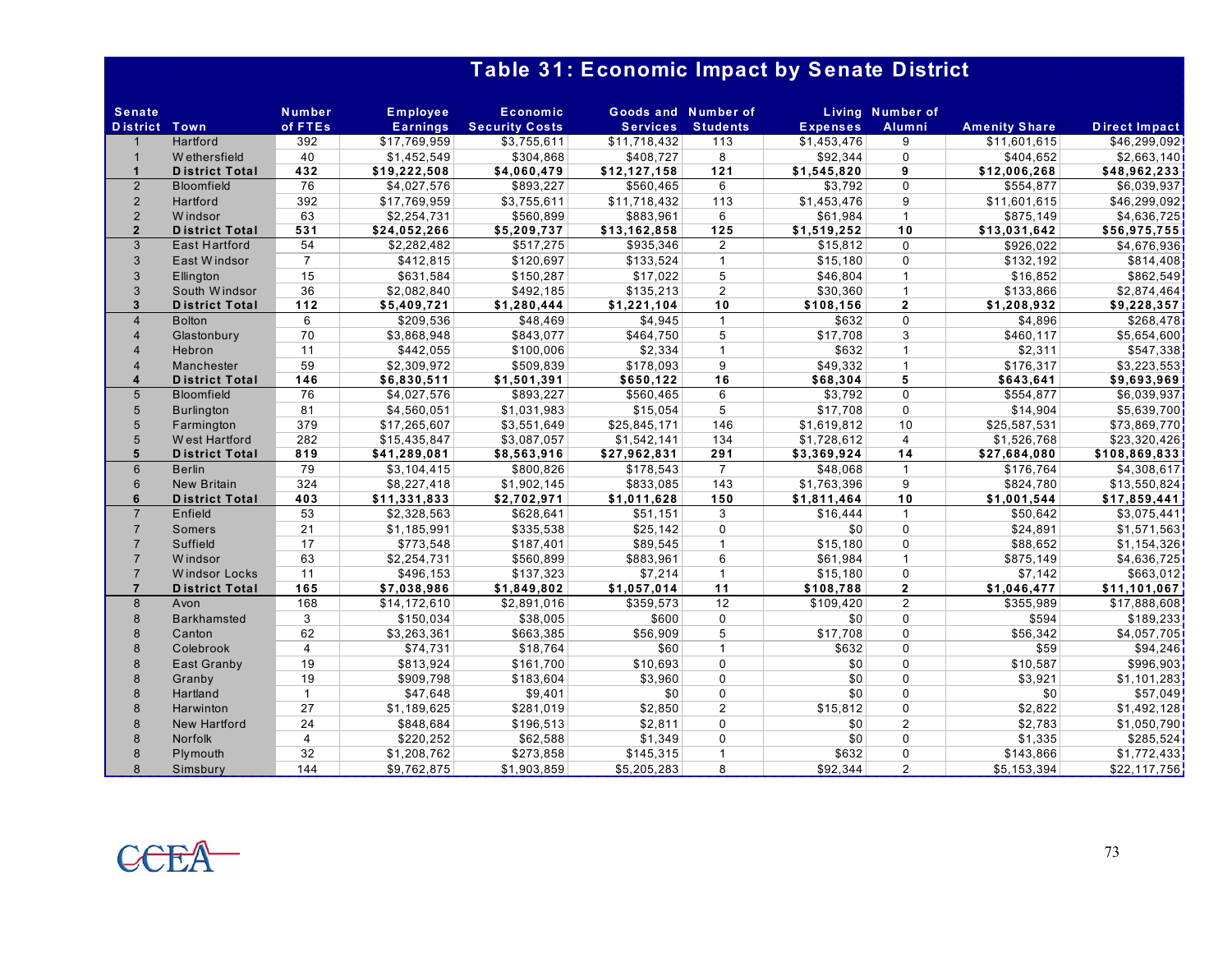# Table 31: Economic Impact by Senate District

| Senate District | Town | Number of FTEs | Employee Earnings | Economic Security Costs | Goods and Services | Number of Students | Living Expenses | Number of Alumni | Amenity Share | Direct Impact |
|---|---|---|---|---|---|---|---|---|---|---|
| 1 | Hartford | 392 | $17,769,959 | $3,755,611 | $11,718,432 | 113 | $1,453,476 | 9 | $11,601,615 | $46,299,092 |
| 1 | Wethersfield | 40 | $1,452,549 | $304,868 | $408,727 | 8 | $92,344 | 0 | $404,652 | $2,663,140 |
| **1** | **District Total** | **432** | **$19,222,508** | **$4,060,479** | **$12,127,158** | **121** | **$1,545,820** | **9** | **$12,006,268** | **$48,962,233** |
| 2 | Bloomfield | 76 | $4,027,576 | $893,227 | $560,465 | 6 | $3,792 | 0 | $554,877 | $6,039,937 |
| 2 | Hartford | 392 | $17,769,959 | $3,755,611 | $11,718,432 | 113 | $1,453,476 | 9 | $11,601,615 | $46,299,092 |
| 2 | Windsor | 63 | $2,254,731 | $560,899 | $883,961 | 6 | $61,984 | 1 | $875,149 | $4,636,725 |
| **2** | **District Total** | **531** | **$24,052,266** | **$5,209,737** | **$13,162,858** | **125** | **$1,519,252** | **10** | **$13,031,642** | **$56,975,755** |
| 3 | East Hartford | 54 | $2,282,482 | $517,275 | $935,346 | 2 | $15,812 | 0 | $926,022 | $4,676,936 |
| 3 | East Windsor | 7 | $412,815 | $120,697 | $133,524 | 1 | $15,180 | 0 | $132,192 | $814,408 |
| 3 | Ellington | 15 | $631,584 | $150,287 | $17,022 | 5 | $46,804 | 1 | $16,852 | $862,549 |
| 3 | South Windsor | 36 | $2,082,840 | $492,185 | $135,213 | 2 | $30,360 | 1 | $133,866 | $2,874,464 |
| **3** | **District Total** | **112** | **$5,409,721** | **$1,280,444** | **$1,221,104** | **10** | **$108,156** | **2** | **$1,208,932** | **$9,228,357** |
| 4 | Bolton | 6 | $209,536 | $48,469 | $4,945 | 1 | $632 | 0 | $4,896 | $268,478 |
| 4 | Glastonbury | 70 | $3,868,948 | $843,077 | $464,750 | 5 | $17,708 | 3 | $460,117 | $5,654,600 |
| 4 | Hebron | 11 | $442,055 | $100,006 | $2,334 | 1 | $632 | 1 | $2,311 | $547,338 |
| 4 | Manchester | 59 | $2,309,972 | $509,839 | $178,093 | 9 | $49,332 | 1 | $176,317 | $3,223,553 |
| **4** | **District Total** | **146** | **$6,830,511** | **$1,501,391** | **$650,122** | **16** | **$68,304** | **5** | **$643,641** | **$9,693,969** |
| 5 | Bloomfield | 76 | $4,027,576 | $893,227 | $560,465 | 6 | $3,792 | 0 | $554,877 | $6,039,937 |
| 5 | Burlington | 81 | $4,560,051 | $1,031,983 | $15,054 | 5 | $17,708 | 0 | $14,904 | $5,639,700 |
| 5 | Farmington | 379 | $17,265,607 | $3,551,649 | $25,845,171 | 146 | $1,619,812 | 10 | $25,587,531 | $73,869,770 |
| 5 | West Hartford | 282 | $15,435,847 | $3,087,057 | $1,542,141 | 134 | $1,728,612 | 4 | $1,526,768 | $23,320,426 |
| **5** | **District Total** | **819** | **$41,289,081** | **$8,563,916** | **$27,962,831** | **291** | **$3,369,924** | **14** | **$27,684,080** | **$108,869,833** |
| 6 | Berlin | 79 | $3,104,415 | $800,826 | $178,543 | 7 | $48,068 | 1 | $176,764 | $4,308,617 |
| 6 | New Britain | 324 | $8,227,418 | $1,902,145 | $833,085 | 143 | $1,763,396 | 9 | $824,780 | $13,550,824 |
| **6** | **District Total** | **403** | **$11,331,833** | **$2,702,971** | **$1,011,628** | **150** | **$1,811,464** | **10** | **$1,001,544** | **$17,859,441** |
| 7 | Enfield | 53 | $2,328,563 | $628,641 | $51,151 | 3 | $16,444 | 1 | $50,642 | $3,075,441 |
| 7 | Somers | 21 | $1,185,991 | $335,538 | $25,142 | 0 | $0 | 0 | $24,891 | $1,571,563 |
| 7 | Suffield | 17 | $773,548 | $187,401 | $89,545 | 1 | $15,180 | 0 | $88,652 | $1,154,326 |
| 7 | Windsor | 63 | $2,254,731 | $560,899 | $883,961 | 6 | $61,984 | 1 | $875,149 | $4,636,725 |
| 7 | Windsor Locks | 11 | $496,153 | $137,323 | $7,214 | 1 | $15,180 | 0 | $7,142 | $663,012 |
| **7** | **District Total** | **165** | **$7,038,986** | **$1,849,802** | **$1,057,014** | **11** | **$108,788** | **2** | **$1,046,477** | **$11,101,067** |
| 8 | Avon | 168 | $14,172,610 | $2,891,016 | $359,573 | 12 | $109,420 | 2 | $355,989 | $17,888,608 |
| 8 | Barkhamsted | 3 | $150,034 | $38,005 | $600 | 0 | $0 | 0 | $594 | $189,233 |
| 8 | Canton | 62 | $3,263,361 | $663,385 | $56,909 | 5 | $17,708 | 0 | $56,342 | $4,057,705 |
| 8 | Colebrook | 4 | $74,731 | $18,764 | $60 | 1 | $632 | 0 | $59 | $94,246 |
| 8 | East Granby | 19 | $813,924 | $161,700 | $10,693 | 0 | $0 | 0 | $10,587 | $996,903 |
| 8 | Granby | 19 | $909,798 | $183,604 | $3,960 | 0 | $0 | 0 | $3,921 | $1,101,283 |
| 8 | Hartland | 1 | $47,648 | $9,401 | $0 | 0 | $0 | 0 | $0 | $57,049 |
| 8 | Harwinton | 27 | $1,189,625 | $281,019 | $2,850 | 2 | $15,812 | 0 | $2,822 | $1,492,128 |
| 8 | New Hartford | 24 | $848,684 | $196,513 | $2,811 | 0 | $0 | 2 | $2,783 | $1,050,790 |
| 8 | Norfolk | 4 | $220,252 | $62,588 | $1,349 | 0 | $0 | 0 | $1,335 | $285,524 |
| 8 | Plymouth | 32 | $1,208,762 | $273,858 | $145,315 | 1 | $632 | 0 | $143,866 | $1,772,433 |
| 8 | Simsbury | 144 | $9,762,875 | $1,903,859 | $5,205,283 | 8 | $92,344 | 2 | $5,153,394 | $22,117,756 |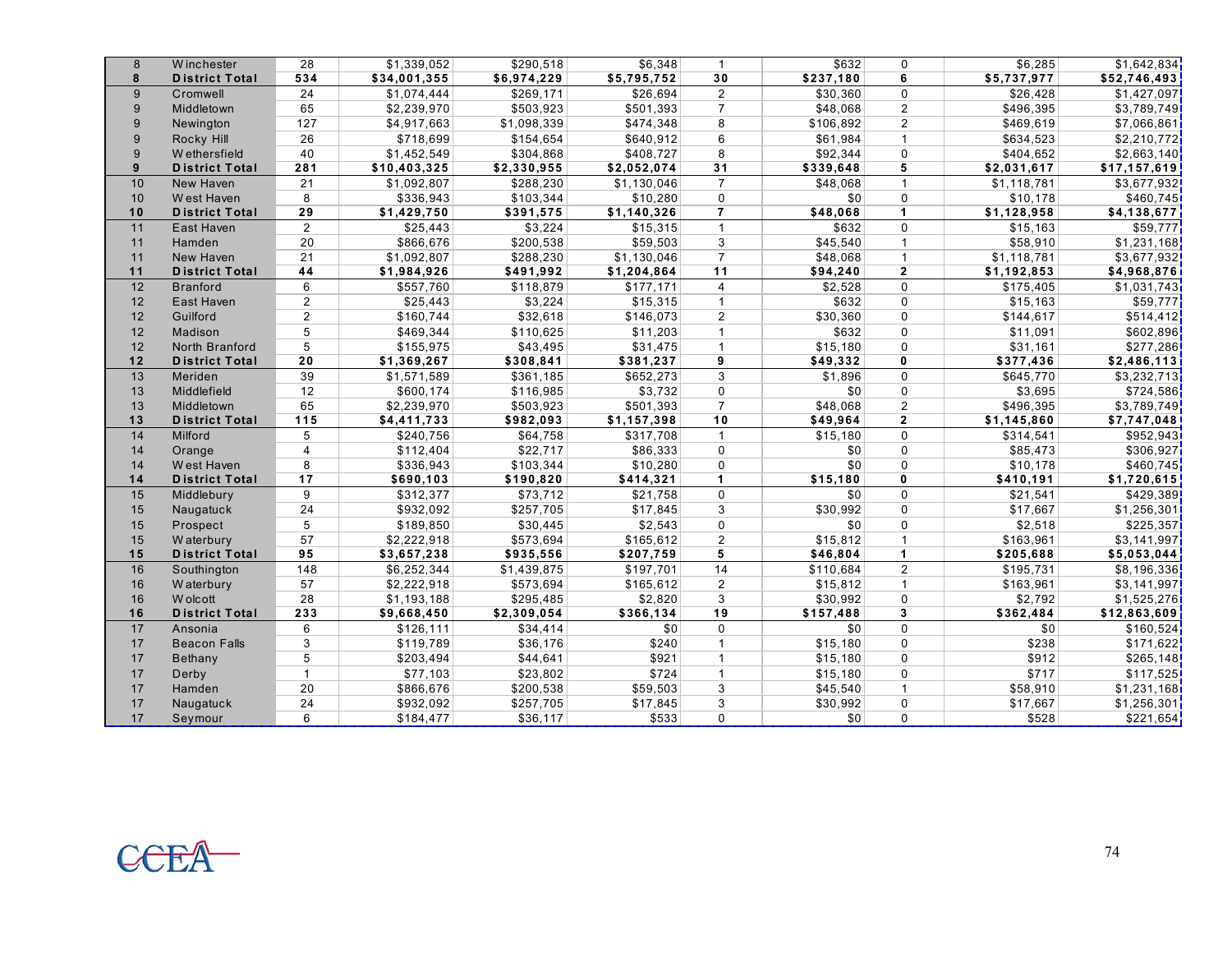| | | | | | | | | | | |
|---|---|---|---|---|---|---|---|---|---|---|
| 8 | Winchester | 28 | $1,339,052 | $290,518 | $6,348 | 1 | $632 | 0 | $6,285 | $1,642,834 |
| **8** | **District Total** | **534** | **$34,001,355** | **$6,974,229** | **$5,795,752** | **30** | **$237,180** | **6** | **$5,737,977** | **$52,746,493** |
| 9 | Cromwell | 24 | $1,074,444 | $269,171 | $26,694 | 2 | $30,360 | 0 | $26,428 | $1,427,097 |
| 9 | Middletown | 65 | $2,239,970 | $503,923 | $501,393 | 7 | $48,068 | 2 | $496,395 | $3,789,749 |
| 9 | Newington | 127 | $4,917,663 | $1,098,339 | $474,348 | 8 | $106,892 | 2 | $469,619 | $7,066,861 |
| 9 | Rocky Hill | 26 | $718,699 | $154,654 | $640,912 | 6 | $61,984 | 1 | $634,523 | $2,210,772 |
| 9 | Wethersfield | 40 | $1,452,549 | $304,868 | $408,727 | 8 | $92,344 | 0 | $404,652 | $2,663,140 |
| **9** | **District Total** | **281** | **$10,403,325** | **$2,330,955** | **$2,052,074** | **31** | **$339,648** | **5** | **$2,031,617** | **$17,157,619** |
| 10 | New Haven | 21 | $1,092,807 | $288,230 | $1,130,046 | 7 | $48,068 | 1 | $1,118,781 | $3,677,932 |
| 10 | West Haven | 8 | $336,943 | $103,344 | $10,280 | 0 | $0 | 0 | $10,178 | $460,745 |
| **10** | **District Total** | **29** | **$1,429,750** | **$391,575** | **$1,140,326** | **7** | **$48,068** | **1** | **$1,128,958** | **$4,138,677** |
| 11 | East Haven | 2 | $25,443 | $3,224 | $15,315 | 1 | $632 | 0 | $15,163 | $59,777 |
| 11 | Hamden | 20 | $866,676 | $200,538 | $59,503 | 3 | $45,540 | 1 | $58,910 | $1,231,168 |
| 11 | New Haven | 21 | $1,092,807 | $288,230 | $1,130,046 | 7 | $48,068 | 1 | $1,118,781 | $3,677,932 |
| **11** | **District Total** | **44** | **$1,984,926** | **$491,992** | **$1,204,864** | **11** | **$94,240** | **2** | **$1,192,853** | **$4,968,876** |
| 12 | Branford | 6 | $557,760 | $118,879 | $177,171 | 4 | $2,528 | 0 | $175,405 | $1,031,743 |
| 12 | East Haven | 2 | $25,443 | $3,224 | $15,315 | 1 | $632 | 0 | $15,163 | $59,777 |
| 12 | Guilford | 2 | $160,744 | $32,618 | $146,073 | 2 | $30,360 | 0 | $144,617 | $514,412 |
| 12 | Madison | 5 | $469,344 | $110,625 | $11,203 | 1 | $632 | 0 | $11,091 | $602,896 |
| 12 | North Branford | 5 | $155,975 | $43,495 | $31,475 | 1 | $15,180 | 0 | $31,161 | $277,286 |
| **12** | **District Total** | **20** | **$1,369,267** | **$308,841** | **$381,237** | **9** | **$49,332** | **0** | **$377,436** | **$2,486,113** |
| 13 | Meriden | 39 | $1,571,589 | $361,185 | $652,273 | 3 | $1,896 | 0 | $645,770 | $3,232,713 |
| 13 | Middlefield | 12 | $600,174 | $116,985 | $3,732 | 0 | $0 | 0 | $3,695 | $724,586 |
| 13 | Middletown | 65 | $2,239,970 | $503,923 | $501,393 | 7 | $48,068 | 2 | $496,395 | $3,789,749 |
| **13** | **District Total** | **115** | **$4,411,733** | **$982,093** | **$1,157,398** | **10** | **$49,964** | **2** | **$1,145,860** | **$7,747,048** |
| 14 | Milford | 5 | $240,756 | $64,758 | $317,708 | 1 | $15,180 | 0 | $314,541 | $952,943 |
| 14 | Orange | 4 | $112,404 | $22,717 | $86,333 | 0 | $0 | 0 | $85,473 | $306,927 |
| 14 | West Haven | 8 | $336,943 | $103,344 | $10,280 | 0 | $0 | 0 | $10,178 | $460,745 |
| **14** | **District Total** | **17** | **$690,103** | **$190,820** | **$414,321** | **1** | **$15,180** | **0** | **$410,191** | **$1,720,615** |
| 15 | Middlebury | 9 | $312,377 | $73,712 | $21,758 | 0 | $0 | 0 | $21,541 | $429,389 |
| 15 | Naugatuck | 24 | $932,092 | $257,705 | $17,845 | 3 | $30,992 | 0 | $17,667 | $1,256,301 |
| 15 | Prospect | 5 | $189,850 | $30,445 | $2,543 | 0 | $0 | 0 | $2,518 | $225,357 |
| 15 | Waterbury | 57 | $2,222,918 | $573,694 | $165,612 | 2 | $15,812 | 1 | $163,961 | $3,141,997 |
| **15** | **District Total** | **95** | **$3,657,238** | **$935,556** | **$207,759** | **5** | **$46,804** | **1** | **$205,688** | **$5,053,044** |
| 16 | Southington | 148 | $6,252,344 | $1,439,875 | $197,701 | 14 | $110,684 | 2 | $195,731 | $8,196,336 |
| 16 | Waterbury | 57 | $2,222,918 | $573,694 | $165,612 | 2 | $15,812 | 1 | $163,961 | $3,141,997 |
| 16 | Wolcott | 28 | $1,193,188 | $295,485 | $2,820 | 3 | $30,992 | 0 | $2,792 | $1,525,276 |
| **16** | **District Total** | **233** | **$9,668,450** | **$2,309,054** | **$366,134** | **19** | **$157,488** | **3** | **$362,484** | **$12,863,609** |
| 17 | Ansonia | 6 | $126,111 | $34,414 | $0 | 0 | $0 | 0 | $0 | $160,524 |
| 17 | Beacon Falls | 3 | $119,789 | $36,176 | $240 | 1 | $15,180 | 0 | $238 | $171,622 |
| 17 | Bethany | 5 | $203,494 | $44,641 | $921 | 1 | $15,180 | 0 | $912 | $265,148 |
| 17 | Derby | 1 | $77,103 | $23,802 | $724 | 1 | $15,180 | 0 | $717 | $117,525 |
| 17 | Hamden | 20 | $866,676 | $200,538 | $59,503 | 3 | $45,540 | 1 | $58,910 | $1,231,168 |
| 17 | Naugatuck | 24 | $932,092 | $257,705 | $17,845 | 3 | $30,992 | 0 | $17,667 | $1,256,301 |
| 17 | Seymour | 6 | $184,477 | $36,117 | $533 | 0 | $0 | 0 | $528 | $221,654 |

CCEA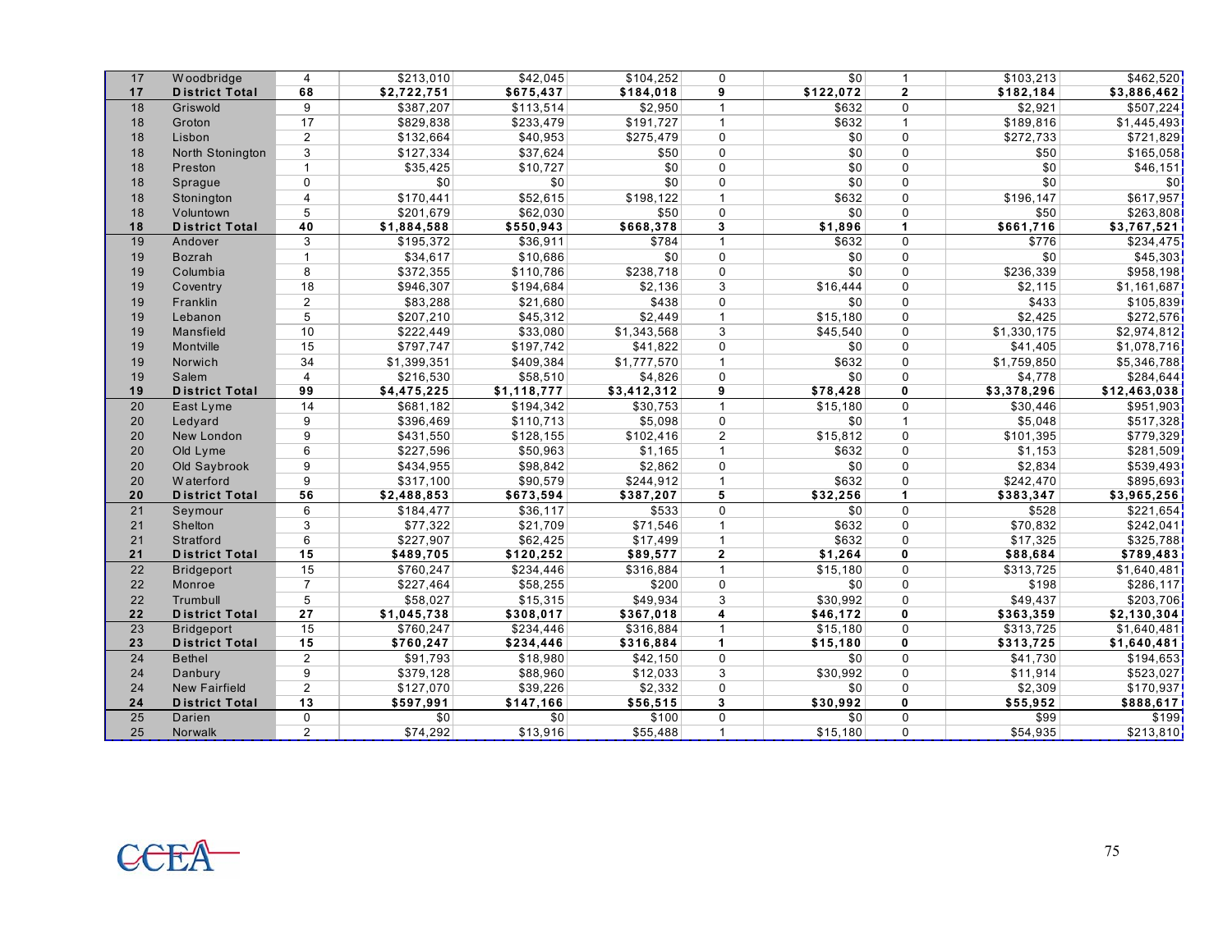| | | | | | | | | | | |
|---|---|---|---|---|---|---|---|---|---|---|
| 17 | Woodbridge | 4 | $213,010 | $42,045 | $104,252 | 0 | $0 | 1 | $103,213 | $462,520 |
| **17** | **District Total** | **68** | **$2,722,751** | **$675,437** | **$184,018** | **9** | **$122,072** | **2** | **$182,184** | **$3,886,462** |
| 18 | Griswold | 9 | $387,207 | $113,514 | $2,950 | 1 | $632 | 0 | $2,921 | $507,224 |
| 18 | Groton | 17 | $829,838 | $233,479 | $191,727 | 1 | $632 | 1 | $189,816 | $1,445,493 |
| 18 | Lisbon | 2 | $132,664 | $40,953 | $275,479 | 0 | $0 | 0 | $272,733 | $721,829 |
| 18 | North Stonington | 3 | $127,334 | $37,624 | $50 | 0 | $0 | 0 | $50 | $165,058 |
| 18 | Preston | 1 | $35,425 | $10,727 | $0 | 0 | $0 | 0 | $0 | $46,151 |
| 18 | Sprague | 0 | $0 | $0 | $0 | 0 | $0 | 0 | $0 | $0 |
| 18 | Stonington | 4 | $170,441 | $52,615 | $198,122 | 1 | $632 | 0 | $196,147 | $617,957 |
| 18 | Voluntown | 5 | $201,679 | $62,030 | $50 | 0 | $0 | 0 | $50 | $263,808 |
| **18** | **District Total** | **40** | **$1,884,588** | **$550,943** | **$668,378** | **3** | **$1,896** | **1** | **$661,716** | **$3,767,521** |
| 19 | Andover | 3 | $195,372 | $36,911 | $784 | 1 | $632 | 0 | $776 | $234,475 |
| 19 | Bozrah | 1 | $34,617 | $10,686 | $0 | 0 | $0 | 0 | $0 | $45,303 |
| 19 | Columbia | 8 | $372,355 | $110,786 | $238,718 | 0 | $0 | 0 | $236,339 | $958,198 |
| 19 | Coventry | 18 | $946,307 | $194,684 | $2,136 | 3 | $16,444 | 0 | $2,115 | $1,161,687 |
| 19 | Franklin | 2 | $83,288 | $21,680 | $438 | 0 | $0 | 0 | $433 | $105,839 |
| 19 | Lebanon | 5 | $207,210 | $45,312 | $2,449 | 1 | $15,180 | 0 | $2,425 | $272,576 |
| 19 | Mansfield | 10 | $222,449 | $33,080 | $1,343,568 | 3 | $45,540 | 0 | $1,330,175 | $2,974,812 |
| 19 | Montville | 15 | $797,747 | $197,742 | $41,822 | 0 | $0 | 0 | $41,405 | $1,078,716 |
| 19 | Norwich | 34 | $1,399,351 | $409,384 | $1,777,570 | 1 | $632 | 0 | $1,759,850 | $5,346,788 |
| 19 | Salem | 4 | $216,530 | $58,510 | $4,826 | 0 | $0 | 0 | $4,778 | $284,644 |
| **19** | **District Total** | **99** | **$4,475,225** | **$1,118,777** | **$3,412,312** | **9** | **$78,428** | **0** | **$3,378,296** | **$12,463,038** |
| 20 | East Lyme | 14 | $681,182 | $194,342 | $30,753 | 1 | $15,180 | 0 | $30,446 | $951,903 |
| 20 | Ledyard | 9 | $396,469 | $110,713 | $5,098 | 0 | $0 | 1 | $5,048 | $517,328 |
| 20 | New London | 9 | $431,550 | $128,155 | $102,416 | 2 | $15,812 | 0 | $101,395 | $779,329 |
| 20 | Old Lyme | 6 | $227,596 | $50,963 | $1,165 | 1 | $632 | 0 | $1,153 | $281,509 |
| 20 | Old Saybrook | 9 | $434,955 | $98,842 | $2,862 | 0 | $0 | 0 | $2,834 | $539,493 |
| 20 | Waterford | 9 | $317,100 | $90,579 | $244,912 | 1 | $632 | 0 | $242,470 | $895,693 |
| **20** | **District Total** | **56** | **$2,488,853** | **$673,594** | **$387,207** | **5** | **$32,256** | **1** | **$383,347** | **$3,965,256** |
| 21 | Seymour | 6 | $184,477 | $36,117 | $533 | 0 | $0 | 0 | $528 | $221,654 |
| 21 | Shelton | 3 | $77,322 | $21,709 | $71,546 | 1 | $632 | 0 | $70,832 | $242,041 |
| 21 | Stratford | 6 | $227,907 | $62,425 | $17,499 | 1 | $632 | 0 | $17,325 | $325,788 |
| **21** | **District Total** | **15** | **$489,705** | **$120,252** | **$89,577** | **2** | **$1,264** | **0** | **$88,684** | **$789,483** |
| 22 | Bridgeport | 15 | $760,247 | $234,446 | $316,884 | 1 | $15,180 | 0 | $313,725 | $1,640,481 |
| 22 | Monroe | 7 | $227,464 | $58,255 | $200 | 0 | $0 | 0 | $198 | $286,117 |
| 22 | Trumbull | 5 | $58,027 | $15,315 | $49,934 | 3 | $30,992 | 0 | $49,437 | $203,706 |
| **22** | **District Total** | **27** | **$1,045,738** | **$308,017** | **$367,018** | **4** | **$46,172** | **0** | **$363,359** | **$2,130,304** |
| 23 | Bridgeport | 15 | $760,247 | $234,446 | $316,884 | 1 | $15,180 | 0 | $313,725 | $1,640,481 |
| **23** | **District Total** | **15** | **$760,247** | **$234,446** | **$316,884** | **1** | **$15,180** | **0** | **$313,725** | **$1,640,481** |
| 24 | Bethel | 2 | $91,793 | $18,980 | $42,150 | 0 | $0 | 0 | $41,730 | $194,653 |
| 24 | Danbury | 9 | $379,128 | $88,960 | $12,033 | 3 | $30,992 | 0 | $11,914 | $523,027 |
| 24 | New Fairfield | 2 | $127,070 | $39,226 | $2,332 | 0 | $0 | 0 | $2,309 | $170,937 |
| **24** | **District Total** | **13** | **$597,991** | **$147,166** | **$56,515** | **3** | **$30,992** | **0** | **$55,952** | **$888,617** |
| 25 | Darien | 0 | $0 | $0 | $100 | 0 | $0 | 0 | $99 | $199 |
| 25 | Norwalk | 2 | $74,292 | $13,916 | $55,488 | 1 | $15,180 | 0 | $54,935 | $213,810 |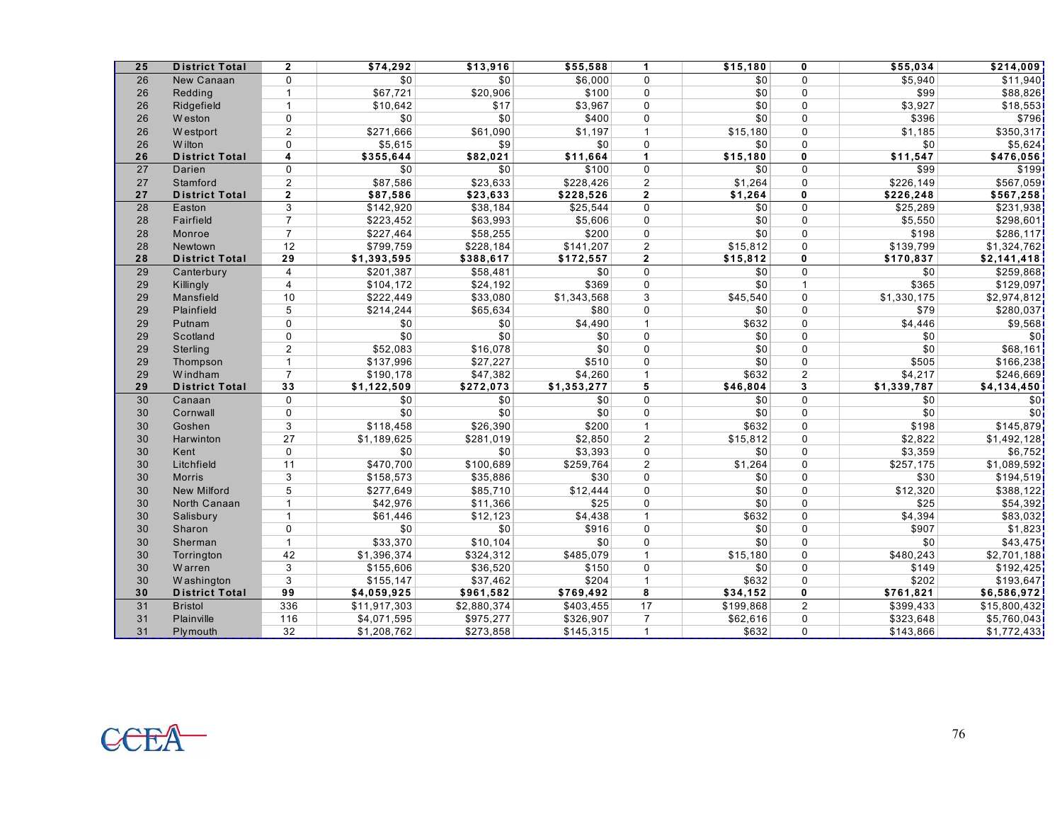| | | | | | | | | | | |
|---|---|---|---|---|---|---|---|---|---|---|
| **25** | **District Total** | **2** | **$74,292** | **$13,916** | **$55,588** | **1** | **$15,180** | **0** | **$55,034** | **$214,009** |
| 26 | New Canaan | 0 | $0 | $0 | $6,000 | 0 | $0 | 0 | $5,940 | $11,940 |
| 26 | Redding | 1 | $67,721 | $20,906 | $100 | 0 | $0 | 0 | $99 | $88,826 |
| 26 | Ridgefield | 1 | $10,642 | $17 | $3,967 | 0 | $0 | 0 | $3,927 | $18,553 |
| 26 | Weston | 0 | $0 | $0 | $400 | 0 | $0 | 0 | $396 | $796 |
| 26 | Westport | 2 | $271,666 | $61,090 | $1,197 | 1 | $15,180 | 0 | $1,185 | $350,317 |
| 26 | Wilton | 0 | $5,615 | $9 | $0 | 0 | $0 | 0 | $0 | $5,624 |
| **26** | **District Total** | **4** | **$355,644** | **$82,021** | **$11,664** | **1** | **$15,180** | **0** | **$11,547** | **$476,056** |
| 27 | Darien | 0 | $0 | $0 | $100 | 0 | $0 | 0 | $99 | $199 |
| 27 | Stamford | 2 | $87,586 | $23,633 | $228,426 | 2 | $1,264 | 0 | $226,149 | $567,059 |
| **27** | **District Total** | **2** | **$87,586** | **$23,633** | **$228,526** | **2** | **$1,264** | **0** | **$226,248** | **$567,258** |
| 28 | Easton | 3 | $142,920 | $38,184 | $25,544 | 0 | $0 | 0 | $25,289 | $231,938 |
| 28 | Fairfield | 7 | $223,452 | $63,993 | $5,606 | 0 | $0 | 0 | $5,550 | $298,601 |
| 28 | Monroe | 7 | $227,464 | $58,255 | $200 | 0 | $0 | 0 | $198 | $286,117 |
| 28 | Newtown | 12 | $799,759 | $228,184 | $141,207 | 2 | $15,812 | 0 | $139,799 | $1,324,762 |
| **28** | **District Total** | **29** | **$1,393,595** | **$388,617** | **$172,557** | **2** | **$15,812** | **0** | **$170,837** | **$2,141,418** |
| 29 | Canterbury | 4 | $201,387 | $58,481 | $0 | 0 | $0 | 0 | $0 | $259,868 |
| 29 | Killingly | 4 | $104,172 | $24,192 | $369 | 0 | $0 | 1 | $365 | $129,097 |
| 29 | Mansfield | 10 | $222,449 | $33,080 | $1,343,568 | 3 | $45,540 | 0 | $1,330,175 | $2,974,812 |
| 29 | Plainfield | 5 | $214,244 | $65,634 | $80 | 0 | $0 | 0 | $79 | $280,037 |
| 29 | Putnam | 0 | $0 | $0 | $4,490 | 1 | $632 | 0 | $4,446 | $9,568 |
| 29 | Scotland | 0 | $0 | $0 | $0 | 0 | $0 | 0 | $0 | $0 |
| 29 | Sterling | 2 | $52,083 | $16,078 | $0 | 0 | $0 | 0 | $0 | $68,161 |
| 29 | Thompson | 1 | $137,996 | $27,227 | $510 | 0 | $0 | 0 | $505 | $166,238 |
| 29 | Windham | 7 | $190,178 | $47,382 | $4,260 | 1 | $632 | 2 | $4,217 | $246,669 |
| **29** | **District Total** | **33** | **$1,122,509** | **$272,073** | **$1,353,277** | **5** | **$46,804** | **3** | **$1,339,787** | **$4,134,450** |
| 30 | Canaan | 0 | $0 | $0 | $0 | 0 | $0 | 0 | $0 | $0 |
| 30 | Cornwall | 0 | $0 | $0 | $0 | 0 | $0 | 0 | $0 | $0 |
| 30 | Goshen | 3 | $118,458 | $26,390 | $200 | 1 | $632 | 0 | $198 | $145,879 |
| 30 | Harwinton | 27 | $1,189,625 | $281,019 | $2,850 | 2 | $15,812 | 0 | $2,822 | $1,492,128 |
| 30 | Kent | 0 | $0 | $0 | $3,393 | 0 | $0 | 0 | $3,359 | $6,752 |
| 30 | Litchfield | 11 | $470,700 | $100,689 | $259,764 | 2 | $1,264 | 0 | $257,175 | $1,089,592 |
| 30 | Morris | 3 | $158,573 | $35,886 | $30 | 0 | $0 | 0 | $30 | $194,519 |
| 30 | New Milford | 5 | $277,649 | $85,710 | $12,444 | 0 | $0 | 0 | $12,320 | $388,122 |
| 30 | North Canaan | 1 | $42,976 | $11,366 | $25 | 0 | $0 | 0 | $25 | $54,392 |
| 30 | Salisbury | 1 | $61,446 | $12,123 | $4,438 | 1 | $632 | 0 | $4,394 | $83,032 |
| 30 | Sharon | 0 | $0 | $0 | $916 | 0 | $0 | 0 | $907 | $1,823 |
| 30 | Sherman | 1 | $33,370 | $10,104 | $0 | 0 | $0 | 0 | $0 | $43,475 |
| 30 | Torrington | 42 | $1,396,374 | $324,312 | $485,079 | 1 | $15,180 | 0 | $480,243 | $2,701,188 |
| 30 | Warren | 3 | $155,606 | $36,520 | $150 | 0 | $0 | 0 | $149 | $192,425 |
| 30 | Washington | 3 | $155,147 | $37,462 | $204 | 1 | $632 | 0 | $202 | $193,647 |
| **30** | **District Total** | **99** | **$4,059,925** | **$961,582** | **$769,492** | **8** | **$34,152** | **0** | **$761,821** | **$6,586,972** |
| 31 | Bristol | 336 | $11,917,303 | $2,880,374 | $403,455 | 17 | $199,868 | 2 | $399,433 | $15,800,432 |
| 31 | Plainville | 116 | $4,071,595 | $975,277 | $326,907 | 7 | $62,616 | 0 | $323,648 | $5,760,043 |
| 31 | Plymouth | 32 | $1,208,762 | $273,858 | $145,315 | 1 | $632 | 0 | $143,866 | $1,772,433 |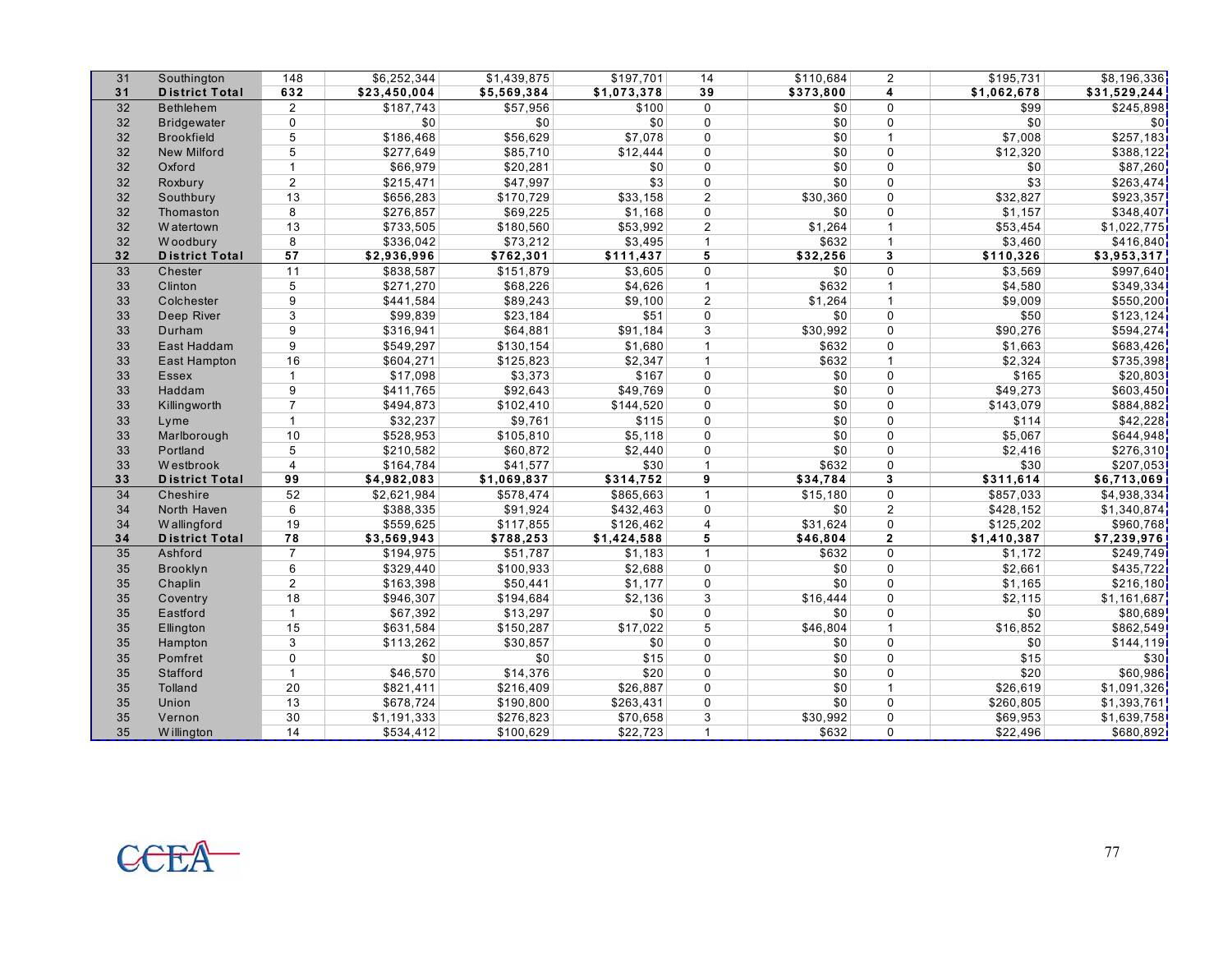| | | | | | | | | | | |
|---|---|---|---|---|---|---|---|---|---|---|
| 31 | Southington | 148 | $6,252,344 | $1,439,875 | $197,701 | 14 | $110,684 | 2 | $195,731 | $8,196,336 |
| **31** | **District Total** | **632** | **$23,450,004** | **$5,569,384** | **$1,073,378** | **39** | **$373,800** | **4** | **$1,062,678** | **$31,529,244** |
| 32 | Bethlehem | 2 | $187,743 | $57,956 | $100 | 0 | $0 | 0 | $99 | $245,898 |
| 32 | Bridgewater | 0 | $0 | $0 | $0 | 0 | $0 | 0 | $0 | $0 |
| 32 | Brookfield | 5 | $186,468 | $56,629 | $7,078 | 0 | $0 | 1 | $7,008 | $257,183 |
| 32 | New Milford | 5 | $277,649 | $85,710 | $12,444 | 0 | $0 | 0 | $12,320 | $388,122 |
| 32 | Oxford | 1 | $66,979 | $20,281 | $0 | 0 | $0 | 0 | $0 | $87,260 |
| 32 | Roxbury | 2 | $215,471 | $47,997 | $3 | 0 | $0 | 0 | $3 | $263,474 |
| 32 | Southbury | 13 | $656,283 | $170,729 | $33,158 | 2 | $30,360 | 0 | $32,827 | $923,357 |
| 32 | Thomaston | 8 | $276,857 | $69,225 | $1,168 | 0 | $0 | 0 | $1,157 | $348,407 |
| 32 | Watertown | 13 | $733,505 | $180,560 | $53,992 | 2 | $1,264 | 1 | $53,454 | $1,022,775 |
| 32 | Woodbury | 8 | $336,042 | $73,212 | $3,495 | 1 | $632 | 1 | $3,460 | $416,840 |
| **32** | **District Total** | **57** | **$2,936,996** | **$762,301** | **$111,437** | **5** | **$32,256** | **3** | **$110,326** | **$3,953,317** |
| 33 | Chester | 11 | $838,587 | $151,879 | $3,605 | 0 | $0 | 0 | $3,569 | $997,640 |
| 33 | Clinton | 5 | $271,270 | $68,226 | $4,626 | 1 | $632 | 1 | $4,580 | $349,334 |
| 33 | Colchester | 9 | $441,584 | $89,243 | $9,100 | 2 | $1,264 | 1 | $9,009 | $550,200 |
| 33 | Deep River | 3 | $99,839 | $23,184 | $51 | 0 | $0 | 0 | $50 | $123,124 |
| 33 | Durham | 9 | $316,941 | $64,881 | $91,184 | 3 | $30,992 | 0 | $90,276 | $594,274 |
| 33 | East Haddam | 9 | $549,297 | $130,154 | $1,680 | 1 | $632 | 0 | $1,663 | $683,426 |
| 33 | East Hampton | 16 | $604,271 | $125,823 | $2,347 | 1 | $632 | 1 | $2,324 | $735,398 |
| 33 | Essex | 1 | $17,098 | $3,373 | $167 | 0 | $0 | 0 | $165 | $20,803 |
| 33 | Haddam | 9 | $411,765 | $92,643 | $49,769 | 0 | $0 | 0 | $49,273 | $603,450 |
| 33 | Killingworth | 7 | $494,873 | $102,410 | $144,520 | 0 | $0 | 0 | $143,079 | $884,882 |
| 33 | Lyme | 1 | $32,237 | $9,761 | $115 | 0 | $0 | 0 | $114 | $42,228 |
| 33 | Marlborough | 10 | $528,953 | $105,810 | $5,118 | 0 | $0 | 0 | $5,067 | $644,948 |
| 33 | Portland | 5 | $210,582 | $60,872 | $2,440 | 0 | $0 | 0 | $2,416 | $276,310 |
| 33 | Westbrook | 4 | $164,784 | $41,577 | $30 | 1 | $632 | 0 | $30 | $207,053 |
| **33** | **District Total** | **99** | **$4,982,083** | **$1,069,837** | **$314,752** | **9** | **$34,784** | **3** | **$311,614** | **$6,713,069** |
| 34 | Cheshire | 52 | $2,621,984 | $578,474 | $865,663 | 1 | $15,180 | 0 | $857,033 | $4,938,334 |
| 34 | North Haven | 6 | $388,335 | $91,924 | $432,463 | 0 | $0 | 2 | $428,152 | $1,340,874 |
| 34 | Wallingford | 19 | $559,625 | $117,855 | $126,462 | 4 | $31,624 | 0 | $125,202 | $960,768 |
| **34** | **District Total** | **78** | **$3,569,943** | **$788,253** | **$1,424,588** | **5** | **$46,804** | **2** | **$1,410,387** | **$7,239,976** |
| 35 | Ashford | 7 | $194,975 | $51,787 | $1,183 | 1 | $632 | 0 | $1,172 | $249,749 |
| 35 | Brooklyn | 6 | $329,440 | $100,933 | $2,688 | 0 | $0 | 0 | $2,661 | $435,722 |
| 35 | Chaplin | 2 | $163,398 | $50,441 | $1,177 | 0 | $0 | 0 | $1,165 | $216,180 |
| 35 | Coventry | 18 | $946,307 | $194,684 | $2,136 | 3 | $16,444 | 0 | $2,115 | $1,161,687 |
| 35 | Eastford | 1 | $67,392 | $13,297 | $0 | 0 | $0 | 0 | $0 | $80,689 |
| 35 | Ellington | 15 | $631,584 | $150,287 | $17,022 | 5 | $46,804 | 1 | $16,852 | $862,549 |
| 35 | Hampton | 3 | $113,262 | $30,857 | $0 | 0 | $0 | 0 | $0 | $144,119 |
| 35 | Pomfret | 0 | $0 | $0 | $15 | 0 | $0 | 0 | $15 | $30 |
| 35 | Stafford | 1 | $46,570 | $14,376 | $20 | 0 | $0 | 0 | $20 | $60,986 |
| 35 | Tolland | 20 | $821,411 | $216,409 | $26,887 | 0 | $0 | 1 | $26,619 | $1,091,326 |
| 35 | Union | 13 | $678,724 | $190,800 | $263,431 | 0 | $0 | 0 | $260,805 | $1,393,761 |
| 35 | Vernon | 30 | $1,191,333 | $276,823 | $70,658 | 3 | $30,992 | 0 | $69,953 | $1,639,758 |
| 35 | Willington | 14 | $534,412 | $100,629 | $22,723 | 1 | $632 | 0 | $22,496 | $680,892 |

CCEA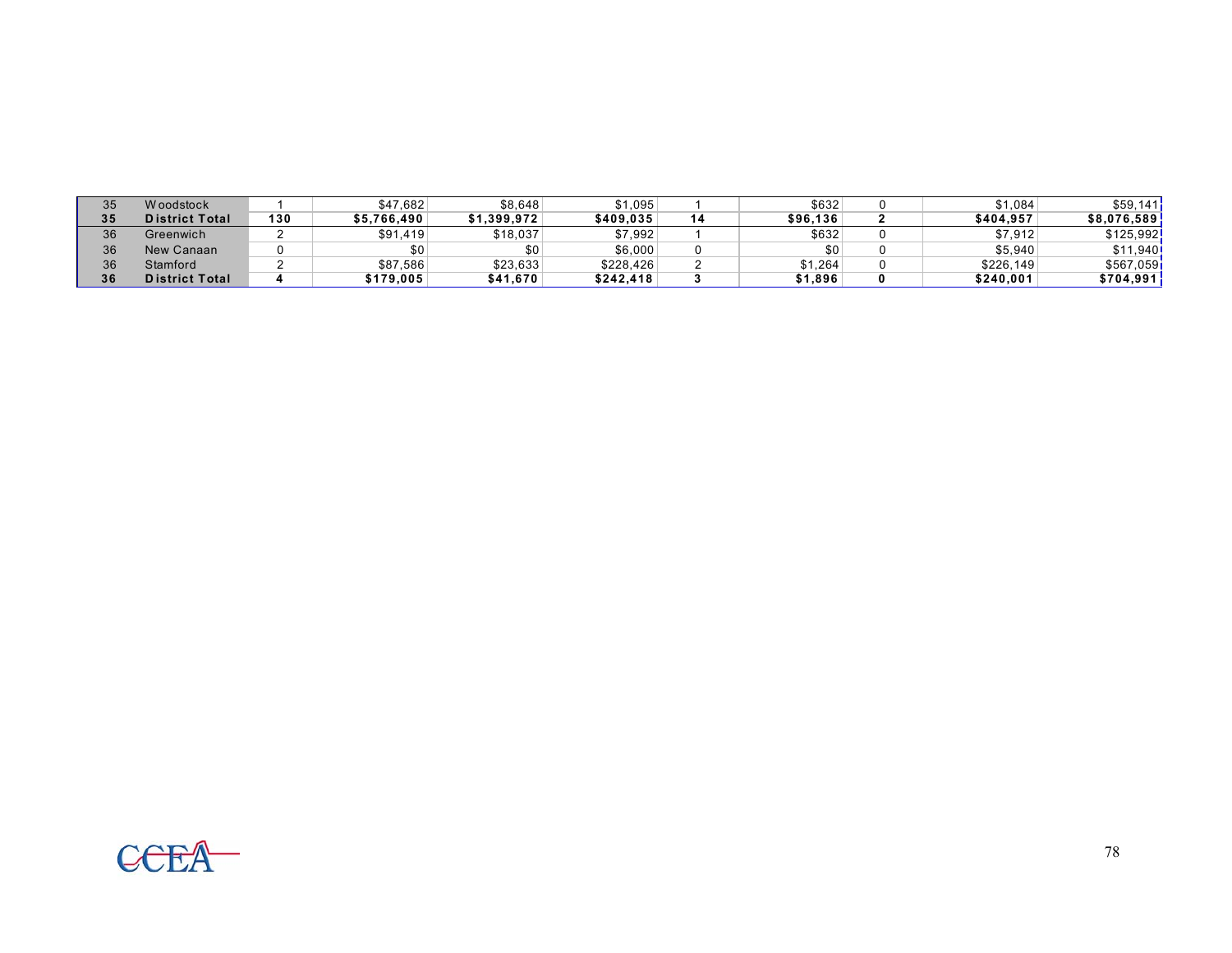| | | | | | | | | | | |
|---|---|---|---|---|---|---|---|---|---|---|
| 35 | Woodstock | 1 | $47,682 | $8,648 | $1,095 | 1 | $632 | 0 | $1,084 | $59,141 |
| **35** | **District Total** | **130** | **$5,766,490** | **$1,399,972** | **$409,035** | **14** | **$96,136** | **2** | **$404,957** | **$8,076,589** |
| 36 | Greenwich | 2 | $91,419 | $18,037 | $7,992 | 1 | $632 | 0 | $7,912 | $125,992 |
| 36 | New Canaan | 0 | $0 | $0 | $6,000 | 0 | $0 | 0 | $5,940 | $11,940 |
| 36 | Stamford | 2 | $87,586 | $23,633 | $228,426 | 2 | $1,264 | 0 | $226,149 | $567,059 |
| **36** | **District Total** | **4** | **$179,005** | **$41,670** | **$242,418** | **3** | **$1,896** | **0** | **$240,001** | **$704,991** |